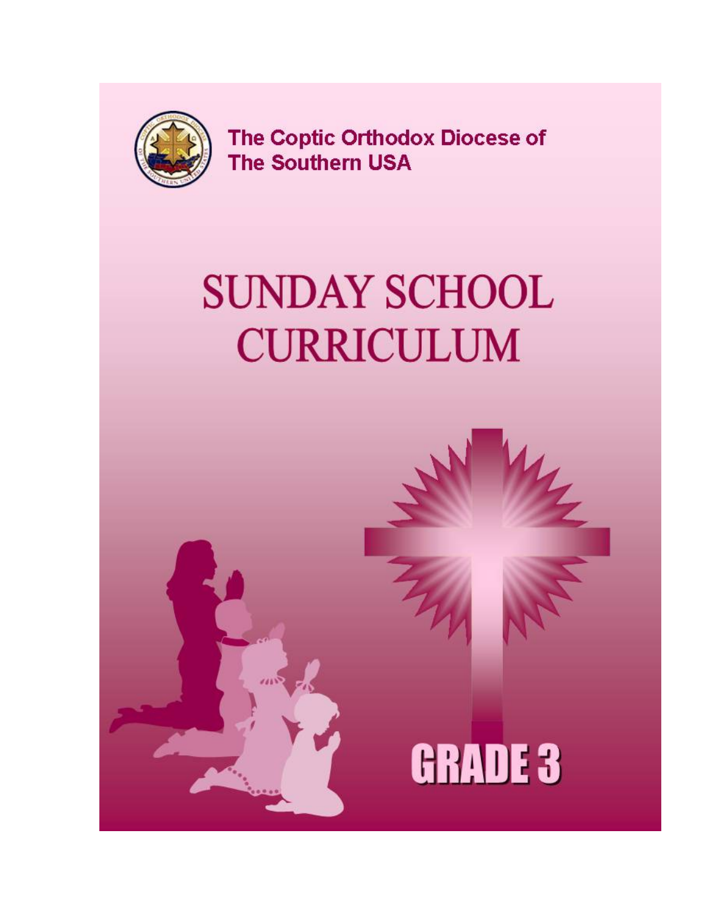The Coptic Orthodox Diocese of
The Southern USA

# SUNDAY SCHOOL CURRICULUM

## GRADE 3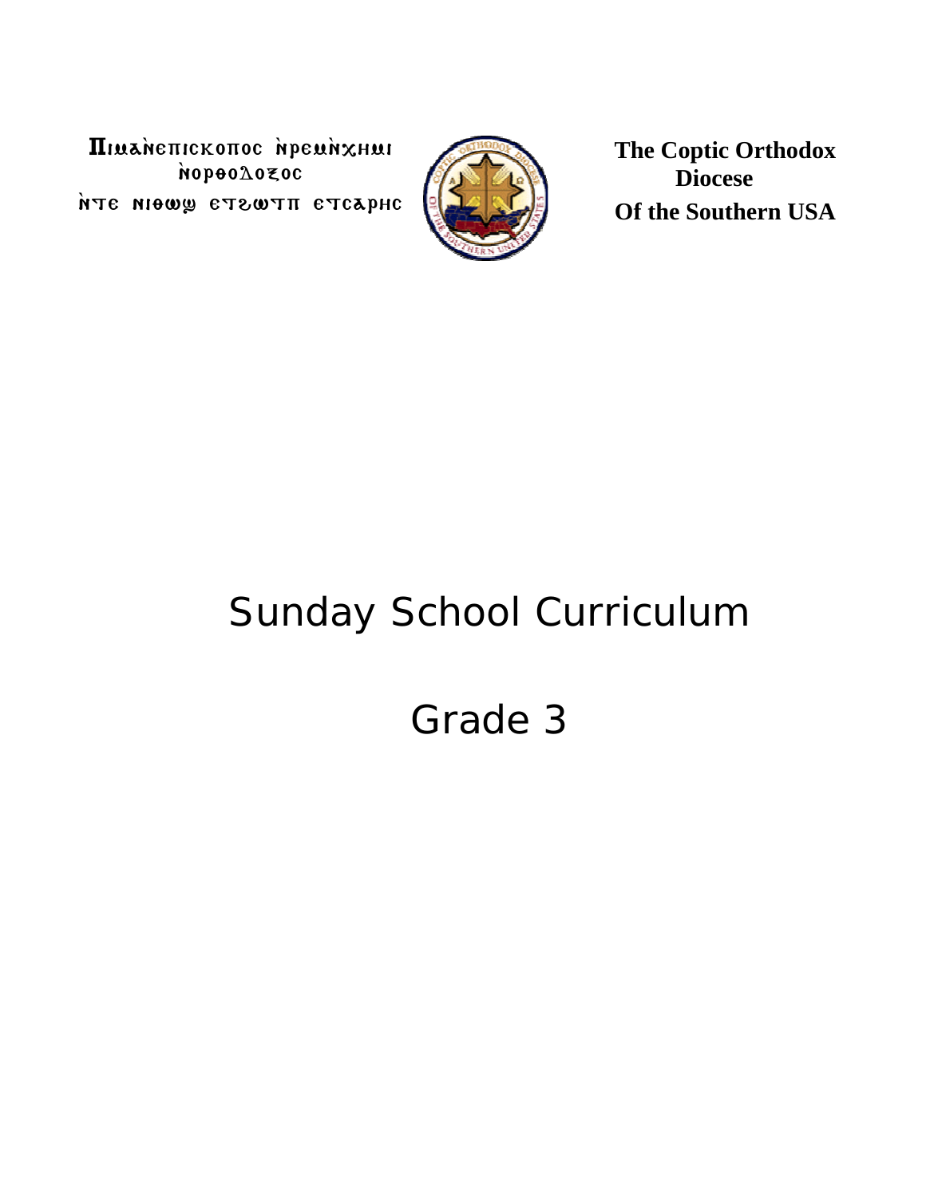Pimaǹepiskopos ǹremǹkhmi ǹorthodoxos ǹte niqwš etxwtp etsarhs

**The Coptic Orthodox Diocese Of the Southern USA**

# Sunday School Curriculum

# Grade 3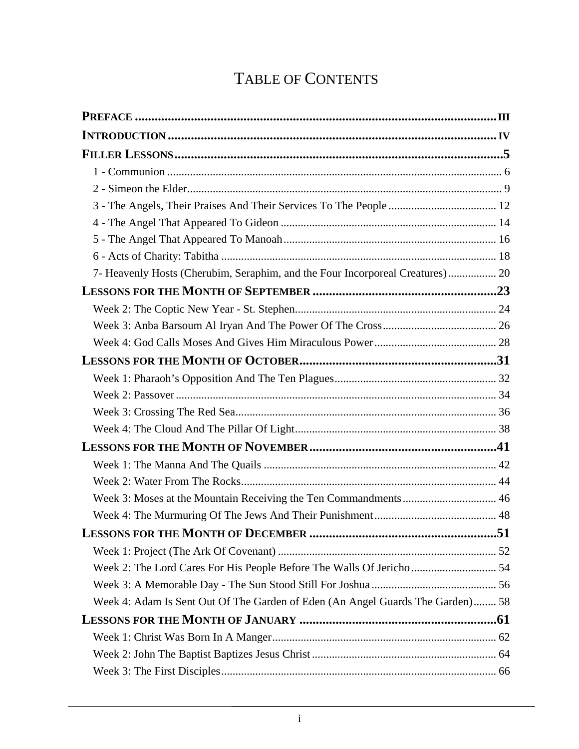# Table of Contents

**Preface** ..... iii

**Introduction** ..... iv

**Filler Lessons** ..... 5

- 1 - Communion ..... 6
- 2 - Simeon the Elder ..... 9
- 3 - The Angels, Their Praises And Their Services To The People ..... 12
- 4 - The Angel That Appeared To Gideon ..... 14
- 5 - The Angel That Appeared To Manoah ..... 16
- 6 - Acts of Charity: Tabitha ..... 18
- 7- Heavenly Hosts (Cherubim, Seraphim, and the Four Incorporeal Creatures) ..... 20

**Lessons for the Month of September** ..... 23

- Week 2: The Coptic New Year - St. Stephen ..... 24
- Week 3: Anba Barsoum Al Iryan And The Power Of The Cross ..... 26
- Week 4: God Calls Moses And Gives Him Miraculous Power ..... 28

**Lessons for the Month of October** ..... 31

- Week 1: Pharaoh's Opposition And The Ten Plagues ..... 32
- Week 2: Passover ..... 34
- Week 3: Crossing The Red Sea ..... 36
- Week 4: The Cloud And The Pillar Of Light ..... 38

**Lessons for the Month of November** ..... 41

- Week 1: The Manna And The Quails ..... 42
- Week 2: Water From The Rocks ..... 44
- Week 3: Moses at the Mountain Receiving the Ten Commandments ..... 46
- Week 4: The Murmuring Of The Jews And Their Punishment ..... 48

**Lessons for the Month of December** ..... 51

- Week 1: Project (The Ark Of Covenant) ..... 52
- Week 2: The Lord Cares For His People Before The Walls Of Jericho ..... 54
- Week 3: A Memorable Day - The Sun Stood Still For Joshua ..... 56
- Week 4: Adam Is Sent Out Of The Garden of Eden (An Angel Guards The Garden) ..... 58

**Lessons for the Month of January** ..... 61

- Week 1: Christ Was Born In A Manger ..... 62
- Week 2: John The Baptist Baptizes Jesus Christ ..... 64
- Week 3: The First Disciples ..... 66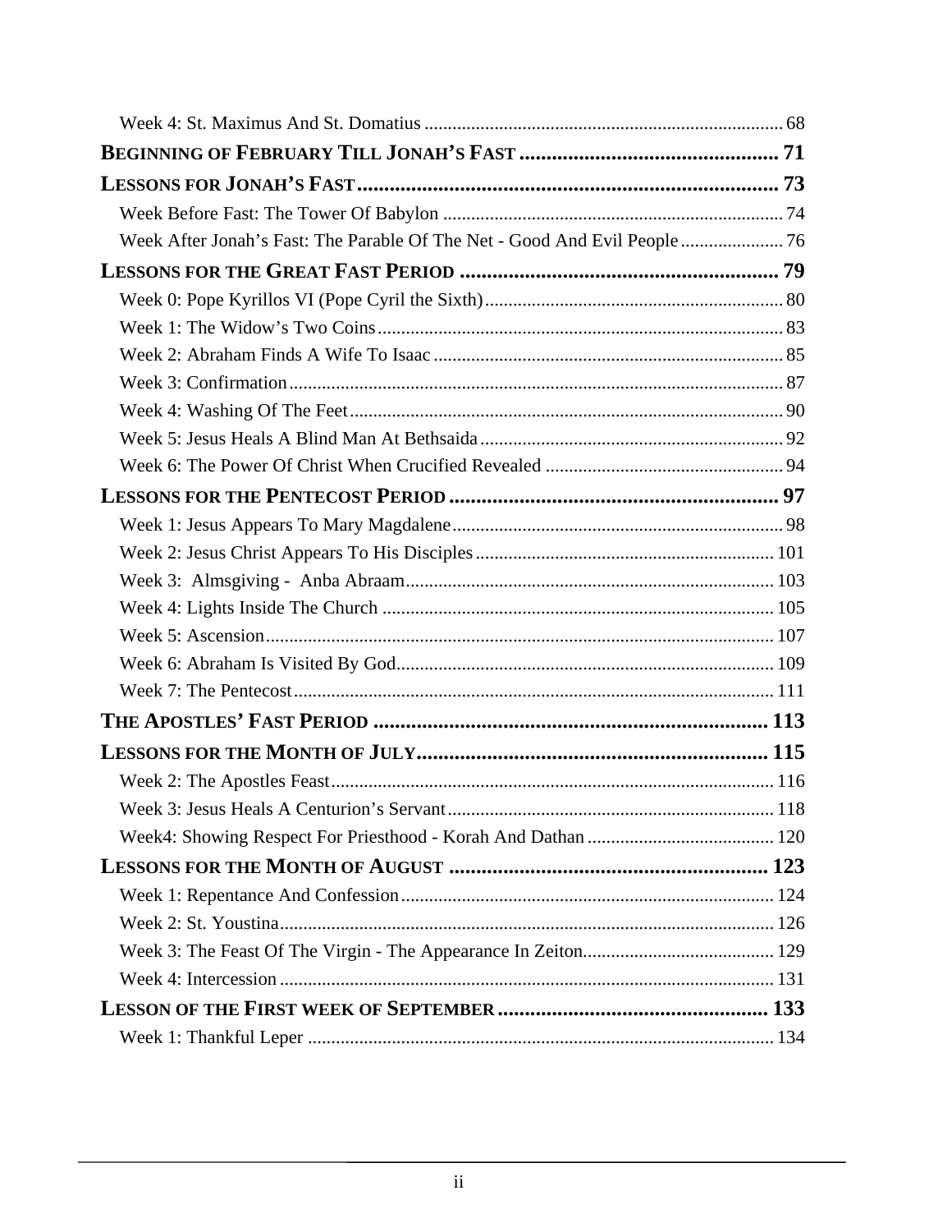Week 4: St. Maximus And St. Domatius ... 68

**BEGINNING OF FEBRUARY TILL JONAH'S FAST ... 71**

**LESSONS FOR JONAH'S FAST ... 73**

Week Before Fast: The Tower Of Babylon ... 74

Week After Jonah's Fast: The Parable Of The Net - Good And Evil People ... 76

**LESSONS FOR THE GREAT FAST PERIOD ... 79**

Week 0: Pope Kyrillos VI (Pope Cyril the Sixth) ... 80

Week 1: The Widow's Two Coins ... 83

Week 2: Abraham Finds A Wife To Isaac ... 85

Week 3: Confirmation ... 87

Week 4: Washing Of The Feet ... 90

Week 5: Jesus Heals A Blind Man At Bethsaida ... 92

Week 6: The Power Of Christ When Crucified Revealed ... 94

**LESSONS FOR THE PENTECOST PERIOD ... 97**

Week 1: Jesus Appears To Mary Magdalene ... 98

Week 2: Jesus Christ Appears To His Disciples ... 101

Week 3: Almsgiving - Anba Abraam ... 103

Week 4: Lights Inside The Church ... 105

Week 5: Ascension ... 107

Week 6: Abraham Is Visited By God ... 109

Week 7: The Pentecost ... 111

**THE APOSTLES' FAST PERIOD ... 113**

**LESSONS FOR THE MONTH OF JULY ... 115**

Week 2: The Apostles Feast ... 116

Week 3: Jesus Heals A Centurion's Servant ... 118

Week4: Showing Respect For Priesthood - Korah And Dathan ... 120

**LESSONS FOR THE MONTH OF AUGUST ... 123**

Week 1: Repentance And Confession ... 124

Week 2: St. Youstina ... 126

Week 3: The Feast Of The Virgin - The Appearance In Zeiton ... 129

Week 4: Intercession ... 131

**LESSON OF THE FIRST WEEK OF SEPTEMBER ... 133**

Week 1: Thankful Leper ... 134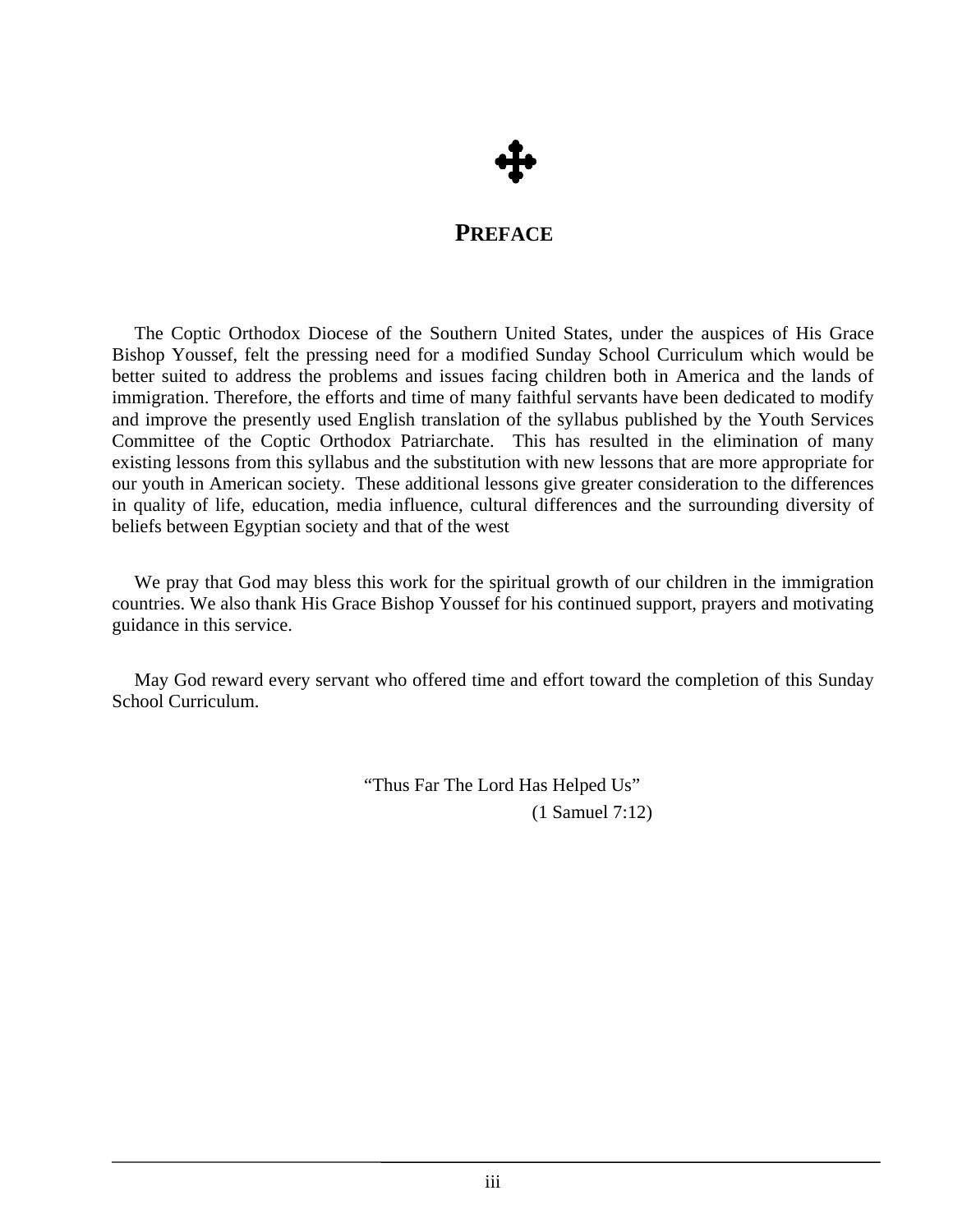# PREFACE

The Coptic Orthodox Diocese of the Southern United States, under the auspices of His Grace Bishop Youssef, felt the pressing need for a modified Sunday School Curriculum which would be better suited to address the problems and issues facing children both in America and the lands of immigration. Therefore, the efforts and time of many faithful servants have been dedicated to modify and improve the presently used English translation of the syllabus published by the Youth Services Committee of the Coptic Orthodox Patriarchate. This has resulted in the elimination of many existing lessons from this syllabus and the substitution with new lessons that are more appropriate for our youth in American society. These additional lessons give greater consideration to the differences in quality of life, education, media influence, cultural differences and the surrounding diversity of beliefs between Egyptian society and that of the west

We pray that God may bless this work for the spiritual growth of our children in the immigration countries. We also thank His Grace Bishop Youssef for his continued support, prayers and motivating guidance in this service.

May God reward every servant who offered time and effort toward the completion of this Sunday School Curriculum.

"Thus Far The Lord Has Helped Us"
(1 Samuel 7:12)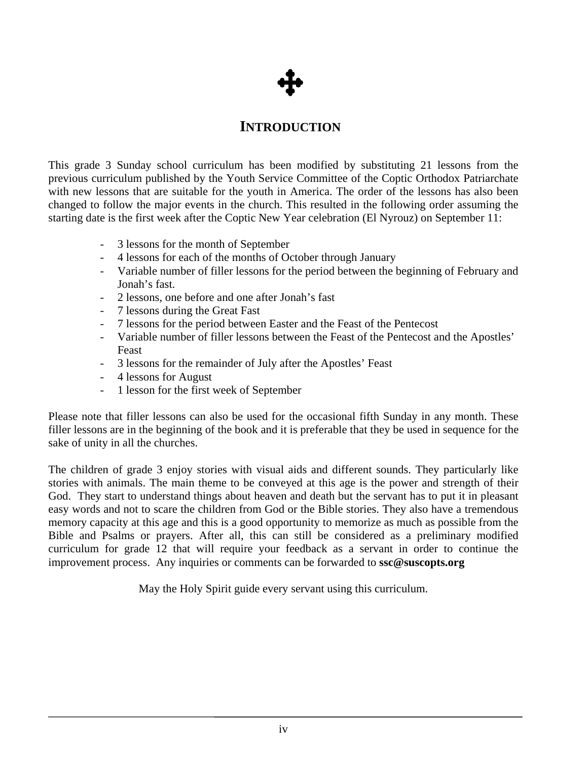# INTRODUCTION

This grade 3 Sunday school curriculum has been modified by substituting 21 lessons from the previous curriculum published by the Youth Service Committee of the Coptic Orthodox Patriarchate with new lessons that are suitable for the youth in America. The order of the lessons has also been changed to follow the major events in the church. This resulted in the following order assuming the starting date is the first week after the Coptic New Year celebration (El Nyrouz) on September 11:

- 3 lessons for the month of September
- 4 lessons for each of the months of October through January
- Variable number of filler lessons for the period between the beginning of February and Jonah's fast.
- 2 lessons, one before and one after Jonah's fast
- 7 lessons during the Great Fast
- 7 lessons for the period between Easter and the Feast of the Pentecost
- Variable number of filler lessons between the Feast of the Pentecost and the Apostles' Feast
- 3 lessons for the remainder of July after the Apostles' Feast
- 4 lessons for August
- 1 lesson for the first week of September

Please note that filler lessons can also be used for the occasional fifth Sunday in any month. These filler lessons are in the beginning of the book and it is preferable that they be used in sequence for the sake of unity in all the churches.

The children of grade 3 enjoy stories with visual aids and different sounds. They particularly like stories with animals. The main theme to be conveyed at this age is the power and strength of their God. They start to understand things about heaven and death but the servant has to put it in pleasant easy words and not to scare the children from God or the Bible stories. They also have a tremendous memory capacity at this age and this is a good opportunity to memorize as much as possible from the Bible and Psalms or prayers. After all, this can still be considered as a preliminary modified curriculum for grade 12 that will require your feedback as a servant in order to continue the improvement process. Any inquiries or comments can be forwarded to **ssc@suscopts.org**

May the Holy Spirit guide every servant using this curriculum.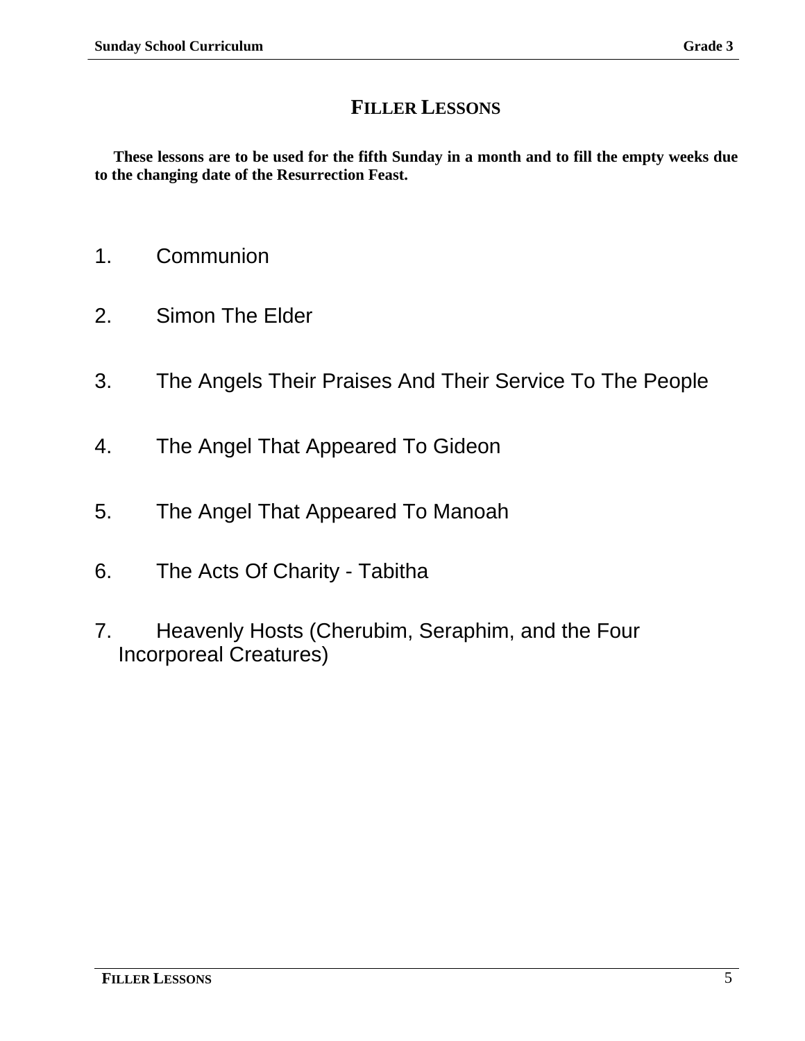# FILLER LESSONS

**These lessons are to be used for the fifth Sunday in a month and to fill the empty weeks due to the changing date of the Resurrection Feast.**

1. Communion

2. Simon The Elder

3. The Angels Their Praises And Their Service To The People

4. The Angel That Appeared To Gideon

5. The Angel That Appeared To Manoah

6. The Acts Of Charity - Tabitha

7. Heavenly Hosts (Cherubim, Seraphim, and the Four Incorporeal Creatures)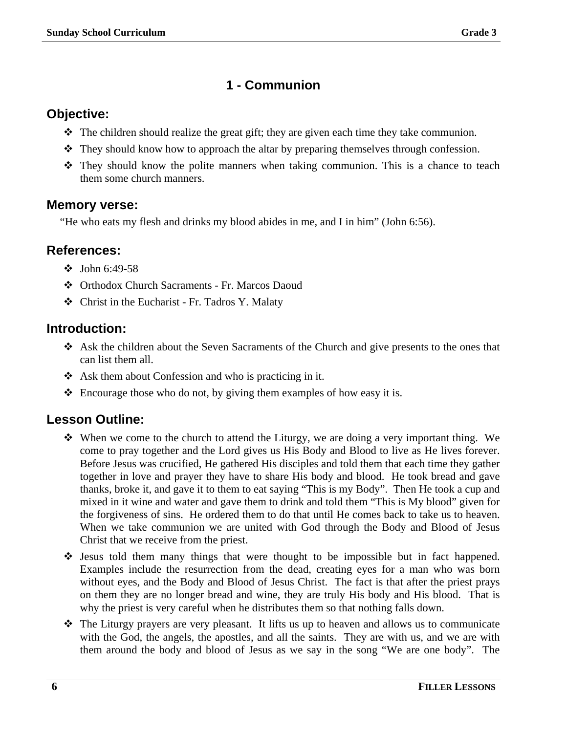# 1 - Communion

## Objective:

- The children should realize the great gift; they are given each time they take communion.
- They should know how to approach the altar by preparing themselves through confession.
- They should know the polite manners when taking communion. This is a chance to teach them some church manners.

## Memory verse:

"He who eats my flesh and drinks my blood abides in me, and I in him" (John 6:56).

## References:

- John 6:49-58
- Orthodox Church Sacraments - Fr. Marcos Daoud
- Christ in the Eucharist - Fr. Tadros Y. Malaty

## Introduction:

- Ask the children about the Seven Sacraments of the Church and give presents to the ones that can list them all.
- Ask them about Confession and who is practicing in it.
- Encourage those who do not, by giving them examples of how easy it is.

## Lesson Outline:

- When we come to the church to attend the Liturgy, we are doing a very important thing. We come to pray together and the Lord gives us His Body and Blood to live as He lives forever. Before Jesus was crucified, He gathered His disciples and told them that each time they gather together in love and prayer they have to share His body and blood. He took bread and gave thanks, broke it, and gave it to them to eat saying "This is my Body". Then He took a cup and mixed in it wine and water and gave them to drink and told them "This is My blood" given for the forgiveness of sins. He ordered them to do that until He comes back to take us to heaven. When we take communion we are united with God through the Body and Blood of Jesus Christ that we receive from the priest.
- Jesus told them many things that were thought to be impossible but in fact happened. Examples include the resurrection from the dead, creating eyes for a man who was born without eyes, and the Body and Blood of Jesus Christ. The fact is that after the priest prays on them they are no longer bread and wine, they are truly His body and His blood. That is why the priest is very careful when he distributes them so that nothing falls down.
- The Liturgy prayers are very pleasant. It lifts us up to heaven and allows us to communicate with the God, the angels, the apostles, and all the saints. They are with us, and we are with them around the body and blood of Jesus as we say in the song "We are one body". The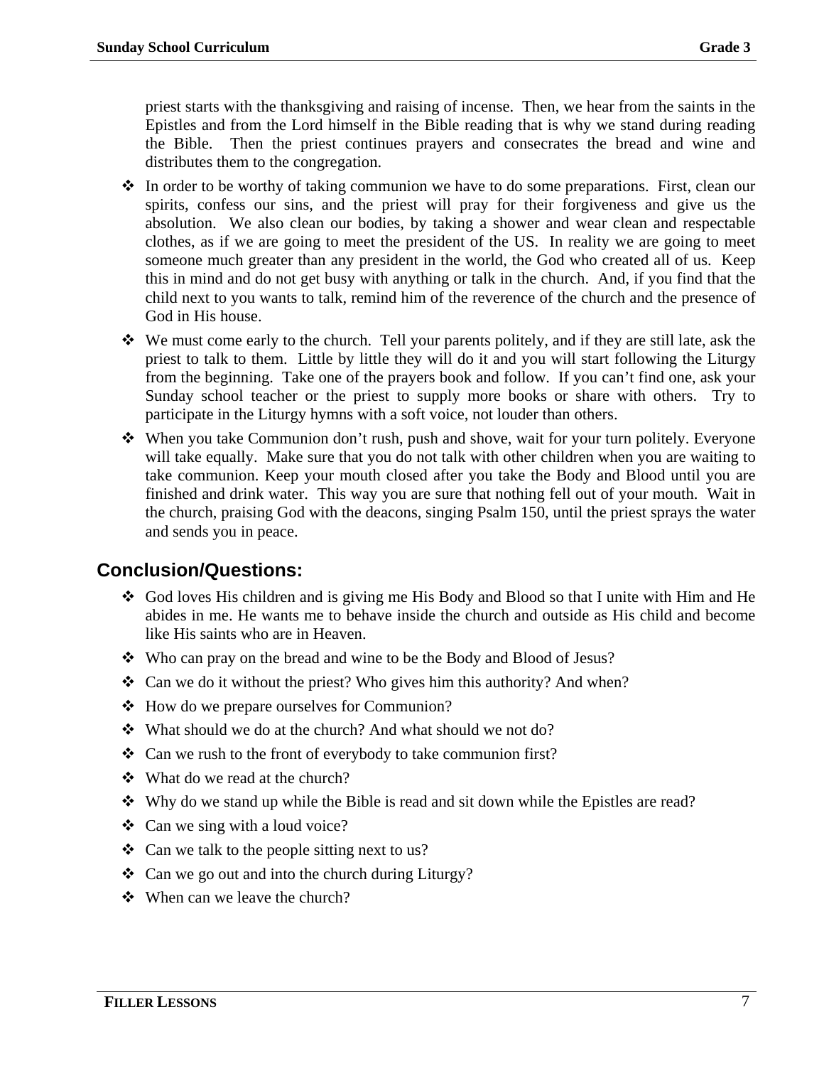priest starts with the thanksgiving and raising of incense. Then, we hear from the saints in the Epistles and from the Lord himself in the Bible reading that is why we stand during reading the Bible. Then the priest continues prayers and consecrates the bread and wine and distributes them to the congregation.

- In order to be worthy of taking communion we have to do some preparations. First, clean our spirits, confess our sins, and the priest will pray for their forgiveness and give us the absolution. We also clean our bodies, by taking a shower and wear clean and respectable clothes, as if we are going to meet the president of the US. In reality we are going to meet someone much greater than any president in the world, the God who created all of us. Keep this in mind and do not get busy with anything or talk in the church. And, if you find that the child next to you wants to talk, remind him of the reverence of the church and the presence of God in His house.
- We must come early to the church. Tell your parents politely, and if they are still late, ask the priest to talk to them. Little by little they will do it and you will start following the Liturgy from the beginning. Take one of the prayers book and follow. If you can't find one, ask your Sunday school teacher or the priest to supply more books or share with others. Try to participate in the Liturgy hymns with a soft voice, not louder than others.
- When you take Communion don't rush, push and shove, wait for your turn politely. Everyone will take equally. Make sure that you do not talk with other children when you are waiting to take communion. Keep your mouth closed after you take the Body and Blood until you are finished and drink water. This way you are sure that nothing fell out of your mouth. Wait in the church, praising God with the deacons, singing Psalm 150, until the priest sprays the water and sends you in peace.

## Conclusion/Questions:

- God loves His children and is giving me His Body and Blood so that I unite with Him and He abides in me. He wants me to behave inside the church and outside as His child and become like His saints who are in Heaven.
- Who can pray on the bread and wine to be the Body and Blood of Jesus?
- Can we do it without the priest? Who gives him this authority? And when?
- How do we prepare ourselves for Communion?
- What should we do at the church? And what should we not do?
- Can we rush to the front of everybody to take communion first?
- What do we read at the church?
- Why do we stand up while the Bible is read and sit down while the Epistles are read?
- Can we sing with a loud voice?
- Can we talk to the people sitting next to us?
- Can we go out and into the church during Liturgy?
- When can we leave the church?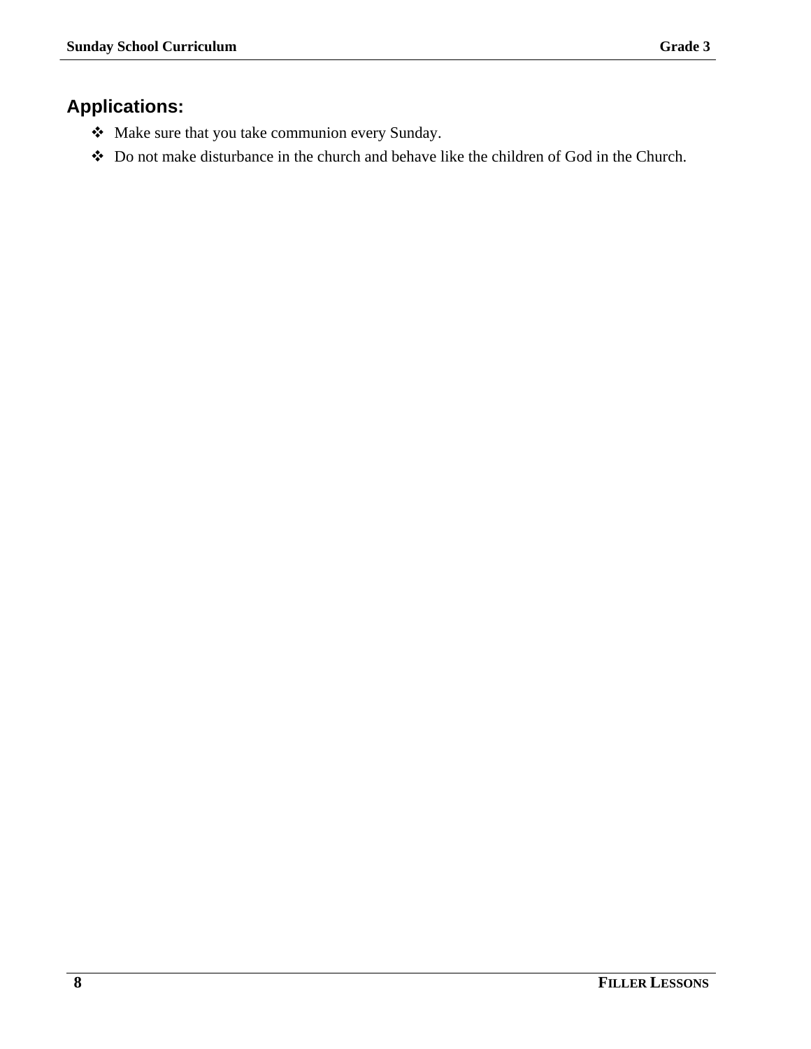## Applications:

- Make sure that you take communion every Sunday.
- Do not make disturbance in the church and behave like the children of God in the Church.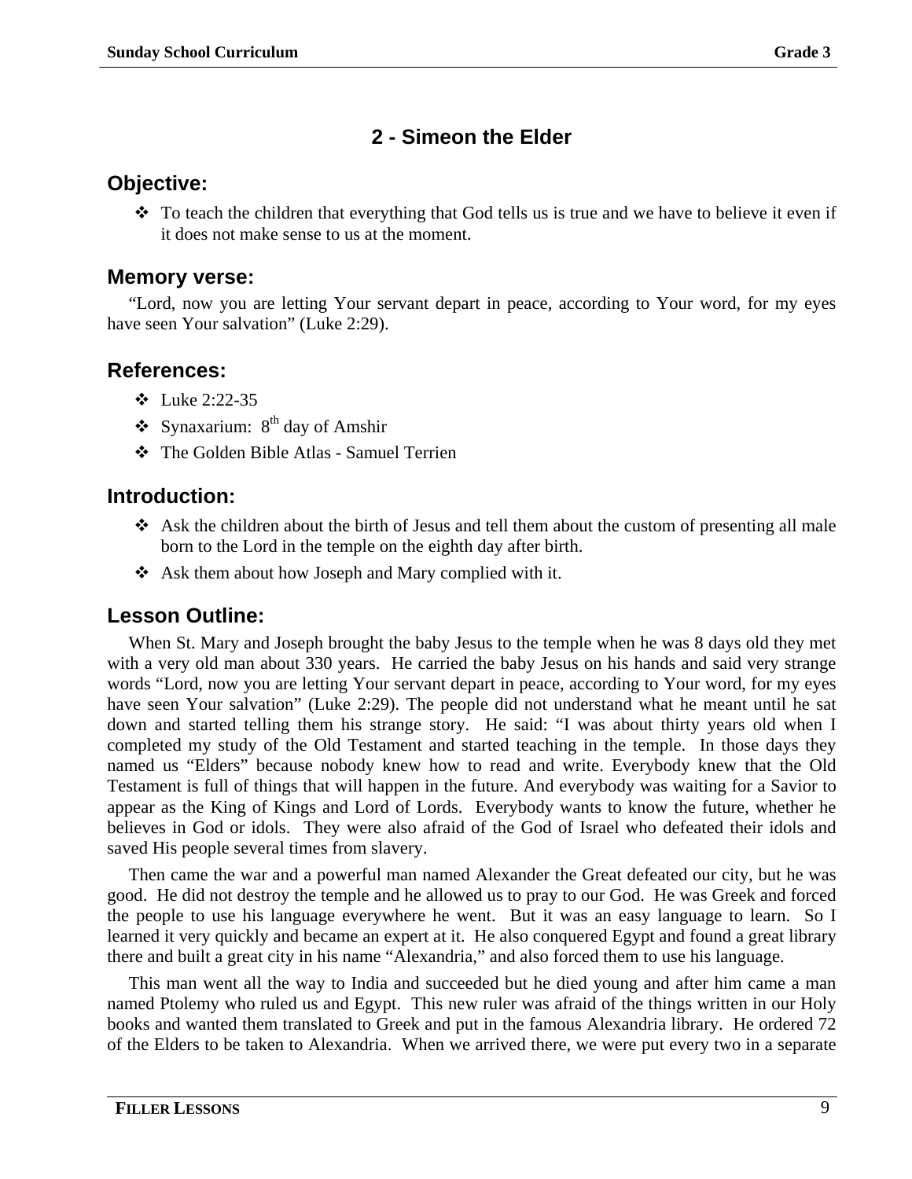## 2 - Simeon the Elder

### Objective:

- To teach the children that everything that God tells us is true and we have to believe it even if it does not make sense to us at the moment.

### Memory verse:

"Lord, now you are letting Your servant depart in peace, according to Your word, for my eyes have seen Your salvation" (Luke 2:29).

### References:

- Luke 2:22-35
- Synaxarium: 8th day of Amshir
- The Golden Bible Atlas - Samuel Terrien

### Introduction:

- Ask the children about the birth of Jesus and tell them about the custom of presenting all male born to the Lord in the temple on the eighth day after birth.
- Ask them about how Joseph and Mary complied with it.

### Lesson Outline:

When St. Mary and Joseph brought the baby Jesus to the temple when he was 8 days old they met with a very old man about 330 years. He carried the baby Jesus on his hands and said very strange words "Lord, now you are letting Your servant depart in peace, according to Your word, for my eyes have seen Your salvation" (Luke 2:29). The people did not understand what he meant until he sat down and started telling them his strange story. He said: "I was about thirty years old when I completed my study of the Old Testament and started teaching in the temple. In those days they named us "Elders" because nobody knew how to read and write. Everybody knew that the Old Testament is full of things that will happen in the future. And everybody was waiting for a Savior to appear as the King of Kings and Lord of Lords. Everybody wants to know the future, whether he believes in God or idols. They were also afraid of the God of Israel who defeated their idols and saved His people several times from slavery.

Then came the war and a powerful man named Alexander the Great defeated our city, but he was good. He did not destroy the temple and he allowed us to pray to our God. He was Greek and forced the people to use his language everywhere he went. But it was an easy language to learn. So I learned it very quickly and became an expert at it. He also conquered Egypt and found a great library there and built a great city in his name "Alexandria," and also forced them to use his language.

This man went all the way to India and succeeded but he died young and after him came a man named Ptolemy who ruled us and Egypt. This new ruler was afraid of the things written in our Holy books and wanted them translated to Greek and put in the famous Alexandria library. He ordered 72 of the Elders to be taken to Alexandria. When we arrived there, we were put every two in a separate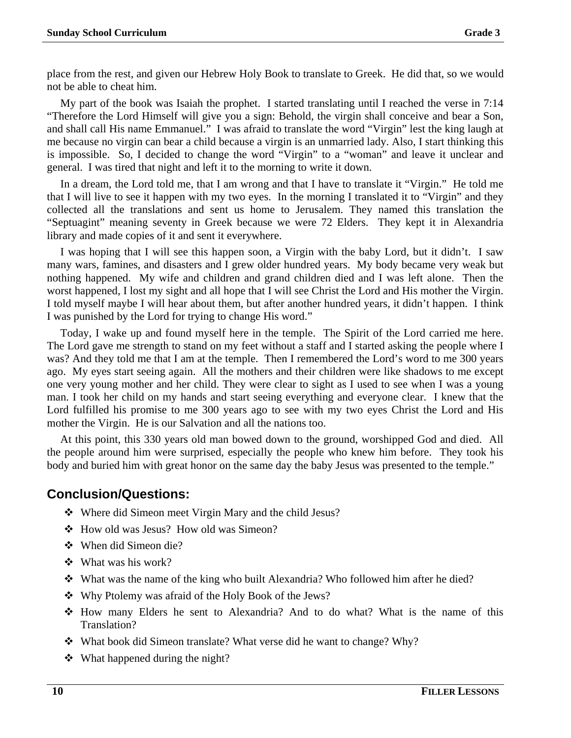place from the rest, and given our Hebrew Holy Book to translate to Greek. He did that, so we would not be able to cheat him.

My part of the book was Isaiah the prophet. I started translating until I reached the verse in 7:14 “Therefore the Lord Himself will give you a sign: Behold, the virgin shall conceive and bear a Son, and shall call His name Emmanuel.” I was afraid to translate the word “Virgin” lest the king laugh at me because no virgin can bear a child because a virgin is an unmarried lady. Also, I start thinking this is impossible. So, I decided to change the word “Virgin” to a “woman” and leave it unclear and general. I was tired that night and left it to the morning to write it down.

In a dream, the Lord told me, that I am wrong and that I have to translate it “Virgin.” He told me that I will live to see it happen with my two eyes. In the morning I translated it to “Virgin” and they collected all the translations and sent us home to Jerusalem. They named this translation the “Septuagint” meaning seventy in Greek because we were 72 Elders. They kept it in Alexandria library and made copies of it and sent it everywhere.

I was hoping that I will see this happen soon, a Virgin with the baby Lord, but it didn’t. I saw many wars, famines, and disasters and I grew older hundred years. My body became very weak but nothing happened. My wife and children and grand children died and I was left alone. Then the worst happened, I lost my sight and all hope that I will see Christ the Lord and His mother the Virgin. I told myself maybe I will hear about them, but after another hundred years, it didn’t happen. I think I was punished by the Lord for trying to change His word.”

Today, I wake up and found myself here in the temple. The Spirit of the Lord carried me here. The Lord gave me strength to stand on my feet without a staff and I started asking the people where I was? And they told me that I am at the temple. Then I remembered the Lord’s word to me 300 years ago. My eyes start seeing again. All the mothers and their children were like shadows to me except one very young mother and her child. They were clear to sight as I used to see when I was a young man. I took her child on my hands and start seeing everything and everyone clear. I knew that the Lord fulfilled his promise to me 300 years ago to see with my two eyes Christ the Lord and His mother the Virgin. He is our Salvation and all the nations too.

At this point, this 330 years old man bowed down to the ground, worshipped God and died. All the people around him were surprised, especially the people who knew him before. They took his body and buried him with great honor on the same day the baby Jesus was presented to the temple.”

## Conclusion/Questions:

- Where did Simeon meet Virgin Mary and the child Jesus?
- How old was Jesus? How old was Simeon?
- When did Simeon die?
- What was his work?
- What was the name of the king who built Alexandria? Who followed him after he died?
- Why Ptolemy was afraid of the Holy Book of the Jews?
- How many Elders he sent to Alexandria? And to do what? What is the name of this Translation?
- What book did Simeon translate? What verse did he want to change? Why?
- What happened during the night?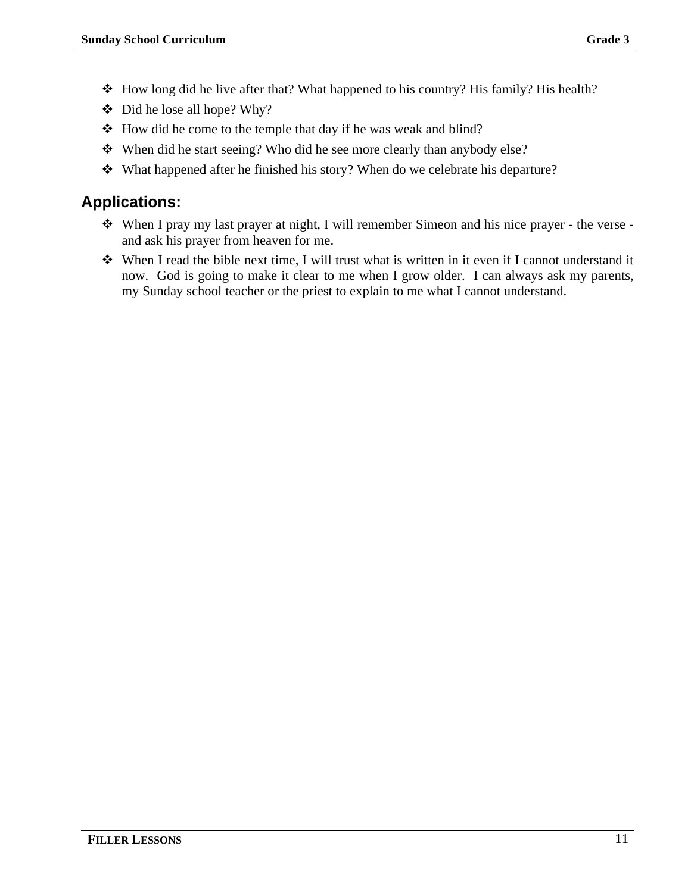- How long did he live after that? What happened to his country? His family? His health?
- Did he lose all hope? Why?
- How did he come to the temple that day if he was weak and blind?
- When did he start seeing? Who did he see more clearly than anybody else?
- What happened after he finished his story? When do we celebrate his departure?

## Applications:

- When I pray my last prayer at night, I will remember Simeon and his nice prayer - the verse - and ask his prayer from heaven for me.
- When I read the bible next time, I will trust what is written in it even if I cannot understand it now. God is going to make it clear to me when I grow older. I can always ask my parents, my Sunday school teacher or the priest to explain to me what I cannot understand.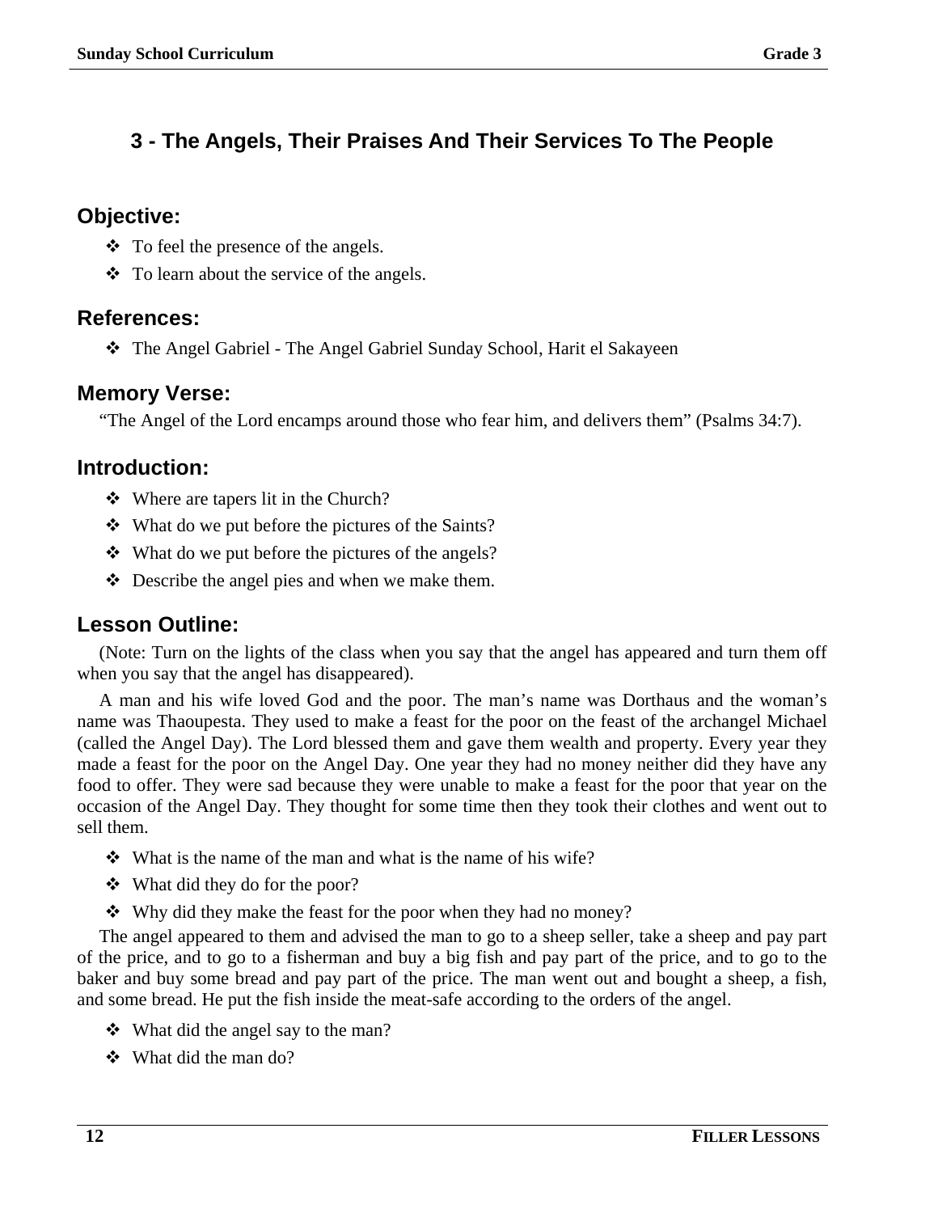## 3 - The Angels, Their Praises And Their Services To The People

### Objective:

- To feel the presence of the angels.
- To learn about the service of the angels.

### References:

- The Angel Gabriel - The Angel Gabriel Sunday School, Harit el Sakayeen

### Memory Verse:

"The Angel of the Lord encamps around those who fear him, and delivers them" (Psalms 34:7).

### Introduction:

- Where are tapers lit in the Church?
- What do we put before the pictures of the Saints?
- What do we put before the pictures of the angels?
- Describe the angel pies and when we make them.

### Lesson Outline:

(Note: Turn on the lights of the class when you say that the angel has appeared and turn them off when you say that the angel has disappeared).

A man and his wife loved God and the poor. The man's name was Dorthaus and the woman's name was Thaoupesta. They used to make a feast for the poor on the feast of the archangel Michael (called the Angel Day). The Lord blessed them and gave them wealth and property. Every year they made a feast for the poor on the Angel Day. One year they had no money neither did they have any food to offer. They were sad because they were unable to make a feast for the poor that year on the occasion of the Angel Day. They thought for some time then they took their clothes and went out to sell them.

- What is the name of the man and what is the name of his wife?
- What did they do for the poor?
- Why did they make the feast for the poor when they had no money?

The angel appeared to them and advised the man to go to a sheep seller, take a sheep and pay part of the price, and to go to a fisherman and buy a big fish and pay part of the price, and to go to the baker and buy some bread and pay part of the price. The man went out and bought a sheep, a fish, and some bread. He put the fish inside the meat-safe according to the orders of the angel.

- What did the angel say to the man?
- What did the man do?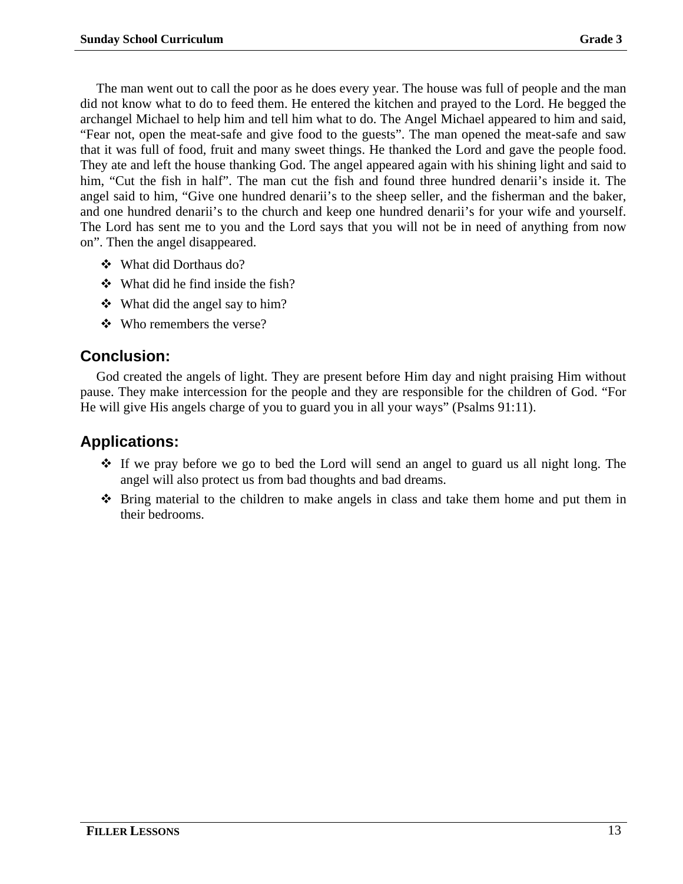The man went out to call the poor as he does every year. The house was full of people and the man did not know what to do to feed them. He entered the kitchen and prayed to the Lord. He begged the archangel Michael to help him and tell him what to do. The Angel Michael appeared to him and said, “Fear not, open the meat-safe and give food to the guests”. The man opened the meat-safe and saw that it was full of food, fruit and many sweet things. He thanked the Lord and gave the people food. They ate and left the house thanking God. The angel appeared again with his shining light and said to him, “Cut the fish in half”. The man cut the fish and found three hundred denarii’s inside it. The angel said to him, “Give one hundred denarii’s to the sheep seller, and the fisherman and the baker, and one hundred denarii’s to the church and keep one hundred denarii’s for your wife and yourself. The Lord has sent me to you and the Lord says that you will not be in need of anything from now on”. Then the angel disappeared.

- What did Dorthaus do?
- What did he find inside the fish?
- What did the angel say to him?
- Who remembers the verse?

## Conclusion:

God created the angels of light. They are present before Him day and night praising Him without pause. They make intercession for the people and they are responsible for the children of God. “For He will give His angels charge of you to guard you in all your ways” (Psalms 91:11).

## Applications:

- If we pray before we go to bed the Lord will send an angel to guard us all night long. The angel will also protect us from bad thoughts and bad dreams.
- Bring material to the children to make angels in class and take them home and put them in their bedrooms.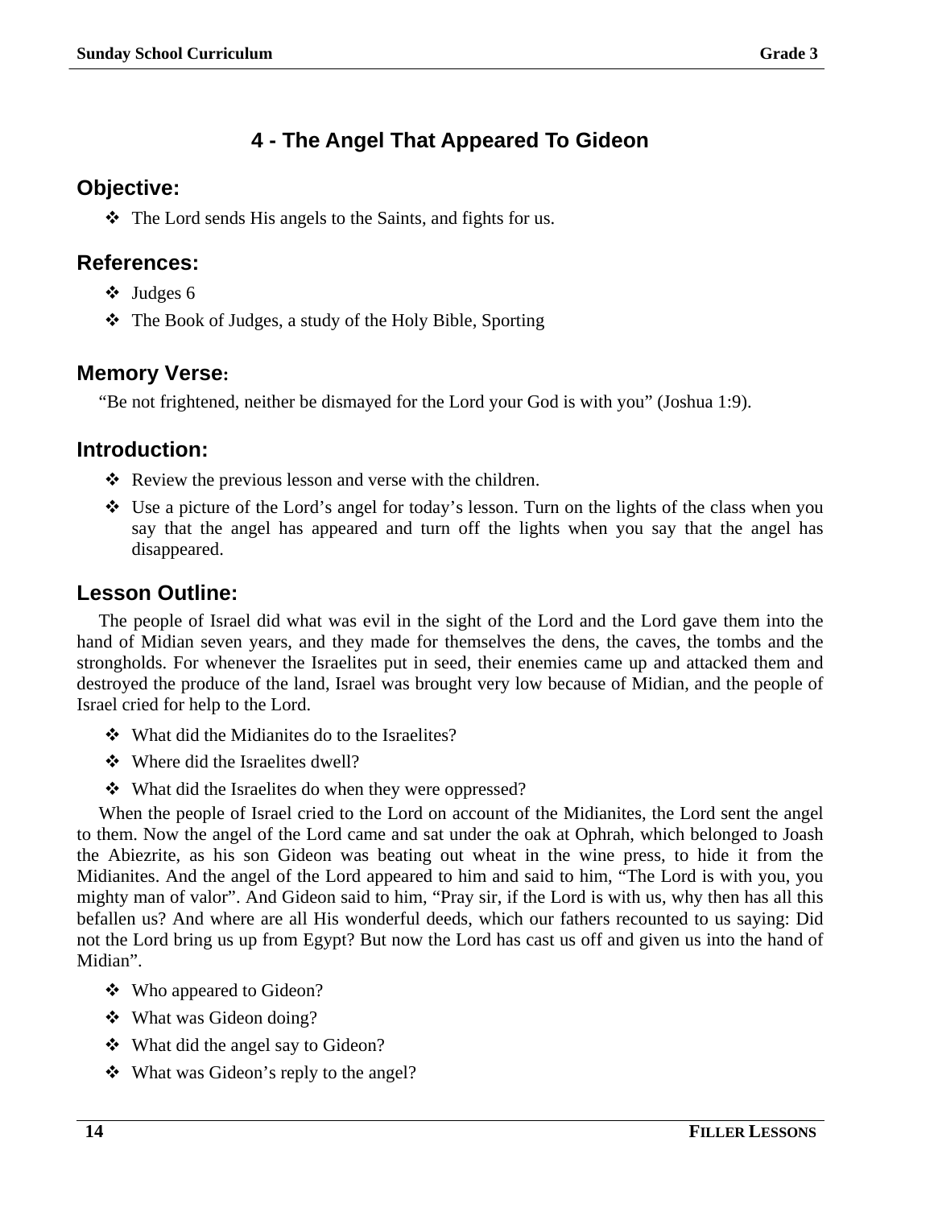# 4 - The Angel That Appeared To Gideon

## Objective:

- The Lord sends His angels to the Saints, and fights for us.

## References:

- Judges 6
- The Book of Judges, a study of the Holy Bible, Sporting

## Memory Verse:

"Be not frightened, neither be dismayed for the Lord your God is with you" (Joshua 1:9).

## Introduction:

- Review the previous lesson and verse with the children.
- Use a picture of the Lord's angel for today's lesson. Turn on the lights of the class when you say that the angel has appeared and turn off the lights when you say that the angel has disappeared.

## Lesson Outline:

The people of Israel did what was evil in the sight of the Lord and the Lord gave them into the hand of Midian seven years, and they made for themselves the dens, the caves, the tombs and the strongholds. For whenever the Israelites put in seed, their enemies came up and attacked them and destroyed the produce of the land, Israel was brought very low because of Midian, and the people of Israel cried for help to the Lord.

- What did the Midianites do to the Israelites?
- Where did the Israelites dwell?
- What did the Israelites do when they were oppressed?

When the people of Israel cried to the Lord on account of the Midianites, the Lord sent the angel to them. Now the angel of the Lord came and sat under the oak at Ophrah, which belonged to Joash the Abiezrite, as his son Gideon was beating out wheat in the wine press, to hide it from the Midianites. And the angel of the Lord appeared to him and said to him, "The Lord is with you, you mighty man of valor". And Gideon said to him, "Pray sir, if the Lord is with us, why then has all this befallen us? And where are all His wonderful deeds, which our fathers recounted to us saying: Did not the Lord bring us up from Egypt? But now the Lord has cast us off and given us into the hand of Midian".

- Who appeared to Gideon?
- What was Gideon doing?
- What did the angel say to Gideon?
- What was Gideon's reply to the angel?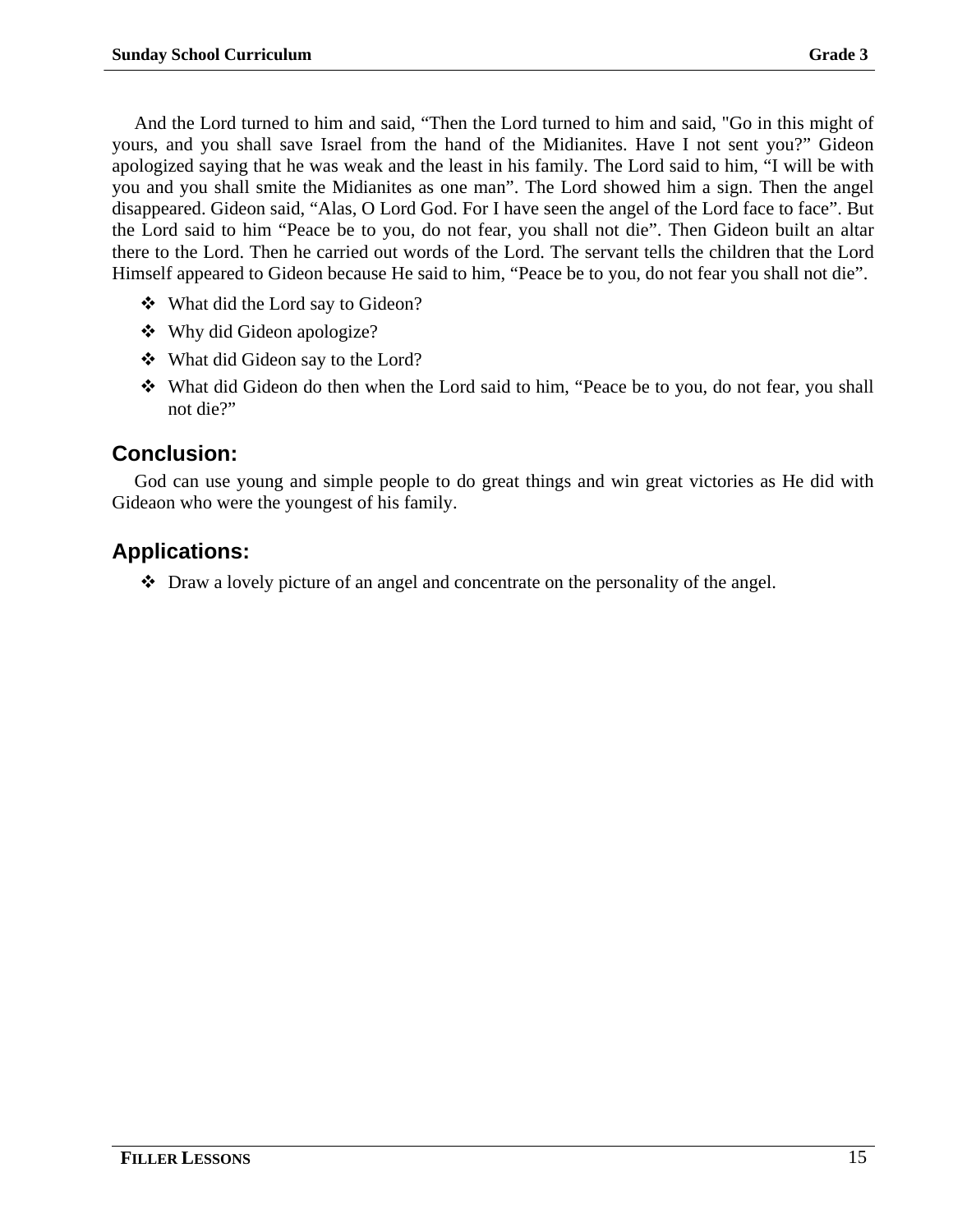And the Lord turned to him and said, “Then the Lord turned to him and said, "Go in this might of yours, and you shall save Israel from the hand of the Midianites. Have I not sent you?” Gideon apologized saying that he was weak and the least in his family. The Lord said to him, “I will be with you and you shall smite the Midianites as one man”. The Lord showed him a sign. Then the angel disappeared. Gideon said, “Alas, O Lord God. For I have seen the angel of the Lord face to face”. But the Lord said to him “Peace be to you, do not fear, you shall not die”. Then Gideon built an altar there to the Lord. Then he carried out words of the Lord. The servant tells the children that the Lord Himself appeared to Gideon because He said to him, “Peace be to you, do not fear you shall not die”.

- What did the Lord say to Gideon?
- Why did Gideon apologize?
- What did Gideon say to the Lord?
- What did Gideon do then when the Lord said to him, “Peace be to you, do not fear, you shall not die?”

## Conclusion:

God can use young and simple people to do great things and win great victories as He did with Gideaon who were the youngest of his family.

## Applications:

- Draw a lovely picture of an angel and concentrate on the personality of the angel.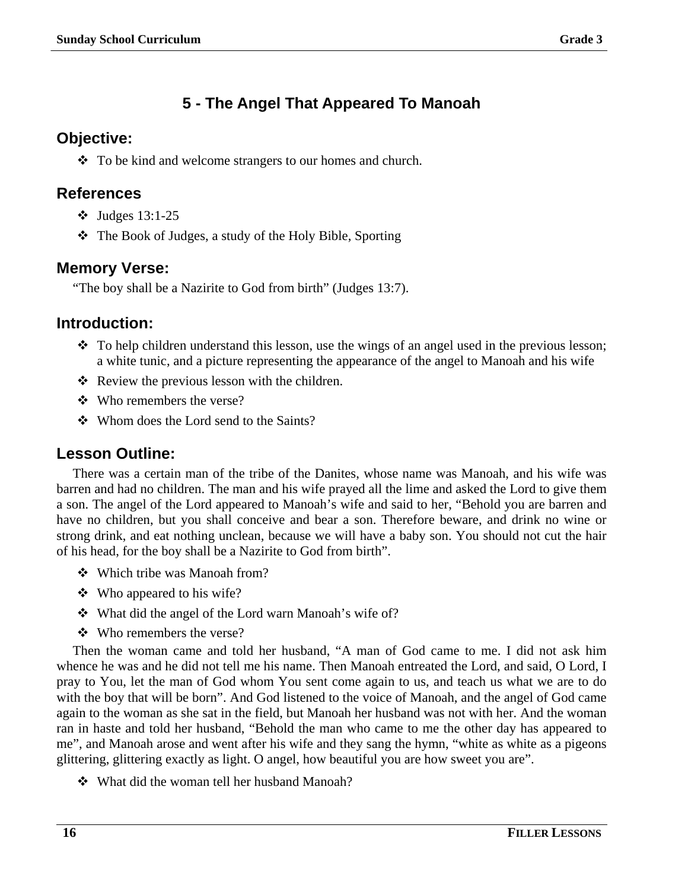# 5 - The Angel That Appeared To Manoah

## Objective:

- To be kind and welcome strangers to our homes and church.

## References

- Judges 13:1-25
- The Book of Judges, a study of the Holy Bible, Sporting

## Memory Verse:

"The boy shall be a Nazirite to God from birth" (Judges 13:7).

## Introduction:

- To help children understand this lesson, use the wings of an angel used in the previous lesson; a white tunic, and a picture representing the appearance of the angel to Manoah and his wife
- Review the previous lesson with the children.
- Who remembers the verse?
- Whom does the Lord send to the Saints?

## Lesson Outline:

There was a certain man of the tribe of the Danites, whose name was Manoah, and his wife was barren and had no children. The man and his wife prayed all the lime and asked the Lord to give them a son. The angel of the Lord appeared to Manoah's wife and said to her, "Behold you are barren and have no children, but you shall conceive and bear a son. Therefore beware, and drink no wine or strong drink, and eat nothing unclean, because we will have a baby son. You should not cut the hair of his head, for the boy shall be a Nazirite to God from birth".

- Which tribe was Manoah from?
- Who appeared to his wife?
- What did the angel of the Lord warn Manoah's wife of?
- Who remembers the verse?

Then the woman came and told her husband, "A man of God came to me. I did not ask him whence he was and he did not tell me his name. Then Manoah entreated the Lord, and said, O Lord, I pray to You, let the man of God whom You sent come again to us, and teach us what we are to do with the boy that will be born". And God listened to the voice of Manoah, and the angel of God came again to the woman as she sat in the field, but Manoah her husband was not with her. And the woman ran in haste and told her husband, "Behold the man who came to me the other day has appeared to me", and Manoah arose and went after his wife and they sang the hymn, "white as white as a pigeons glittering, glittering exactly as light. O angel, how beautiful you are how sweet you are".

- What did the woman tell her husband Manoah?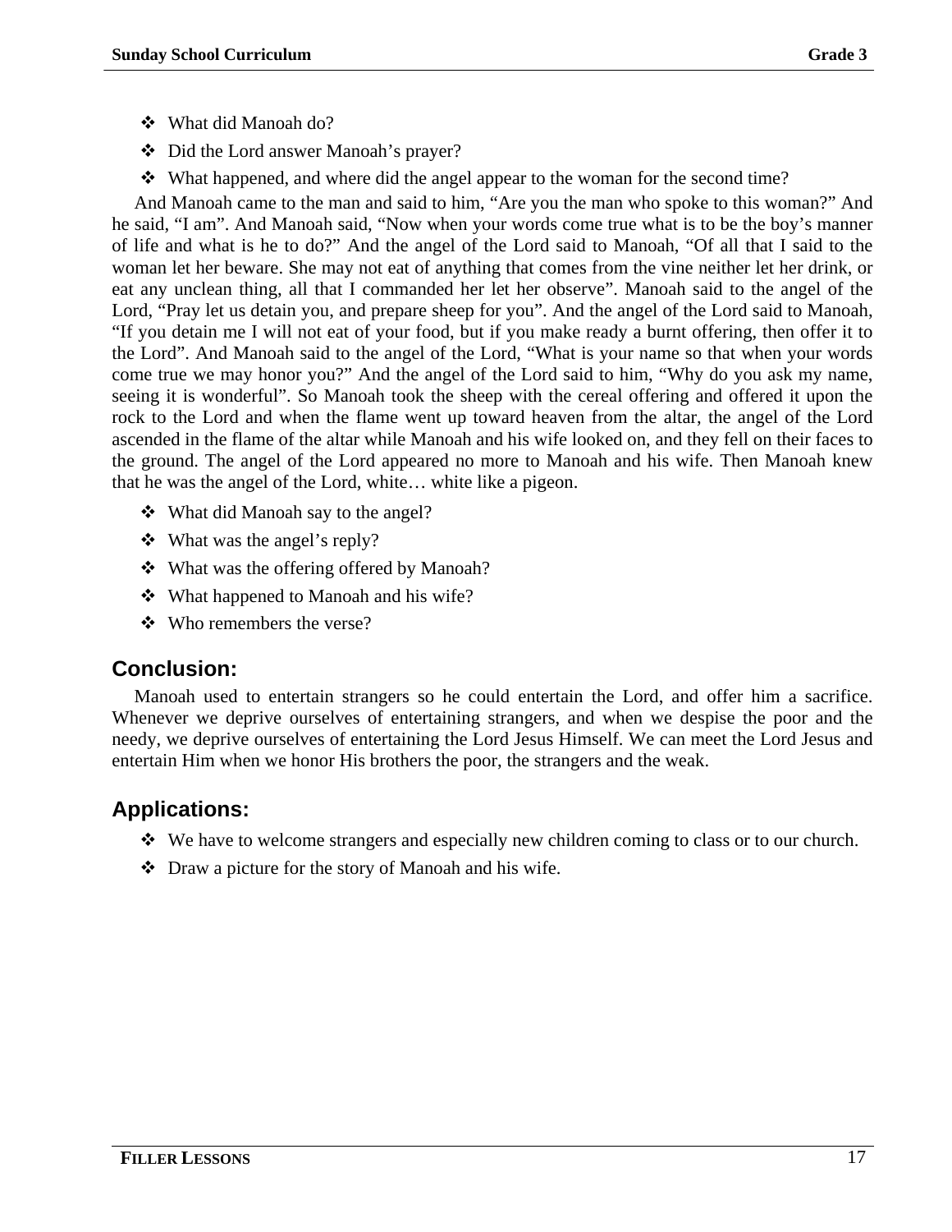- What did Manoah do?
- Did the Lord answer Manoah's prayer?
- What happened, and where did the angel appear to the woman for the second time?

And Manoah came to the man and said to him, "Are you the man who spoke to this woman?" And he said, "I am". And Manoah said, "Now when your words come true what is to be the boy's manner of life and what is he to do?" And the angel of the Lord said to Manoah, "Of all that I said to the woman let her beware. She may not eat of anything that comes from the vine neither let her drink, or eat any unclean thing, all that I commanded her let her observe". Manoah said to the angel of the Lord, "Pray let us detain you, and prepare sheep for you". And the angel of the Lord said to Manoah, "If you detain me I will not eat of your food, but if you make ready a burnt offering, then offer it to the Lord". And Manoah said to the angel of the Lord, "What is your name so that when your words come true we may honor you?" And the angel of the Lord said to him, "Why do you ask my name, seeing it is wonderful". So Manoah took the sheep with the cereal offering and offered it upon the rock to the Lord and when the flame went up toward heaven from the altar, the angel of the Lord ascended in the flame of the altar while Manoah and his wife looked on, and they fell on their faces to the ground. The angel of the Lord appeared no more to Manoah and his wife. Then Manoah knew that he was the angel of the Lord, white… white like a pigeon.

- What did Manoah say to the angel?
- What was the angel's reply?
- What was the offering offered by Manoah?
- What happened to Manoah and his wife?
- Who remembers the verse?

## Conclusion:

Manoah used to entertain strangers so he could entertain the Lord, and offer him a sacrifice. Whenever we deprive ourselves of entertaining strangers, and when we despise the poor and the needy, we deprive ourselves of entertaining the Lord Jesus Himself. We can meet the Lord Jesus and entertain Him when we honor His brothers the poor, the strangers and the weak.

## Applications:

- We have to welcome strangers and especially new children coming to class or to our church.
- Draw a picture for the story of Manoah and his wife.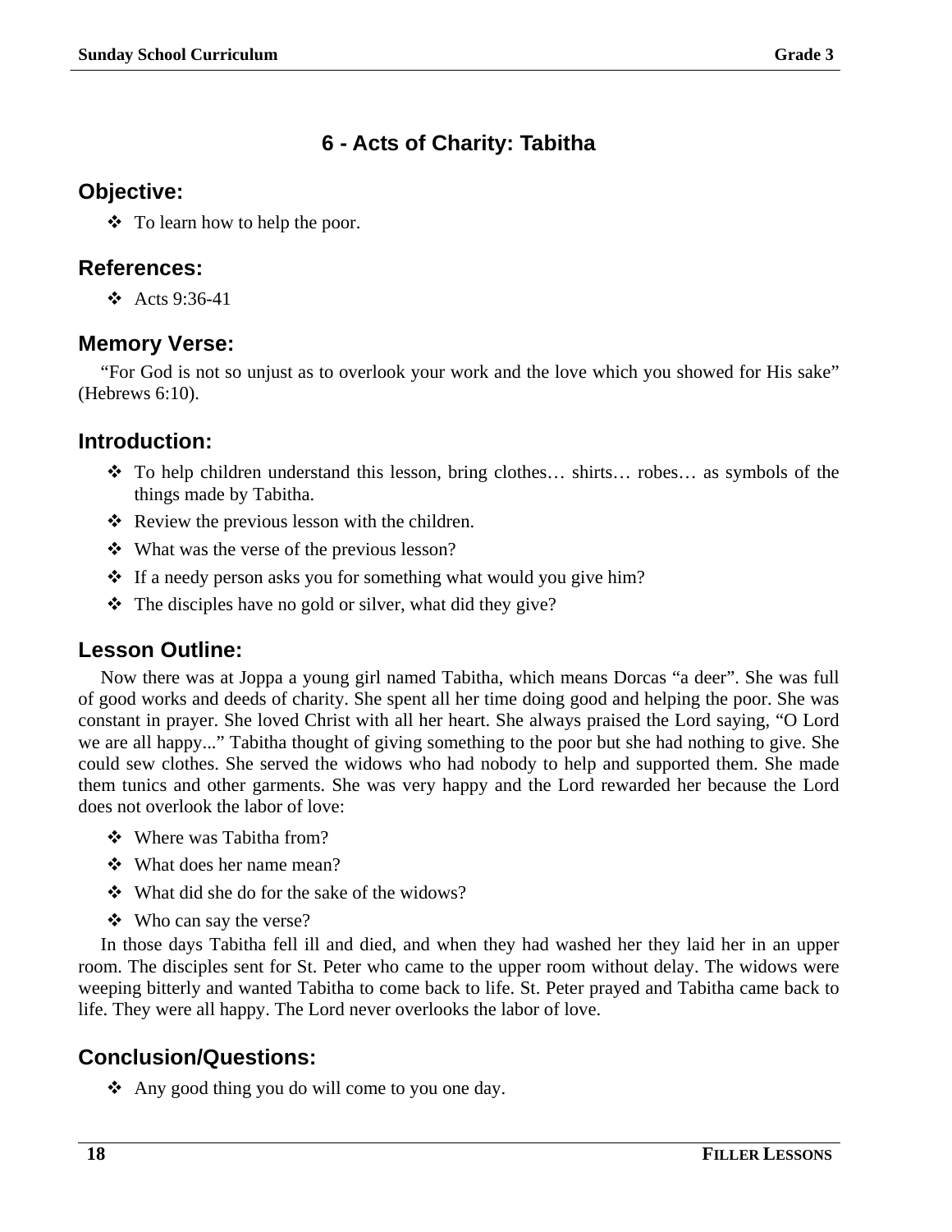## 6 - Acts of Charity: Tabitha

### Objective:

- To learn how to help the poor.

### References:

- Acts 9:36-41

### Memory Verse:

"For God is not so unjust as to overlook your work and the love which you showed for His sake" (Hebrews 6:10).

### Introduction:

- To help children understand this lesson, bring clothes… shirts… robes… as symbols of the things made by Tabitha.
- Review the previous lesson with the children.
- What was the verse of the previous lesson?
- If a needy person asks you for something what would you give him?
- The disciples have no gold or silver, what did they give?

### Lesson Outline:

Now there was at Joppa a young girl named Tabitha, which means Dorcas "a deer". She was full of good works and deeds of charity. She spent all her time doing good and helping the poor. She was constant in prayer. She loved Christ with all her heart. She always praised the Lord saying, "O Lord we are all happy..." Tabitha thought of giving something to the poor but she had nothing to give. She could sew clothes. She served the widows who had nobody to help and supported them. She made them tunics and other garments. She was very happy and the Lord rewarded her because the Lord does not overlook the labor of love:

- Where was Tabitha from?
- What does her name mean?
- What did she do for the sake of the widows?
- Who can say the verse?

In those days Tabitha fell ill and died, and when they had washed her they laid her in an upper room. The disciples sent for St. Peter who came to the upper room without delay. The widows were weeping bitterly and wanted Tabitha to come back to life. St. Peter prayed and Tabitha came back to life. They were all happy. The Lord never overlooks the labor of love.

### Conclusion/Questions:

- Any good thing you do will come to you one day.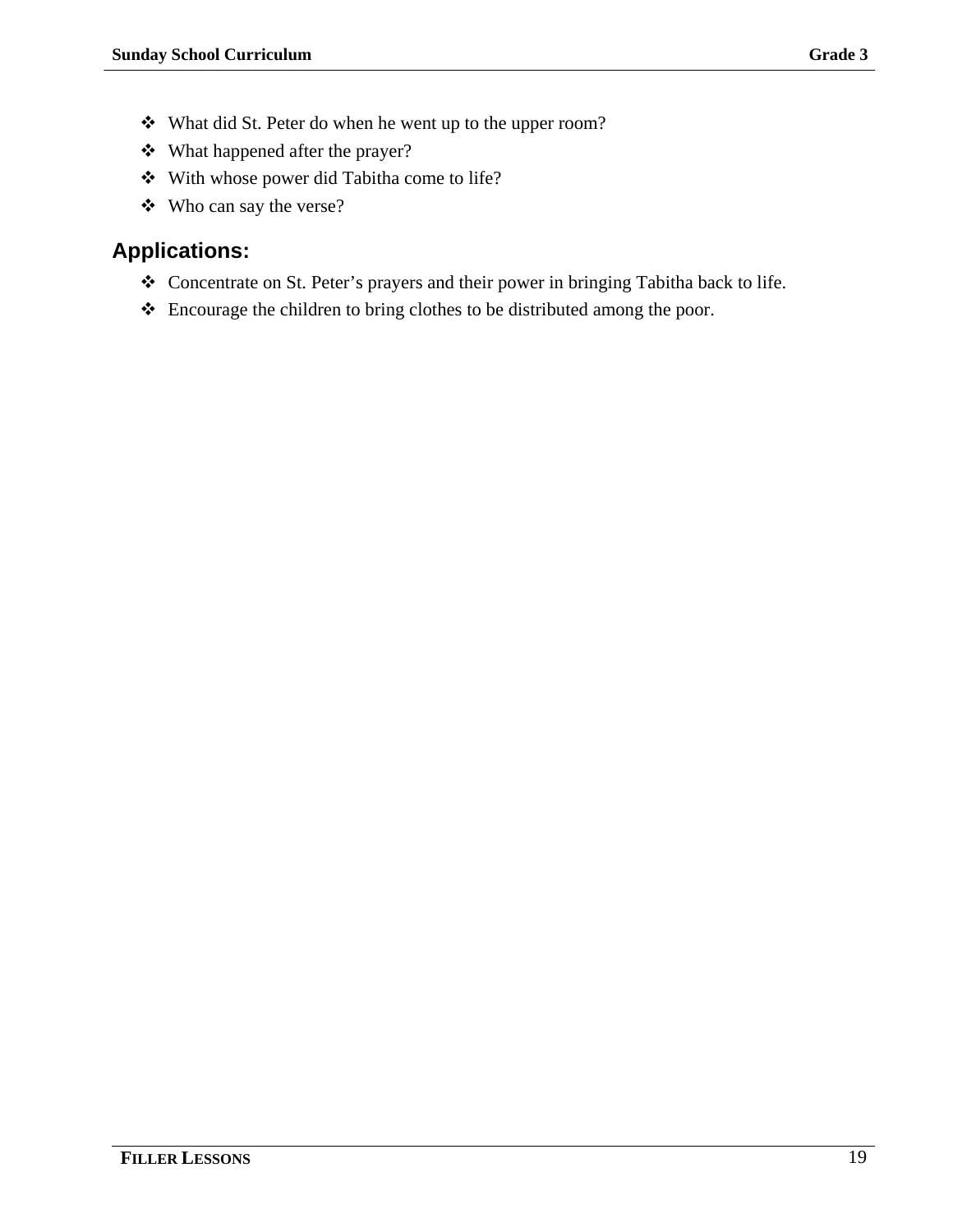- What did St. Peter do when he went up to the upper room?
- What happened after the prayer?
- With whose power did Tabitha come to life?
- Who can say the verse?

## Applications:

- Concentrate on St. Peter’s prayers and their power in bringing Tabitha back to life.
- Encourage the children to bring clothes to be distributed among the poor.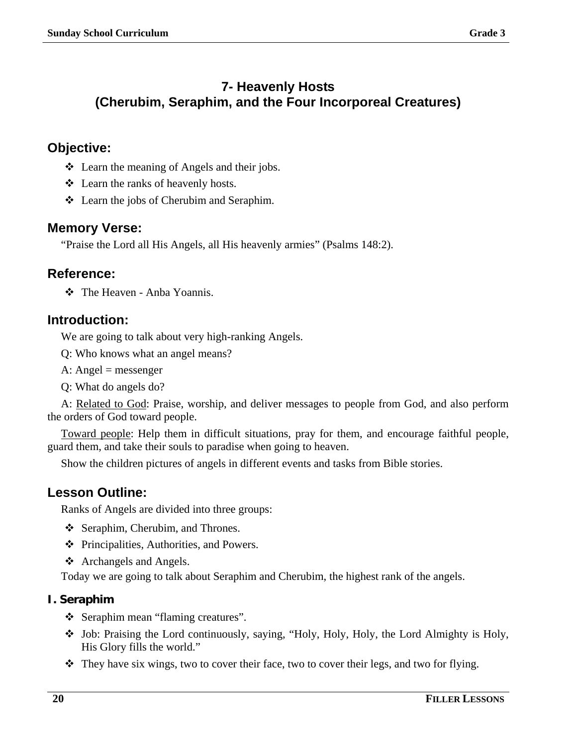# 7- Heavenly Hosts
# (Cherubim, Seraphim, and the Four Incorporeal Creatures)

## Objective:

- Learn the meaning of Angels and their jobs.
- Learn the ranks of heavenly hosts.
- Learn the jobs of Cherubim and Seraphim.

## Memory Verse:

"Praise the Lord all His Angels, all His heavenly armies" (Psalms 148:2).

## Reference:

- The Heaven - Anba Yoannis.

## Introduction:

We are going to talk about very high-ranking Angels.

Q: Who knows what an angel means?

A: Angel = messenger

Q: What do angels do?

A: <u>Related to God</u>: Praise, worship, and deliver messages to people from God, and also perform the orders of God toward people.

<u>Toward people</u>: Help them in difficult situations, pray for them, and encourage faithful people, guard them, and take their souls to paradise when going to heaven.

Show the children pictures of angels in different events and tasks from Bible stories.

## Lesson Outline:

Ranks of Angels are divided into three groups:

- Seraphim, Cherubim, and Thrones.
- Principalities, Authorities, and Powers.
- Archangels and Angels.

Today we are going to talk about Seraphim and Cherubim, the highest rank of the angels.

### I. Seraphim

- Seraphim mean "flaming creatures".
- Job: Praising the Lord continuously, saying, "Holy, Holy, Holy, the Lord Almighty is Holy, His Glory fills the world."
- They have six wings, two to cover their face, two to cover their legs, and two for flying.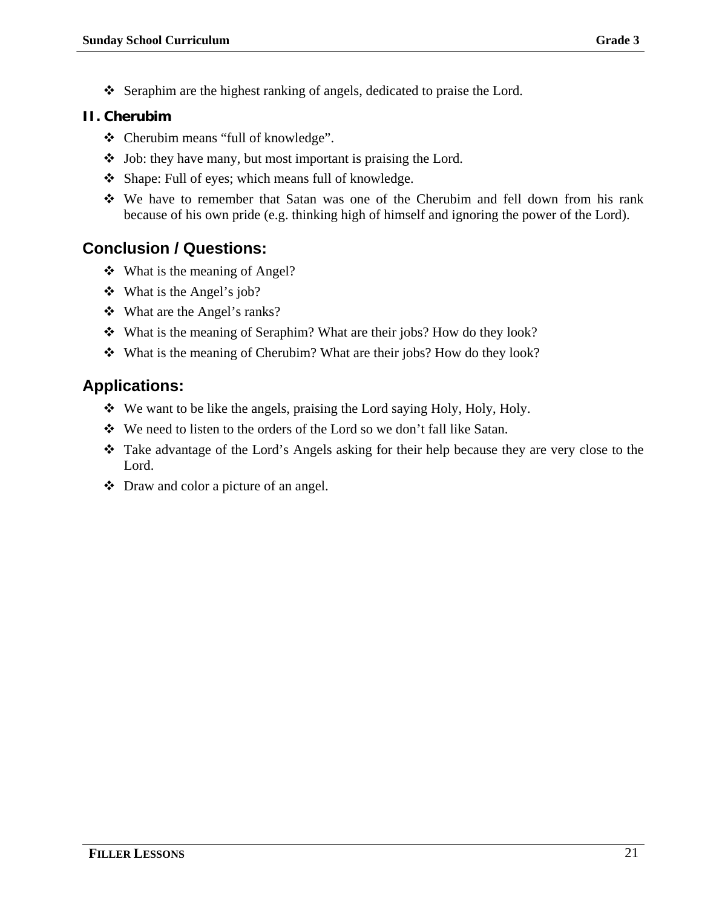- Seraphim are the highest ranking of angels, dedicated to praise the Lord.

### II. Cherubim

- Cherubim means “full of knowledge”.
- Job: they have many, but most important is praising the Lord.
- Shape: Full of eyes; which means full of knowledge.
- We have to remember that Satan was one of the Cherubim and fell down from his rank because of his own pride (e.g. thinking high of himself and ignoring the power of the Lord).

## Conclusion / Questions:

- What is the meaning of Angel?
- What is the Angel’s job?
- What are the Angel’s ranks?
- What is the meaning of Seraphim? What are their jobs? How do they look?
- What is the meaning of Cherubim? What are their jobs? How do they look?

## Applications:

- We want to be like the angels, praising the Lord saying Holy, Holy, Holy.
- We need to listen to the orders of the Lord so we don’t fall like Satan.
- Take advantage of the Lord’s Angels asking for their help because they are very close to the Lord.
- Draw and color a picture of an angel.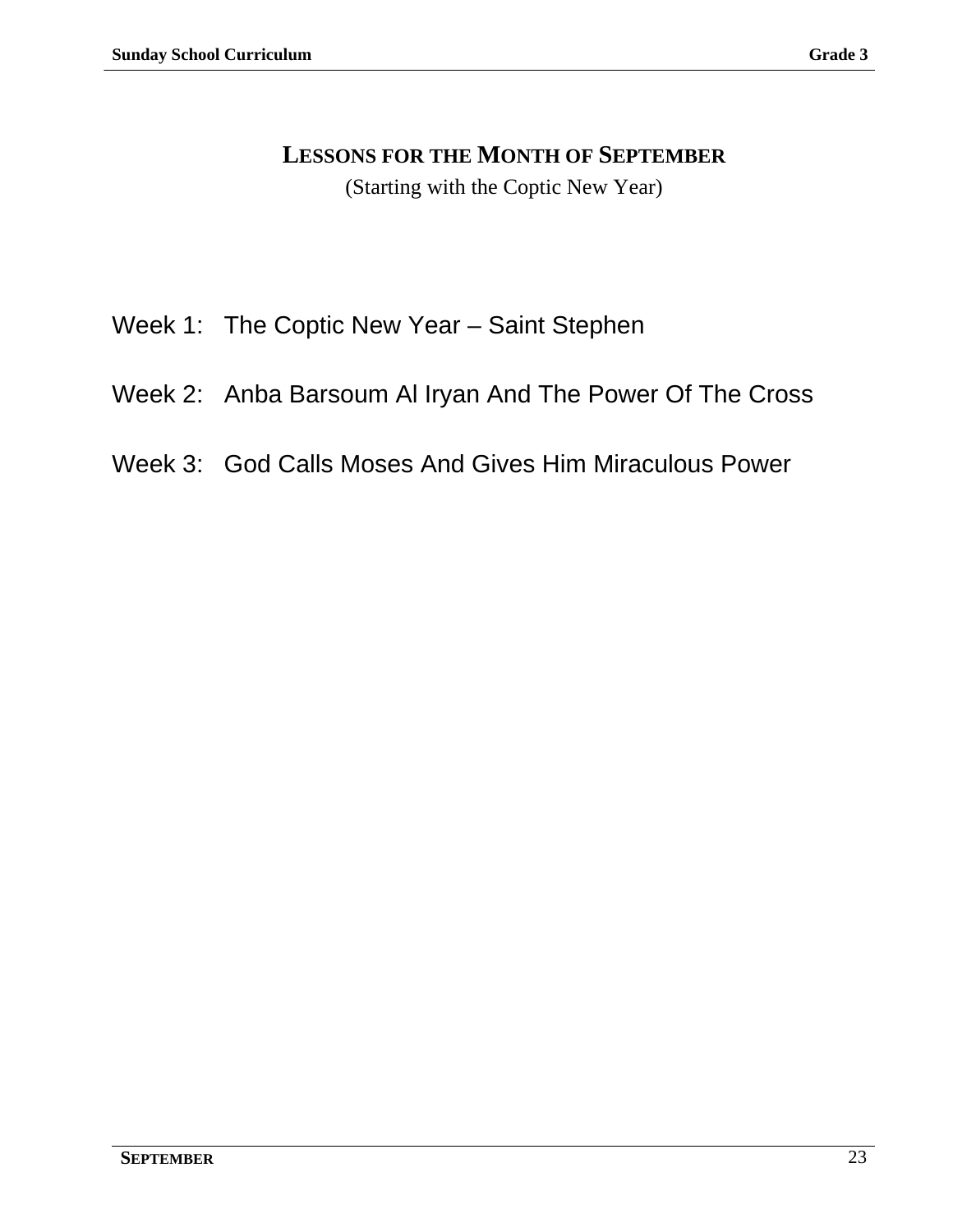# LESSONS FOR THE MONTH OF SEPTEMBER

(Starting with the Coptic New Year)

Week 1: The Coptic New Year – Saint Stephen

Week 2: Anba Barsoum Al Iryan And The Power Of The Cross

Week 3: God Calls Moses And Gives Him Miraculous Power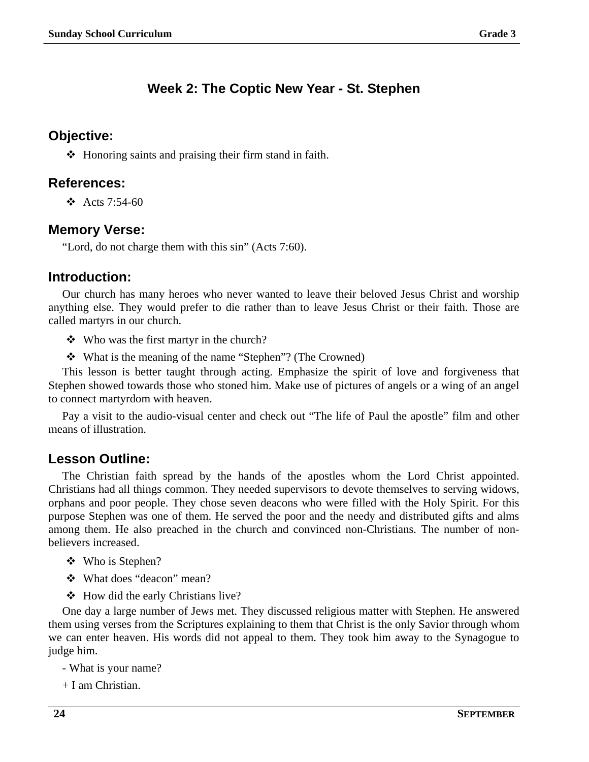# Week 2: The Coptic New Year - St. Stephen

## Objective:

- ❖ Honoring saints and praising their firm stand in faith.

## References:

- ❖ Acts 7:54-60

## Memory Verse:

"Lord, do not charge them with this sin" (Acts 7:60).

## Introduction:

Our church has many heroes who never wanted to leave their beloved Jesus Christ and worship anything else. They would prefer to die rather than to leave Jesus Christ or their faith. Those are called martyrs in our church.

- ❖ Who was the first martyr in the church?
- ❖ What is the meaning of the name "Stephen"? (The Crowned)

This lesson is better taught through acting. Emphasize the spirit of love and forgiveness that Stephen showed towards those who stoned him. Make use of pictures of angels or a wing of an angel to connect martyrdom with heaven.

Pay a visit to the audio-visual center and check out "The life of Paul the apostle" film and other means of illustration.

## Lesson Outline:

The Christian faith spread by the hands of the apostles whom the Lord Christ appointed. Christians had all things common. They needed supervisors to devote themselves to serving widows, orphans and poor people. They chose seven deacons who were filled with the Holy Spirit. For this purpose Stephen was one of them. He served the poor and the needy and distributed gifts and alms among them. He also preached in the church and convinced non-Christians. The number of non-believers increased.

- ❖ Who is Stephen?
- ❖ What does "deacon" mean?
- ❖ How did the early Christians live?

One day a large number of Jews met. They discussed religious matter with Stephen. He answered them using verses from the Scriptures explaining to them that Christ is the only Savior through whom we can enter heaven. His words did not appeal to them. They took him away to the Synagogue to judge him.

- What is your name?

+ I am Christian.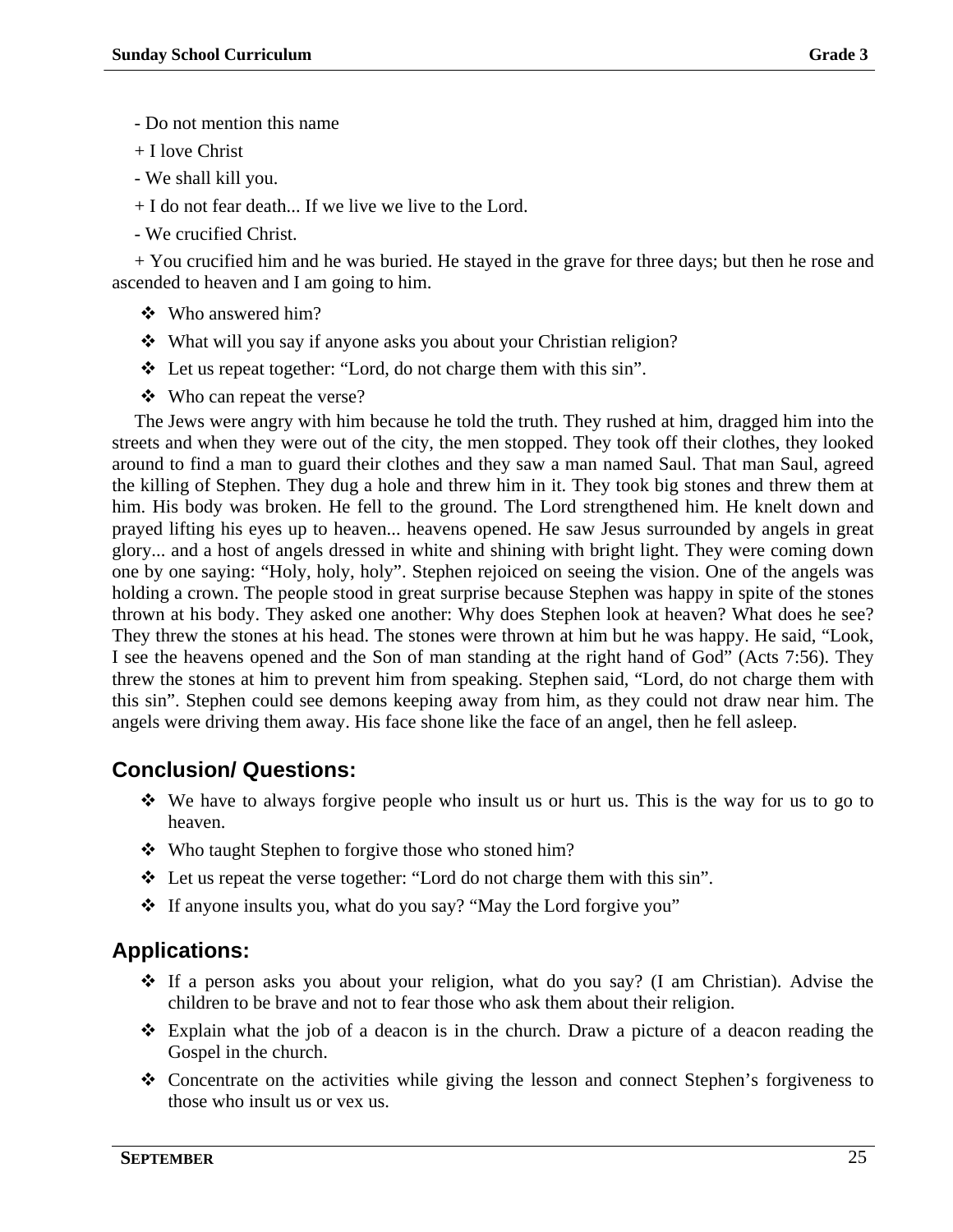- Do not mention this name

+ I love Christ

- We shall kill you.

+ I do not fear death... If we live we live to the Lord.

- We crucified Christ.

+ You crucified him and he was buried. He stayed in the grave for three days; but then he rose and ascended to heaven and I am going to him.

- ❖ Who answered him?
- ❖ What will you say if anyone asks you about your Christian religion?
- ❖ Let us repeat together: “Lord, do not charge them with this sin”.
- ❖ Who can repeat the verse?

The Jews were angry with him because he told the truth. They rushed at him, dragged him into the streets and when they were out of the city, the men stopped. They took off their clothes, they looked around to find a man to guard their clothes and they saw a man named Saul. That man Saul, agreed the killing of Stephen. They dug a hole and threw him in it. They took big stones and threw them at him. His body was broken. He fell to the ground. The Lord strengthened him. He knelt down and prayed lifting his eyes up to heaven... heavens opened. He saw Jesus surrounded by angels in great glory... and a host of angels dressed in white and shining with bright light. They were coming down one by one saying: “Holy, holy, holy”. Stephen rejoiced on seeing the vision. One of the angels was holding a crown. The people stood in great surprise because Stephen was happy in spite of the stones thrown at his body. They asked one another: Why does Stephen look at heaven? What does he see? They threw the stones at his head. The stones were thrown at him but he was happy. He said, “Look, I see the heavens opened and the Son of man standing at the right hand of God” (Acts 7:56). They threw the stones at him to prevent him from speaking. Stephen said, “Lord, do not charge them with this sin”. Stephen could see demons keeping away from him, as they could not draw near him. The angels were driving them away. His face shone like the face of an angel, then he fell asleep.

## Conclusion/ Questions:

- ❖ We have to always forgive people who insult us or hurt us. This is the way for us to go to heaven.
- ❖ Who taught Stephen to forgive those who stoned him?
- ❖ Let us repeat the verse together: “Lord do not charge them with this sin”.
- ❖ If anyone insults you, what do you say? “May the Lord forgive you”

## Applications:

- ❖ If a person asks you about your religion, what do you say? (I am Christian). Advise the children to be brave and not to fear those who ask them about their religion.
- ❖ Explain what the job of a deacon is in the church. Draw a picture of a deacon reading the Gospel in the church.
- ❖ Concentrate on the activities while giving the lesson and connect Stephen’s forgiveness to those who insult us or vex us.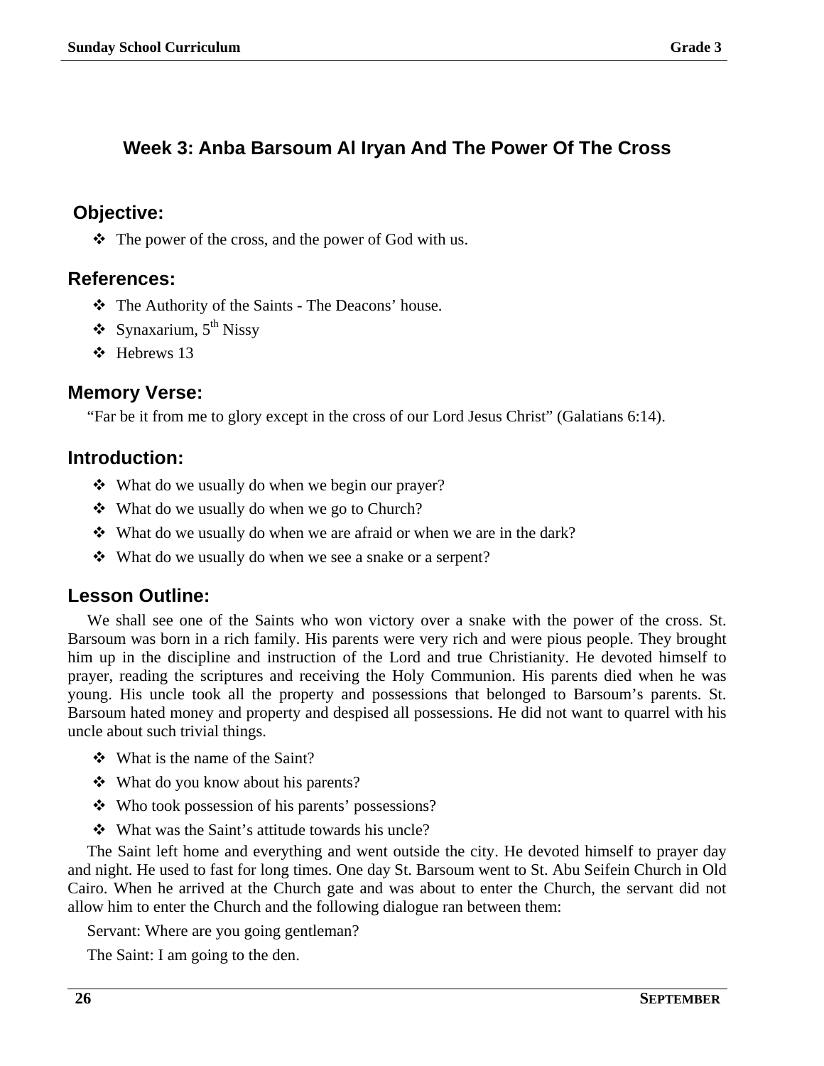## Week 3: Anba Barsoum Al Iryan And The Power Of The Cross

### Objective:

- The power of the cross, and the power of God with us.

### References:

- The Authority of the Saints - The Deacons' house.
- Synaxarium, $5^{th}$ Nissy
- Hebrews 13

### Memory Verse:

"Far be it from me to glory except in the cross of our Lord Jesus Christ" (Galatians 6:14).

### Introduction:

- What do we usually do when we begin our prayer?
- What do we usually do when we go to Church?
- What do we usually do when we are afraid or when we are in the dark?
- What do we usually do when we see a snake or a serpent?

### Lesson Outline:

We shall see one of the Saints who won victory over a snake with the power of the cross. St. Barsoum was born in a rich family. His parents were very rich and were pious people. They brought him up in the discipline and instruction of the Lord and true Christianity. He devoted himself to prayer, reading the scriptures and receiving the Holy Communion. His parents died when he was young. His uncle took all the property and possessions that belonged to Barsoum's parents. St. Barsoum hated money and property and despised all possessions. He did not want to quarrel with his uncle about such trivial things.

- What is the name of the Saint?
- What do you know about his parents?
- Who took possession of his parents' possessions?
- What was the Saint's attitude towards his uncle?

The Saint left home and everything and went outside the city. He devoted himself to prayer day and night. He used to fast for long times. One day St. Barsoum went to St. Abu Seifein Church in Old Cairo. When he arrived at the Church gate and was about to enter the Church, the servant did not allow him to enter the Church and the following dialogue ran between them:

Servant: Where are you going gentleman?

The Saint: I am going to the den.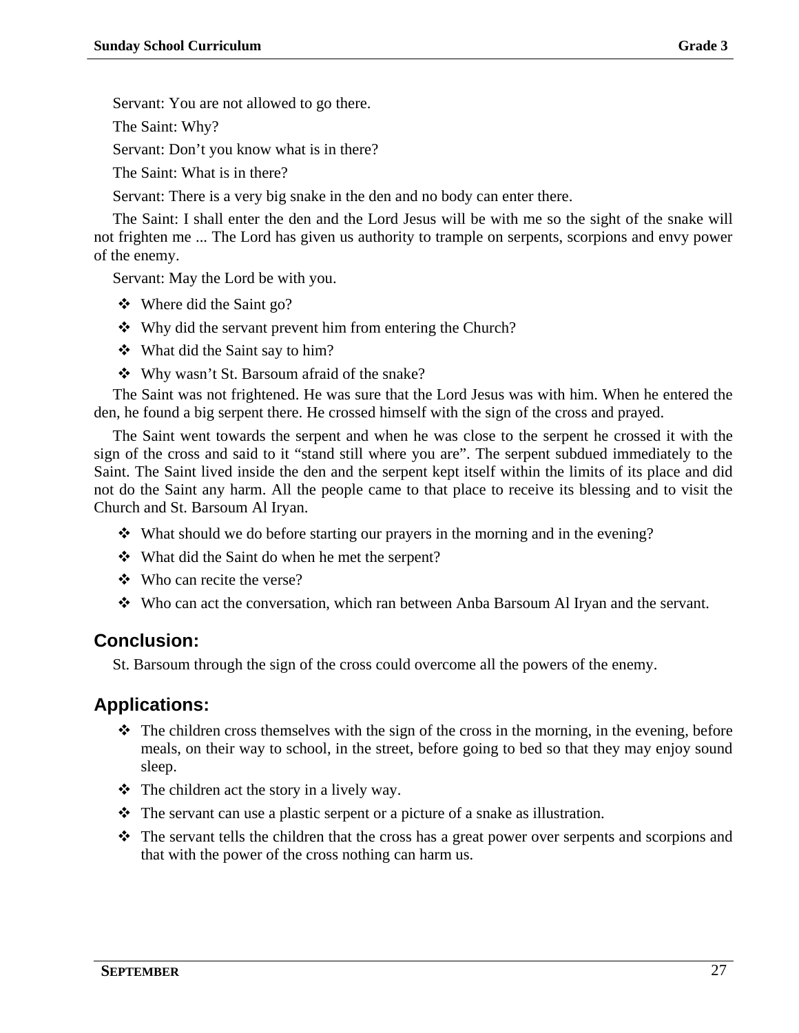Servant: You are not allowed to go there.

The Saint: Why?

Servant: Don’t you know what is in there?

The Saint: What is in there?

Servant: There is a very big snake in the den and no body can enter there.

The Saint: I shall enter the den and the Lord Jesus will be with me so the sight of the snake will not frighten me ... The Lord has given us authority to trample on serpents, scorpions and envy power of the enemy.

Servant: May the Lord be with you.

- Where did the Saint go?
- Why did the servant prevent him from entering the Church?
- What did the Saint say to him?
- Why wasn’t St. Barsoum afraid of the snake?

The Saint was not frightened. He was sure that the Lord Jesus was with him. When he entered the den, he found a big serpent there. He crossed himself with the sign of the cross and prayed.

The Saint went towards the serpent and when he was close to the serpent he crossed it with the sign of the cross and said to it “stand still where you are”. The serpent subdued immediately to the Saint. The Saint lived inside the den and the serpent kept itself within the limits of its place and did not do the Saint any harm. All the people came to that place to receive its blessing and to visit the Church and St. Barsoum Al Iryan.

- What should we do before starting our prayers in the morning and in the evening?
- What did the Saint do when he met the serpent?
- Who can recite the verse?
- Who can act the conversation, which ran between Anba Barsoum Al Iryan and the servant.

## Conclusion:

St. Barsoum through the sign of the cross could overcome all the powers of the enemy.

## Applications:

- The children cross themselves with the sign of the cross in the morning, in the evening, before meals, on their way to school, in the street, before going to bed so that they may enjoy sound sleep.
- The children act the story in a lively way.
- The servant can use a plastic serpent or a picture of a snake as illustration.
- The servant tells the children that the cross has a great power over serpents and scorpions and that with the power of the cross nothing can harm us.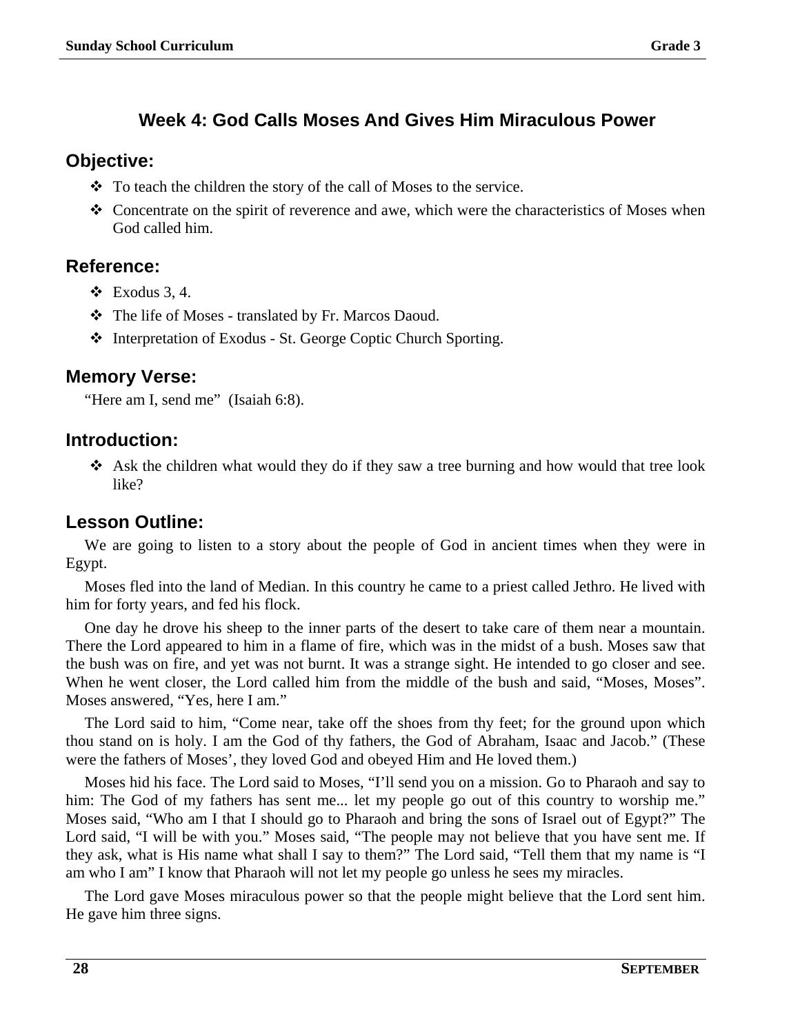## Week 4: God Calls Moses And Gives Him Miraculous Power

### Objective:

- To teach the children the story of the call of Moses to the service.
- Concentrate on the spirit of reverence and awe, which were the characteristics of Moses when God called him.

### Reference:

- Exodus 3, 4.
- The life of Moses - translated by Fr. Marcos Daoud.
- Interpretation of Exodus - St. George Coptic Church Sporting.

### Memory Verse:

"Here am I, send me" (Isaiah 6:8).

### Introduction:

- Ask the children what would they do if they saw a tree burning and how would that tree look like?

### Lesson Outline:

We are going to listen to a story about the people of God in ancient times when they were in Egypt.

Moses fled into the land of Median. In this country he came to a priest called Jethro. He lived with him for forty years, and fed his flock.

One day he drove his sheep to the inner parts of the desert to take care of them near a mountain. There the Lord appeared to him in a flame of fire, which was in the midst of a bush. Moses saw that the bush was on fire, and yet was not burnt. It was a strange sight. He intended to go closer and see. When he went closer, the Lord called him from the middle of the bush and said, "Moses, Moses". Moses answered, "Yes, here I am."

The Lord said to him, "Come near, take off the shoes from thy feet; for the ground upon which thou stand on is holy. I am the God of thy fathers, the God of Abraham, Isaac and Jacob." (These were the fathers of Moses', they loved God and obeyed Him and He loved them.)

Moses hid his face. The Lord said to Moses, "I'll send you on a mission. Go to Pharaoh and say to him: The God of my fathers has sent me... let my people go out of this country to worship me." Moses said, "Who am I that I should go to Pharaoh and bring the sons of Israel out of Egypt?" The Lord said, "I will be with you." Moses said, "The people may not believe that you have sent me. If they ask, what is His name what shall I say to them?" The Lord said, "Tell them that my name is "I am who I am" I know that Pharaoh will not let my people go unless he sees my miracles.

The Lord gave Moses miraculous power so that the people might believe that the Lord sent him. He gave him three signs.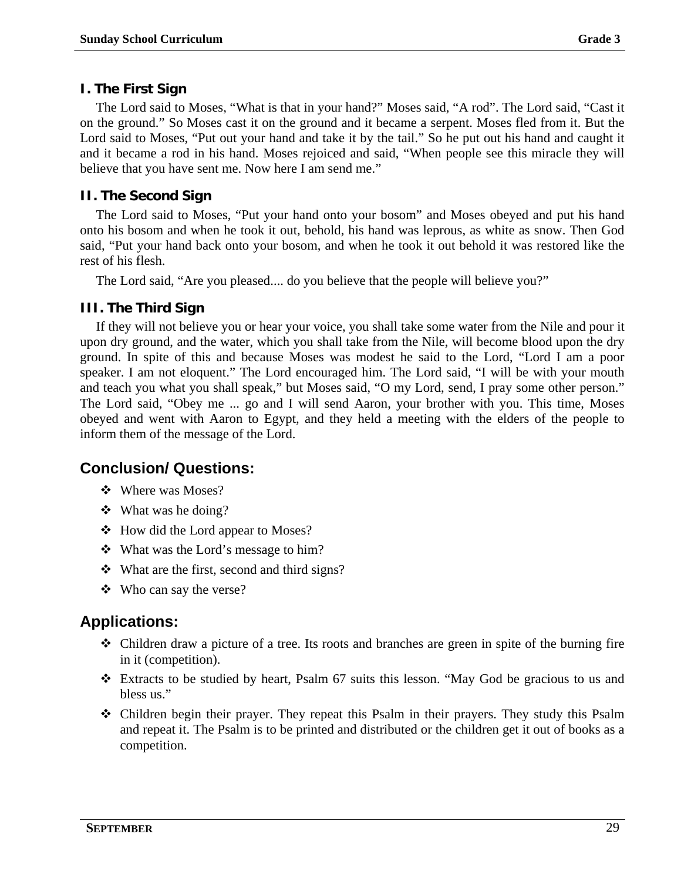### I. The First Sign

The Lord said to Moses, “What is that in your hand?” Moses said, “A rod”. The Lord said, “Cast it on the ground.” So Moses cast it on the ground and it became a serpent. Moses fled from it. But the Lord said to Moses, “Put out your hand and take it by the tail.” So he put out his hand and caught it and it became a rod in his hand. Moses rejoiced and said, “When people see this miracle they will believe that you have sent me. Now here I am send me.”

### II. The Second Sign

The Lord said to Moses, “Put your hand onto your bosom” and Moses obeyed and put his hand onto his bosom and when he took it out, behold, his hand was leprous, as white as snow. Then God said, “Put your hand back onto your bosom, and when he took it out behold it was restored like the rest of his flesh.

The Lord said, “Are you pleased.... do you believe that the people will believe you?”

### III. The Third Sign

If they will not believe you or hear your voice, you shall take some water from the Nile and pour it upon dry ground, and the water, which you shall take from the Nile, will become blood upon the dry ground. In spite of this and because Moses was modest he said to the Lord, “Lord I am a poor speaker. I am not eloquent.” The Lord encouraged him. The Lord said, “I will be with your mouth and teach you what you shall speak,” but Moses said, “O my Lord, send, I pray some other person.” The Lord said, “Obey me ... go and I will send Aaron, your brother with you. This time, Moses obeyed and went with Aaron to Egypt, and they held a meeting with the elders of the people to inform them of the message of the Lord.

## Conclusion/ Questions:

- Where was Moses?
- What was he doing?
- How did the Lord appear to Moses?
- What was the Lord’s message to him?
- What are the first, second and third signs?
- Who can say the verse?

## Applications:

- Children draw a picture of a tree. Its roots and branches are green in spite of the burning fire in it (competition).
- Extracts to be studied by heart, Psalm 67 suits this lesson. “May God be gracious to us and bless us.”
- Children begin their prayer. They repeat this Psalm in their prayers. They study this Psalm and repeat it. The Psalm is to be printed and distributed or the children get it out of books as a competition.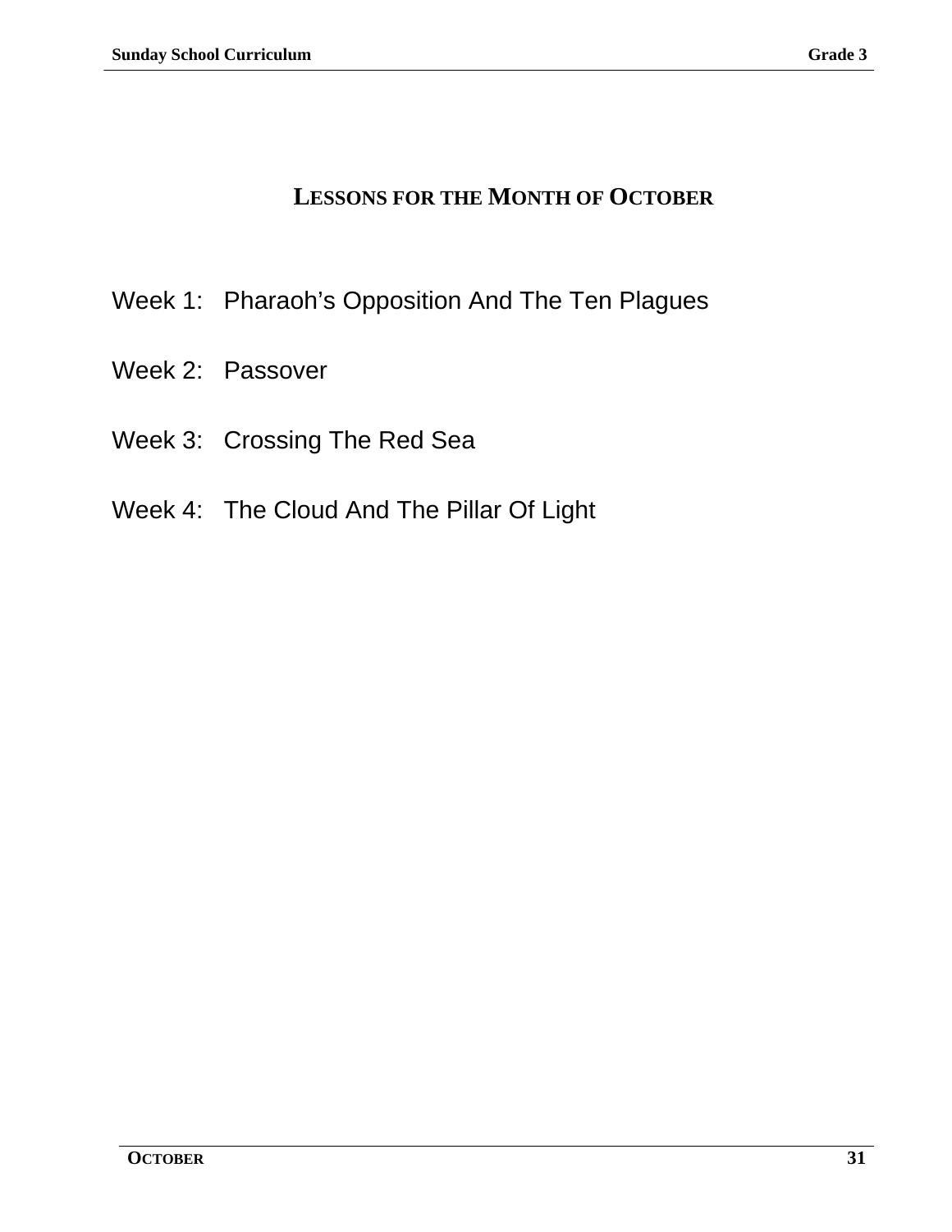# LESSONS FOR THE MONTH OF OCTOBER

Week 1: Pharaoh’s Opposition And The Ten Plagues

Week 2: Passover

Week 3: Crossing The Red Sea

Week 4: The Cloud And The Pillar Of Light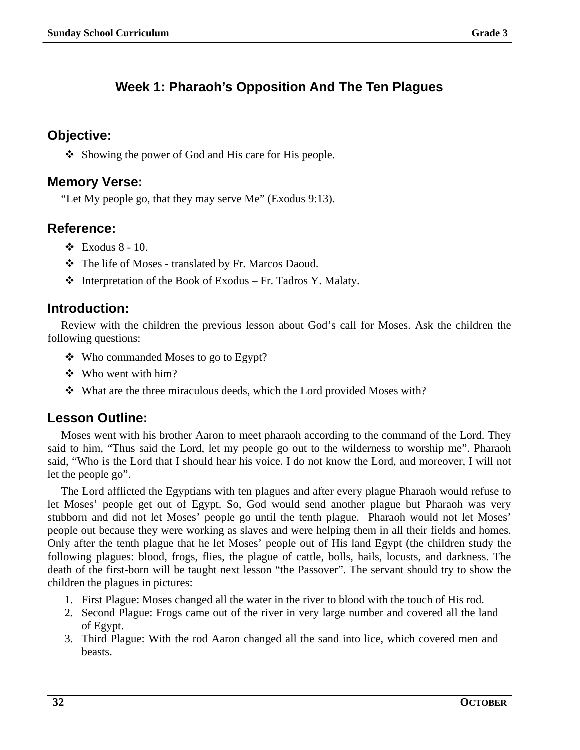## Week 1: Pharaoh's Opposition And The Ten Plagues

### Objective:

- Showing the power of God and His care for His people.

### Memory Verse:

"Let My people go, that they may serve Me" (Exodus 9:13).

### Reference:

- Exodus 8 - 10.
- The life of Moses - translated by Fr. Marcos Daoud.
- Interpretation of the Book of Exodus – Fr. Tadros Y. Malaty.

### Introduction:

Review with the children the previous lesson about God's call for Moses. Ask the children the following questions:

- Who commanded Moses to go to Egypt?
- Who went with him?
- What are the three miraculous deeds, which the Lord provided Moses with?

### Lesson Outline:

Moses went with his brother Aaron to meet pharaoh according to the command of the Lord. They said to him, "Thus said the Lord, let my people go out to the wilderness to worship me". Pharaoh said, "Who is the Lord that I should hear his voice. I do not know the Lord, and moreover, I will not let the people go".

The Lord afflicted the Egyptians with ten plagues and after every plague Pharaoh would refuse to let Moses' people get out of Egypt. So, God would send another plague but Pharaoh was very stubborn and did not let Moses' people go until the tenth plague. Pharaoh would not let Moses' people out because they were working as slaves and were helping them in all their fields and homes. Only after the tenth plague that he let Moses' people out of His land Egypt (the children study the following plagues: blood, frogs, flies, the plague of cattle, bolls, hails, locusts, and darkness. The death of the first-born will be taught next lesson "the Passover". The servant should try to show the children the plagues in pictures:

1. First Plague: Moses changed all the water in the river to blood with the touch of His rod.
2. Second Plague: Frogs came out of the river in very large number and covered all the land of Egypt.
3. Third Plague: With the rod Aaron changed all the sand into lice, which covered men and beasts.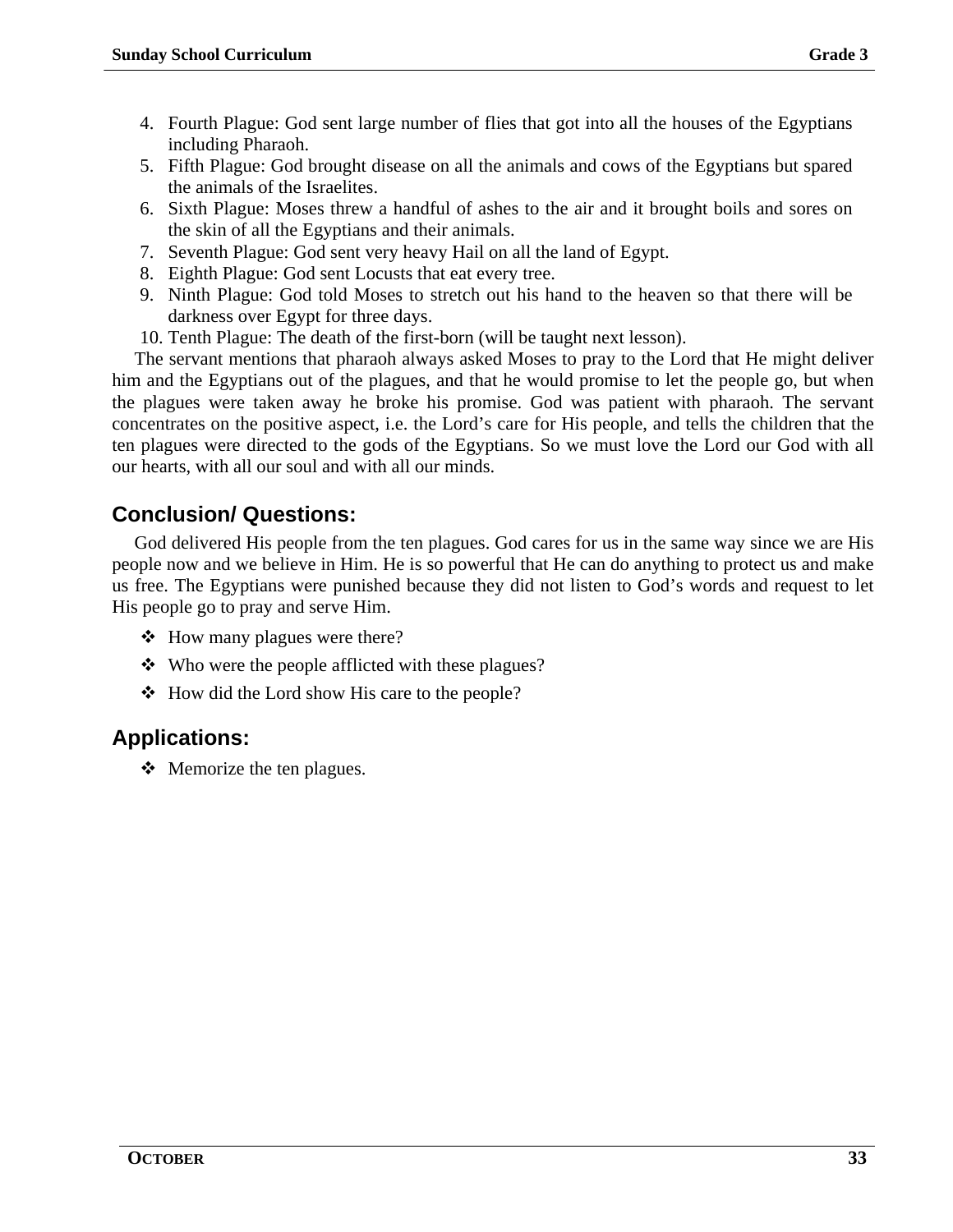4. Fourth Plague: God sent large number of flies that got into all the houses of the Egyptians including Pharaoh.
5. Fifth Plague: God brought disease on all the animals and cows of the Egyptians but spared the animals of the Israelites.
6. Sixth Plague: Moses threw a handful of ashes to the air and it brought boils and sores on the skin of all the Egyptians and their animals.
7. Seventh Plague: God sent very heavy Hail on all the land of Egypt.
8. Eighth Plague: God sent Locusts that eat every tree.
9. Ninth Plague: God told Moses to stretch out his hand to the heaven so that there will be darkness over Egypt for three days.
10. Tenth Plague: The death of the first-born (will be taught next lesson).

The servant mentions that pharaoh always asked Moses to pray to the Lord that He might deliver him and the Egyptians out of the plagues, and that he would promise to let the people go, but when the plagues were taken away he broke his promise. God was patient with pharaoh. The servant concentrates on the positive aspect, i.e. the Lord's care for His people, and tells the children that the ten plagues were directed to the gods of the Egyptians. So we must love the Lord our God with all our hearts, with all our soul and with all our minds.

## Conclusion/ Questions:

God delivered His people from the ten plagues. God cares for us in the same way since we are His people now and we believe in Him. He is so powerful that He can do anything to protect us and make us free. The Egyptians were punished because they did not listen to God's words and request to let His people go to pray and serve Him.

- How many plagues were there?
- Who were the people afflicted with these plagues?
- How did the Lord show His care to the people?

## Applications:

- Memorize the ten plagues.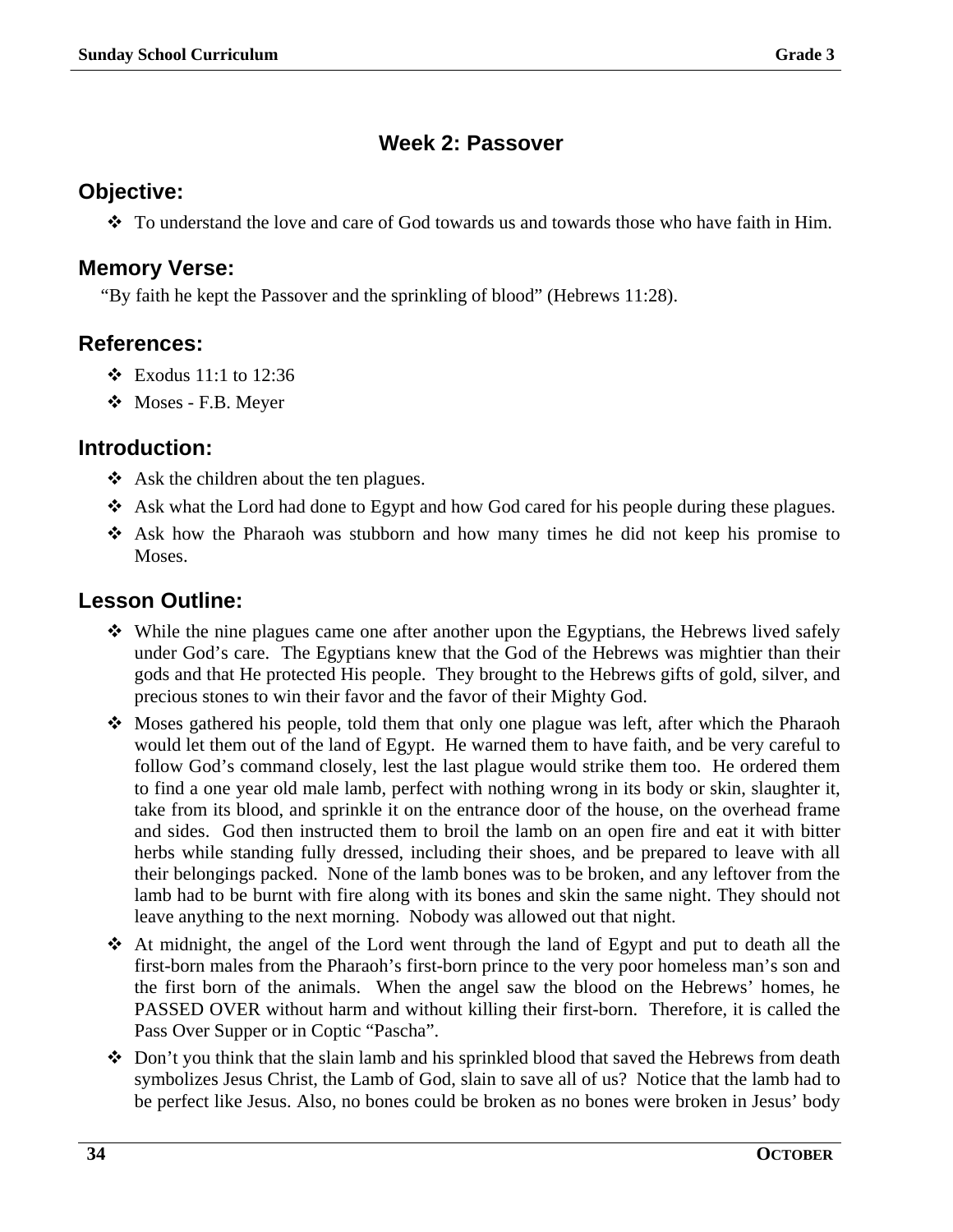## Week 2: Passover

### Objective:

- To understand the love and care of God towards us and towards those who have faith in Him.

### Memory Verse:

"By faith he kept the Passover and the sprinkling of blood" (Hebrews 11:28).

### References:

- Exodus 11:1 to 12:36
- Moses - F.B. Meyer

### Introduction:

- Ask the children about the ten plagues.
- Ask what the Lord had done to Egypt and how God cared for his people during these plagues.
- Ask how the Pharaoh was stubborn and how many times he did not keep his promise to Moses.

### Lesson Outline:

- While the nine plagues came one after another upon the Egyptians, the Hebrews lived safely under God's care. The Egyptians knew that the God of the Hebrews was mightier than their gods and that He protected His people. They brought to the Hebrews gifts of gold, silver, and precious stones to win their favor and the favor of their Mighty God.
- Moses gathered his people, told them that only one plague was left, after which the Pharaoh would let them out of the land of Egypt. He warned them to have faith, and be very careful to follow God's command closely, lest the last plague would strike them too. He ordered them to find a one year old male lamb, perfect with nothing wrong in its body or skin, slaughter it, take from its blood, and sprinkle it on the entrance door of the house, on the overhead frame and sides. God then instructed them to broil the lamb on an open fire and eat it with bitter herbs while standing fully dressed, including their shoes, and be prepared to leave with all their belongings packed. None of the lamb bones was to be broken, and any leftover from the lamb had to be burnt with fire along with its bones and skin the same night. They should not leave anything to the next morning. Nobody was allowed out that night.
- At midnight, the angel of the Lord went through the land of Egypt and put to death all the first-born males from the Pharaoh's first-born prince to the very poor homeless man's son and the first born of the animals. When the angel saw the blood on the Hebrews' homes, he PASSED OVER without harm and without killing their first-born. Therefore, it is called the Pass Over Supper or in Coptic "Pascha".
- Don't you think that the slain lamb and his sprinkled blood that saved the Hebrews from death symbolizes Jesus Christ, the Lamb of God, slain to save all of us? Notice that the lamb had to be perfect like Jesus. Also, no bones could be broken as no bones were broken in Jesus' body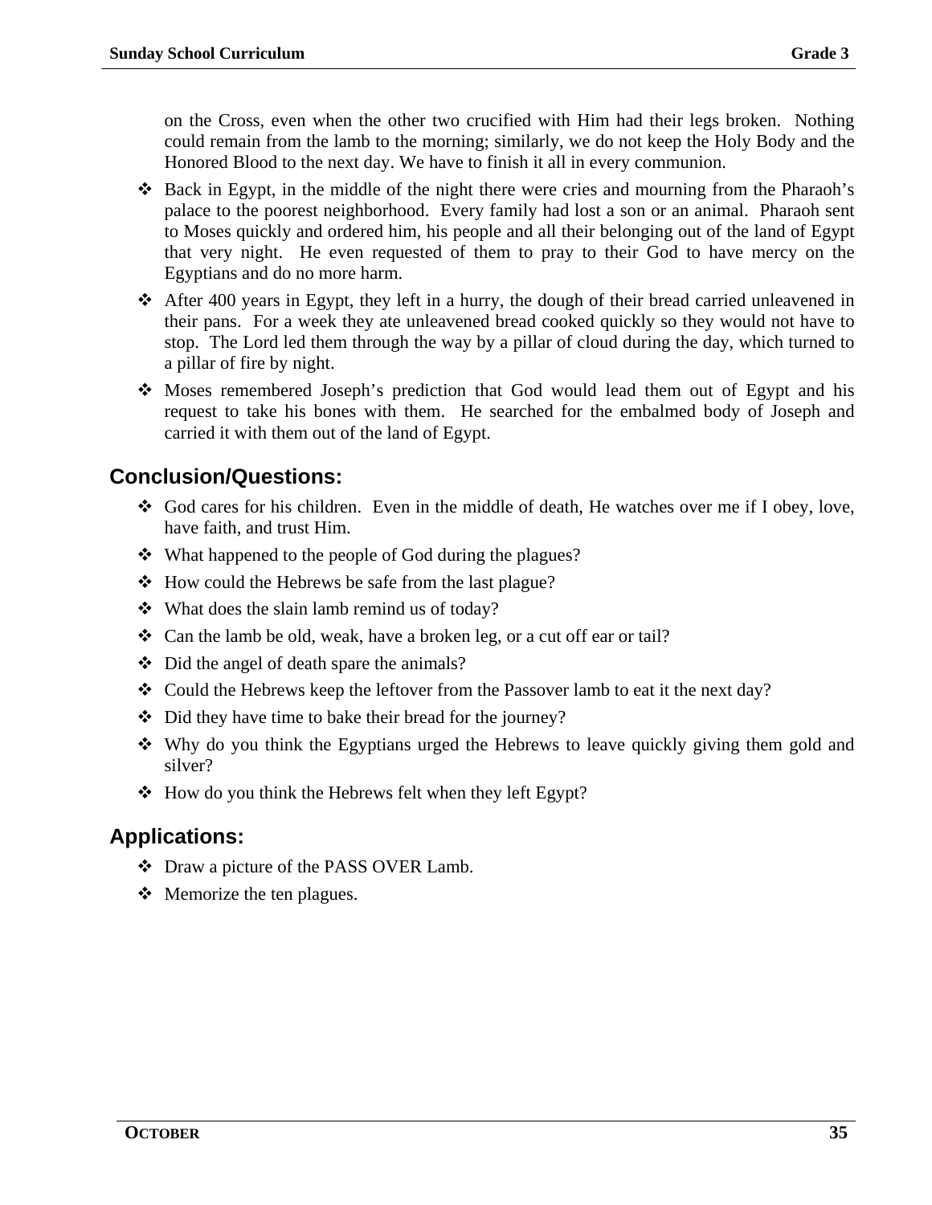on the Cross, even when the other two crucified with Him had their legs broken. Nothing could remain from the lamb to the morning; similarly, we do not keep the Holy Body and the Honored Blood to the next day. We have to finish it all in every communion.

- Back in Egypt, in the middle of the night there were cries and mourning from the Pharaoh's palace to the poorest neighborhood. Every family had lost a son or an animal. Pharaoh sent to Moses quickly and ordered him, his people and all their belonging out of the land of Egypt that very night. He even requested of them to pray to their God to have mercy on the Egyptians and do no more harm.
- After 400 years in Egypt, they left in a hurry, the dough of their bread carried unleavened in their pans. For a week they ate unleavened bread cooked quickly so they would not have to stop. The Lord led them through the way by a pillar of cloud during the day, which turned to a pillar of fire by night.
- Moses remembered Joseph's prediction that God would lead them out of Egypt and his request to take his bones with them. He searched for the embalmed body of Joseph and carried it with them out of the land of Egypt.

## Conclusion/Questions:

- God cares for his children. Even in the middle of death, He watches over me if I obey, love, have faith, and trust Him.
- What happened to the people of God during the plagues?
- How could the Hebrews be safe from the last plague?
- What does the slain lamb remind us of today?
- Can the lamb be old, weak, have a broken leg, or a cut off ear or tail?
- Did the angel of death spare the animals?
- Could the Hebrews keep the leftover from the Passover lamb to eat it the next day?
- Did they have time to bake their bread for the journey?
- Why do you think the Egyptians urged the Hebrews to leave quickly giving them gold and silver?
- How do you think the Hebrews felt when they left Egypt?

## Applications:

- Draw a picture of the PASS OVER Lamb.
- Memorize the ten plagues.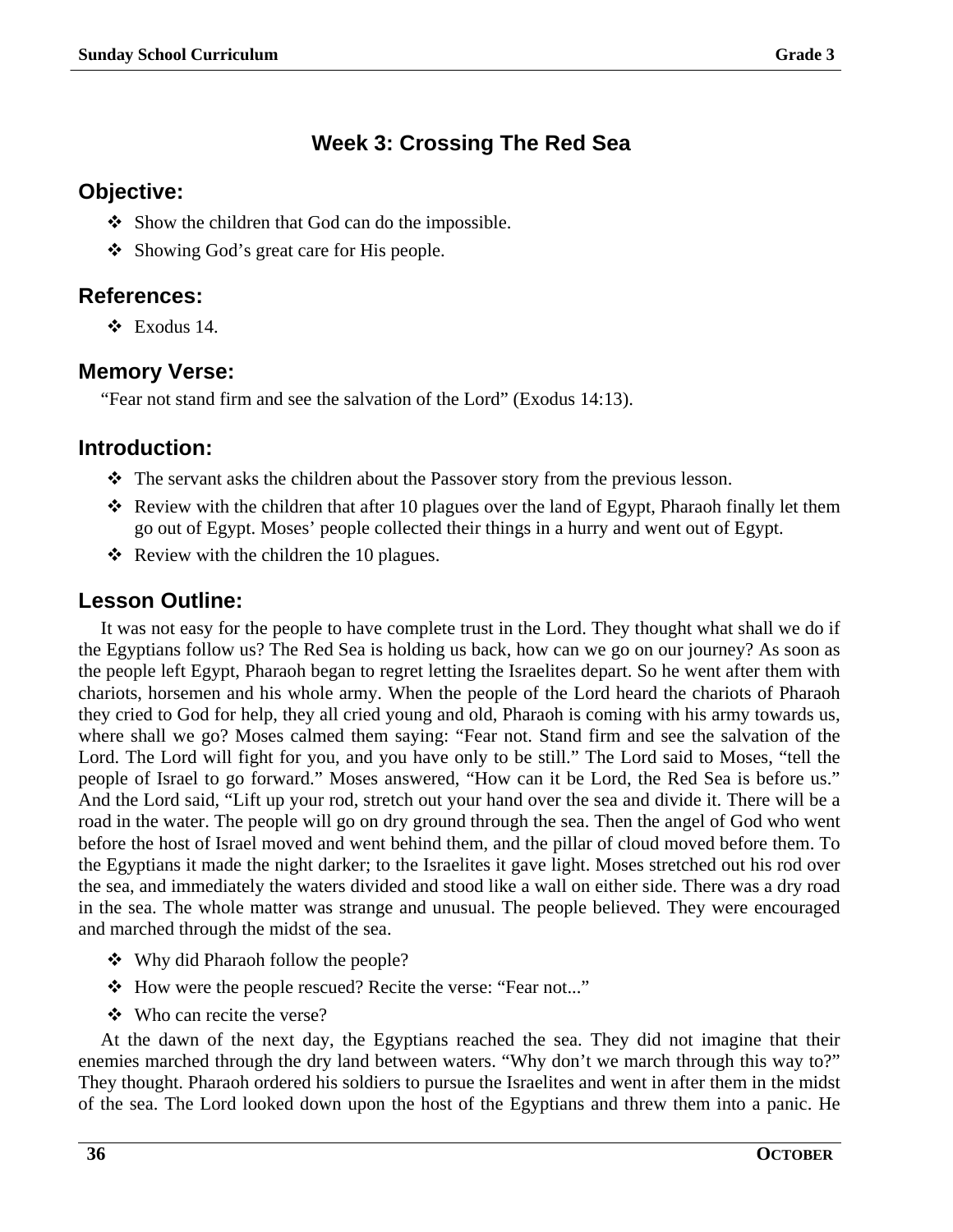## Week 3: Crossing The Red Sea

### Objective:

- ❖ Show the children that God can do the impossible.
- ❖ Showing God's great care for His people.

### References:

- ❖ Exodus 14.

### Memory Verse:

"Fear not stand firm and see the salvation of the Lord" (Exodus 14:13).

### Introduction:

- ❖ The servant asks the children about the Passover story from the previous lesson.
- ❖ Review with the children that after 10 plagues over the land of Egypt, Pharaoh finally let them go out of Egypt. Moses' people collected their things in a hurry and went out of Egypt.
- ❖ Review with the children the 10 plagues.

### Lesson Outline:

It was not easy for the people to have complete trust in the Lord. They thought what shall we do if the Egyptians follow us? The Red Sea is holding us back, how can we go on our journey? As soon as the people left Egypt, Pharaoh began to regret letting the Israelites depart. So he went after them with chariots, horsemen and his whole army. When the people of the Lord heard the chariots of Pharaoh they cried to God for help, they all cried young and old, Pharaoh is coming with his army towards us, where shall we go? Moses calmed them saying: "Fear not. Stand firm and see the salvation of the Lord. The Lord will fight for you, and you have only to be still." The Lord said to Moses, "tell the people of Israel to go forward." Moses answered, "How can it be Lord, the Red Sea is before us." And the Lord said, "Lift up your rod, stretch out your hand over the sea and divide it. There will be a road in the water. The people will go on dry ground through the sea. Then the angel of God who went before the host of Israel moved and went behind them, and the pillar of cloud moved before them. To the Egyptians it made the night darker; to the Israelites it gave light. Moses stretched out his rod over the sea, and immediately the waters divided and stood like a wall on either side. There was a dry road in the sea. The whole matter was strange and unusual. The people believed. They were encouraged and marched through the midst of the sea.

- ❖ Why did Pharaoh follow the people?
- ❖ How were the people rescued? Recite the verse: "Fear not..."
- ❖ Who can recite the verse?

At the dawn of the next day, the Egyptians reached the sea. They did not imagine that their enemies marched through the dry land between waters. "Why don't we march through this way to?" They thought. Pharaoh ordered his soldiers to pursue the Israelites and went in after them in the midst of the sea. The Lord looked down upon the host of the Egyptians and threw them into a panic. He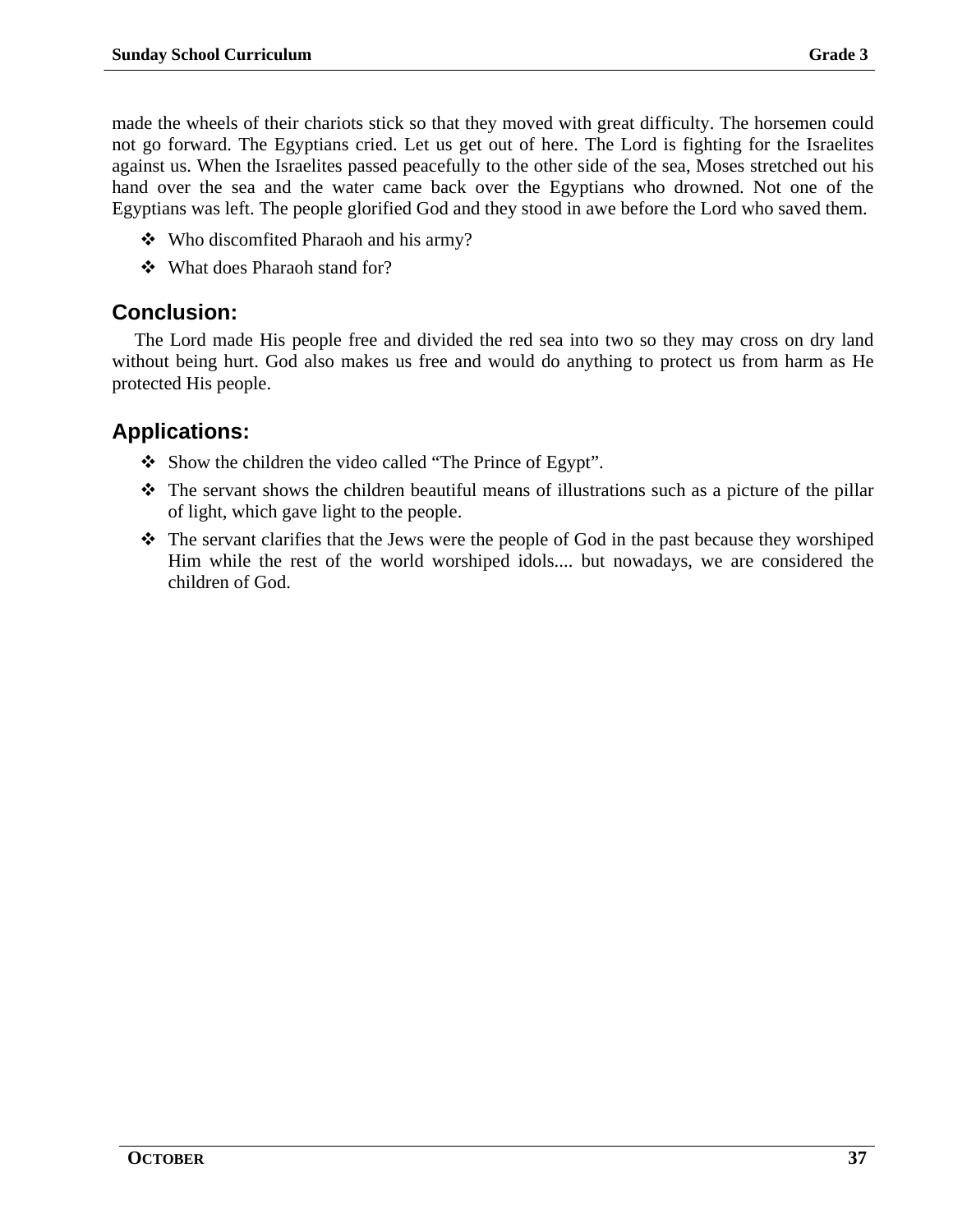made the wheels of their chariots stick so that they moved with great difficulty. The horsemen could not go forward. The Egyptians cried. Let us get out of here. The Lord is fighting for the Israelites against us. When the Israelites passed peacefully to the other side of the sea, Moses stretched out his hand over the sea and the water came back over the Egyptians who drowned. Not one of the Egyptians was left. The people glorified God and they stood in awe before the Lord who saved them.

- Who discomfited Pharaoh and his army?
- What does Pharaoh stand for?

## Conclusion:

The Lord made His people free and divided the red sea into two so they may cross on dry land without being hurt. God also makes us free and would do anything to protect us from harm as He protected His people.

## Applications:

- Show the children the video called "The Prince of Egypt".
- The servant shows the children beautiful means of illustrations such as a picture of the pillar of light, which gave light to the people.
- The servant clarifies that the Jews were the people of God in the past because they worshiped Him while the rest of the world worshiped idols.... but nowadays, we are considered the children of God.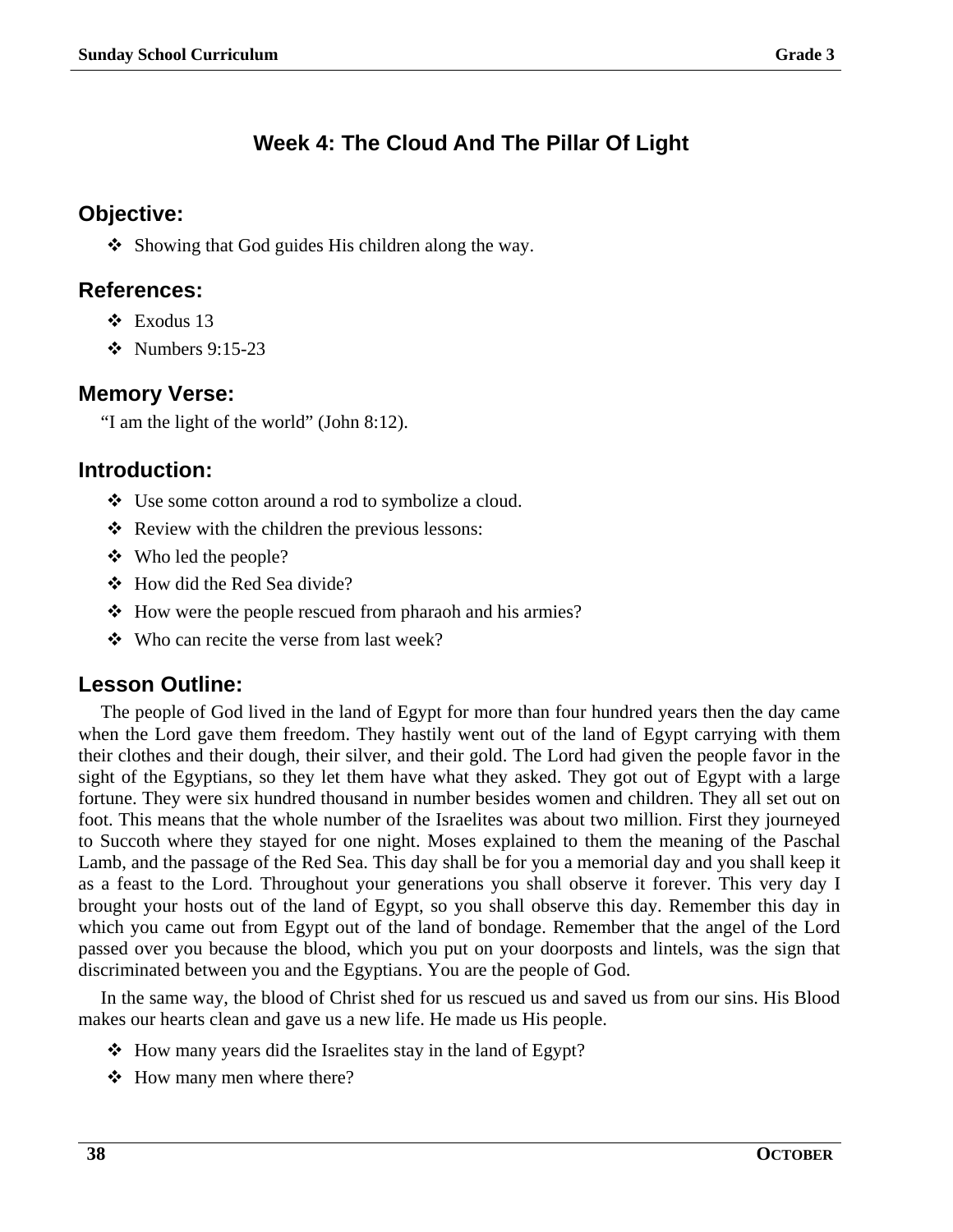# Week 4: The Cloud And The Pillar Of Light

## Objective:

- Showing that God guides His children along the way.

## References:

- Exodus 13
- Numbers 9:15-23

## Memory Verse:

"I am the light of the world" (John 8:12).

## Introduction:

- Use some cotton around a rod to symbolize a cloud.
- Review with the children the previous lessons:
- Who led the people?
- How did the Red Sea divide?
- How were the people rescued from pharaoh and his armies?
- Who can recite the verse from last week?

## Lesson Outline:

The people of God lived in the land of Egypt for more than four hundred years then the day came when the Lord gave them freedom. They hastily went out of the land of Egypt carrying with them their clothes and their dough, their silver, and their gold. The Lord had given the people favor in the sight of the Egyptians, so they let them have what they asked. They got out of Egypt with a large fortune. They were six hundred thousand in number besides women and children. They all set out on foot. This means that the whole number of the Israelites was about two million. First they journeyed to Succoth where they stayed for one night. Moses explained to them the meaning of the Paschal Lamb, and the passage of the Red Sea. This day shall be for you a memorial day and you shall keep it as a feast to the Lord. Throughout your generations you shall observe it forever. This very day I brought your hosts out of the land of Egypt, so you shall observe this day. Remember this day in which you came out from Egypt out of the land of bondage. Remember that the angel of the Lord passed over you because the blood, which you put on your doorposts and lintels, was the sign that discriminated between you and the Egyptians. You are the people of God.

In the same way, the blood of Christ shed for us rescued us and saved us from our sins. His Blood makes our hearts clean and gave us a new life. He made us His people.

- How many years did the Israelites stay in the land of Egypt?
- How many men where there?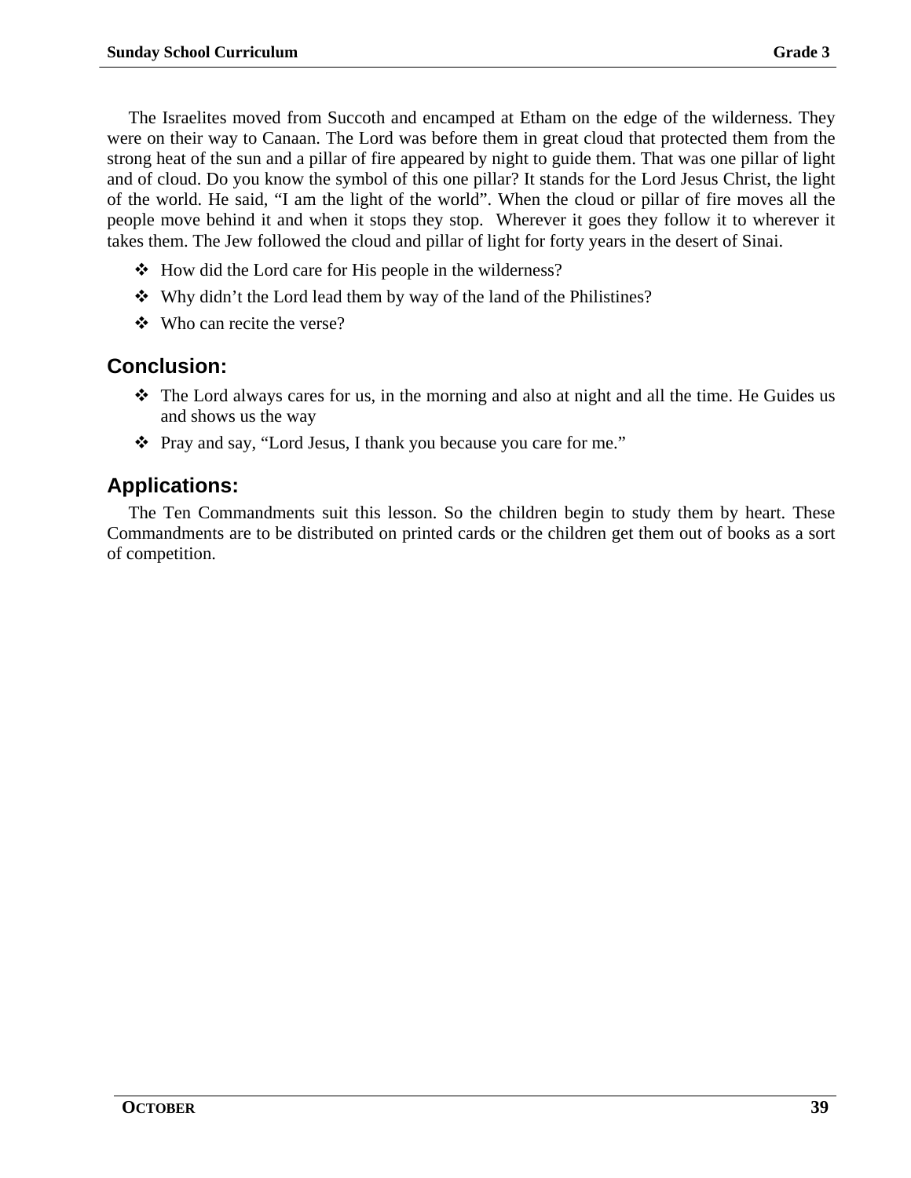The Israelites moved from Succoth and encamped at Etham on the edge of the wilderness. They were on their way to Canaan. The Lord was before them in great cloud that protected them from the strong heat of the sun and a pillar of fire appeared by night to guide them. That was one pillar of light and of cloud. Do you know the symbol of this one pillar? It stands for the Lord Jesus Christ, the light of the world. He said, “I am the light of the world”. When the cloud or pillar of fire moves all the people move behind it and when it stops they stop. Wherever it goes they follow it to wherever it takes them. The Jew followed the cloud and pillar of light for forty years in the desert of Sinai.

- How did the Lord care for His people in the wilderness?
- Why didn’t the Lord lead them by way of the land of the Philistines?
- Who can recite the verse?

## Conclusion:

- The Lord always cares for us, in the morning and also at night and all the time. He Guides us and shows us the way
- Pray and say, “Lord Jesus, I thank you because you care for me.”

## Applications:

The Ten Commandments suit this lesson. So the children begin to study them by heart. These Commandments are to be distributed on printed cards or the children get them out of books as a sort of competition.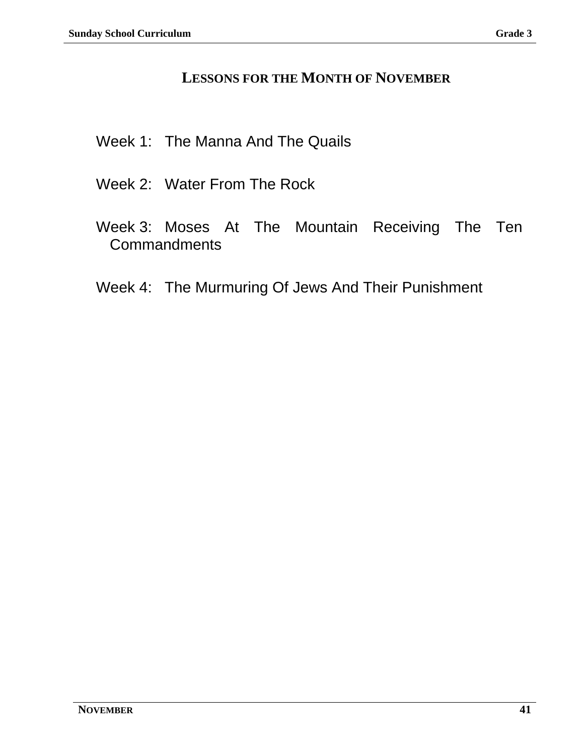## LESSONS FOR THE MONTH OF NOVEMBER

Week 1: The Manna And The Quails

Week 2: Water From The Rock

Week 3: Moses At The Mountain Receiving The Ten Commandments

Week 4: The Murmuring Of Jews And Their Punishment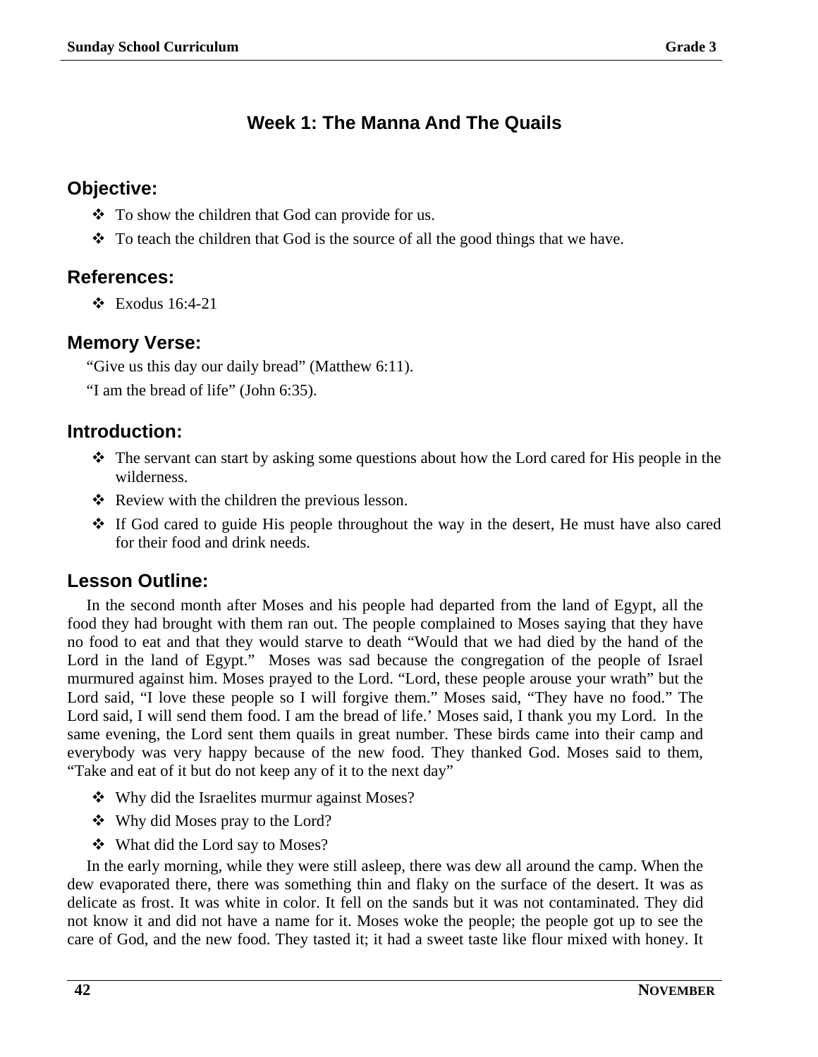# Week 1: The Manna And The Quails

## Objective:

- To show the children that God can provide for us.
- To teach the children that God is the source of all the good things that we have.

## References:

- Exodus 16:4-21

## Memory Verse:

"Give us this day our daily bread" (Matthew 6:11).

"I am the bread of life" (John 6:35).

## Introduction:

- The servant can start by asking some questions about how the Lord cared for His people in the wilderness.
- Review with the children the previous lesson.
- If God cared to guide His people throughout the way in the desert, He must have also cared for their food and drink needs.

## Lesson Outline:

In the second month after Moses and his people had departed from the land of Egypt, all the food they had brought with them ran out. The people complained to Moses saying that they have no food to eat and that they would starve to death "Would that we had died by the hand of the Lord in the land of Egypt." Moses was sad because the congregation of the people of Israel murmured against him. Moses prayed to the Lord. "Lord, these people arouse your wrath" but the Lord said, "I love these people so I will forgive them." Moses said, "They have no food." The Lord said, I will send them food. I am the bread of life.' Moses said, I thank you my Lord. In the same evening, the Lord sent them quails in great number. These birds came into their camp and everybody was very happy because of the new food. They thanked God. Moses said to them, "Take and eat of it but do not keep any of it to the next day"

- Why did the Israelites murmur against Moses?
- Why did Moses pray to the Lord?
- What did the Lord say to Moses?

In the early morning, while they were still asleep, there was dew all around the camp. When the dew evaporated there, there was something thin and flaky on the surface of the desert. It was as delicate as frost. It was white in color. It fell on the sands but it was not contaminated. They did not know it and did not have a name for it. Moses woke the people; the people got up to see the care of God, and the new food. They tasted it; it had a sweet taste like flour mixed with honey. It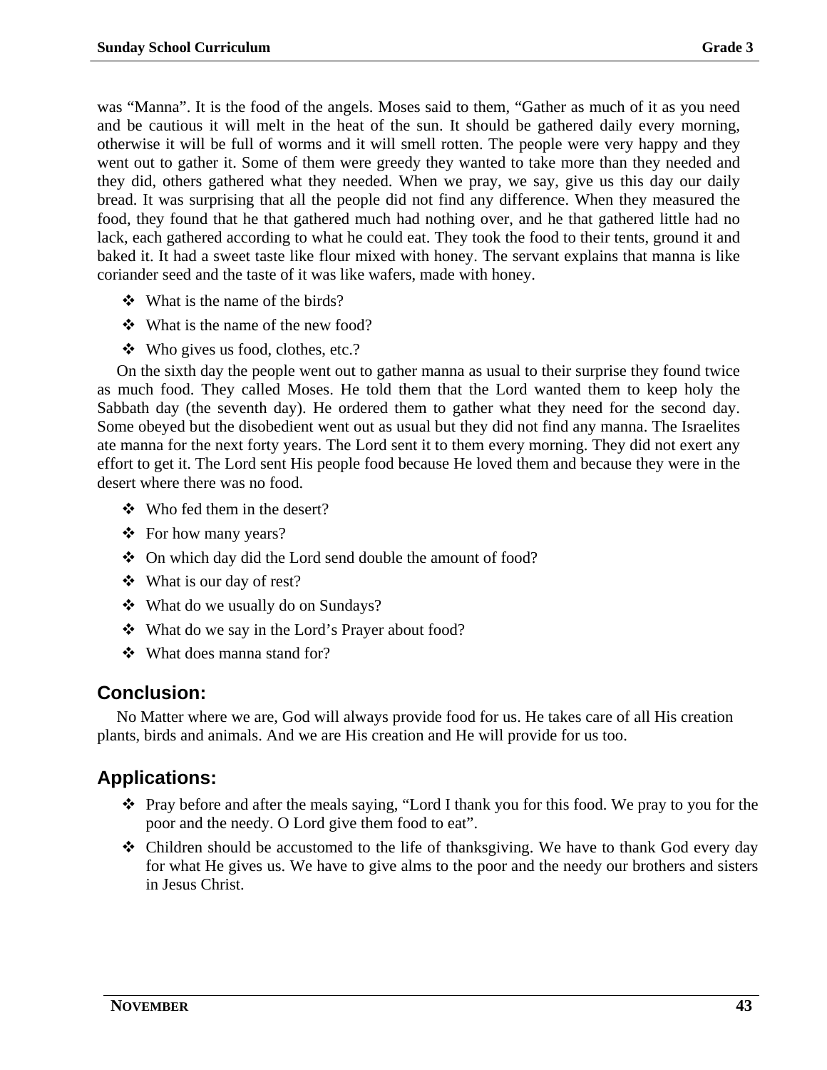was “Manna”. It is the food of the angels. Moses said to them, “Gather as much of it as you need and be cautious it will melt in the heat of the sun. It should be gathered daily every morning, otherwise it will be full of worms and it will smell rotten. The people were very happy and they went out to gather it. Some of them were greedy they wanted to take more than they needed and they did, others gathered what they needed. When we pray, we say, give us this day our daily bread. It was surprising that all the people did not find any difference. When they measured the food, they found that he that gathered much had nothing over, and he that gathered little had no lack, each gathered according to what he could eat. They took the food to their tents, ground it and baked it. It had a sweet taste like flour mixed with honey. The servant explains that manna is like coriander seed and the taste of it was like wafers, made with honey.

- What is the name of the birds?
- What is the name of the new food?
- Who gives us food, clothes, etc.?

On the sixth day the people went out to gather manna as usual to their surprise they found twice as much food. They called Moses. He told them that the Lord wanted them to keep holy the Sabbath day (the seventh day). He ordered them to gather what they need for the second day. Some obeyed but the disobedient went out as usual but they did not find any manna. The Israelites ate manna for the next forty years. The Lord sent it to them every morning. They did not exert any effort to get it. The Lord sent His people food because He loved them and because they were in the desert where there was no food.

- Who fed them in the desert?
- For how many years?
- On which day did the Lord send double the amount of food?
- What is our day of rest?
- What do we usually do on Sundays?
- What do we say in the Lord’s Prayer about food?
- What does manna stand for?

## Conclusion:

No Matter where we are, God will always provide food for us. He takes care of all His creation plants, birds and animals. And we are His creation and He will provide for us too.

## Applications:

- Pray before and after the meals saying, “Lord I thank you for this food. We pray to you for the poor and the needy. O Lord give them food to eat”.
- Children should be accustomed to the life of thanksgiving. We have to thank God every day for what He gives us. We have to give alms to the poor and the needy our brothers and sisters in Jesus Christ.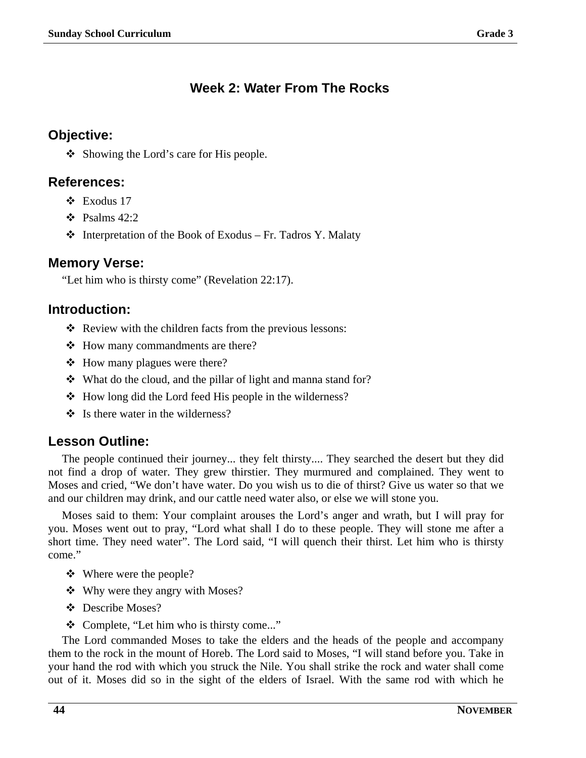# Week 2: Water From The Rocks

## Objective:

- Showing the Lord's care for His people.

## References:

- Exodus 17
- Psalms 42:2
- Interpretation of the Book of Exodus – Fr. Tadros Y. Malaty

## Memory Verse:

"Let him who is thirsty come" (Revelation 22:17).

## Introduction:

- Review with the children facts from the previous lessons:
- How many commandments are there?
- How many plagues were there?
- What do the cloud, and the pillar of light and manna stand for?
- How long did the Lord feed His people in the wilderness?
- Is there water in the wilderness?

## Lesson Outline:

The people continued their journey... they felt thirsty.... They searched the desert but they did not find a drop of water. They grew thirstier. They murmured and complained. They went to Moses and cried, "We don't have water. Do you wish us to die of thirst? Give us water so that we and our children may drink, and our cattle need water also, or else we will stone you.

Moses said to them: Your complaint arouses the Lord's anger and wrath, but I will pray for you. Moses went out to pray, "Lord what shall I do to these people. They will stone me after a short time. They need water". The Lord said, "I will quench their thirst. Let him who is thirsty come."

- Where were the people?
- Why were they angry with Moses?
- Describe Moses?
- Complete, "Let him who is thirsty come..."

The Lord commanded Moses to take the elders and the heads of the people and accompany them to the rock in the mount of Horeb. The Lord said to Moses, "I will stand before you. Take in your hand the rod with which you struck the Nile. You shall strike the rock and water shall come out of it. Moses did so in the sight of the elders of Israel. With the same rod with which he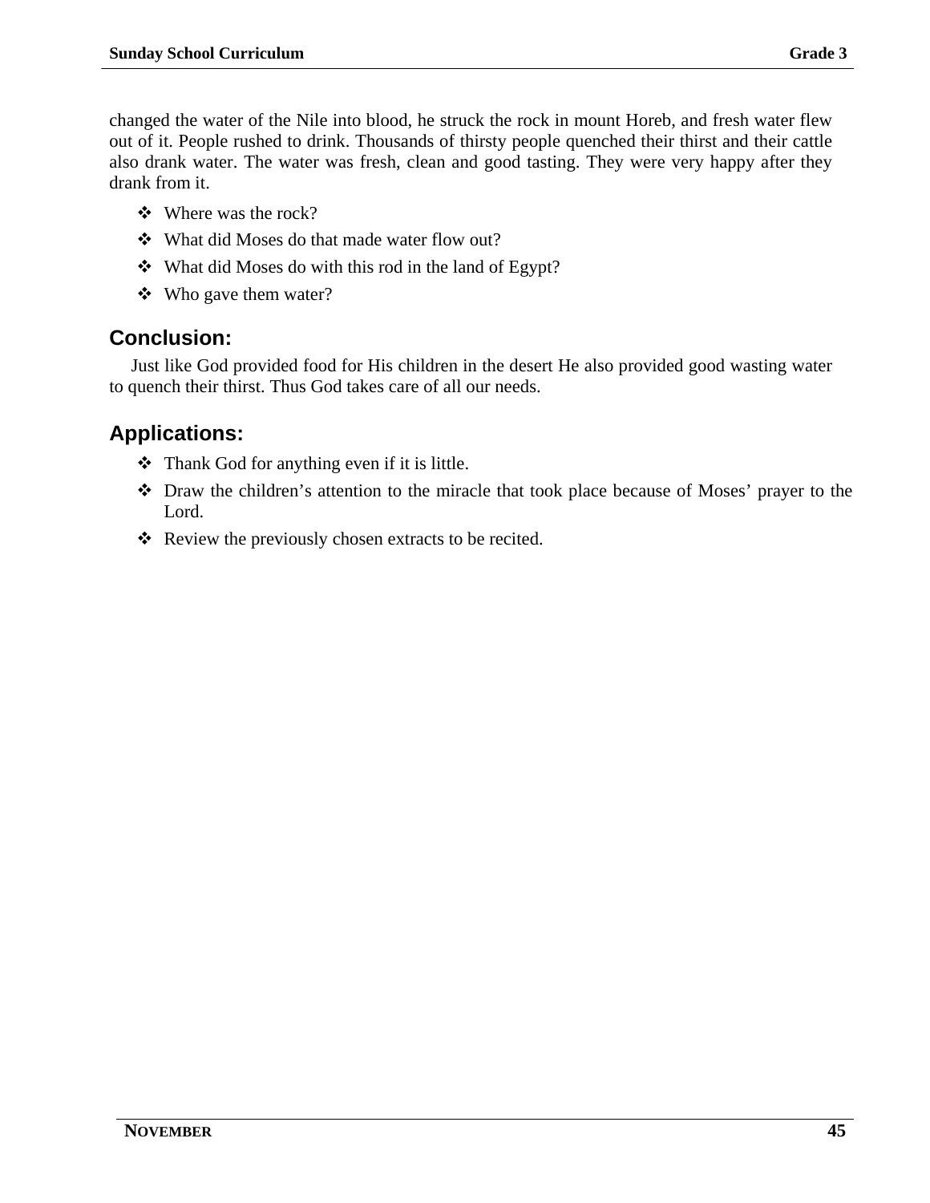changed the water of the Nile into blood, he struck the rock in mount Horeb, and fresh water flew out of it. People rushed to drink. Thousands of thirsty people quenched their thirst and their cattle also drank water. The water was fresh, clean and good tasting. They were very happy after they drank from it.

- Where was the rock?
- What did Moses do that made water flow out?
- What did Moses do with this rod in the land of Egypt?
- Who gave them water?

## Conclusion:

Just like God provided food for His children in the desert He also provided good wasting water to quench their thirst. Thus God takes care of all our needs.

## Applications:

- Thank God for anything even if it is little.
- Draw the children's attention to the miracle that took place because of Moses' prayer to the Lord.
- Review the previously chosen extracts to be recited.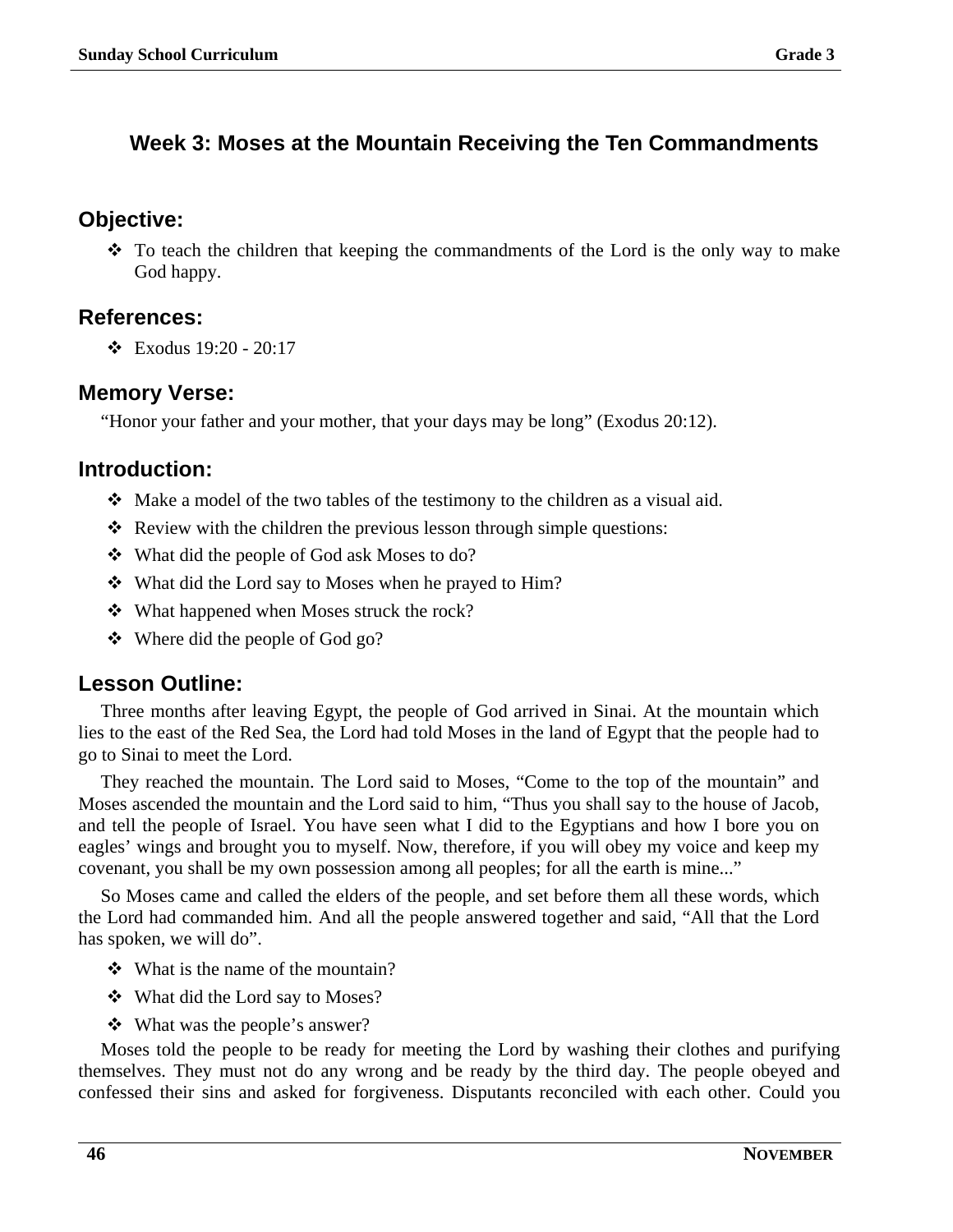## Week 3: Moses at the Mountain Receiving the Ten Commandments

### Objective:

- To teach the children that keeping the commandments of the Lord is the only way to make God happy.

### References:

- Exodus 19:20 - 20:17

### Memory Verse:

"Honor your father and your mother, that your days may be long" (Exodus 20:12).

### Introduction:

- Make a model of the two tables of the testimony to the children as a visual aid.
- Review with the children the previous lesson through simple questions:
- What did the people of God ask Moses to do?
- What did the Lord say to Moses when he prayed to Him?
- What happened when Moses struck the rock?
- Where did the people of God go?

### Lesson Outline:

Three months after leaving Egypt, the people of God arrived in Sinai. At the mountain which lies to the east of the Red Sea, the Lord had told Moses in the land of Egypt that the people had to go to Sinai to meet the Lord.

They reached the mountain. The Lord said to Moses, "Come to the top of the mountain" and Moses ascended the mountain and the Lord said to him, "Thus you shall say to the house of Jacob, and tell the people of Israel. You have seen what I did to the Egyptians and how I bore you on eagles' wings and brought you to myself. Now, therefore, if you will obey my voice and keep my covenant, you shall be my own possession among all peoples; for all the earth is mine..."

So Moses came and called the elders of the people, and set before them all these words, which the Lord had commanded him. And all the people answered together and said, "All that the Lord has spoken, we will do".

- What is the name of the mountain?
- What did the Lord say to Moses?
- What was the people's answer?

Moses told the people to be ready for meeting the Lord by washing their clothes and purifying themselves. They must not do any wrong and be ready by the third day. The people obeyed and confessed their sins and asked for forgiveness. Disputants reconciled with each other. Could you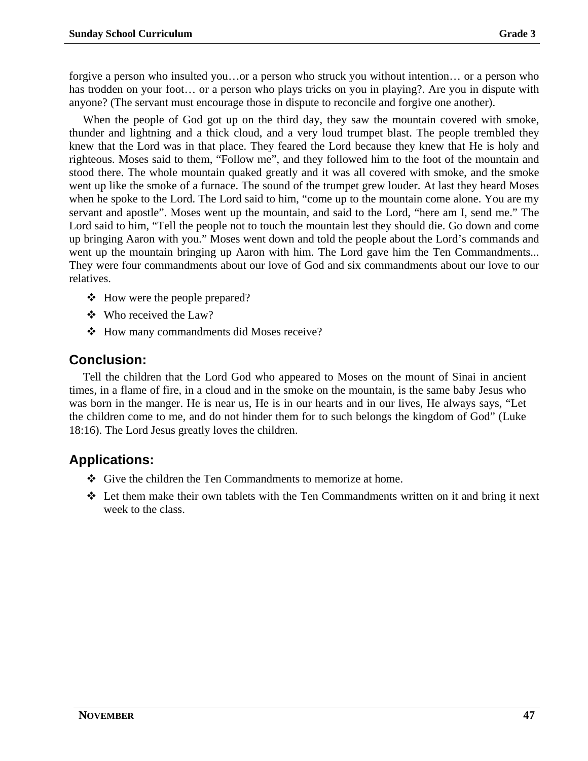forgive a person who insulted you…or a person who struck you without intention… or a person who has trodden on your foot… or a person who plays tricks on you in playing?. Are you in dispute with anyone? (The servant must encourage those in dispute to reconcile and forgive one another).

When the people of God got up on the third day, they saw the mountain covered with smoke, thunder and lightning and a thick cloud, and a very loud trumpet blast. The people trembled they knew that the Lord was in that place. They feared the Lord because they knew that He is holy and righteous. Moses said to them, "Follow me", and they followed him to the foot of the mountain and stood there. The whole mountain quaked greatly and it was all covered with smoke, and the smoke went up like the smoke of a furnace. The sound of the trumpet grew louder. At last they heard Moses when he spoke to the Lord. The Lord said to him, "come up to the mountain come alone. You are my servant and apostle". Moses went up the mountain, and said to the Lord, "here am I, send me." The Lord said to him, "Tell the people not to touch the mountain lest they should die. Go down and come up bringing Aaron with you." Moses went down and told the people about the Lord's commands and went up the mountain bringing up Aaron with him. The Lord gave him the Ten Commandments... They were four commandments about our love of God and six commandments about our love to our relatives.

- How were the people prepared?
- Who received the Law?
- How many commandments did Moses receive?

## Conclusion:

Tell the children that the Lord God who appeared to Moses on the mount of Sinai in ancient times, in a flame of fire, in a cloud and in the smoke on the mountain, is the same baby Jesus who was born in the manger. He is near us, He is in our hearts and in our lives, He always says, "Let the children come to me, and do not hinder them for to such belongs the kingdom of God" (Luke 18:16). The Lord Jesus greatly loves the children.

## Applications:

- Give the children the Ten Commandments to memorize at home.
- Let them make their own tablets with the Ten Commandments written on it and bring it next week to the class.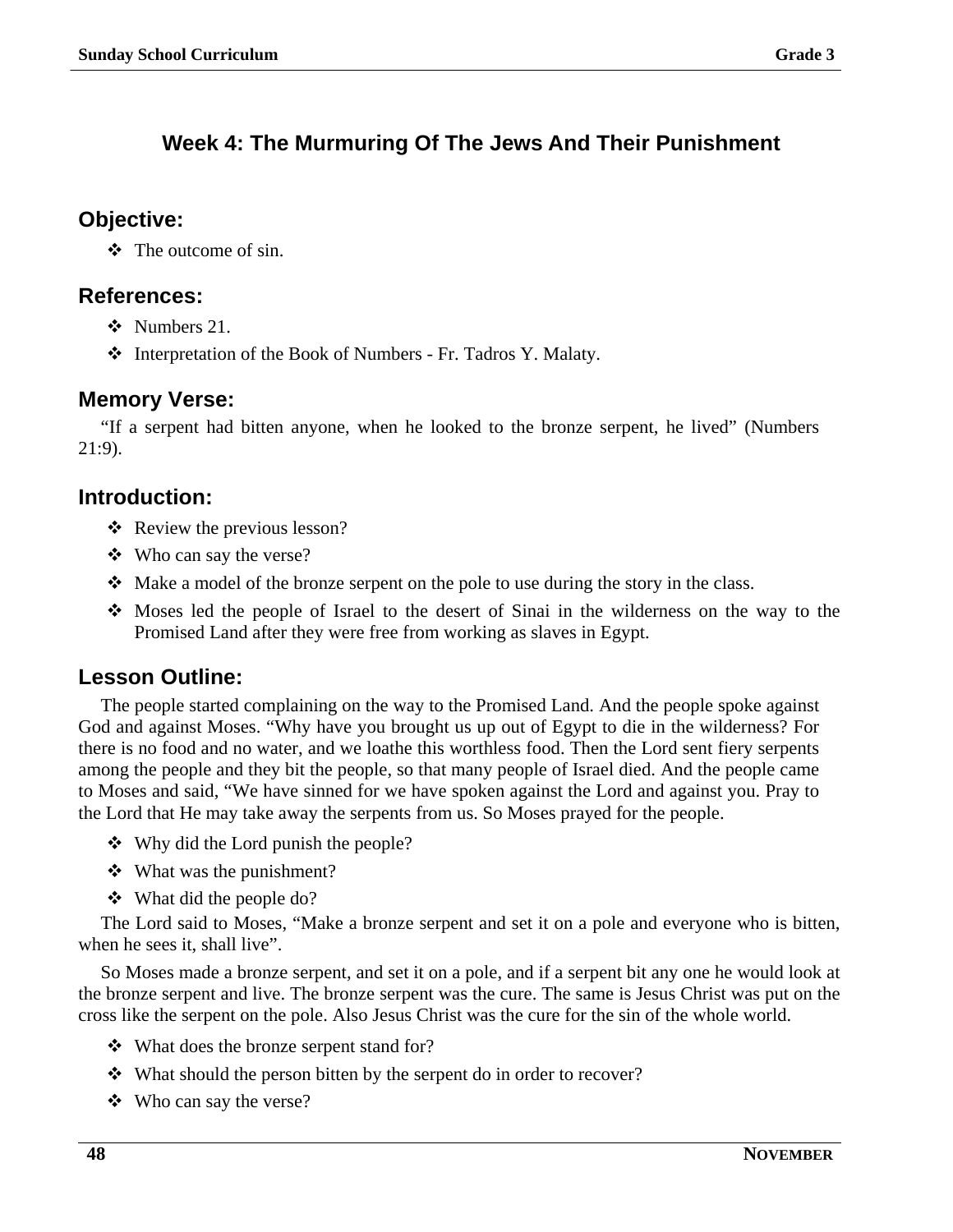# Week 4: The Murmuring Of The Jews And Their Punishment

## Objective:

- The outcome of sin.

## References:

- Numbers 21.
- Interpretation of the Book of Numbers - Fr. Tadros Y. Malaty.

## Memory Verse:

"If a serpent had bitten anyone, when he looked to the bronze serpent, he lived" (Numbers 21:9).

## Introduction:

- Review the previous lesson?
- Who can say the verse?
- Make a model of the bronze serpent on the pole to use during the story in the class.
- Moses led the people of Israel to the desert of Sinai in the wilderness on the way to the Promised Land after they were free from working as slaves in Egypt.

## Lesson Outline:

The people started complaining on the way to the Promised Land. And the people spoke against God and against Moses. "Why have you brought us up out of Egypt to die in the wilderness? For there is no food and no water, and we loathe this worthless food. Then the Lord sent fiery serpents among the people and they bit the people, so that many people of Israel died. And the people came to Moses and said, "We have sinned for we have spoken against the Lord and against you. Pray to the Lord that He may take away the serpents from us. So Moses prayed for the people.

- Why did the Lord punish the people?
- What was the punishment?
- What did the people do?

The Lord said to Moses, "Make a bronze serpent and set it on a pole and everyone who is bitten, when he sees it, shall live".

So Moses made a bronze serpent, and set it on a pole, and if a serpent bit any one he would look at the bronze serpent and live. The bronze serpent was the cure. The same is Jesus Christ was put on the cross like the serpent on the pole. Also Jesus Christ was the cure for the sin of the whole world.

- What does the bronze serpent stand for?
- What should the person bitten by the serpent do in order to recover?
- Who can say the verse?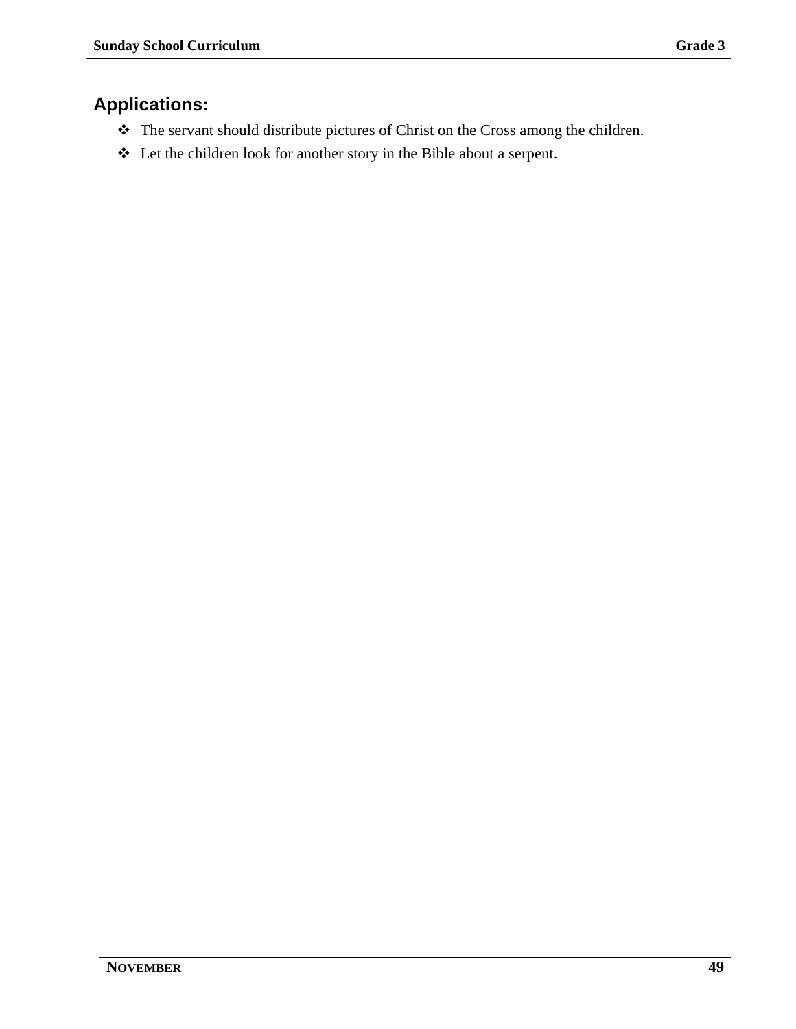## Applications:

- The servant should distribute pictures of Christ on the Cross among the children.
- Let the children look for another story in the Bible about a serpent.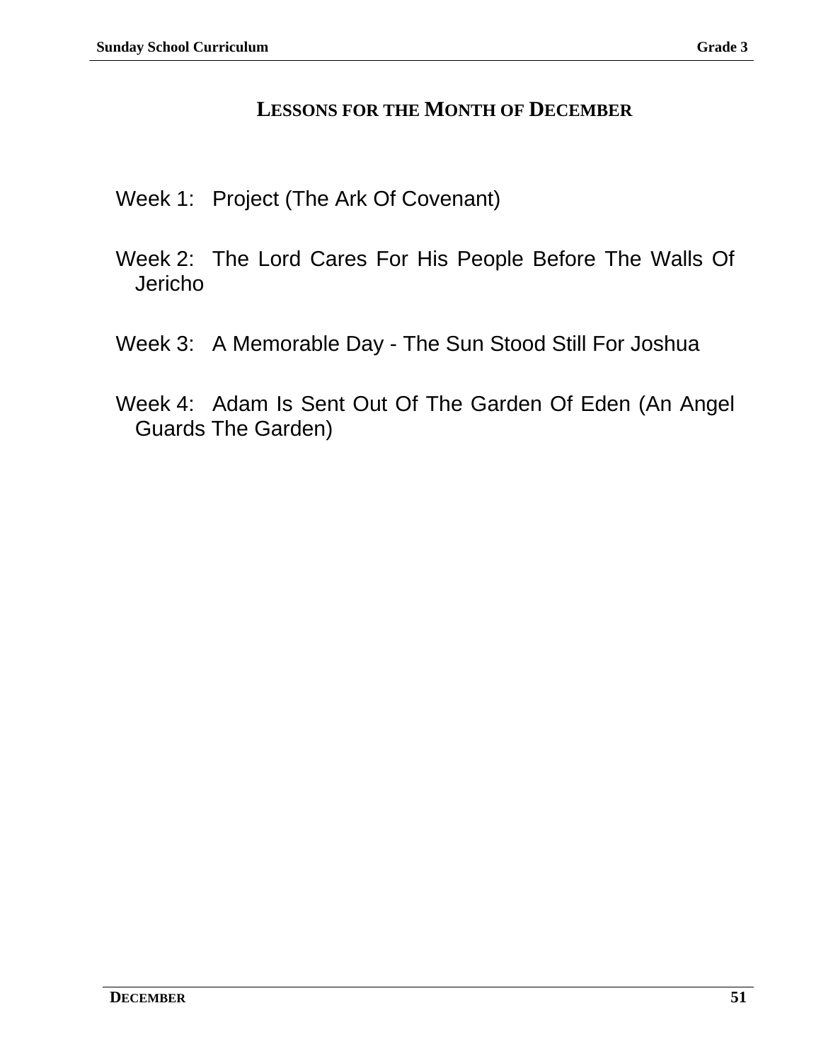## LESSONS FOR THE MONTH OF DECEMBER

Week 1: Project (The Ark Of Covenant)

Week 2: The Lord Cares For His People Before The Walls Of Jericho

Week 3: A Memorable Day - The Sun Stood Still For Joshua

Week 4: Adam Is Sent Out Of The Garden Of Eden (An Angel Guards The Garden)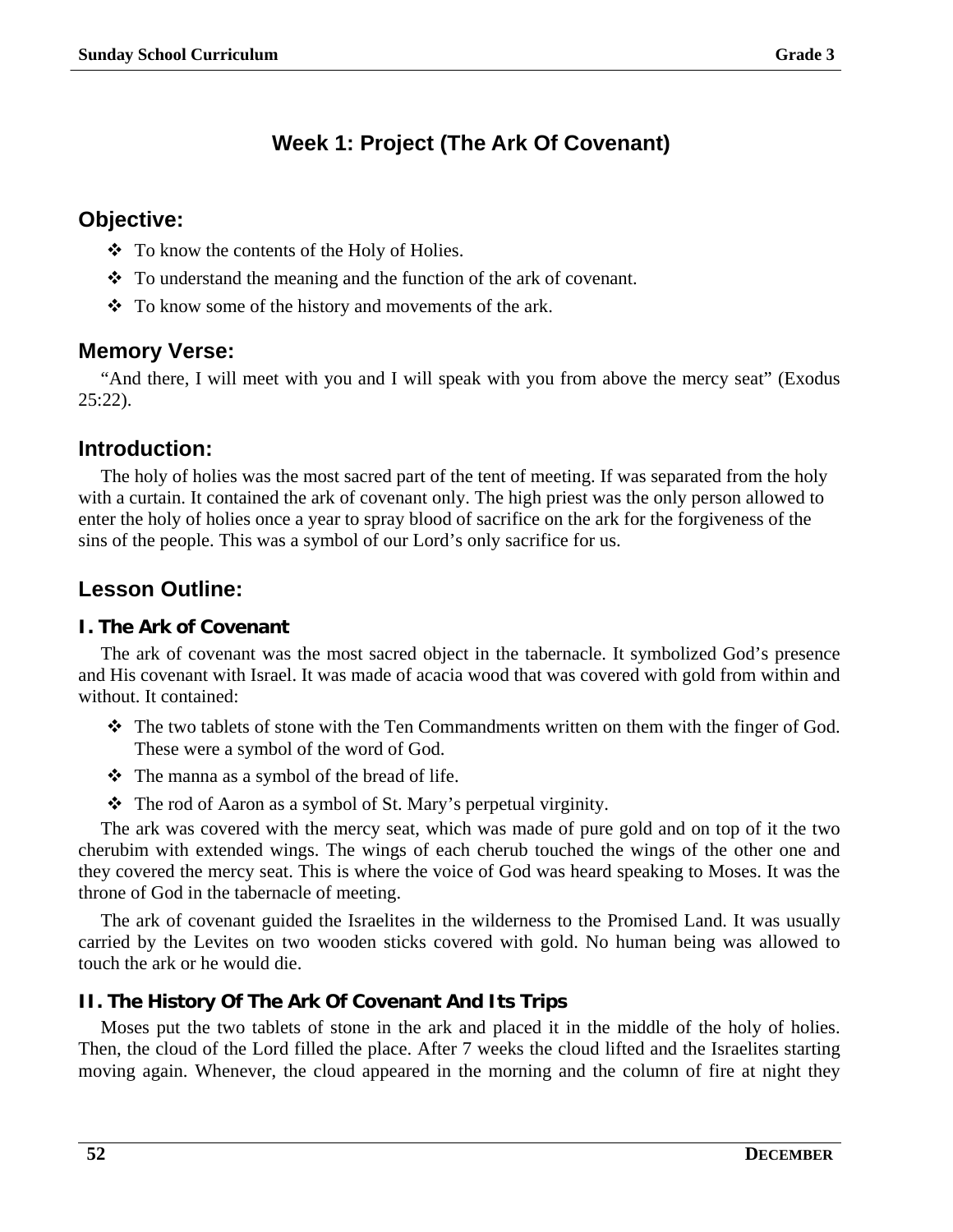# Week 1: Project (The Ark Of Covenant)

## Objective:

- ❖ To know the contents of the Holy of Holies.
- ❖ To understand the meaning and the function of the ark of covenant.
- ❖ To know some of the history and movements of the ark.

## Memory Verse:

"And there, I will meet with you and I will speak with you from above the mercy seat" (Exodus 25:22).

## Introduction:

The holy of holies was the most sacred part of the tent of meeting. If was separated from the holy with a curtain. It contained the ark of covenant only. The high priest was the only person allowed to enter the holy of holies once a year to spray blood of sacrifice on the ark for the forgiveness of the sins of the people. This was a symbol of our Lord's only sacrifice for us.

## Lesson Outline:

### I. The Ark of Covenant

The ark of covenant was the most sacred object in the tabernacle. It symbolized God's presence and His covenant with Israel. It was made of acacia wood that was covered with gold from within and without. It contained:

- ❖ The two tablets of stone with the Ten Commandments written on them with the finger of God. These were a symbol of the word of God.
- ❖ The manna as a symbol of the bread of life.
- ❖ The rod of Aaron as a symbol of St. Mary's perpetual virginity.

The ark was covered with the mercy seat, which was made of pure gold and on top of it the two cherubim with extended wings. The wings of each cherub touched the wings of the other one and they covered the mercy seat. This is where the voice of God was heard speaking to Moses. It was the throne of God in the tabernacle of meeting.

The ark of covenant guided the Israelites in the wilderness to the Promised Land. It was usually carried by the Levites on two wooden sticks covered with gold. No human being was allowed to touch the ark or he would die.

### II. The History Of The Ark Of Covenant And Its Trips

Moses put the two tablets of stone in the ark and placed it in the middle of the holy of holies. Then, the cloud of the Lord filled the place. After 7 weeks the cloud lifted and the Israelites starting moving again. Whenever, the cloud appeared in the morning and the column of fire at night they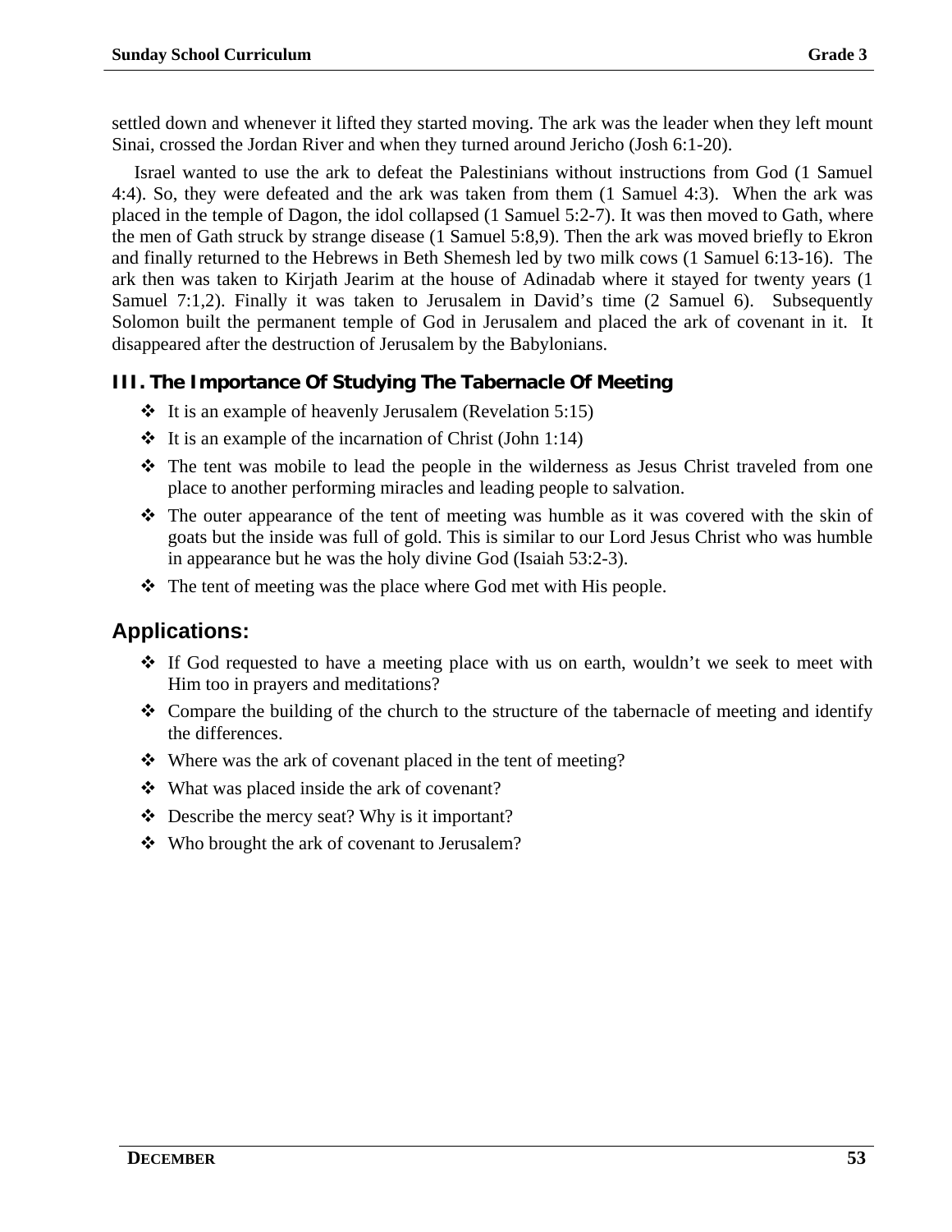settled down and whenever it lifted they started moving. The ark was the leader when they left mount Sinai, crossed the Jordan River and when they turned around Jericho (Josh 6:1-20).

Israel wanted to use the ark to defeat the Palestinians without instructions from God (1 Samuel 4:4). So, they were defeated and the ark was taken from them (1 Samuel 4:3). When the ark was placed in the temple of Dagon, the idol collapsed (1 Samuel 5:2-7). It was then moved to Gath, where the men of Gath struck by strange disease (1 Samuel 5:8,9). Then the ark was moved briefly to Ekron and finally returned to the Hebrews in Beth Shemesh led by two milk cows (1 Samuel 6:13-16). The ark then was taken to Kirjath Jearim at the house of Adinadab where it stayed for twenty years (1 Samuel 7:1,2). Finally it was taken to Jerusalem in David's time (2 Samuel 6). Subsequently Solomon built the permanent temple of God in Jerusalem and placed the ark of covenant in it. It disappeared after the destruction of Jerusalem by the Babylonians.

### III. The Importance Of Studying The Tabernacle Of Meeting

- It is an example of heavenly Jerusalem (Revelation 5:15)
- It is an example of the incarnation of Christ (John 1:14)
- The tent was mobile to lead the people in the wilderness as Jesus Christ traveled from one place to another performing miracles and leading people to salvation.
- The outer appearance of the tent of meeting was humble as it was covered with the skin of goats but the inside was full of gold. This is similar to our Lord Jesus Christ who was humble in appearance but he was the holy divine God (Isaiah 53:2-3).
- The tent of meeting was the place where God met with His people.

## Applications:

- If God requested to have a meeting place with us on earth, wouldn't we seek to meet with Him too in prayers and meditations?
- Compare the building of the church to the structure of the tabernacle of meeting and identify the differences.
- Where was the ark of covenant placed in the tent of meeting?
- What was placed inside the ark of covenant?
- Describe the mercy seat? Why is it important?
- Who brought the ark of covenant to Jerusalem?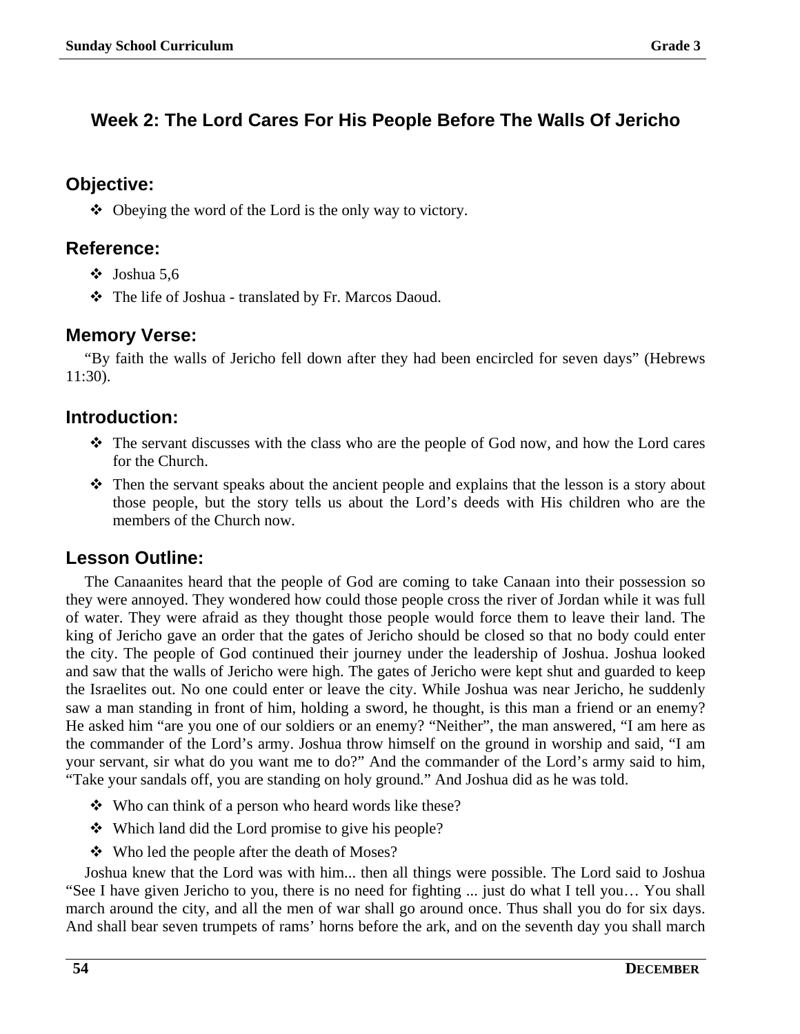## Week 2: The Lord Cares For His People Before The Walls Of Jericho

### Objective:

- Obeying the word of the Lord is the only way to victory.

### Reference:

- Joshua 5,6
- The life of Joshua - translated by Fr. Marcos Daoud.

### Memory Verse:

"By faith the walls of Jericho fell down after they had been encircled for seven days" (Hebrews 11:30).

### Introduction:

- The servant discusses with the class who are the people of God now, and how the Lord cares for the Church.
- Then the servant speaks about the ancient people and explains that the lesson is a story about those people, but the story tells us about the Lord's deeds with His children who are the members of the Church now.

### Lesson Outline:

The Canaanites heard that the people of God are coming to take Canaan into their possession so they were annoyed. They wondered how could those people cross the river of Jordan while it was full of water. They were afraid as they thought those people would force them to leave their land. The king of Jericho gave an order that the gates of Jericho should be closed so that no body could enter the city. The people of God continued their journey under the leadership of Joshua. Joshua looked and saw that the walls of Jericho were high. The gates of Jericho were kept shut and guarded to keep the Israelites out. No one could enter or leave the city. While Joshua was near Jericho, he suddenly saw a man standing in front of him, holding a sword, he thought, is this man a friend or an enemy? He asked him "are you one of our soldiers or an enemy? "Neither", the man answered, "I am here as the commander of the Lord's army. Joshua throw himself on the ground in worship and said, "I am your servant, sir what do you want me to do?" And the commander of the Lord's army said to him, "Take your sandals off, you are standing on holy ground." And Joshua did as he was told.

- Who can think of a person who heard words like these?
- Which land did the Lord promise to give his people?
- Who led the people after the death of Moses?

Joshua knew that the Lord was with him... then all things were possible. The Lord said to Joshua "See I have given Jericho to you, there is no need for fighting ... just do what I tell you… You shall march around the city, and all the men of war shall go around once. Thus shall you do for six days. And shall bear seven trumpets of rams' horns before the ark, and on the seventh day you shall march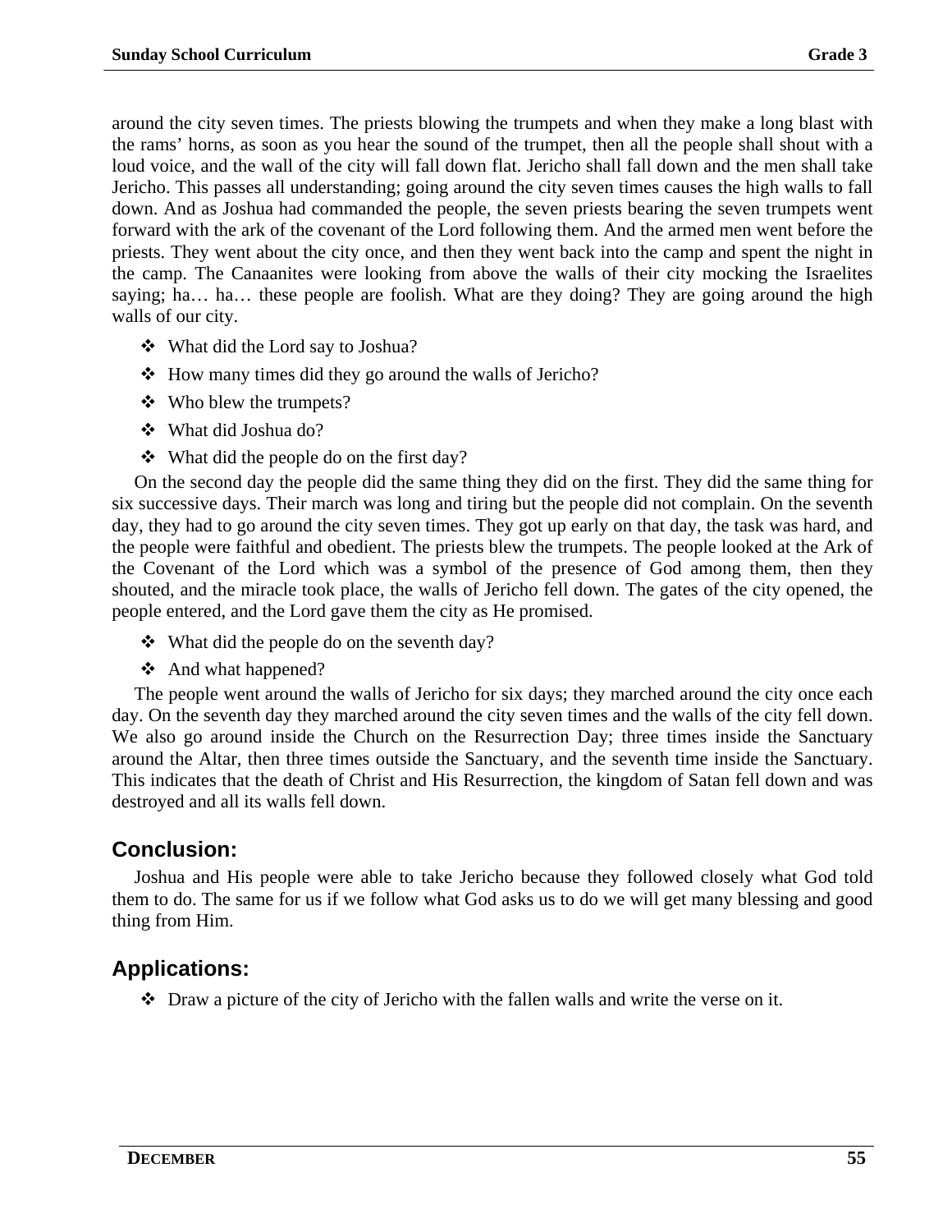around the city seven times. The priests blowing the trumpets and when they make a long blast with the rams' horns, as soon as you hear the sound of the trumpet, then all the people shall shout with a loud voice, and the wall of the city will fall down flat. Jericho shall fall down and the men shall take Jericho. This passes all understanding; going around the city seven times causes the high walls to fall down. And as Joshua had commanded the people, the seven priests bearing the seven trumpets went forward with the ark of the covenant of the Lord following them. And the armed men went before the priests. They went about the city once, and then they went back into the camp and spent the night in the camp. The Canaanites were looking from above the walls of their city mocking the Israelites saying; ha… ha… these people are foolish. What are they doing? They are going around the high walls of our city.

- What did the Lord say to Joshua?
- How many times did they go around the walls of Jericho?
- Who blew the trumpets?
- What did Joshua do?
- What did the people do on the first day?

On the second day the people did the same thing they did on the first. They did the same thing for six successive days. Their march was long and tiring but the people did not complain. On the seventh day, they had to go around the city seven times. They got up early on that day, the task was hard, and the people were faithful and obedient. The priests blew the trumpets. The people looked at the Ark of the Covenant of the Lord which was a symbol of the presence of God among them, then they shouted, and the miracle took place, the walls of Jericho fell down. The gates of the city opened, the people entered, and the Lord gave them the city as He promised.

- What did the people do on the seventh day?
- And what happened?

The people went around the walls of Jericho for six days; they marched around the city once each day. On the seventh day they marched around the city seven times and the walls of the city fell down. We also go around inside the Church on the Resurrection Day; three times inside the Sanctuary around the Altar, then three times outside the Sanctuary, and the seventh time inside the Sanctuary. This indicates that the death of Christ and His Resurrection, the kingdom of Satan fell down and was destroyed and all its walls fell down.

## Conclusion:

Joshua and His people were able to take Jericho because they followed closely what God told them to do. The same for us if we follow what God asks us to do we will get many blessing and good thing from Him.

## Applications:

- Draw a picture of the city of Jericho with the fallen walls and write the verse on it.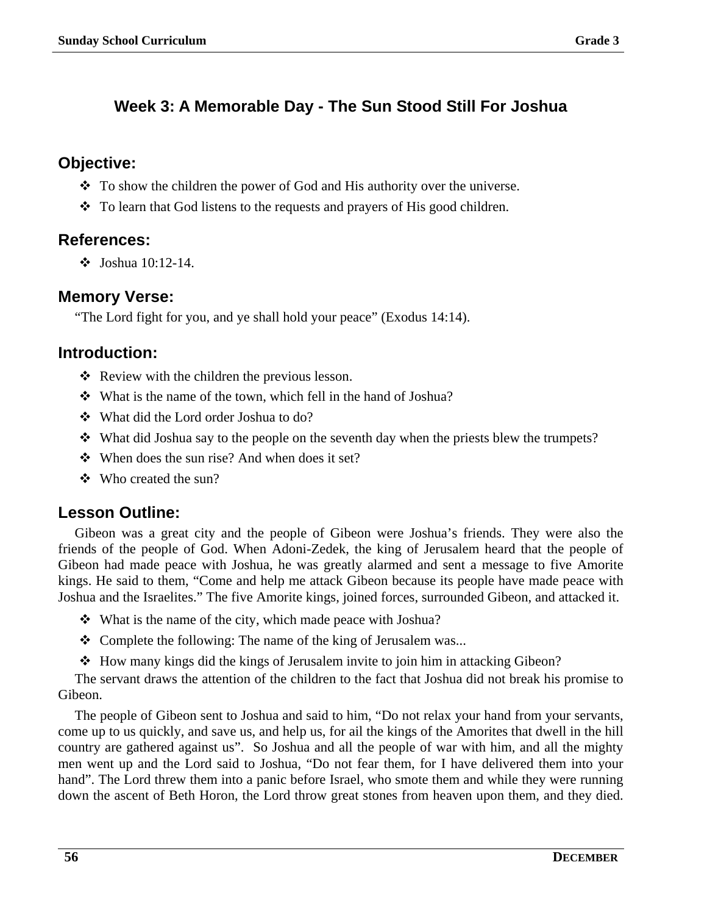# Week 3: A Memorable Day - The Sun Stood Still For Joshua

## Objective:

- To show the children the power of God and His authority over the universe.
- To learn that God listens to the requests and prayers of His good children.

## References:

- Joshua 10:12-14.

## Memory Verse:

"The Lord fight for you, and ye shall hold your peace" (Exodus 14:14).

## Introduction:

- Review with the children the previous lesson.
- What is the name of the town, which fell in the hand of Joshua?
- What did the Lord order Joshua to do?
- What did Joshua say to the people on the seventh day when the priests blew the trumpets?
- When does the sun rise? And when does it set?
- Who created the sun?

## Lesson Outline:

Gibeon was a great city and the people of Gibeon were Joshua's friends. They were also the friends of the people of God. When Adoni-Zedek, the king of Jerusalem heard that the people of Gibeon had made peace with Joshua, he was greatly alarmed and sent a message to five Amorite kings. He said to them, "Come and help me attack Gibeon because its people have made peace with Joshua and the Israelites." The five Amorite kings, joined forces, surrounded Gibeon, and attacked it.

- What is the name of the city, which made peace with Joshua?
- Complete the following: The name of the king of Jerusalem was...
- How many kings did the kings of Jerusalem invite to join him in attacking Gibeon?

The servant draws the attention of the children to the fact that Joshua did not break his promise to Gibeon.

The people of Gibeon sent to Joshua and said to him, "Do not relax your hand from your servants, come up to us quickly, and save us, and help us, for ail the kings of the Amorites that dwell in the hill country are gathered against us". So Joshua and all the people of war with him, and all the mighty men went up and the Lord said to Joshua, "Do not fear them, for I have delivered them into your hand". The Lord threw them into a panic before Israel, who smote them and while they were running down the ascent of Beth Horon, the Lord throw great stones from heaven upon them, and they died.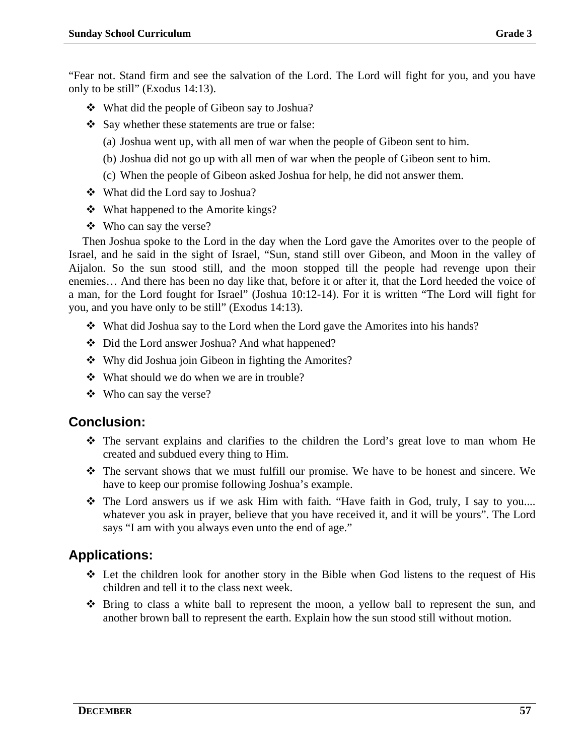"Fear not. Stand firm and see the salvation of the Lord. The Lord will fight for you, and you have only to be still" (Exodus 14:13).

- What did the people of Gibeon say to Joshua?
- Say whether these statements are true or false:
  - (a) Joshua went up, with all men of war when the people of Gibeon sent to him.
  - (b) Joshua did not go up with all men of war when the people of Gibeon sent to him.
  - (c) When the people of Gibeon asked Joshua for help, he did not answer them.
- What did the Lord say to Joshua?
- What happened to the Amorite kings?
- Who can say the verse?

Then Joshua spoke to the Lord in the day when the Lord gave the Amorites over to the people of Israel, and he said in the sight of Israel, "Sun, stand still over Gibeon, and Moon in the valley of Aijalon. So the sun stood still, and the moon stopped till the people had revenge upon their enemies… And there has been no day like that, before it or after it, that the Lord heeded the voice of a man, for the Lord fought for Israel" (Joshua 10:12-14). For it is written "The Lord will fight for you, and you have only to be still" (Exodus 14:13).

- What did Joshua say to the Lord when the Lord gave the Amorites into his hands?
- Did the Lord answer Joshua? And what happened?
- Why did Joshua join Gibeon in fighting the Amorites?
- What should we do when we are in trouble?
- Who can say the verse?

## Conclusion:

- The servant explains and clarifies to the children the Lord's great love to man whom He created and subdued every thing to Him.
- The servant shows that we must fulfill our promise. We have to be honest and sincere. We have to keep our promise following Joshua's example.
- The Lord answers us if we ask Him with faith. "Have faith in God, truly, I say to you.... whatever you ask in prayer, believe that you have received it, and it will be yours". The Lord says "I am with you always even unto the end of age."

## Applications:

- Let the children look for another story in the Bible when God listens to the request of His children and tell it to the class next week.
- Bring to class a white ball to represent the moon, a yellow ball to represent the sun, and another brown ball to represent the earth. Explain how the sun stood still without motion.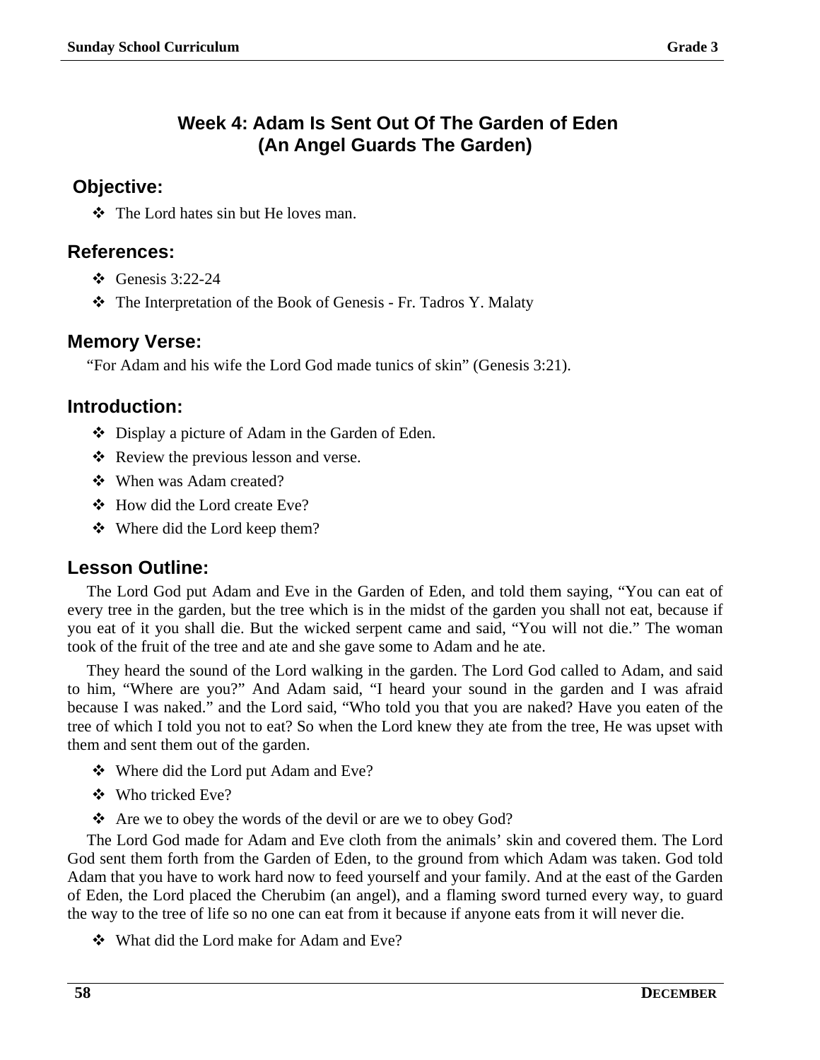## Week 4: Adam Is Sent Out Of The Garden of Eden (An Angel Guards The Garden)

### Objective:

- The Lord hates sin but He loves man.

### References:

- Genesis 3:22-24
- The Interpretation of the Book of Genesis - Fr. Tadros Y. Malaty

### Memory Verse:

"For Adam and his wife the Lord God made tunics of skin" (Genesis 3:21).

### Introduction:

- Display a picture of Adam in the Garden of Eden.
- Review the previous lesson and verse.
- When was Adam created?
- How did the Lord create Eve?
- Where did the Lord keep them?

### Lesson Outline:

The Lord God put Adam and Eve in the Garden of Eden, and told them saying, "You can eat of every tree in the garden, but the tree which is in the midst of the garden you shall not eat, because if you eat of it you shall die. But the wicked serpent came and said, "You will not die." The woman took of the fruit of the tree and ate and she gave some to Adam and he ate.

They heard the sound of the Lord walking in the garden. The Lord God called to Adam, and said to him, "Where are you?" And Adam said, "I heard your sound in the garden and I was afraid because I was naked." and the Lord said, "Who told you that you are naked? Have you eaten of the tree of which I told you not to eat? So when the Lord knew they ate from the tree, He was upset with them and sent them out of the garden.

- Where did the Lord put Adam and Eve?
- Who tricked Eve?
- Are we to obey the words of the devil or are we to obey God?

The Lord God made for Adam and Eve cloth from the animals' skin and covered them. The Lord God sent them forth from the Garden of Eden, to the ground from which Adam was taken. God told Adam that you have to work hard now to feed yourself and your family. And at the east of the Garden of Eden, the Lord placed the Cherubim (an angel), and a flaming sword turned every way, to guard the way to the tree of life so no one can eat from it because if anyone eats from it will never die.

- What did the Lord make for Adam and Eve?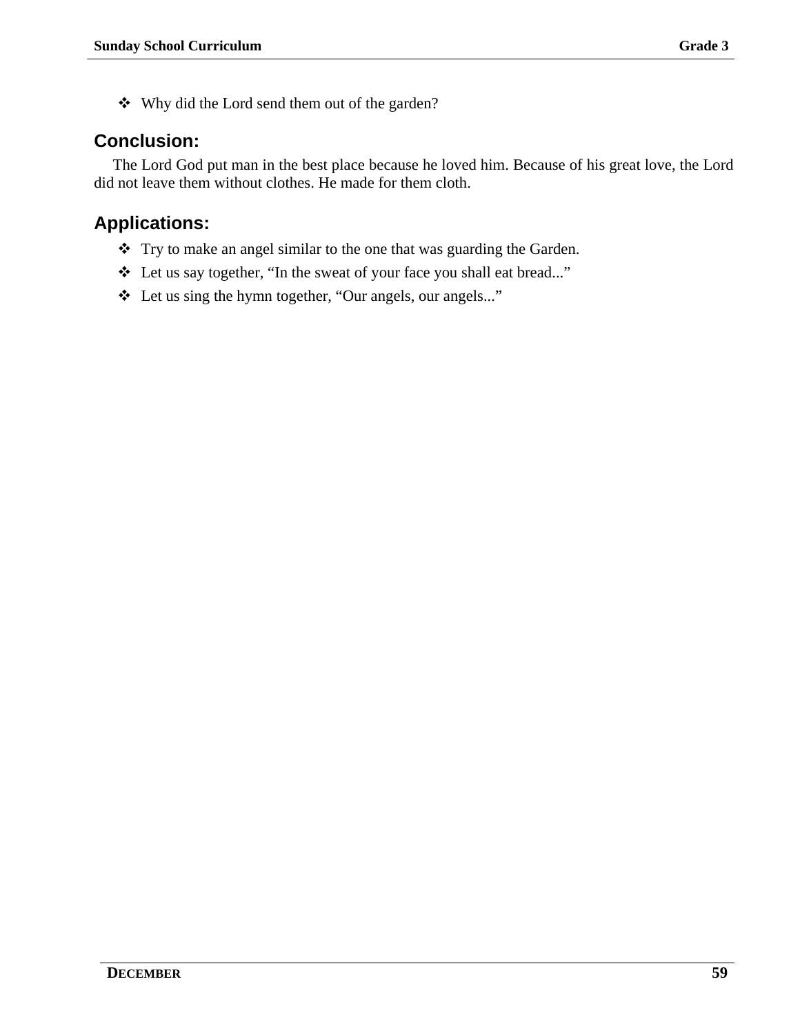- Why did the Lord send them out of the garden?

## Conclusion:

The Lord God put man in the best place because he loved him. Because of his great love, the Lord did not leave them without clothes. He made for them cloth.

## Applications:

- Try to make an angel similar to the one that was guarding the Garden.
- Let us say together, “In the sweat of your face you shall eat bread...”
- Let us sing the hymn together, “Our angels, our angels...”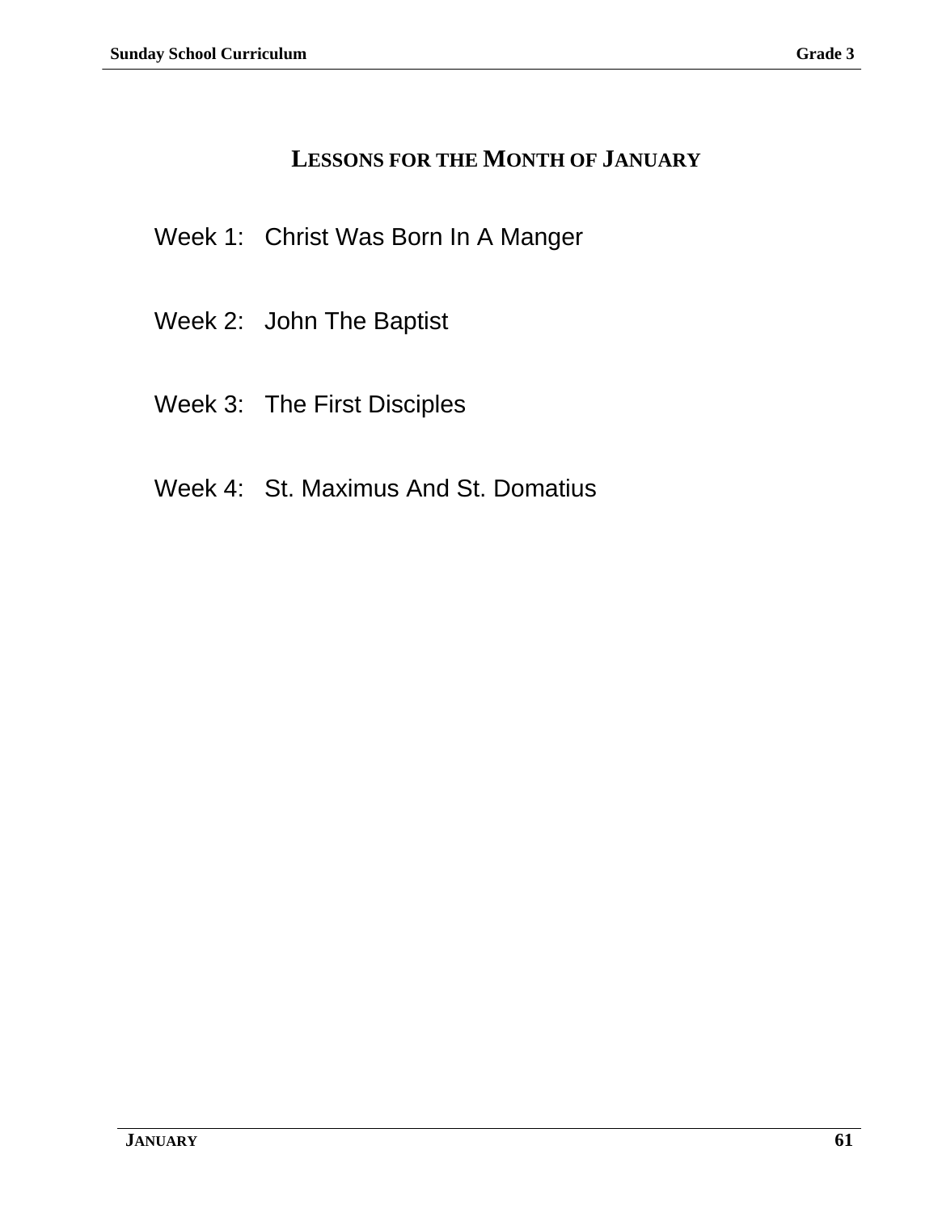## Lessons for the Month of January

Week 1: Christ Was Born In A Manger

Week 2: John The Baptist

Week 3: The First Disciples

Week 4: St. Maximus And St. Domatius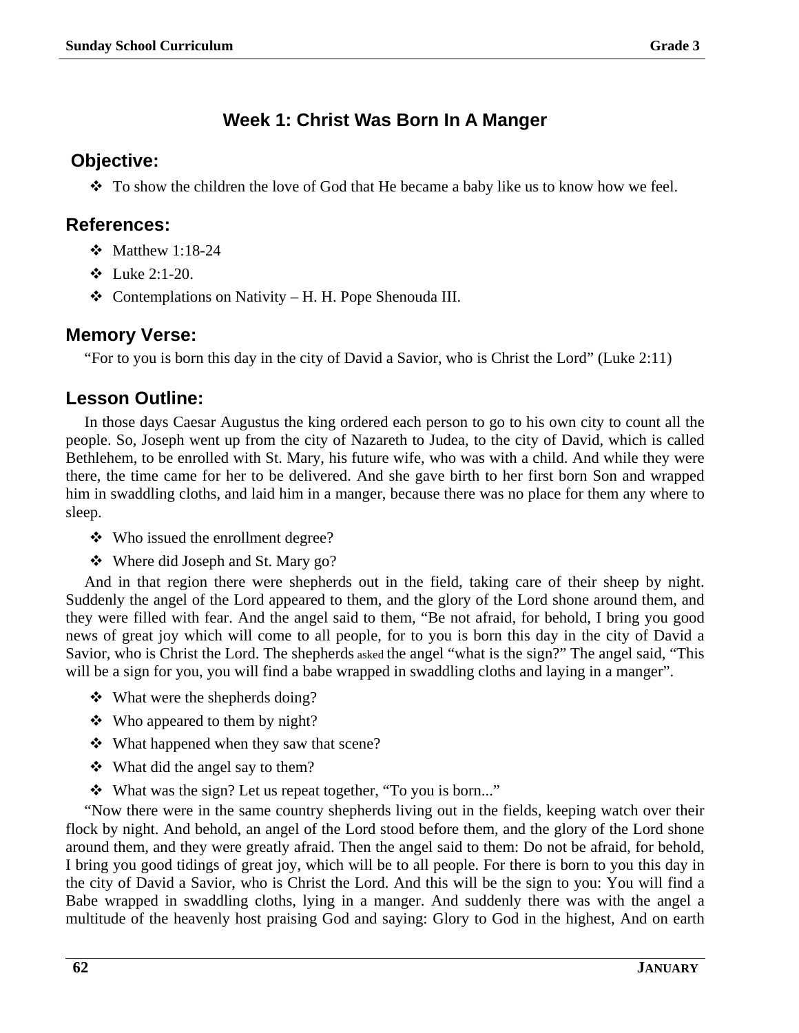# Week 1: Christ Was Born In A Manger

## Objective:

- To show the children the love of God that He became a baby like us to know how we feel.

## References:

- Matthew 1:18-24
- Luke 2:1-20.
- Contemplations on Nativity – H. H. Pope Shenouda III.

## Memory Verse:

"For to you is born this day in the city of David a Savior, who is Christ the Lord" (Luke 2:11)

## Lesson Outline:

In those days Caesar Augustus the king ordered each person to go to his own city to count all the people. So, Joseph went up from the city of Nazareth to Judea, to the city of David, which is called Bethlehem, to be enrolled with St. Mary, his future wife, who was with a child. And while they were there, the time came for her to be delivered. And she gave birth to her first born Son and wrapped him in swaddling cloths, and laid him in a manger, because there was no place for them any where to sleep.

- Who issued the enrollment degree?
- Where did Joseph and St. Mary go?

And in that region there were shepherds out in the field, taking care of their sheep by night. Suddenly the angel of the Lord appeared to them, and the glory of the Lord shone around them, and they were filled with fear. And the angel said to them, "Be not afraid, for behold, I bring you good news of great joy which will come to all people, for to you is born this day in the city of David a Savior, who is Christ the Lord. The shepherds asked the angel "what is the sign?" The angel said, "This will be a sign for you, you will find a babe wrapped in swaddling cloths and laying in a manger".

- What were the shepherds doing?
- Who appeared to them by night?
- What happened when they saw that scene?
- What did the angel say to them?
- What was the sign? Let us repeat together, "To you is born..."

"Now there were in the same country shepherds living out in the fields, keeping watch over their flock by night. And behold, an angel of the Lord stood before them, and the glory of the Lord shone around them, and they were greatly afraid. Then the angel said to them: Do not be afraid, for behold, I bring you good tidings of great joy, which will be to all people. For there is born to you this day in the city of David a Savior, who is Christ the Lord. And this will be the sign to you: You will find a Babe wrapped in swaddling cloths, lying in a manger. And suddenly there was with the angel a multitude of the heavenly host praising God and saying: Glory to God in the highest, And on earth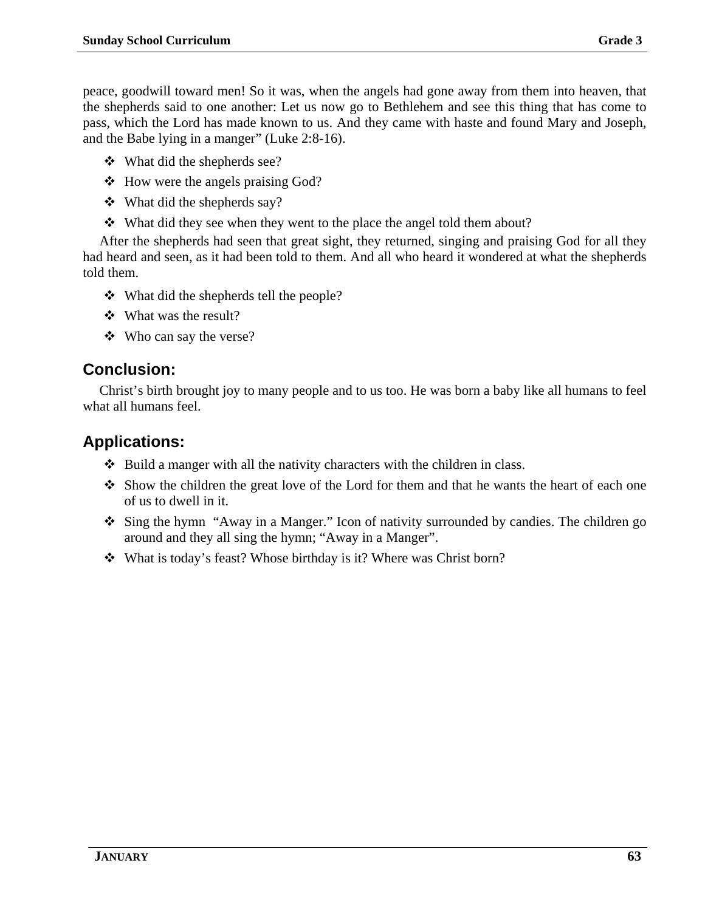peace, goodwill toward men! So it was, when the angels had gone away from them into heaven, that the shepherds said to one another: Let us now go to Bethlehem and see this thing that has come to pass, which the Lord has made known to us. And they came with haste and found Mary and Joseph, and the Babe lying in a manger" (Luke 2:8-16).

- What did the shepherds see?
- How were the angels praising God?
- What did the shepherds say?
- What did they see when they went to the place the angel told them about?

After the shepherds had seen that great sight, they returned, singing and praising God for all they had heard and seen, as it had been told to them. And all who heard it wondered at what the shepherds told them.

- What did the shepherds tell the people?
- What was the result?
- Who can say the verse?

## Conclusion:

Christ's birth brought joy to many people and to us too. He was born a baby like all humans to feel what all humans feel.

## Applications:

- Build a manger with all the nativity characters with the children in class.
- Show the children the great love of the Lord for them and that he wants the heart of each one of us to dwell in it.
- Sing the hymn "Away in a Manger." Icon of nativity surrounded by candies. The children go around and they all sing the hymn; "Away in a Manger".
- What is today's feast? Whose birthday is it? Where was Christ born?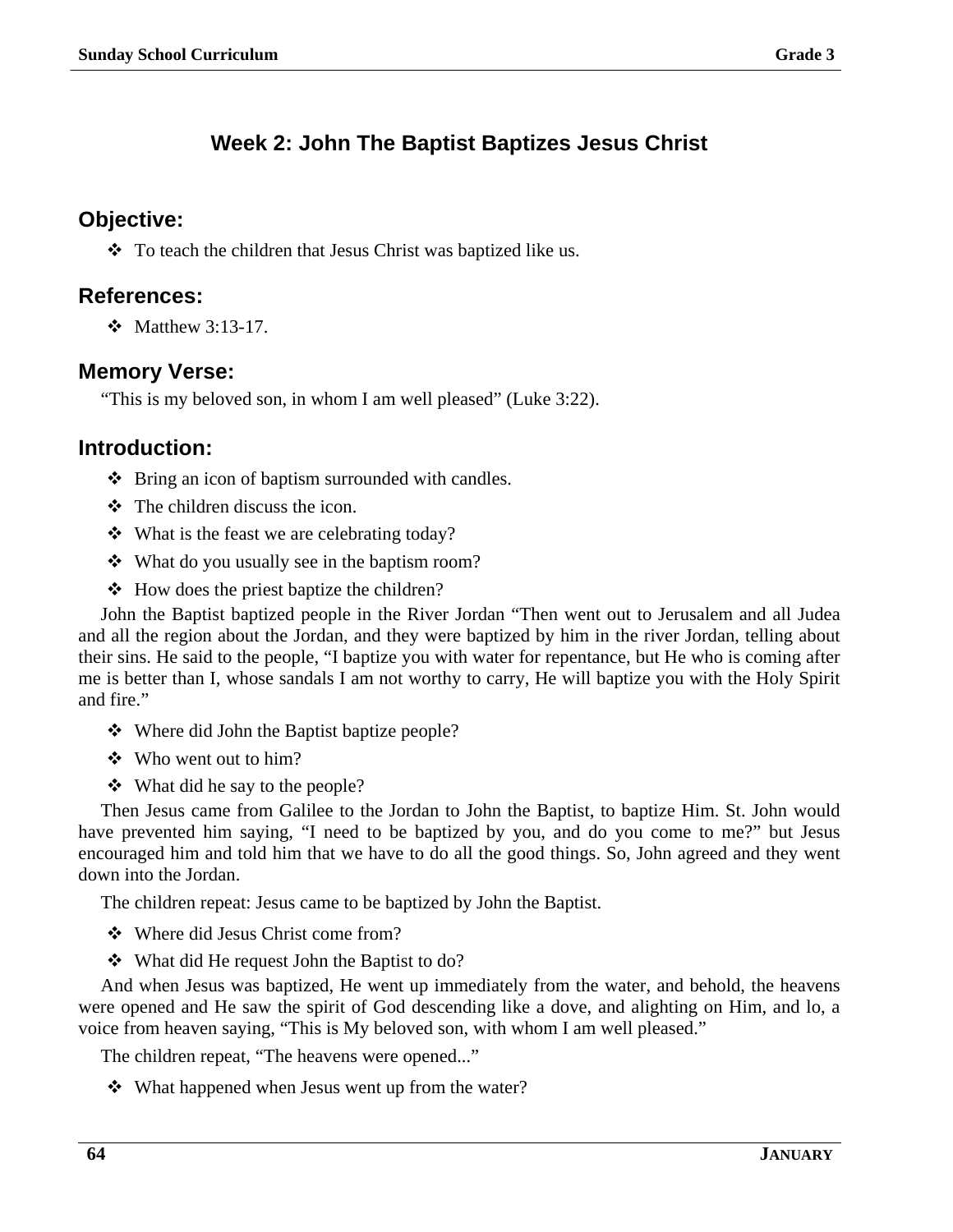## Week 2: John The Baptist Baptizes Jesus Christ

### Objective:

- To teach the children that Jesus Christ was baptized like us.

### References:

- Matthew 3:13-17.

### Memory Verse:

"This is my beloved son, in whom I am well pleased" (Luke 3:22).

### Introduction:

- Bring an icon of baptism surrounded with candles.
- The children discuss the icon.
- What is the feast we are celebrating today?
- What do you usually see in the baptism room?
- How does the priest baptize the children?

John the Baptist baptized people in the River Jordan "Then went out to Jerusalem and all Judea and all the region about the Jordan, and they were baptized by him in the river Jordan, telling about their sins. He said to the people, "I baptize you with water for repentance, but He who is coming after me is better than I, whose sandals I am not worthy to carry, He will baptize you with the Holy Spirit and fire."

- Where did John the Baptist baptize people?
- Who went out to him?
- What did he say to the people?

Then Jesus came from Galilee to the Jordan to John the Baptist, to baptize Him. St. John would have prevented him saying, "I need to be baptized by you, and do you come to me?" but Jesus encouraged him and told him that we have to do all the good things. So, John agreed and they went down into the Jordan.

The children repeat: Jesus came to be baptized by John the Baptist.

- Where did Jesus Christ come from?
- What did He request John the Baptist to do?

And when Jesus was baptized, He went up immediately from the water, and behold, the heavens were opened and He saw the spirit of God descending like a dove, and alighting on Him, and lo, a voice from heaven saying, "This is My beloved son, with whom I am well pleased."

The children repeat, "The heavens were opened..."

- What happened when Jesus went up from the water?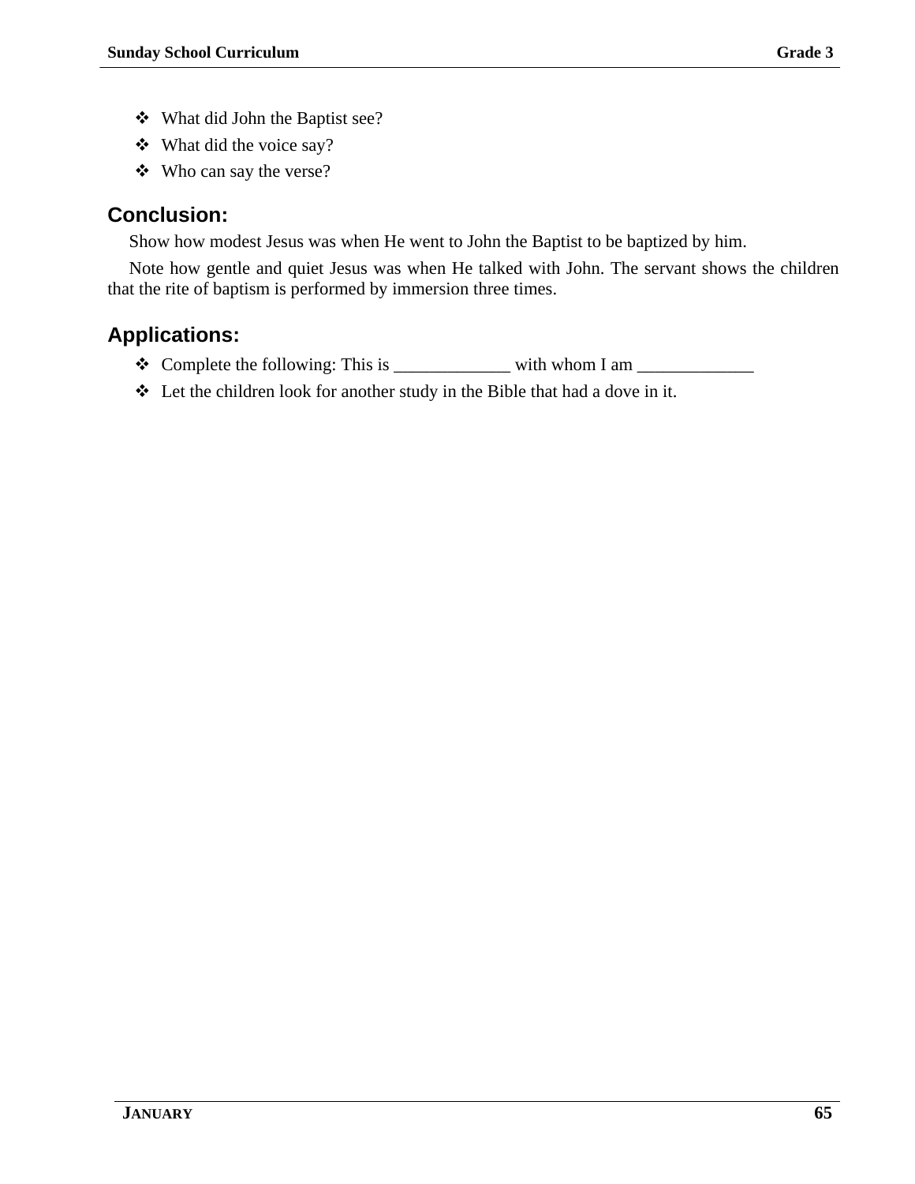- What did John the Baptist see?
- What did the voice say?
- Who can say the verse?

## Conclusion:

Show how modest Jesus was when He went to John the Baptist to be baptized by him.

Note how gentle and quiet Jesus was when He talked with John. The servant shows the children that the rite of baptism is performed by immersion three times.

## Applications:

- Complete the following: This is _____________ with whom I am _____________
- Let the children look for another study in the Bible that had a dove in it.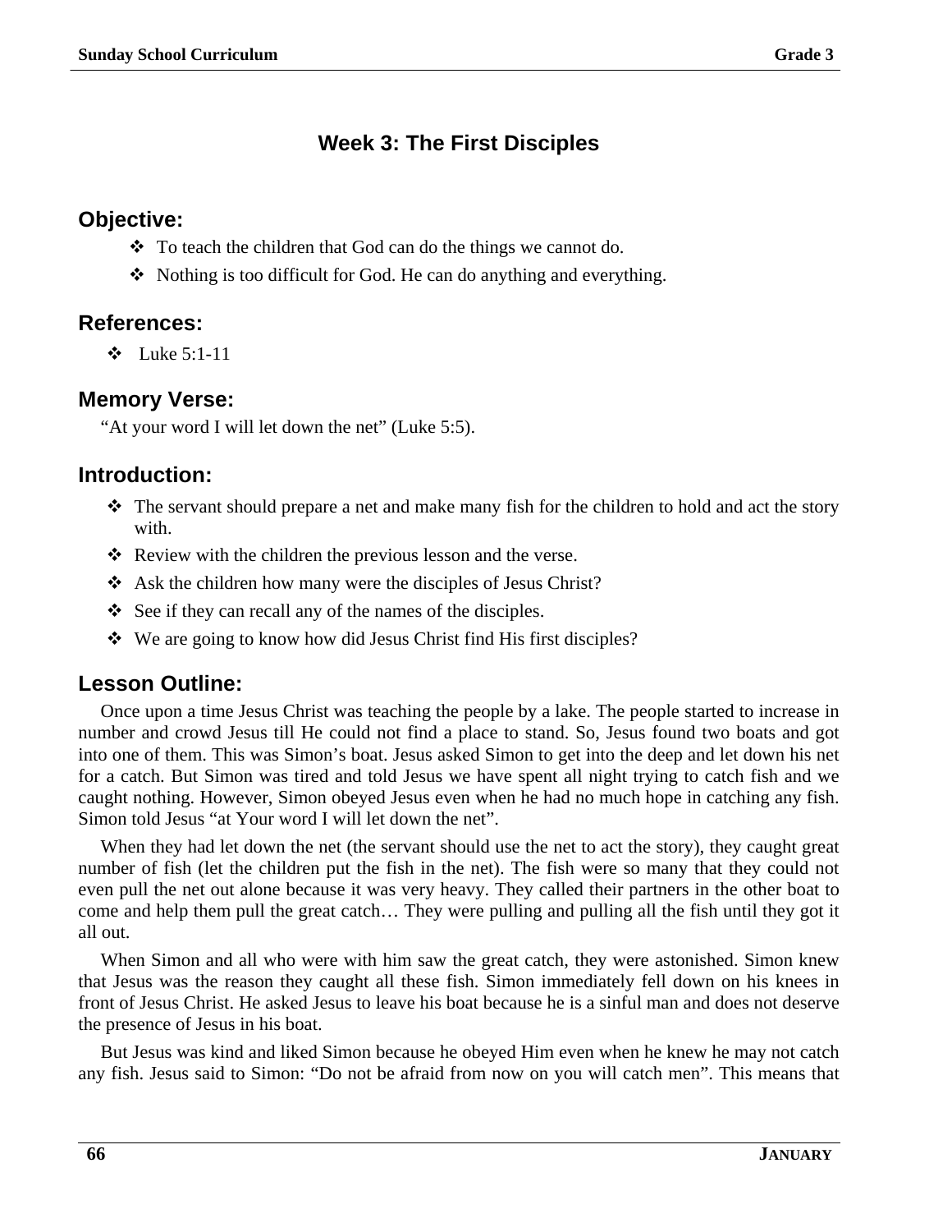# Week 3: The First Disciples

## Objective:

- To teach the children that God can do the things we cannot do.
- Nothing is too difficult for God. He can do anything and everything.

## References:

- Luke 5:1-11

## Memory Verse:

"At your word I will let down the net" (Luke 5:5).

## Introduction:

- The servant should prepare a net and make many fish for the children to hold and act the story with.
- Review with the children the previous lesson and the verse.
- Ask the children how many were the disciples of Jesus Christ?
- See if they can recall any of the names of the disciples.
- We are going to know how did Jesus Christ find His first disciples?

## Lesson Outline:

Once upon a time Jesus Christ was teaching the people by a lake. The people started to increase in number and crowd Jesus till He could not find a place to stand. So, Jesus found two boats and got into one of them. This was Simon's boat. Jesus asked Simon to get into the deep and let down his net for a catch. But Simon was tired and told Jesus we have spent all night trying to catch fish and we caught nothing. However, Simon obeyed Jesus even when he had no much hope in catching any fish. Simon told Jesus "at Your word I will let down the net".

When they had let down the net (the servant should use the net to act the story), they caught great number of fish (let the children put the fish in the net). The fish were so many that they could not even pull the net out alone because it was very heavy. They called their partners in the other boat to come and help them pull the great catch… They were pulling and pulling all the fish until they got it all out.

When Simon and all who were with him saw the great catch, they were astonished. Simon knew that Jesus was the reason they caught all these fish. Simon immediately fell down on his knees in front of Jesus Christ. He asked Jesus to leave his boat because he is a sinful man and does not deserve the presence of Jesus in his boat.

But Jesus was kind and liked Simon because he obeyed Him even when he knew he may not catch any fish. Jesus said to Simon: "Do not be afraid from now on you will catch men". This means that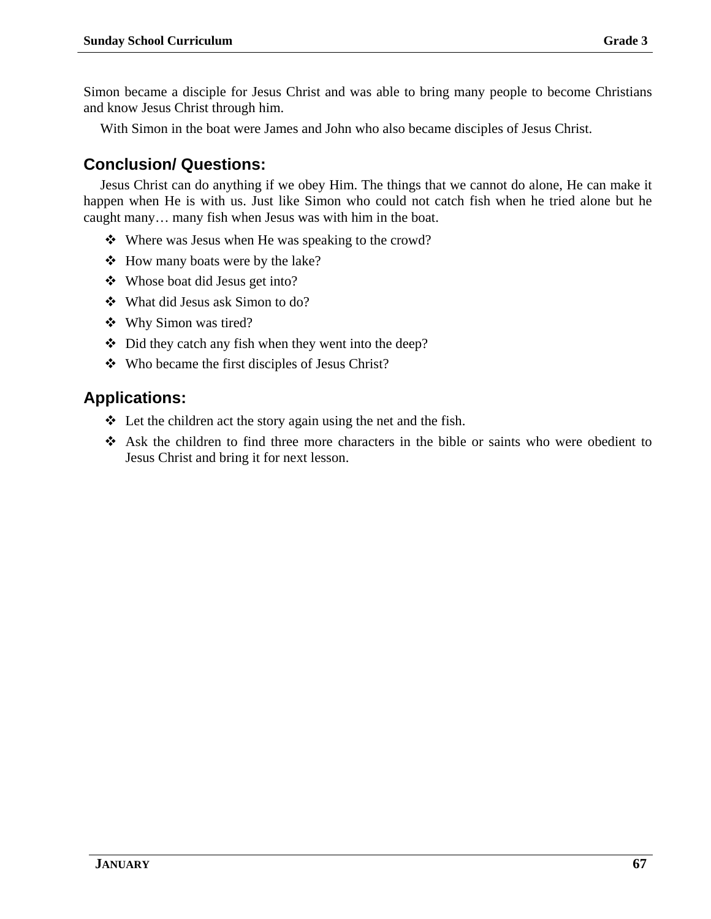Simon became a disciple for Jesus Christ and was able to bring many people to become Christians and know Jesus Christ through him.

With Simon in the boat were James and John who also became disciples of Jesus Christ.

## Conclusion/ Questions:

Jesus Christ can do anything if we obey Him. The things that we cannot do alone, He can make it happen when He is with us. Just like Simon who could not catch fish when he tried alone but he caught many… many fish when Jesus was with him in the boat.

- Where was Jesus when He was speaking to the crowd?
- How many boats were by the lake?
- Whose boat did Jesus get into?
- What did Jesus ask Simon to do?
- Why Simon was tired?
- Did they catch any fish when they went into the deep?
- Who became the first disciples of Jesus Christ?

## Applications:

- Let the children act the story again using the net and the fish.
- Ask the children to find three more characters in the bible or saints who were obedient to Jesus Christ and bring it for next lesson.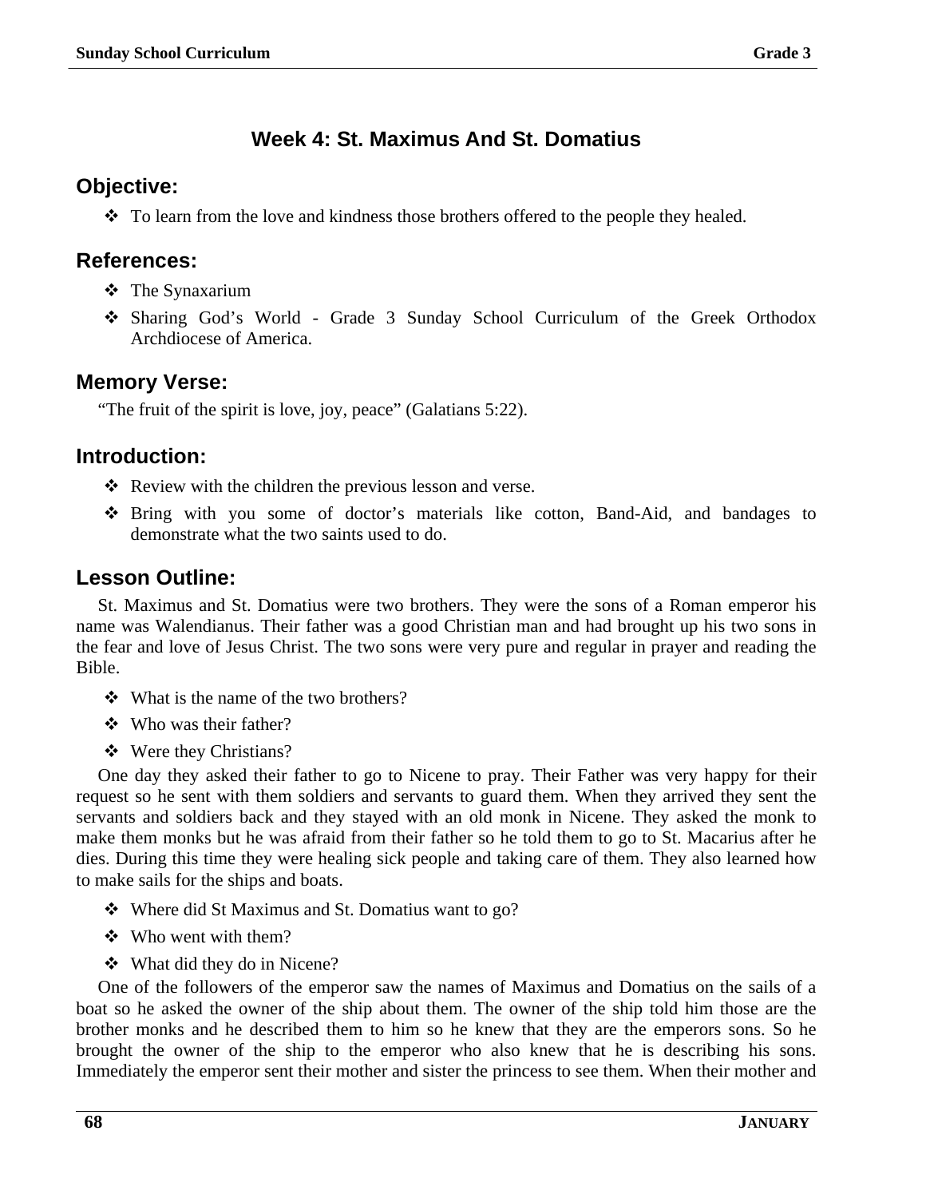# Week 4: St. Maximus And St. Domatius

## Objective:

- To learn from the love and kindness those brothers offered to the people they healed.

## References:

- The Synaxarium
- Sharing God's World - Grade 3 Sunday School Curriculum of the Greek Orthodox Archdiocese of America.

## Memory Verse:

"The fruit of the spirit is love, joy, peace" (Galatians 5:22).

## Introduction:

- Review with the children the previous lesson and verse.
- Bring with you some of doctor's materials like cotton, Band-Aid, and bandages to demonstrate what the two saints used to do.

## Lesson Outline:

St. Maximus and St. Domatius were two brothers. They were the sons of a Roman emperor his name was Walendianus. Their father was a good Christian man and had brought up his two sons in the fear and love of Jesus Christ. The two sons were very pure and regular in prayer and reading the Bible.

- What is the name of the two brothers?
- Who was their father?
- Were they Christians?

One day they asked their father to go to Nicene to pray. Their Father was very happy for their request so he sent with them soldiers and servants to guard them. When they arrived they sent the servants and soldiers back and they stayed with an old monk in Nicene. They asked the monk to make them monks but he was afraid from their father so he told them to go to St. Macarius after he dies. During this time they were healing sick people and taking care of them. They also learned how to make sails for the ships and boats.

- Where did St Maximus and St. Domatius want to go?
- Who went with them?
- What did they do in Nicene?

One of the followers of the emperor saw the names of Maximus and Domatius on the sails of a boat so he asked the owner of the ship about them. The owner of the ship told him those are the brother monks and he described them to him so he knew that they are the emperors sons. So he brought the owner of the ship to the emperor who also knew that he is describing his sons. Immediately the emperor sent their mother and sister the princess to see them. When their mother and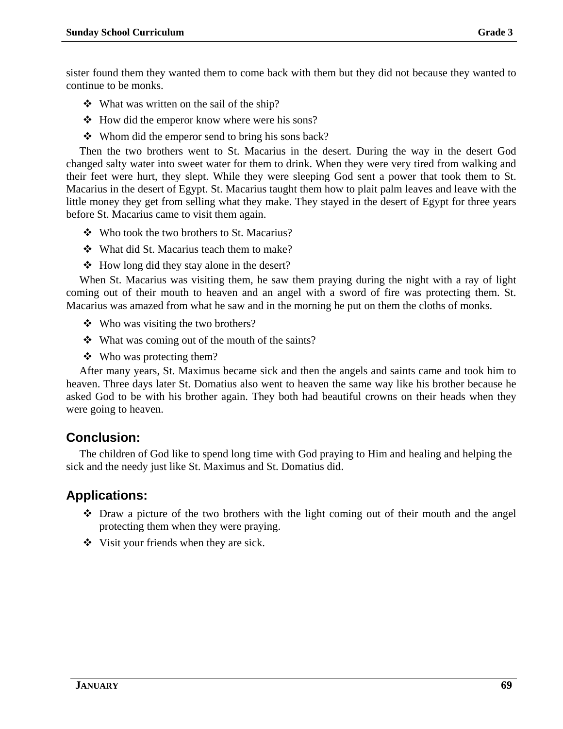sister found them they wanted them to come back with them but they did not because they wanted to continue to be monks.

- What was written on the sail of the ship?
- How did the emperor know where were his sons?
- Whom did the emperor send to bring his sons back?

Then the two brothers went to St. Macarius in the desert. During the way in the desert God changed salty water into sweet water for them to drink. When they were very tired from walking and their feet were hurt, they slept. While they were sleeping God sent a power that took them to St. Macarius in the desert of Egypt. St. Macarius taught them how to plait palm leaves and leave with the little money they get from selling what they make. They stayed in the desert of Egypt for three years before St. Macarius came to visit them again.

- Who took the two brothers to St. Macarius?
- What did St. Macarius teach them to make?
- How long did they stay alone in the desert?

When St. Macarius was visiting them, he saw them praying during the night with a ray of light coming out of their mouth to heaven and an angel with a sword of fire was protecting them. St. Macarius was amazed from what he saw and in the morning he put on them the cloths of monks.

- Who was visiting the two brothers?
- What was coming out of the mouth of the saints?
- Who was protecting them?

After many years, St. Maximus became sick and then the angels and saints came and took him to heaven. Three days later St. Domatius also went to heaven the same way like his brother because he asked God to be with his brother again. They both had beautiful crowns on their heads when they were going to heaven.

## Conclusion:

The children of God like to spend long time with God praying to Him and healing and helping the sick and the needy just like St. Maximus and St. Domatius did.

## Applications:

- Draw a picture of the two brothers with the light coming out of their mouth and the angel protecting them when they were praying.
- Visit your friends when they are sick.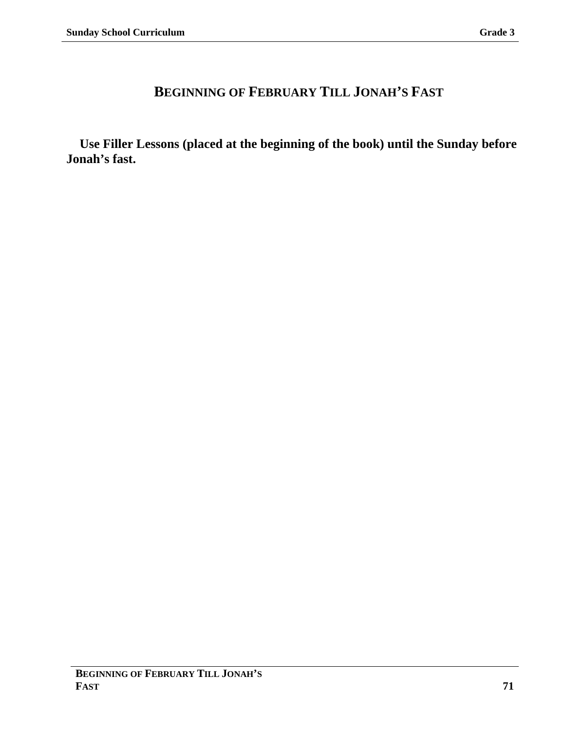# Beginning of February Till Jonah's Fast

**Use Filler Lessons (placed at the beginning of the book) until the Sunday before Jonah's fast.**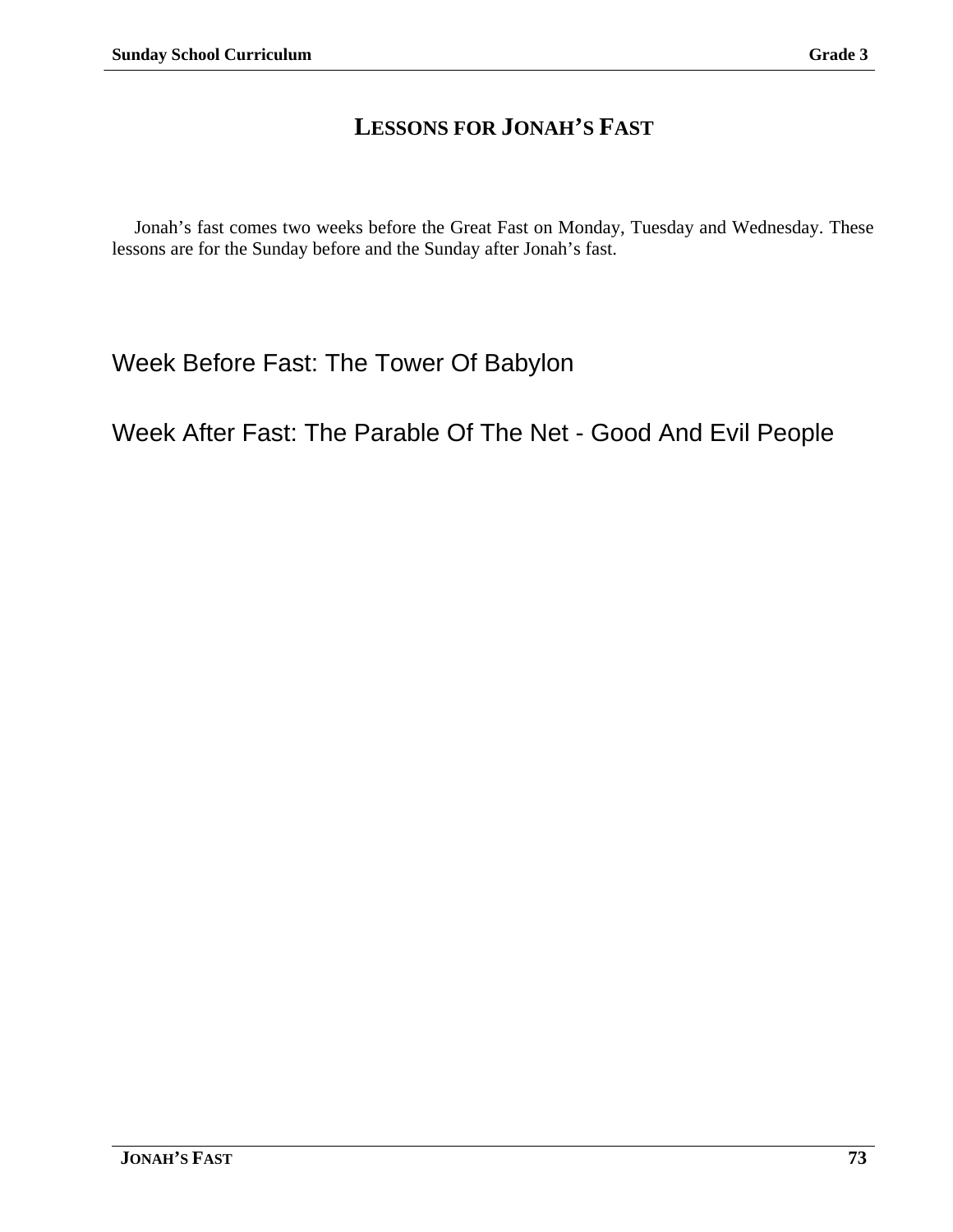# LESSONS FOR JONAH'S FAST

Jonah's fast comes two weeks before the Great Fast on Monday, Tuesday and Wednesday. These lessons are for the Sunday before and the Sunday after Jonah's fast.

## Week Before Fast: The Tower Of Babylon

## Week After Fast: The Parable Of The Net - Good And Evil People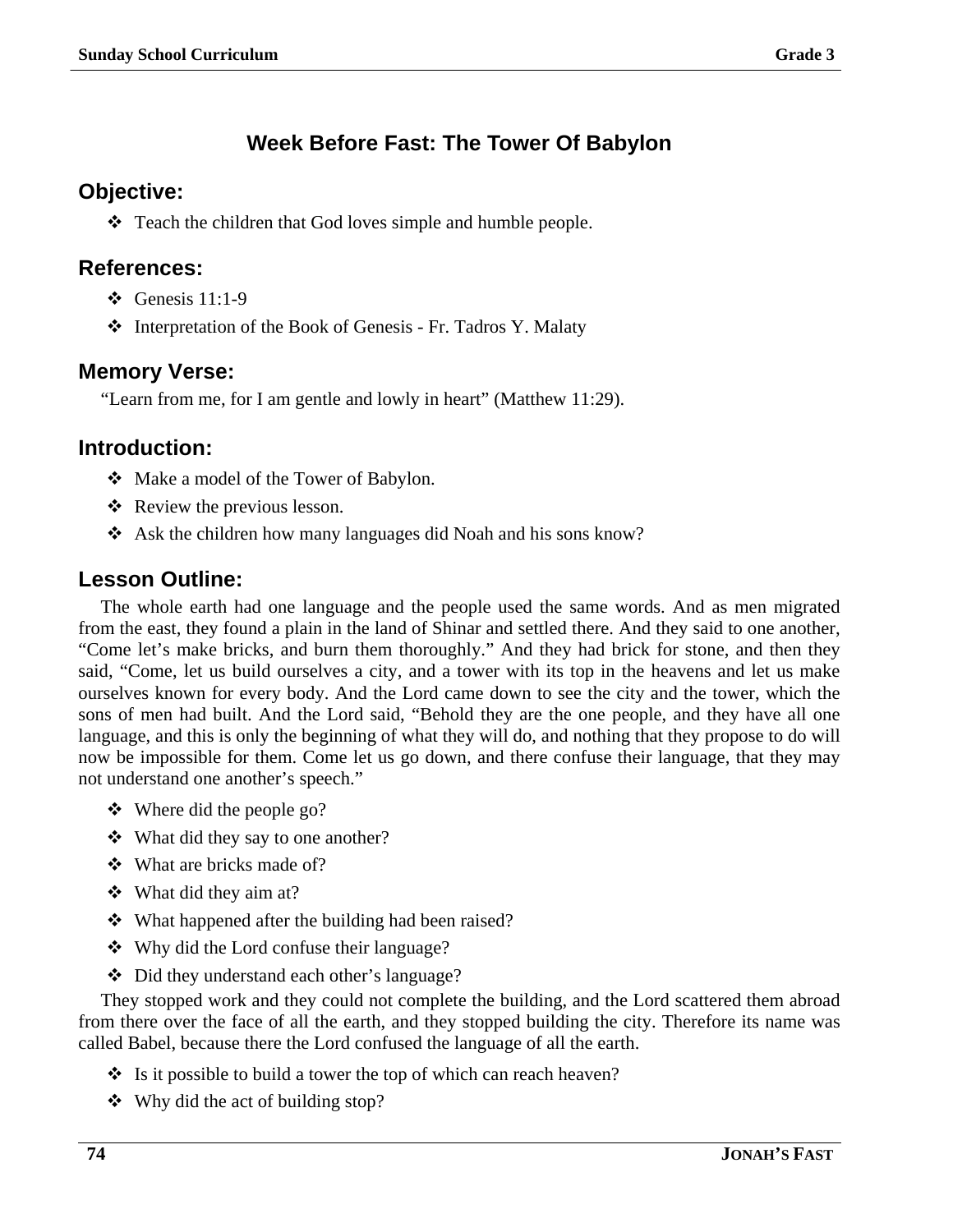## Week Before Fast: The Tower Of Babylon

### Objective:

- Teach the children that God loves simple and humble people.

### References:

- Genesis 11:1-9
- Interpretation of the Book of Genesis - Fr. Tadros Y. Malaty

### Memory Verse:

"Learn from me, for I am gentle and lowly in heart" (Matthew 11:29).

### Introduction:

- Make a model of the Tower of Babylon.
- Review the previous lesson.
- Ask the children how many languages did Noah and his sons know?

### Lesson Outline:

The whole earth had one language and the people used the same words. And as men migrated from the east, they found a plain in the land of Shinar and settled there. And they said to one another, "Come let's make bricks, and burn them thoroughly." And they had brick for stone, and then they said, "Come, let us build ourselves a city, and a tower with its top in the heavens and let us make ourselves known for every body. And the Lord came down to see the city and the tower, which the sons of men had built. And the Lord said, "Behold they are the one people, and they have all one language, and this is only the beginning of what they will do, and nothing that they propose to do will now be impossible for them. Come let us go down, and there confuse their language, that they may not understand one another's speech."

- Where did the people go?
- What did they say to one another?
- What are bricks made of?
- What did they aim at?
- What happened after the building had been raised?
- Why did the Lord confuse their language?
- Did they understand each other's language?

They stopped work and they could not complete the building, and the Lord scattered them abroad from there over the face of all the earth, and they stopped building the city. Therefore its name was called Babel, because there the Lord confused the language of all the earth.

- Is it possible to build a tower the top of which can reach heaven?
- Why did the act of building stop?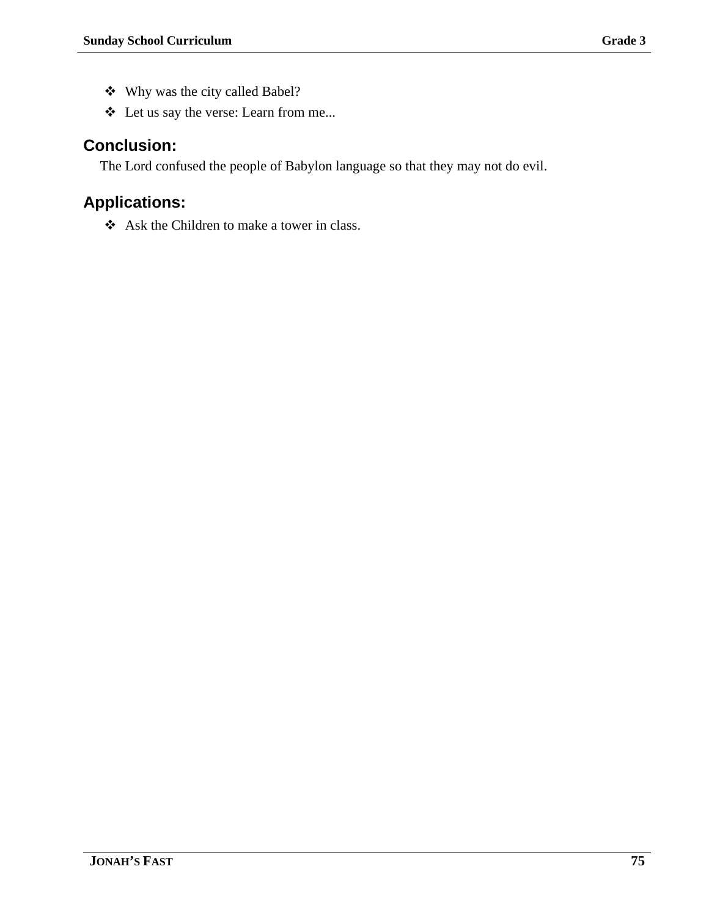- Why was the city called Babel?
- Let us say the verse: Learn from me...

## Conclusion:

The Lord confused the people of Babylon language so that they may not do evil.

## Applications:

- Ask the Children to make a tower in class.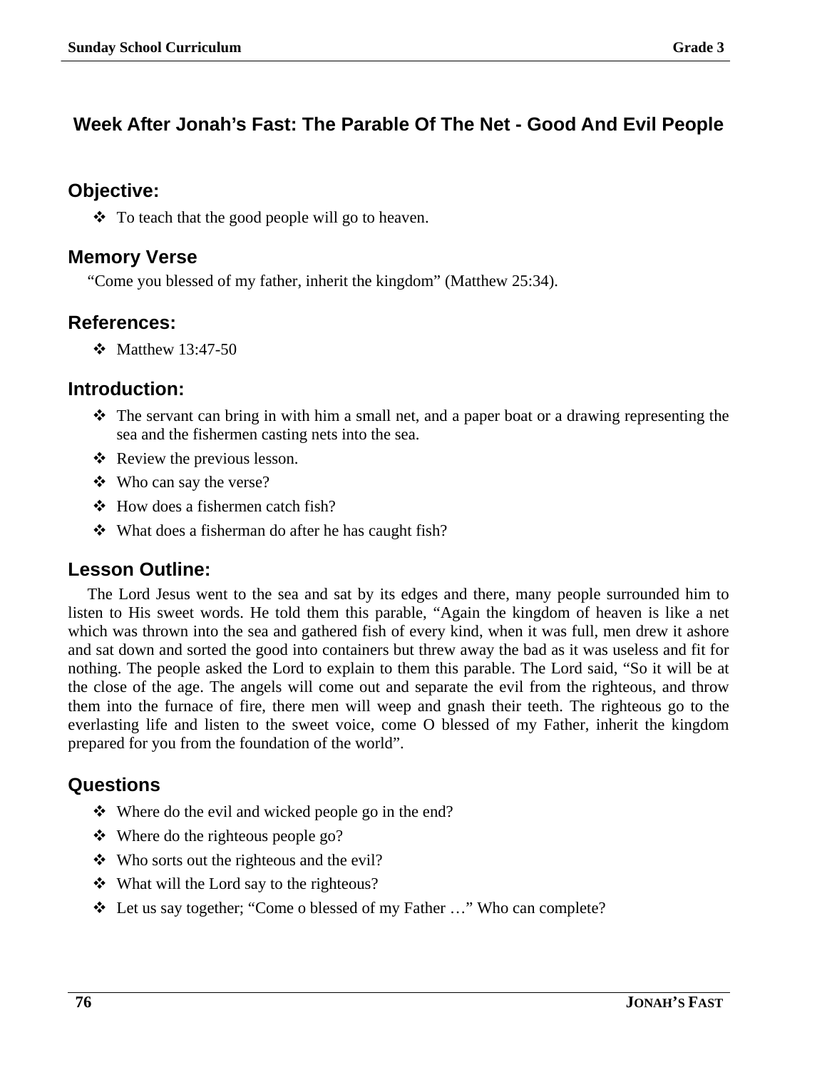# Week After Jonah's Fast: The Parable Of The Net - Good And Evil People

## Objective:

- To teach that the good people will go to heaven.

## Memory Verse

"Come you blessed of my father, inherit the kingdom" (Matthew 25:34).

## References:

- Matthew 13:47-50

## Introduction:

- The servant can bring in with him a small net, and a paper boat or a drawing representing the sea and the fishermen casting nets into the sea.
- Review the previous lesson.
- Who can say the verse?
- How does a fishermen catch fish?
- What does a fisherman do after he has caught fish?

## Lesson Outline:

The Lord Jesus went to the sea and sat by its edges and there, many people surrounded him to listen to His sweet words. He told them this parable, "Again the kingdom of heaven is like a net which was thrown into the sea and gathered fish of every kind, when it was full, men drew it ashore and sat down and sorted the good into containers but threw away the bad as it was useless and fit for nothing. The people asked the Lord to explain to them this parable. The Lord said, "So it will be at the close of the age. The angels will come out and separate the evil from the righteous, and throw them into the furnace of fire, there men will weep and gnash their teeth. The righteous go to the everlasting life and listen to the sweet voice, come O blessed of my Father, inherit the kingdom prepared for you from the foundation of the world".

## Questions

- Where do the evil and wicked people go in the end?
- Where do the righteous people go?
- Who sorts out the righteous and the evil?
- What will the Lord say to the righteous?
- Let us say together; "Come o blessed of my Father …" Who can complete?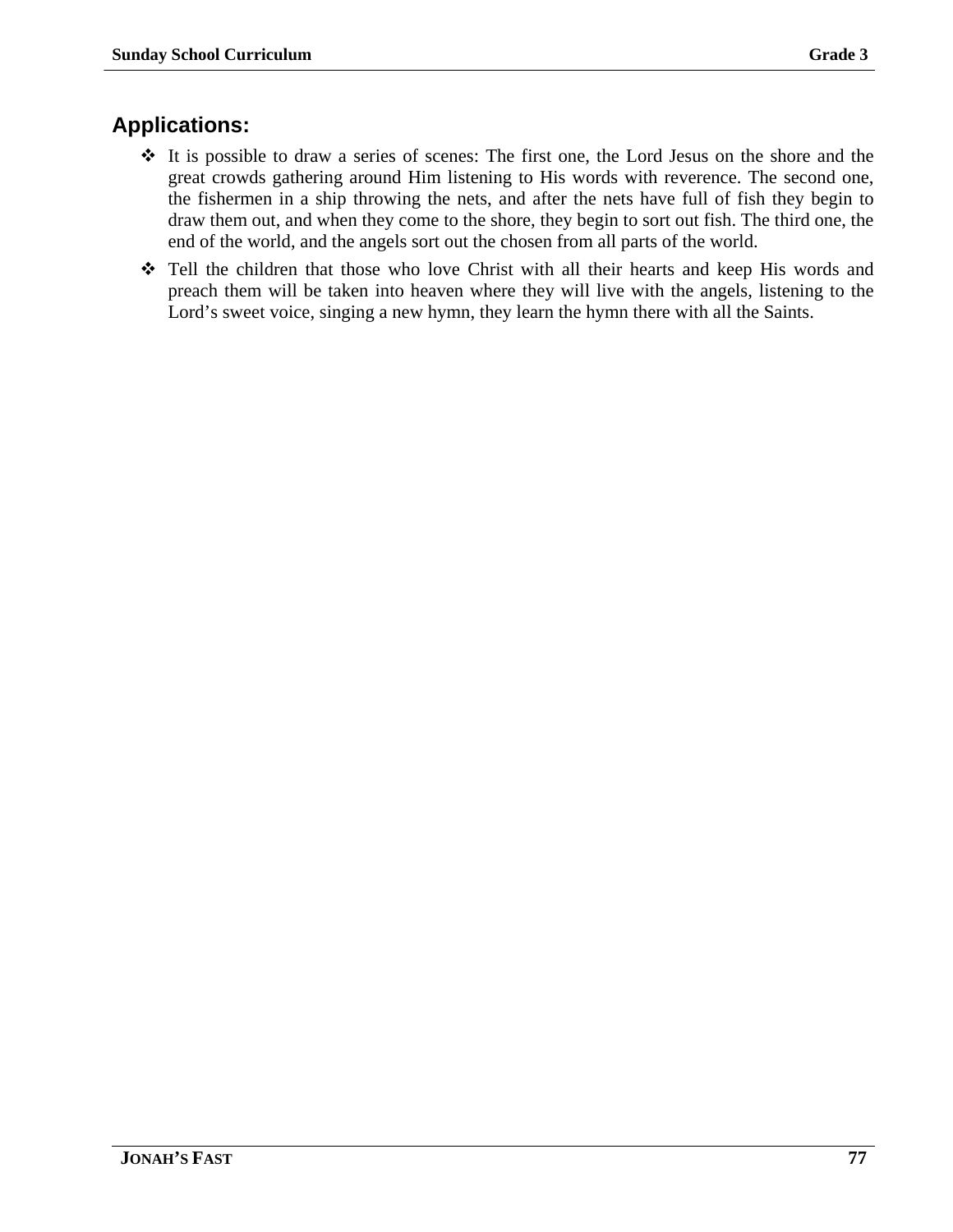## Applications:

- It is possible to draw a series of scenes: The first one, the Lord Jesus on the shore and the great crowds gathering around Him listening to His words with reverence. The second one, the fishermen in a ship throwing the nets, and after the nets have full of fish they begin to draw them out, and when they come to the shore, they begin to sort out fish. The third one, the end of the world, and the angels sort out the chosen from all parts of the world.
- Tell the children that those who love Christ with all their hearts and keep His words and preach them will be taken into heaven where they will live with the angels, listening to the Lord's sweet voice, singing a new hymn, they learn the hymn there with all the Saints.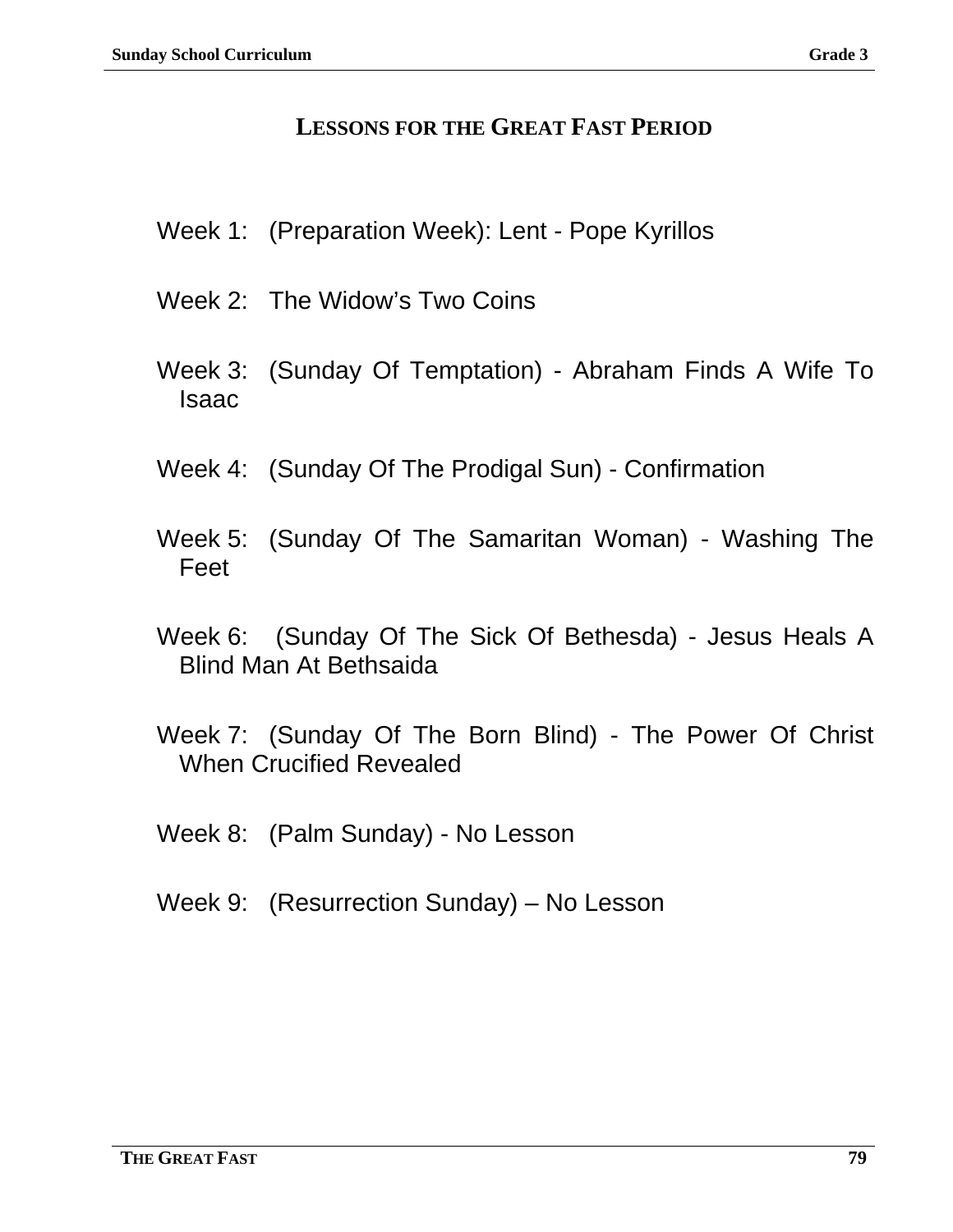## LESSONS FOR THE GREAT FAST PERIOD

Week 1: (Preparation Week): Lent - Pope Kyrillos

Week 2: The Widow's Two Coins

Week 3: (Sunday Of Temptation) - Abraham Finds A Wife To Isaac

Week 4: (Sunday Of The Prodigal Sun) - Confirmation

Week 5: (Sunday Of The Samaritan Woman) - Washing The Feet

Week 6: (Sunday Of The Sick Of Bethesda) - Jesus Heals A Blind Man At Bethsaida

Week 7: (Sunday Of The Born Blind) - The Power Of Christ When Crucified Revealed

Week 8: (Palm Sunday) - No Lesson

Week 9: (Resurrection Sunday) – No Lesson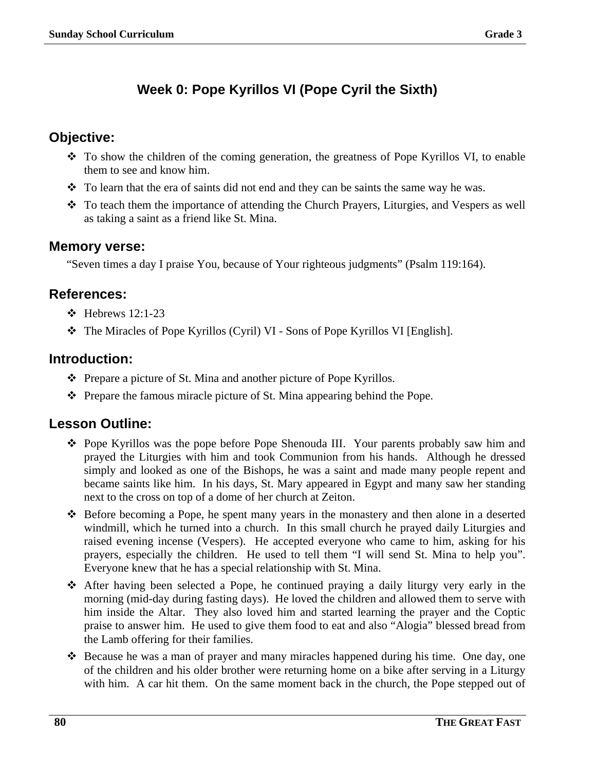## Week 0: Pope Kyrillos VI (Pope Cyril the Sixth)

### Objective:

- To show the children of the coming generation, the greatness of Pope Kyrillos VI, to enable them to see and know him.
- To learn that the era of saints did not end and they can be saints the same way he was.
- To teach them the importance of attending the Church Prayers, Liturgies, and Vespers as well as taking a saint as a friend like St. Mina.

### Memory verse:

"Seven times a day I praise You, because of Your righteous judgments" (Psalm 119:164).

### References:

- Hebrews 12:1-23
- The Miracles of Pope Kyrillos (Cyril) VI - Sons of Pope Kyrillos VI [English].

### Introduction:

- Prepare a picture of St. Mina and another picture of Pope Kyrillos.
- Prepare the famous miracle picture of St. Mina appearing behind the Pope.

### Lesson Outline:

- Pope Kyrillos was the pope before Pope Shenouda III. Your parents probably saw him and prayed the Liturgies with him and took Communion from his hands. Although he dressed simply and looked as one of the Bishops, he was a saint and made many people repent and became saints like him. In his days, St. Mary appeared in Egypt and many saw her standing next to the cross on top of a dome of her church at Zeiton.
- Before becoming a Pope, he spent many years in the monastery and then alone in a deserted windmill, which he turned into a church. In this small church he prayed daily Liturgies and raised evening incense (Vespers). He accepted everyone who came to him, asking for his prayers, especially the children. He used to tell them "I will send St. Mina to help you". Everyone knew that he has a special relationship with St. Mina.
- After having been selected a Pope, he continued praying a daily liturgy very early in the morning (mid-day during fasting days). He loved the children and allowed them to serve with him inside the Altar. They also loved him and started learning the prayer and the Coptic praise to answer him. He used to give them food to eat and also "Alogia" blessed bread from the Lamb offering for their families.
- Because he was a man of prayer and many miracles happened during his time. One day, one of the children and his older brother were returning home on a bike after serving in a Liturgy with him. A car hit them. On the same moment back in the church, the Pope stepped out of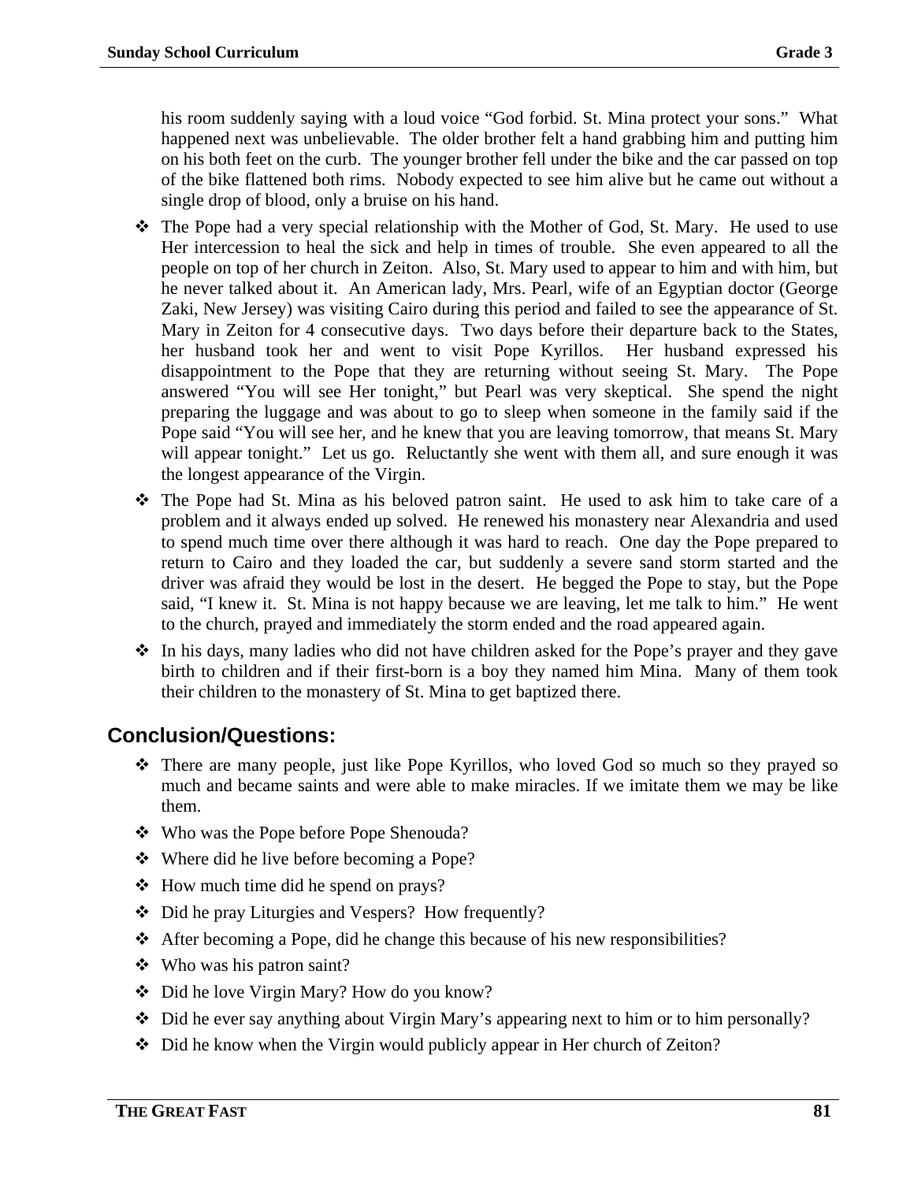his room suddenly saying with a loud voice "God forbid. St. Mina protect your sons." What happened next was unbelievable. The older brother felt a hand grabbing him and putting him on his both feet on the curb. The younger brother fell under the bike and the car passed on top of the bike flattened both rims. Nobody expected to see him alive but he came out without a single drop of blood, only a bruise on his hand.

- The Pope had a very special relationship with the Mother of God, St. Mary. He used to use Her intercession to heal the sick and help in times of trouble. She even appeared to all the people on top of her church in Zeiton. Also, St. Mary used to appear to him and with him, but he never talked about it. An American lady, Mrs. Pearl, wife of an Egyptian doctor (George Zaki, New Jersey) was visiting Cairo during this period and failed to see the appearance of St. Mary in Zeiton for 4 consecutive days. Two days before their departure back to the States, her husband took her and went to visit Pope Kyrillos. Her husband expressed his disappointment to the Pope that they are returning without seeing St. Mary. The Pope answered "You will see Her tonight," but Pearl was very skeptical. She spend the night preparing the luggage and was about to go to sleep when someone in the family said if the Pope said "You will see her, and he knew that you are leaving tomorrow, that means St. Mary will appear tonight." Let us go. Reluctantly she went with them all, and sure enough it was the longest appearance of the Virgin.
- The Pope had St. Mina as his beloved patron saint. He used to ask him to take care of a problem and it always ended up solved. He renewed his monastery near Alexandria and used to spend much time over there although it was hard to reach. One day the Pope prepared to return to Cairo and they loaded the car, but suddenly a severe sand storm started and the driver was afraid they would be lost in the desert. He begged the Pope to stay, but the Pope said, "I knew it. St. Mina is not happy because we are leaving, let me talk to him." He went to the church, prayed and immediately the storm ended and the road appeared again.
- In his days, many ladies who did not have children asked for the Pope's prayer and they gave birth to children and if their first-born is a boy they named him Mina. Many of them took their children to the monastery of St. Mina to get baptized there.

## Conclusion/Questions:

- There are many people, just like Pope Kyrillos, who loved God so much so they prayed so much and became saints and were able to make miracles. If we imitate them we may be like them.
- Who was the Pope before Pope Shenouda?
- Where did he live before becoming a Pope?
- How much time did he spend on prays?
- Did he pray Liturgies and Vespers? How frequently?
- After becoming a Pope, did he change this because of his new responsibilities?
- Who was his patron saint?
- Did he love Virgin Mary? How do you know?
- Did he ever say anything about Virgin Mary's appearing next to him or to him personally?
- Did he know when the Virgin would publicly appear in Her church of Zeiton?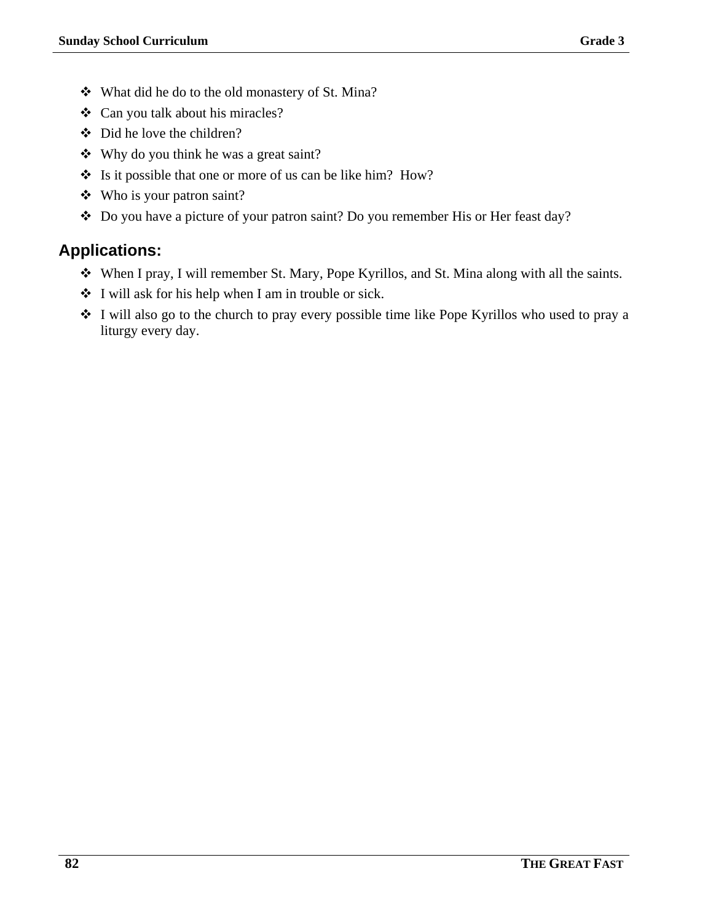- What did he do to the old monastery of St. Mina?
- Can you talk about his miracles?
- Did he love the children?
- Why do you think he was a great saint?
- Is it possible that one or more of us can be like him? How?
- Who is your patron saint?
- Do you have a picture of your patron saint? Do you remember His or Her feast day?

## Applications:

- When I pray, I will remember St. Mary, Pope Kyrillos, and St. Mina along with all the saints.
- I will ask for his help when I am in trouble or sick.
- I will also go to the church to pray every possible time like Pope Kyrillos who used to pray a liturgy every day.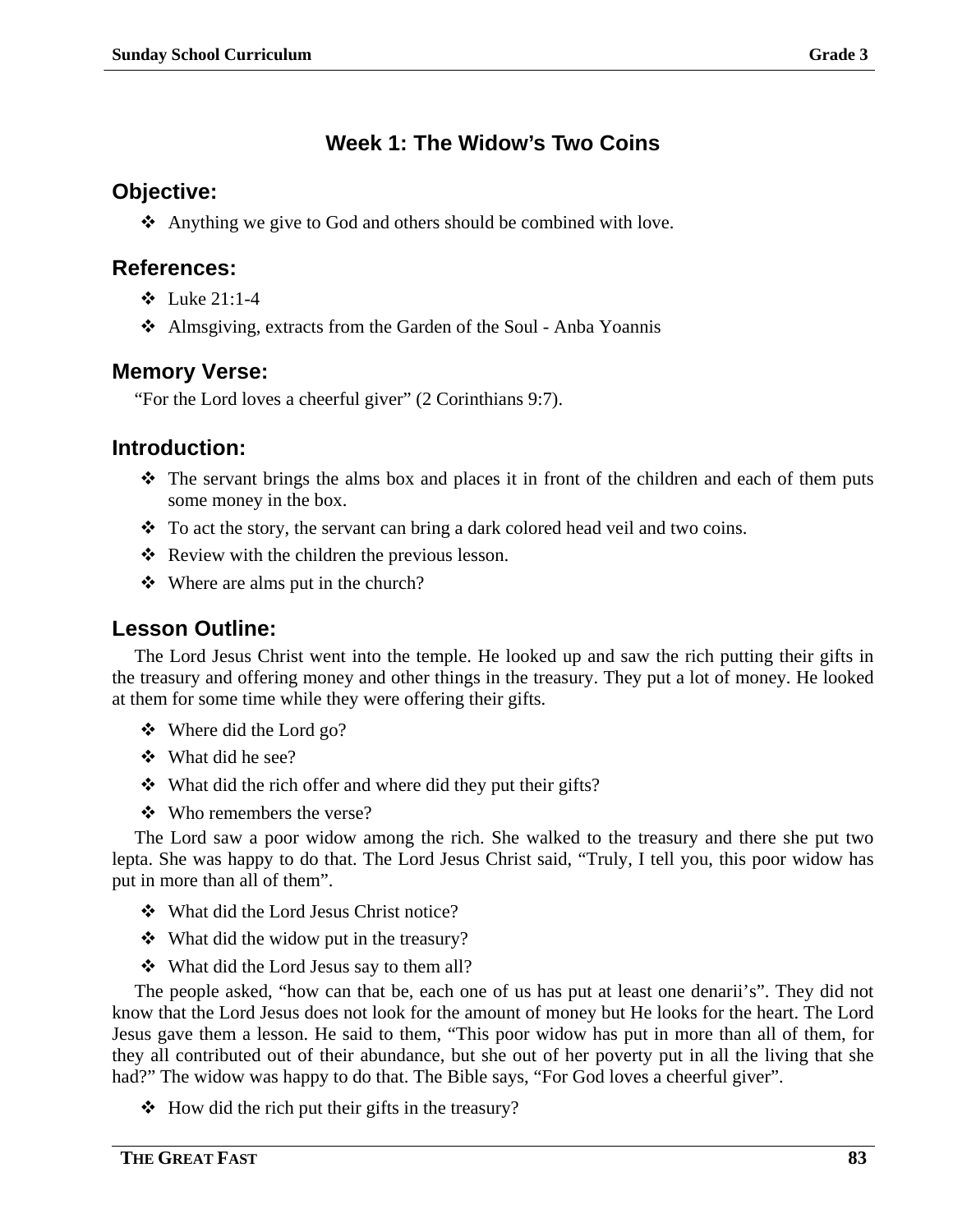## Week 1: The Widow's Two Coins

### Objective:

- Anything we give to God and others should be combined with love.

### References:

- Luke 21:1-4
- Almsgiving, extracts from the Garden of the Soul - Anba Yoannis

### Memory Verse:

"For the Lord loves a cheerful giver" (2 Corinthians 9:7).

### Introduction:

- The servant brings the alms box and places it in front of the children and each of them puts some money in the box.
- To act the story, the servant can bring a dark colored head veil and two coins.
- Review with the children the previous lesson.
- Where are alms put in the church?

### Lesson Outline:

The Lord Jesus Christ went into the temple. He looked up and saw the rich putting their gifts in the treasury and offering money and other things in the treasury. They put a lot of money. He looked at them for some time while they were offering their gifts.

- Where did the Lord go?
- What did he see?
- What did the rich offer and where did they put their gifts?
- Who remembers the verse?

The Lord saw a poor widow among the rich. She walked to the treasury and there she put two lepta. She was happy to do that. The Lord Jesus Christ said, "Truly, I tell you, this poor widow has put in more than all of them".

- What did the Lord Jesus Christ notice?
- What did the widow put in the treasury?
- What did the Lord Jesus say to them all?

The people asked, "how can that be, each one of us has put at least one denarii's". They did not know that the Lord Jesus does not look for the amount of money but He looks for the heart. The Lord Jesus gave them a lesson. He said to them, "This poor widow has put in more than all of them, for they all contributed out of their abundance, but she out of her poverty put in all the living that she had?" The widow was happy to do that. The Bible says, "For God loves a cheerful giver".

- How did the rich put their gifts in the treasury?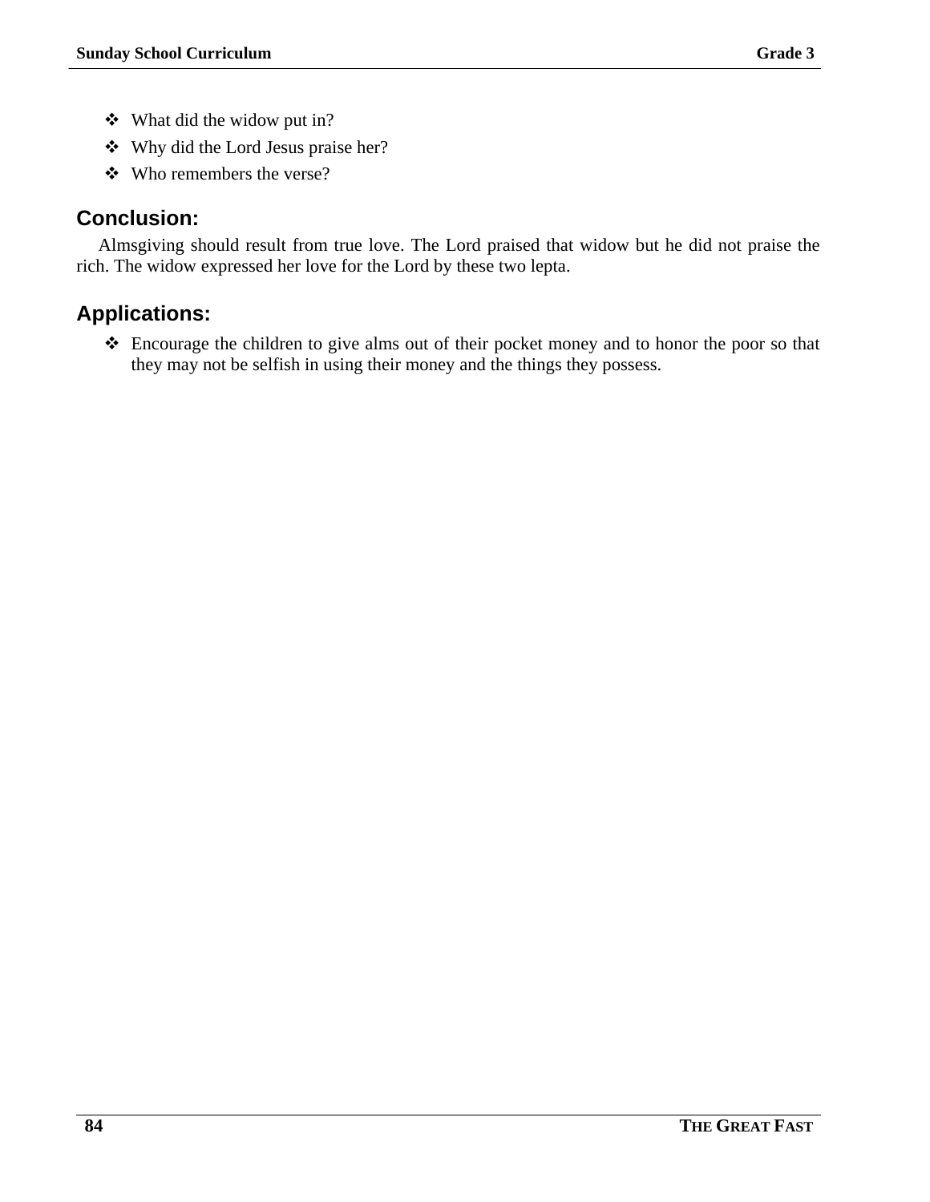- What did the widow put in?
- Why did the Lord Jesus praise her?
- Who remembers the verse?

## Conclusion:

Almsgiving should result from true love. The Lord praised that widow but he did not praise the rich. The widow expressed her love for the Lord by these two lepta.

## Applications:

- Encourage the children to give alms out of their pocket money and to honor the poor so that they may not be selfish in using their money and the things they possess.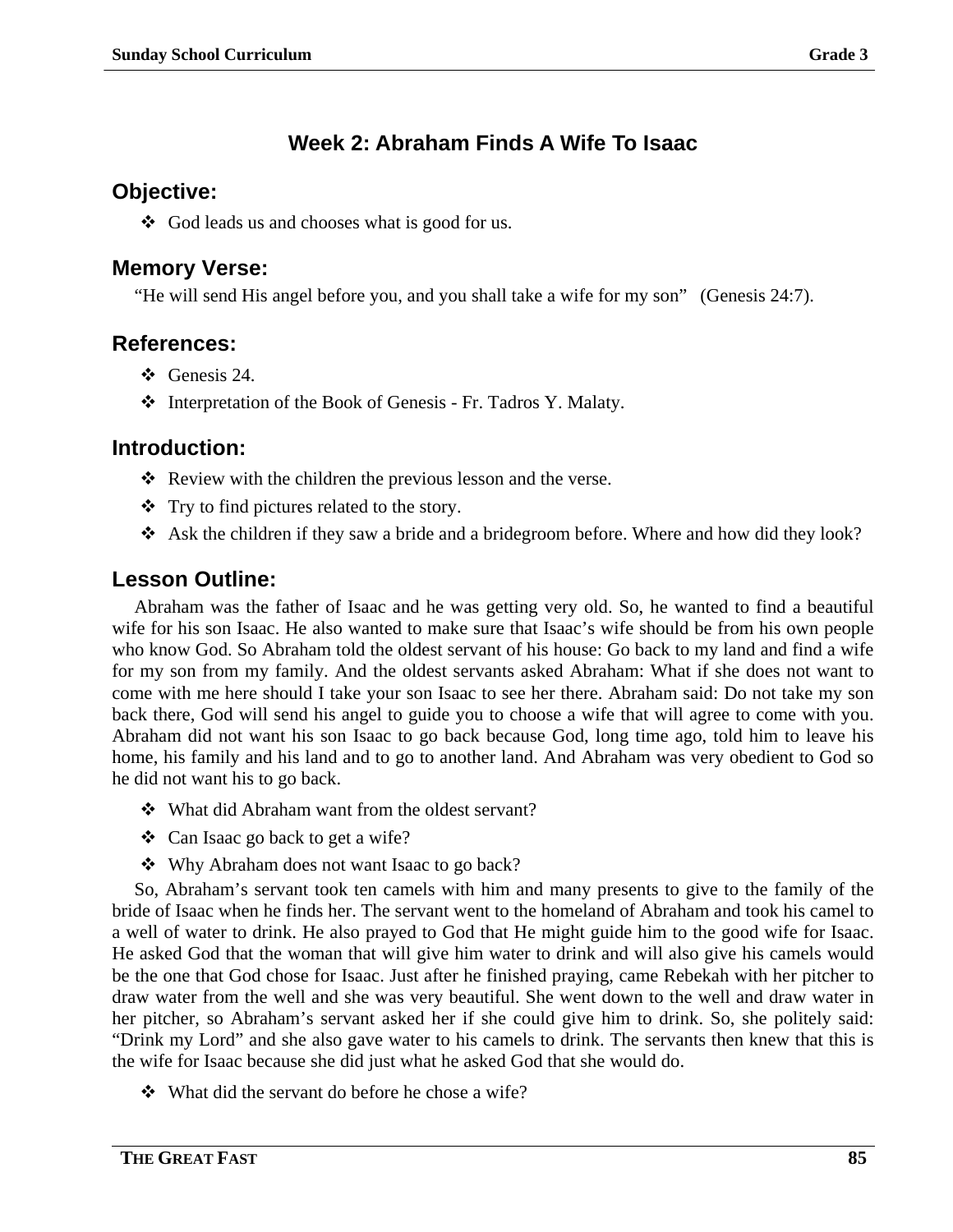# Week 2: Abraham Finds A Wife To Isaac

## Objective:

- God leads us and chooses what is good for us.

## Memory Verse:

"He will send His angel before you, and you shall take a wife for my son" (Genesis 24:7).

## References:

- Genesis 24.
- Interpretation of the Book of Genesis - Fr. Tadros Y. Malaty.

## Introduction:

- Review with the children the previous lesson and the verse.
- Try to find pictures related to the story.
- Ask the children if they saw a bride and a bridegroom before. Where and how did they look?

## Lesson Outline:

Abraham was the father of Isaac and he was getting very old. So, he wanted to find a beautiful wife for his son Isaac. He also wanted to make sure that Isaac's wife should be from his own people who know God. So Abraham told the oldest servant of his house: Go back to my land and find a wife for my son from my family. And the oldest servants asked Abraham: What if she does not want to come with me here should I take your son Isaac to see her there. Abraham said: Do not take my son back there, God will send his angel to guide you to choose a wife that will agree to come with you. Abraham did not want his son Isaac to go back because God, long time ago, told him to leave his home, his family and his land and to go to another land. And Abraham was very obedient to God so he did not want his to go back.

- What did Abraham want from the oldest servant?
- Can Isaac go back to get a wife?
- Why Abraham does not want Isaac to go back?

So, Abraham's servant took ten camels with him and many presents to give to the family of the bride of Isaac when he finds her. The servant went to the homeland of Abraham and took his camel to a well of water to drink. He also prayed to God that He might guide him to the good wife for Isaac. He asked God that the woman that will give him water to drink and will also give his camels would be the one that God chose for Isaac. Just after he finished praying, came Rebekah with her pitcher to draw water from the well and she was very beautiful. She went down to the well and draw water in her pitcher, so Abraham's servant asked her if she could give him to drink. So, she politely said: "Drink my Lord" and she also gave water to his camels to drink. The servants then knew that this is the wife for Isaac because she did just what he asked God that she would do.

- What did the servant do before he chose a wife?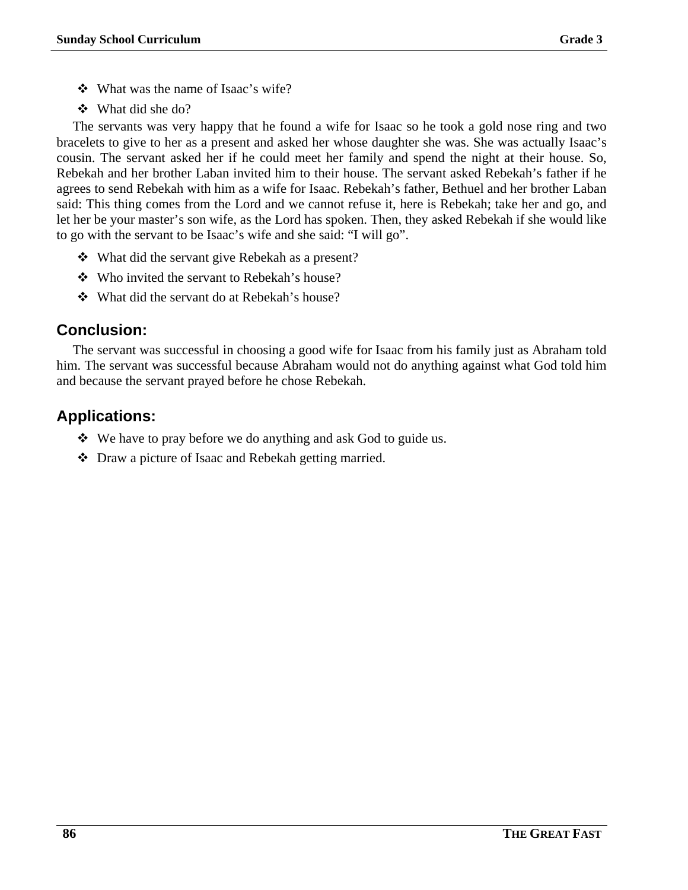- What was the name of Isaac's wife?
- What did she do?

The servants was very happy that he found a wife for Isaac so he took a gold nose ring and two bracelets to give to her as a present and asked her whose daughter she was. She was actually Isaac's cousin. The servant asked her if he could meet her family and spend the night at their house. So, Rebekah and her brother Laban invited him to their house. The servant asked Rebekah's father if he agrees to send Rebekah with him as a wife for Isaac. Rebekah's father, Bethuel and her brother Laban said: This thing comes from the Lord and we cannot refuse it, here is Rebekah; take her and go, and let her be your master's son wife, as the Lord has spoken. Then, they asked Rebekah if she would like to go with the servant to be Isaac's wife and she said: "I will go".

- What did the servant give Rebekah as a present?
- Who invited the servant to Rebekah's house?
- What did the servant do at Rebekah's house?

## Conclusion:

The servant was successful in choosing a good wife for Isaac from his family just as Abraham told him. The servant was successful because Abraham would not do anything against what God told him and because the servant prayed before he chose Rebekah.

## Applications:

- We have to pray before we do anything and ask God to guide us.
- Draw a picture of Isaac and Rebekah getting married.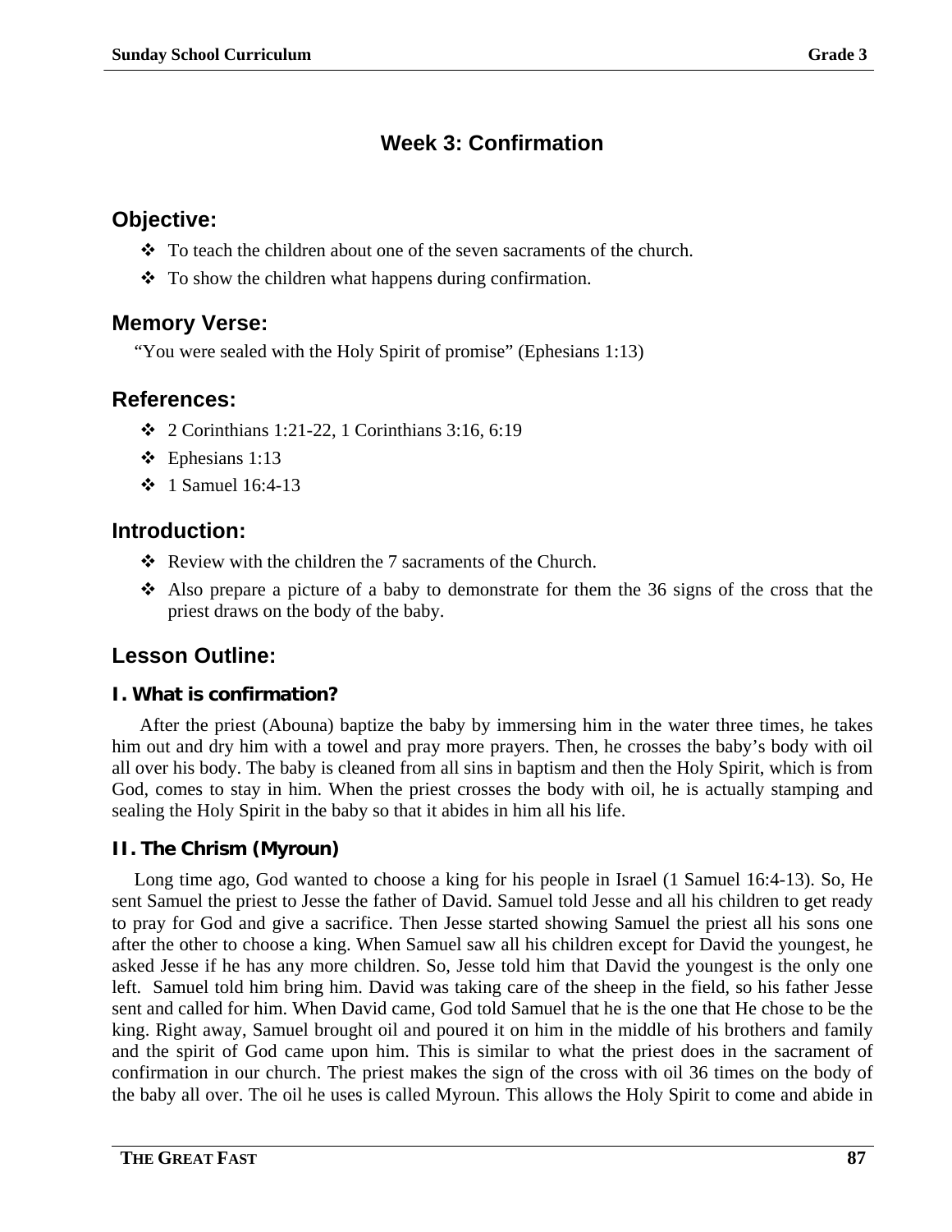# Week 3: Confirmation

## Objective:

- ❖ To teach the children about one of the seven sacraments of the church.
- ❖ To show the children what happens during confirmation.

## Memory Verse:

"You were sealed with the Holy Spirit of promise" (Ephesians 1:13)

## References:

- ❖ 2 Corinthians 1:21-22, 1 Corinthians 3:16, 6:19
- ❖ Ephesians 1:13
- ❖ 1 Samuel 16:4-13

## Introduction:

- ❖ Review with the children the 7 sacraments of the Church.
- ❖ Also prepare a picture of a baby to demonstrate for them the 36 signs of the cross that the priest draws on the body of the baby.

## Lesson Outline:

### I. What is confirmation?

After the priest (Abouna) baptize the baby by immersing him in the water three times, he takes him out and dry him with a towel and pray more prayers. Then, he crosses the baby's body with oil all over his body. The baby is cleaned from all sins in baptism and then the Holy Spirit, which is from God, comes to stay in him. When the priest crosses the body with oil, he is actually stamping and sealing the Holy Spirit in the baby so that it abides in him all his life.

### II. The Chrism (Myroun)

Long time ago, God wanted to choose a king for his people in Israel (1 Samuel 16:4-13). So, He sent Samuel the priest to Jesse the father of David. Samuel told Jesse and all his children to get ready to pray for God and give a sacrifice. Then Jesse started showing Samuel the priest all his sons one after the other to choose a king. When Samuel saw all his children except for David the youngest, he asked Jesse if he has any more children. So, Jesse told him that David the youngest is the only one left. Samuel told him bring him. David was taking care of the sheep in the field, so his father Jesse sent and called for him. When David came, God told Samuel that he is the one that He chose to be the king. Right away, Samuel brought oil and poured it on him in the middle of his brothers and family and the spirit of God came upon him. This is similar to what the priest does in the sacrament of confirmation in our church. The priest makes the sign of the cross with oil 36 times on the body of the baby all over. The oil he uses is called Myroun. This allows the Holy Spirit to come and abide in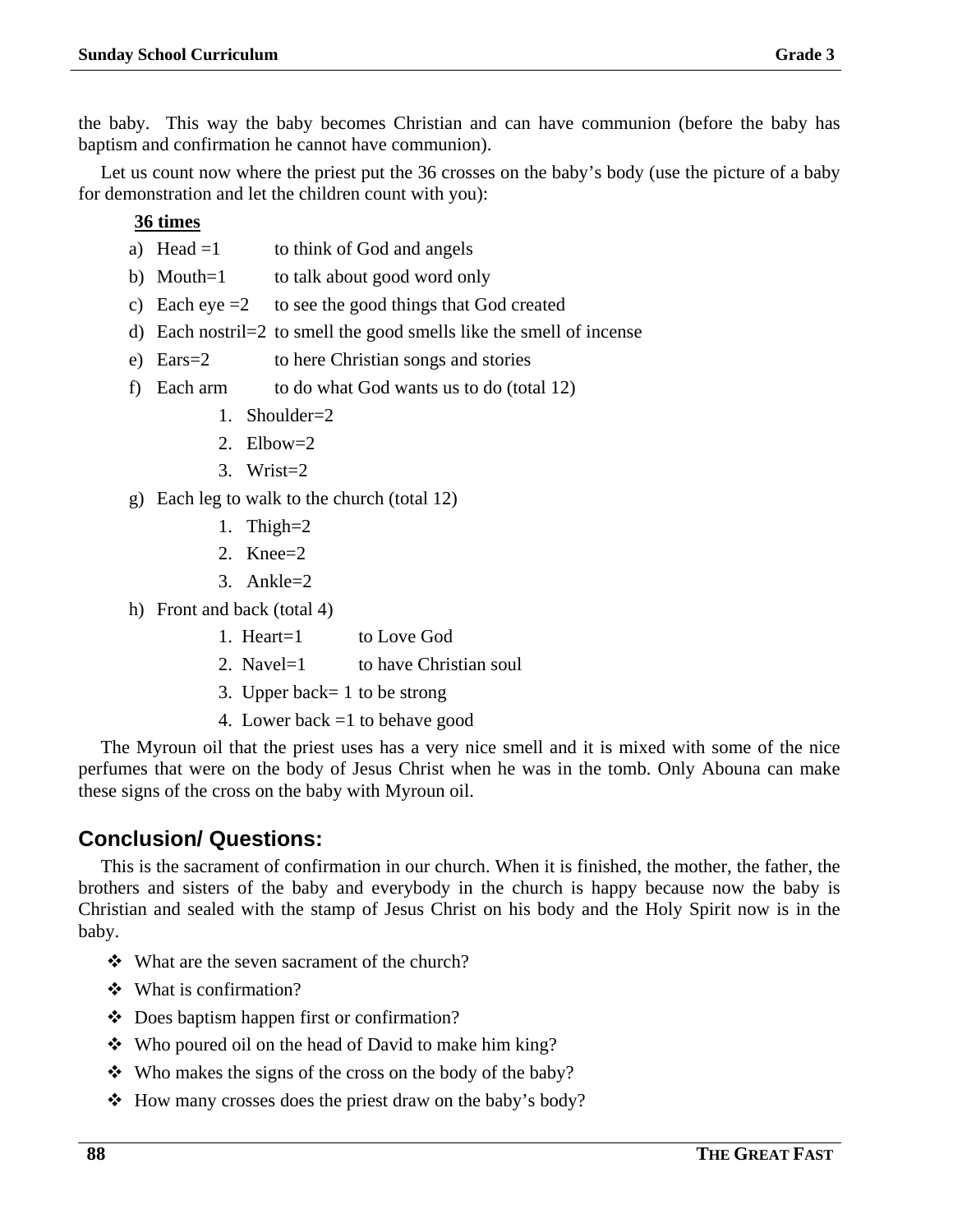the baby. This way the baby becomes Christian and can have communion (before the baby has baptism and confirmation he cannot have communion).

Let us count now where the priest put the 36 crosses on the baby's body (use the picture of a baby for demonstration and let the children count with you):

**<u>36 times</u>**

a) Head =1 to think of God and angels
b) Mouth=1 to talk about good word only
c) Each eye =2 to see the good things that God created
d) Each nostril=2 to smell the good smells like the smell of incense
e) Ears=2 to here Christian songs and stories
f) Each arm to do what God wants us to do (total 12)
    1. Shoulder=2
    2. Elbow=2
    3. Wrist=2
g) Each leg to walk to the church (total 12)
    1. Thigh=2
    2. Knee=2
    3. Ankle=2
h) Front and back (total 4)
    1. Heart=1 to Love God
    2. Navel=1 to have Christian soul
    3. Upper back= 1 to be strong
    4. Lower back =1 to behave good

The Myroun oil that the priest uses has a very nice smell and it is mixed with some of the nice perfumes that were on the body of Jesus Christ when he was in the tomb. Only Abouna can make these signs of the cross on the baby with Myroun oil.

## Conclusion/ Questions:

This is the sacrament of confirmation in our church. When it is finished, the mother, the father, the brothers and sisters of the baby and everybody in the church is happy because now the baby is Christian and sealed with the stamp of Jesus Christ on his body and the Holy Spirit now is in the baby.

- What are the seven sacrament of the church?
- What is confirmation?
- Does baptism happen first or confirmation?
- Who poured oil on the head of David to make him king?
- Who makes the signs of the cross on the body of the baby?
- How many crosses does the priest draw on the baby's body?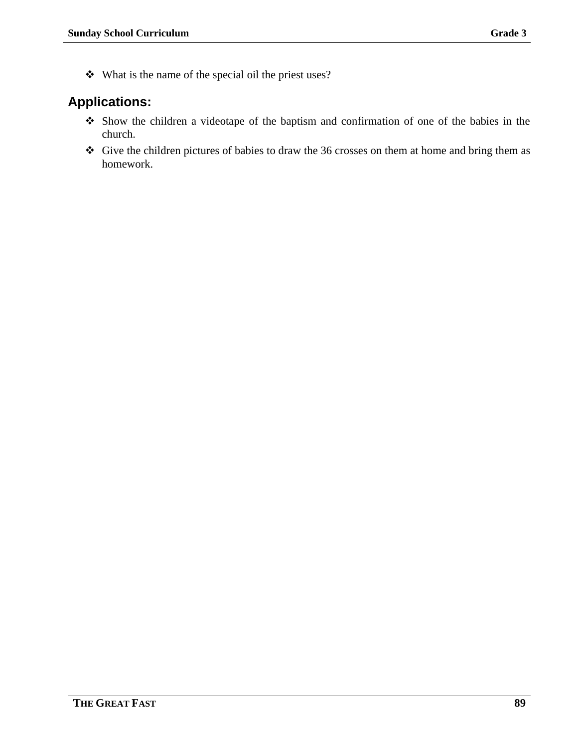- What is the name of the special oil the priest uses?

## Applications:

- Show the children a videotape of the baptism and confirmation of one of the babies in the church.
- Give the children pictures of babies to draw the 36 crosses on them at home and bring them as homework.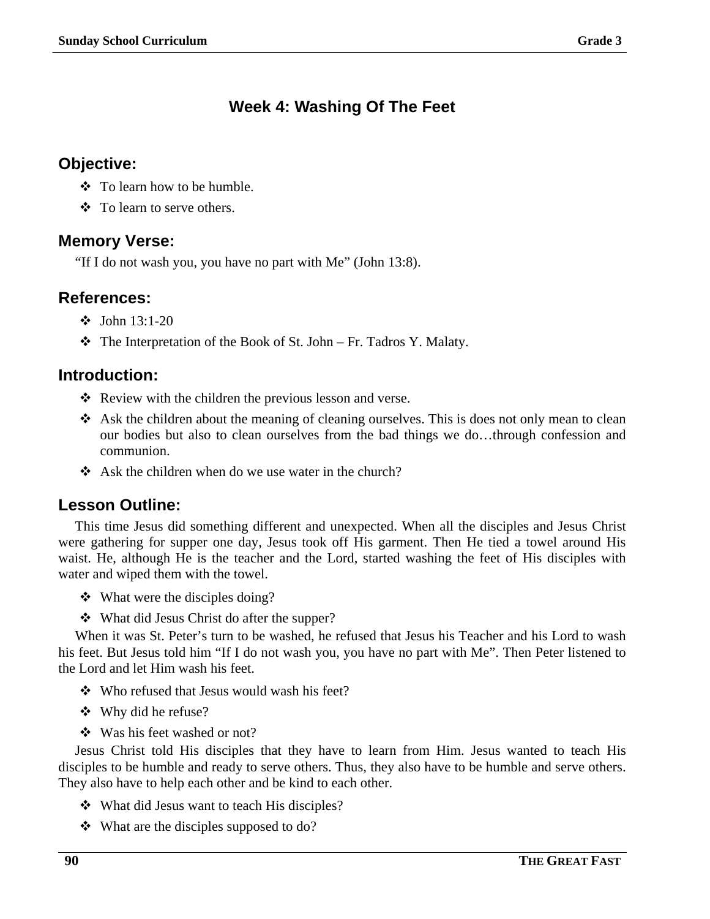# Week 4: Washing Of The Feet

## Objective:

- To learn how to be humble.
- To learn to serve others.

## Memory Verse:

"If I do not wash you, you have no part with Me" (John 13:8).

## References:

- John 13:1-20
- The Interpretation of the Book of St. John – Fr. Tadros Y. Malaty.

## Introduction:

- Review with the children the previous lesson and verse.
- Ask the children about the meaning of cleaning ourselves. This is does not only mean to clean our bodies but also to clean ourselves from the bad things we do…through confession and communion.
- Ask the children when do we use water in the church?

## Lesson Outline:

This time Jesus did something different and unexpected. When all the disciples and Jesus Christ were gathering for supper one day, Jesus took off His garment. Then He tied a towel around His waist. He, although He is the teacher and the Lord, started washing the feet of His disciples with water and wiped them with the towel.

- What were the disciples doing?
- What did Jesus Christ do after the supper?

When it was St. Peter's turn to be washed, he refused that Jesus his Teacher and his Lord to wash his feet. But Jesus told him "If I do not wash you, you have no part with Me". Then Peter listened to the Lord and let Him wash his feet.

- Who refused that Jesus would wash his feet?
- Why did he refuse?
- Was his feet washed or not?

Jesus Christ told His disciples that they have to learn from Him. Jesus wanted to teach His disciples to be humble and ready to serve others. Thus, they also have to be humble and serve others. They also have to help each other and be kind to each other.

- What did Jesus want to teach His disciples?
- What are the disciples supposed to do?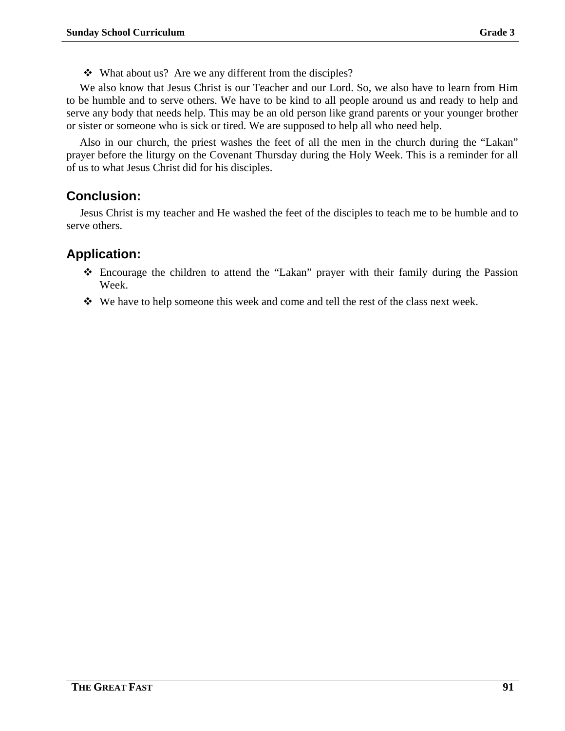- What about us?  Are we any different from the disciples?

We also know that Jesus Christ is our Teacher and our Lord. So, we also have to learn from Him to be humble and to serve others. We have to be kind to all people around us and ready to help and serve any body that needs help. This may be an old person like grand parents or your younger brother or sister or someone who is sick or tired. We are supposed to help all who need help.

Also in our church, the priest washes the feet of all the men in the church during the “Lakan” prayer before the liturgy on the Covenant Thursday during the Holy Week. This is a reminder for all of us to what Jesus Christ did for his disciples.

## Conclusion:

Jesus Christ is my teacher and He washed the feet of the disciples to teach me to be humble and to serve others.

## Application:

- Encourage the children to attend the “Lakan” prayer with their family during the Passion Week.
- We have to help someone this week and come and tell the rest of the class next week.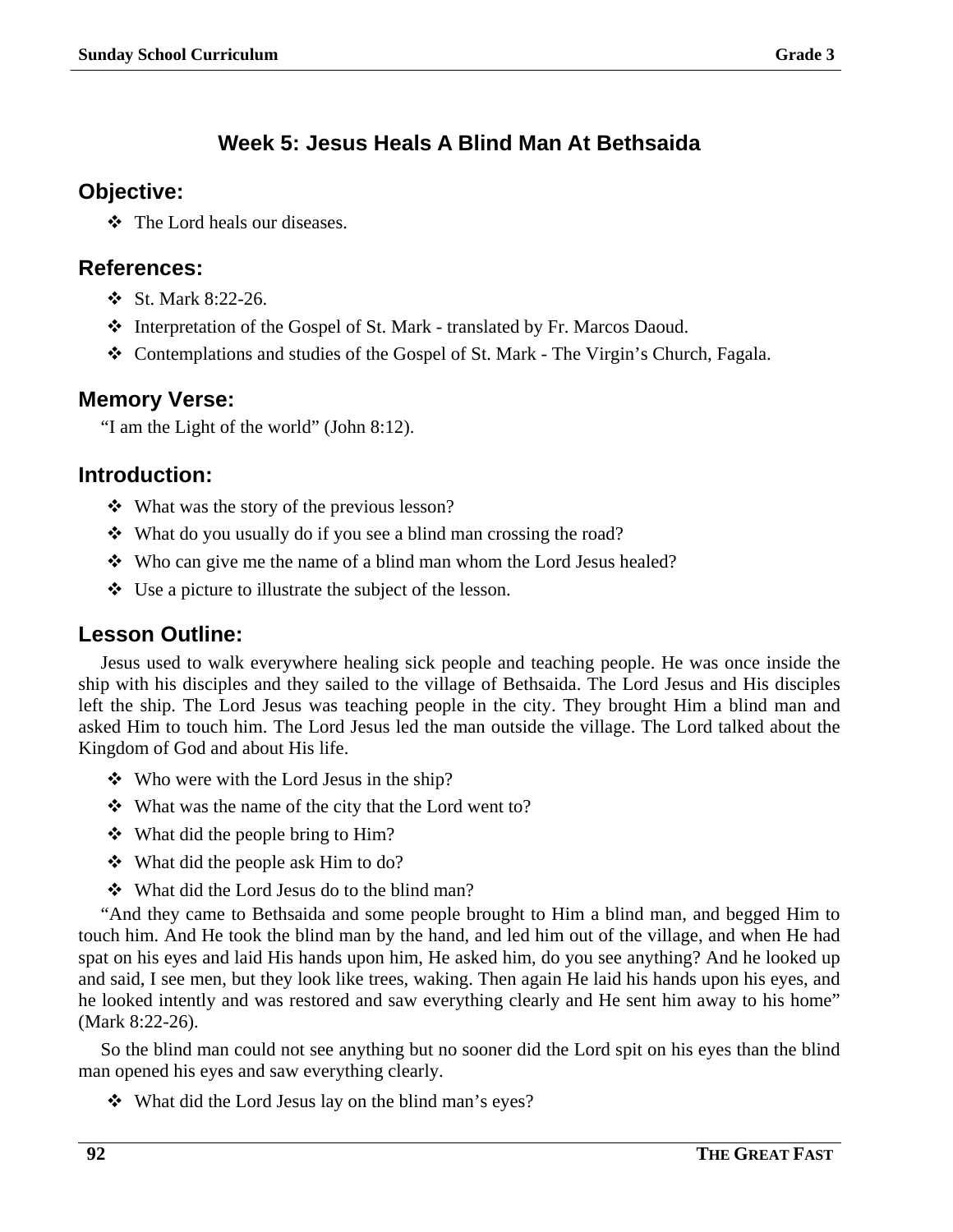## Week 5: Jesus Heals A Blind Man At Bethsaida

### Objective:

- ❖ The Lord heals our diseases.

### References:

- ❖ St. Mark 8:22-26.
- ❖ Interpretation of the Gospel of St. Mark - translated by Fr. Marcos Daoud.
- ❖ Contemplations and studies of the Gospel of St. Mark - The Virgin's Church, Fagala.

### Memory Verse:

"I am the Light of the world" (John 8:12).

### Introduction:

- ❖ What was the story of the previous lesson?
- ❖ What do you usually do if you see a blind man crossing the road?
- ❖ Who can give me the name of a blind man whom the Lord Jesus healed?
- ❖ Use a picture to illustrate the subject of the lesson.

### Lesson Outline:

Jesus used to walk everywhere healing sick people and teaching people. He was once inside the ship with his disciples and they sailed to the village of Bethsaida. The Lord Jesus and His disciples left the ship. The Lord Jesus was teaching people in the city. They brought Him a blind man and asked Him to touch him. The Lord Jesus led the man outside the village. The Lord talked about the Kingdom of God and about His life.

- ❖ Who were with the Lord Jesus in the ship?
- ❖ What was the name of the city that the Lord went to?
- ❖ What did the people bring to Him?
- ❖ What did the people ask Him to do?
- ❖ What did the Lord Jesus do to the blind man?

"And they came to Bethsaida and some people brought to Him a blind man, and begged Him to touch him. And He took the blind man by the hand, and led him out of the village, and when He had spat on his eyes and laid His hands upon him, He asked him, do you see anything? And he looked up and said, I see men, but they look like trees, waking. Then again He laid his hands upon his eyes, and he looked intently and was restored and saw everything clearly and He sent him away to his home" (Mark 8:22-26).

So the blind man could not see anything but no sooner did the Lord spit on his eyes than the blind man opened his eyes and saw everything clearly.

- ❖ What did the Lord Jesus lay on the blind man's eyes?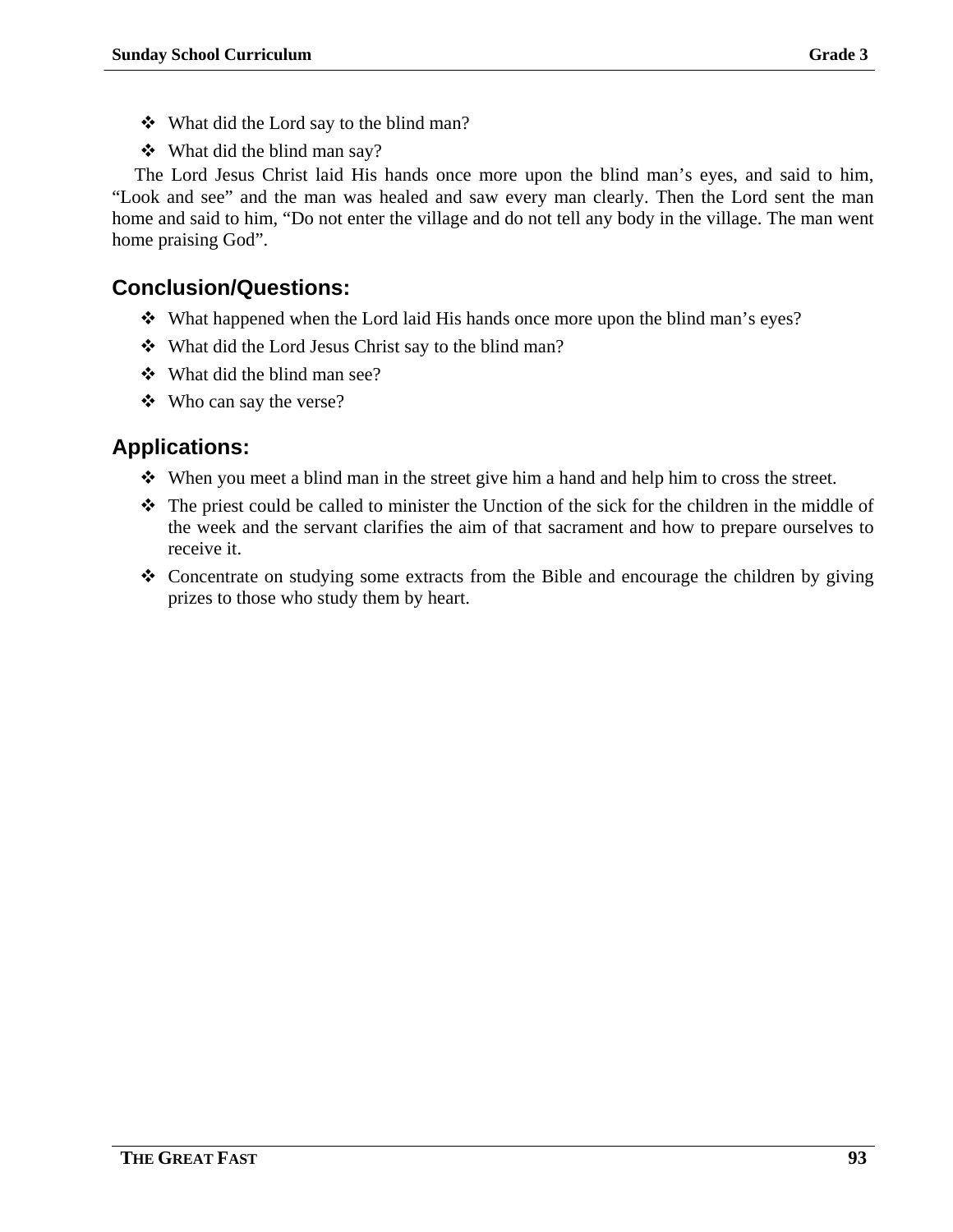- What did the Lord say to the blind man?
- What did the blind man say?

The Lord Jesus Christ laid His hands once more upon the blind man's eyes, and said to him, "Look and see" and the man was healed and saw every man clearly. Then the Lord sent the man home and said to him, "Do not enter the village and do not tell any body in the village. The man went home praising God".

## Conclusion/Questions:

- What happened when the Lord laid His hands once more upon the blind man's eyes?
- What did the Lord Jesus Christ say to the blind man?
- What did the blind man see?
- Who can say the verse?

## Applications:

- When you meet a blind man in the street give him a hand and help him to cross the street.
- The priest could be called to minister the Unction of the sick for the children in the middle of the week and the servant clarifies the aim of that sacrament and how to prepare ourselves to receive it.
- Concentrate on studying some extracts from the Bible and encourage the children by giving prizes to those who study them by heart.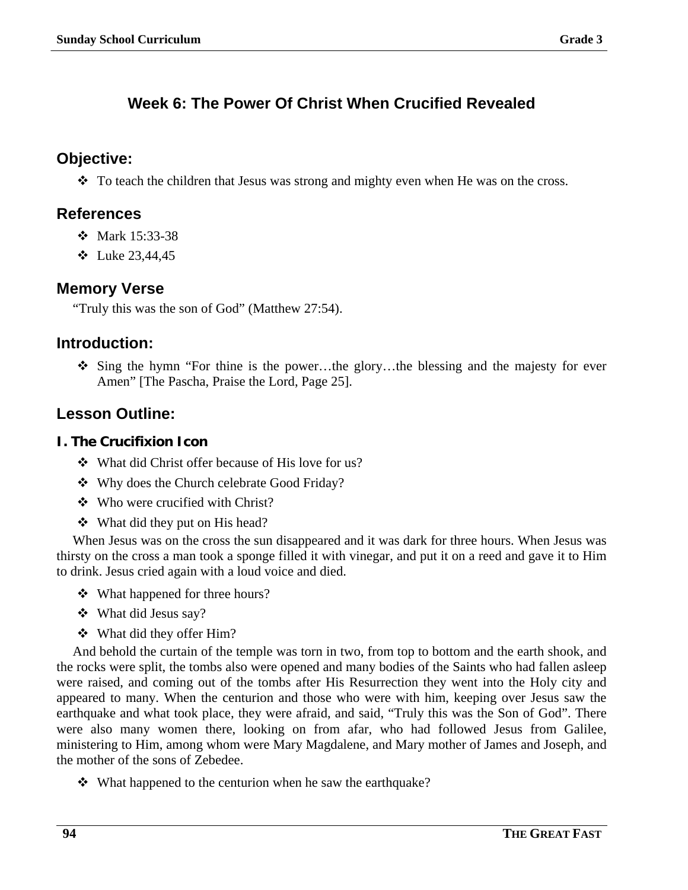## Week 6: The Power Of Christ When Crucified Revealed

### Objective:

- To teach the children that Jesus was strong and mighty even when He was on the cross.

### References

- Mark 15:33-38
- Luke 23,44,45

### Memory Verse

"Truly this was the son of God" (Matthew 27:54).

### Introduction:

- Sing the hymn "For thine is the power…the glory…the blessing and the majesty for ever Amen" [The Pascha, Praise the Lord, Page 25].

### Lesson Outline:

#### I. The Crucifixion Icon

- What did Christ offer because of His love for us?
- Why does the Church celebrate Good Friday?
- Who were crucified with Christ?
- What did they put on His head?

When Jesus was on the cross the sun disappeared and it was dark for three hours. When Jesus was thirsty on the cross a man took a sponge filled it with vinegar, and put it on a reed and gave it to Him to drink. Jesus cried again with a loud voice and died.

- What happened for three hours?
- What did Jesus say?
- What did they offer Him?

And behold the curtain of the temple was torn in two, from top to bottom and the earth shook, and the rocks were split, the tombs also were opened and many bodies of the Saints who had fallen asleep were raised, and coming out of the tombs after His Resurrection they went into the Holy city and appeared to many. When the centurion and those who were with him, keeping over Jesus saw the earthquake and what took place, they were afraid, and said, "Truly this was the Son of God". There were also many women there, looking on from afar, who had followed Jesus from Galilee, ministering to Him, among whom were Mary Magdalene, and Mary mother of James and Joseph, and the mother of the sons of Zebedee.

- What happened to the centurion when he saw the earthquake?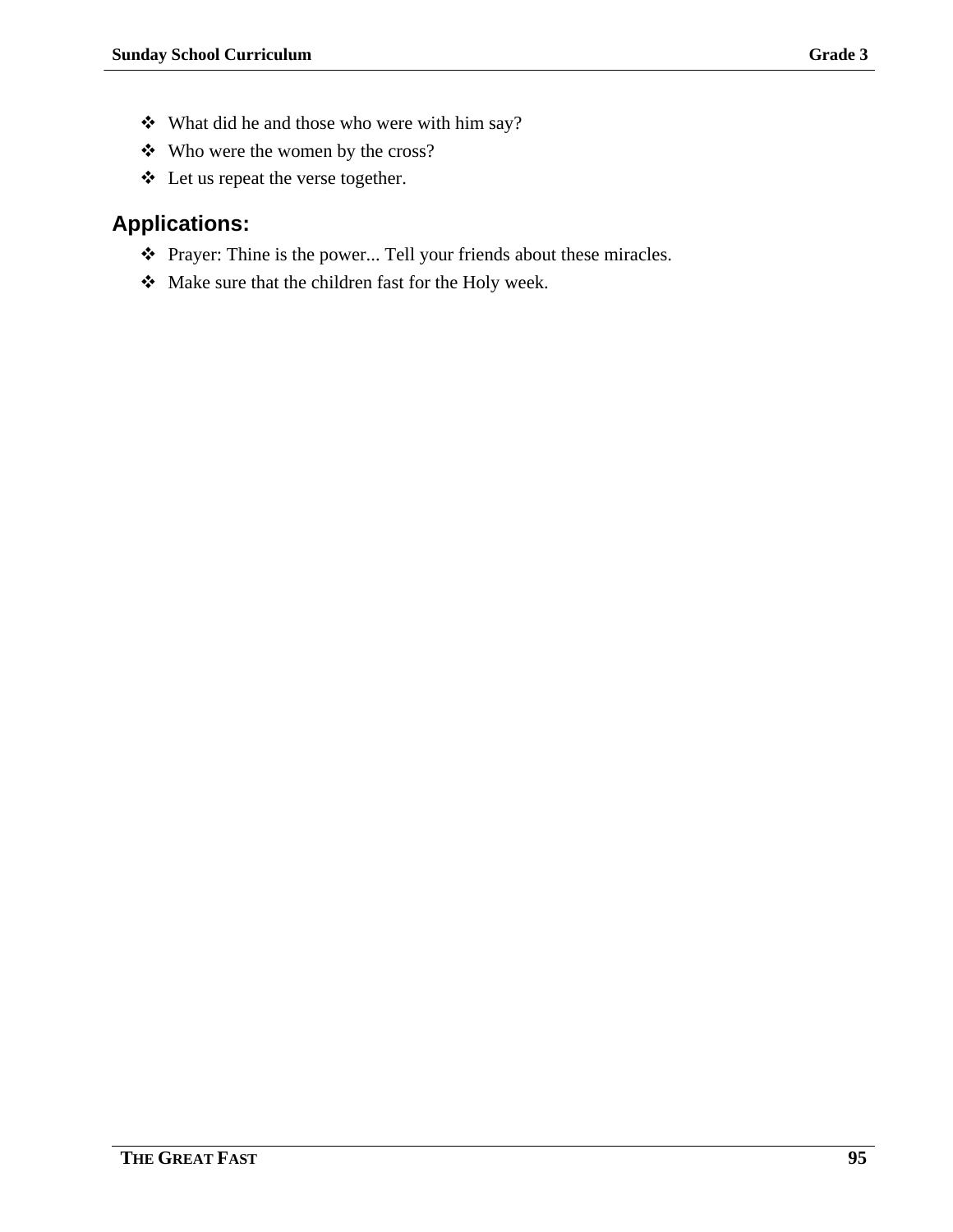- What did he and those who were with him say?
- Who were the women by the cross?
- Let us repeat the verse together.

## Applications:

- Prayer: Thine is the power... Tell your friends about these miracles.
- Make sure that the children fast for the Holy week.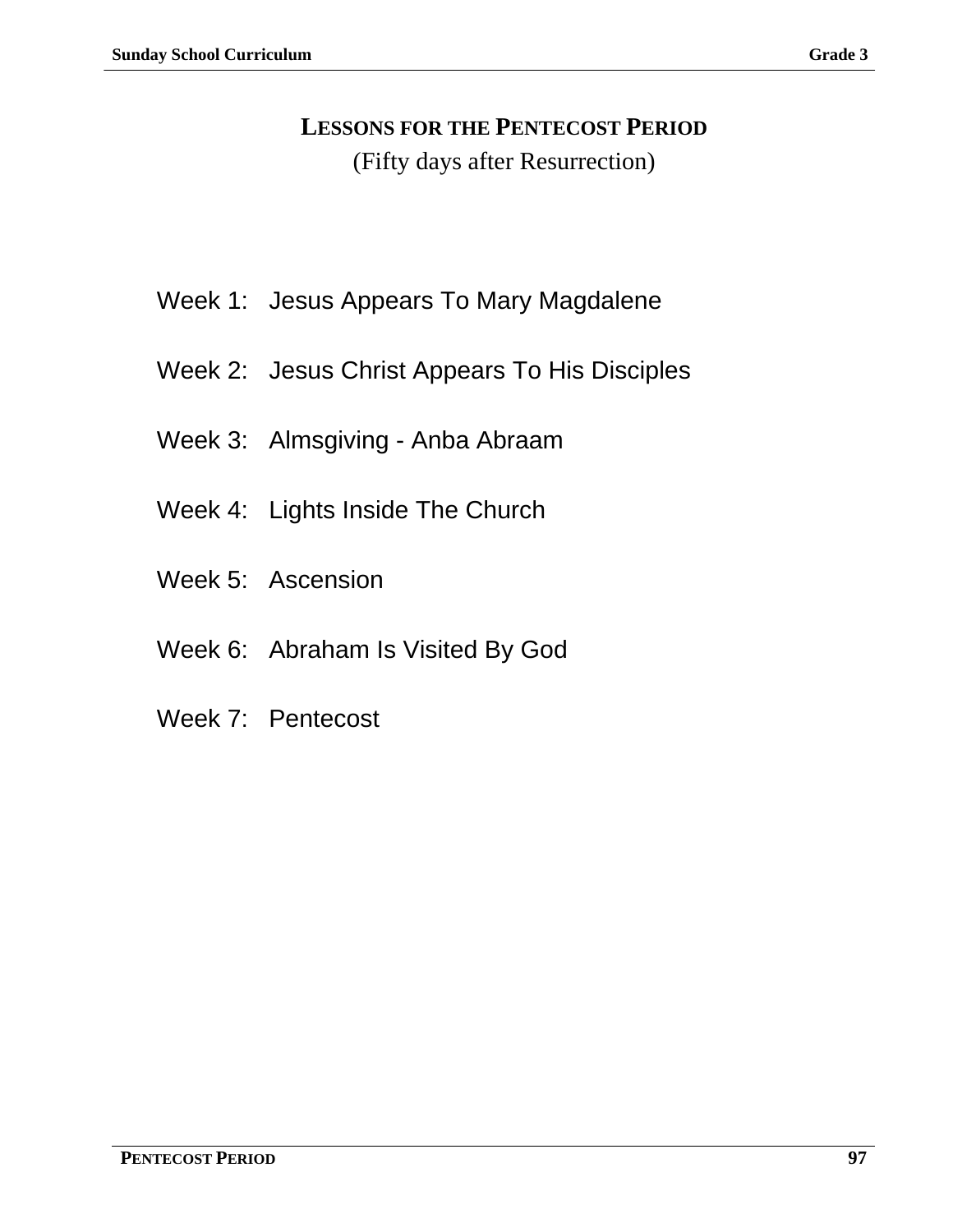# LESSONS FOR THE PENTECOST PERIOD

(Fifty days after Resurrection)

Week 1: Jesus Appears To Mary Magdalene

Week 2: Jesus Christ Appears To His Disciples

Week 3: Almsgiving - Anba Abraam

Week 4: Lights Inside The Church

Week 5: Ascension

Week 6: Abraham Is Visited By God

Week 7: Pentecost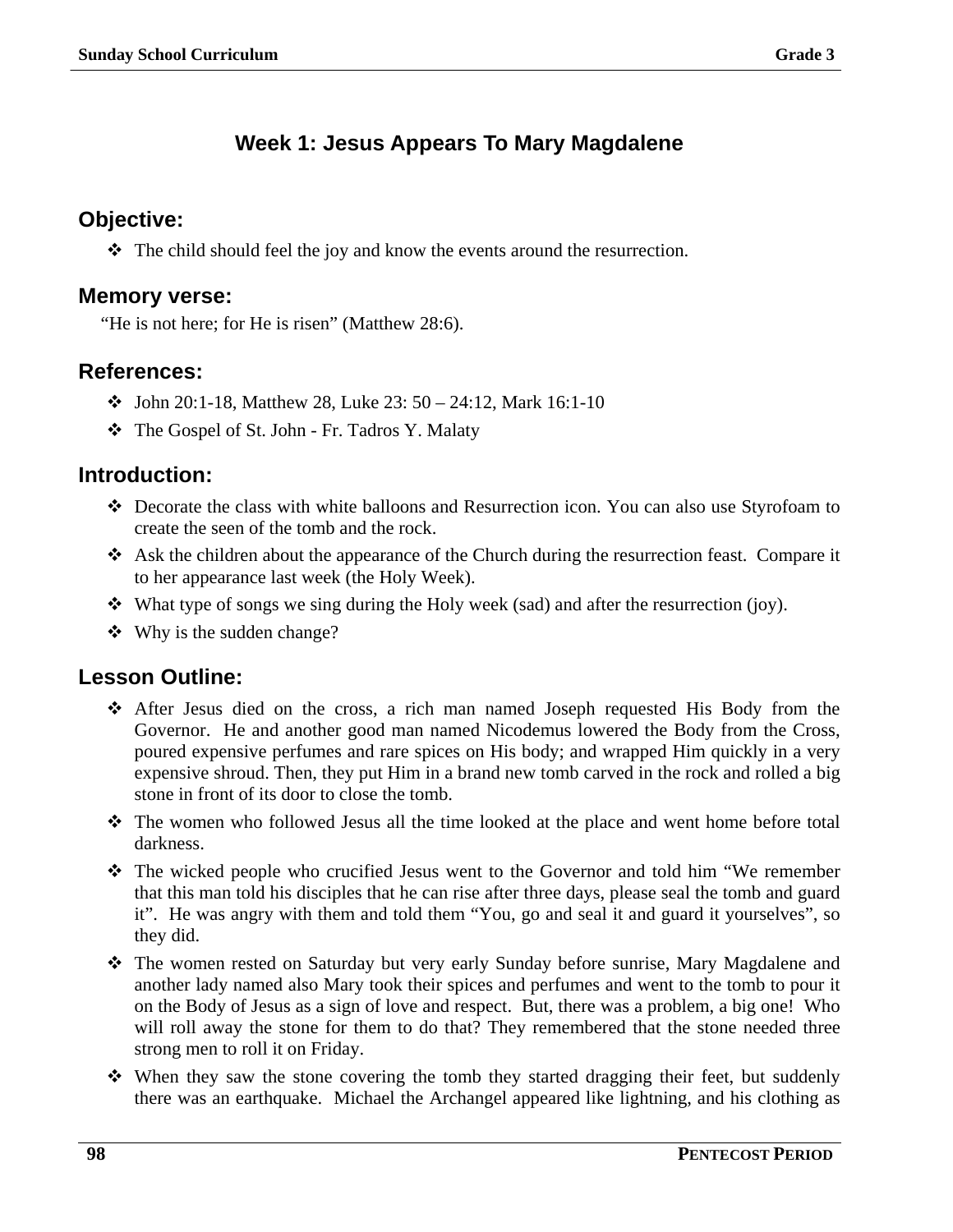## Week 1: Jesus Appears To Mary Magdalene

### Objective:

- The child should feel the joy and know the events around the resurrection.

### Memory verse:

"He is not here; for He is risen" (Matthew 28:6).

### References:

- John 20:1-18, Matthew 28, Luke 23: 50 – 24:12, Mark 16:1-10
- The Gospel of St. John - Fr. Tadros Y. Malaty

### Introduction:

- Decorate the class with white balloons and Resurrection icon. You can also use Styrofoam to create the seen of the tomb and the rock.
- Ask the children about the appearance of the Church during the resurrection feast. Compare it to her appearance last week (the Holy Week).
- What type of songs we sing during the Holy week (sad) and after the resurrection (joy).
- Why is the sudden change?

### Lesson Outline:

- After Jesus died on the cross, a rich man named Joseph requested His Body from the Governor. He and another good man named Nicodemus lowered the Body from the Cross, poured expensive perfumes and rare spices on His body; and wrapped Him quickly in a very expensive shroud. Then, they put Him in a brand new tomb carved in the rock and rolled a big stone in front of its door to close the tomb.
- The women who followed Jesus all the time looked at the place and went home before total darkness.
- The wicked people who crucified Jesus went to the Governor and told him "We remember that this man told his disciples that he can rise after three days, please seal the tomb and guard it". He was angry with them and told them "You, go and seal it and guard it yourselves", so they did.
- The women rested on Saturday but very early Sunday before sunrise, Mary Magdalene and another lady named also Mary took their spices and perfumes and went to the tomb to pour it on the Body of Jesus as a sign of love and respect. But, there was a problem, a big one! Who will roll away the stone for them to do that? They remembered that the stone needed three strong men to roll it on Friday.
- When they saw the stone covering the tomb they started dragging their feet, but suddenly there was an earthquake. Michael the Archangel appeared like lightning, and his clothing as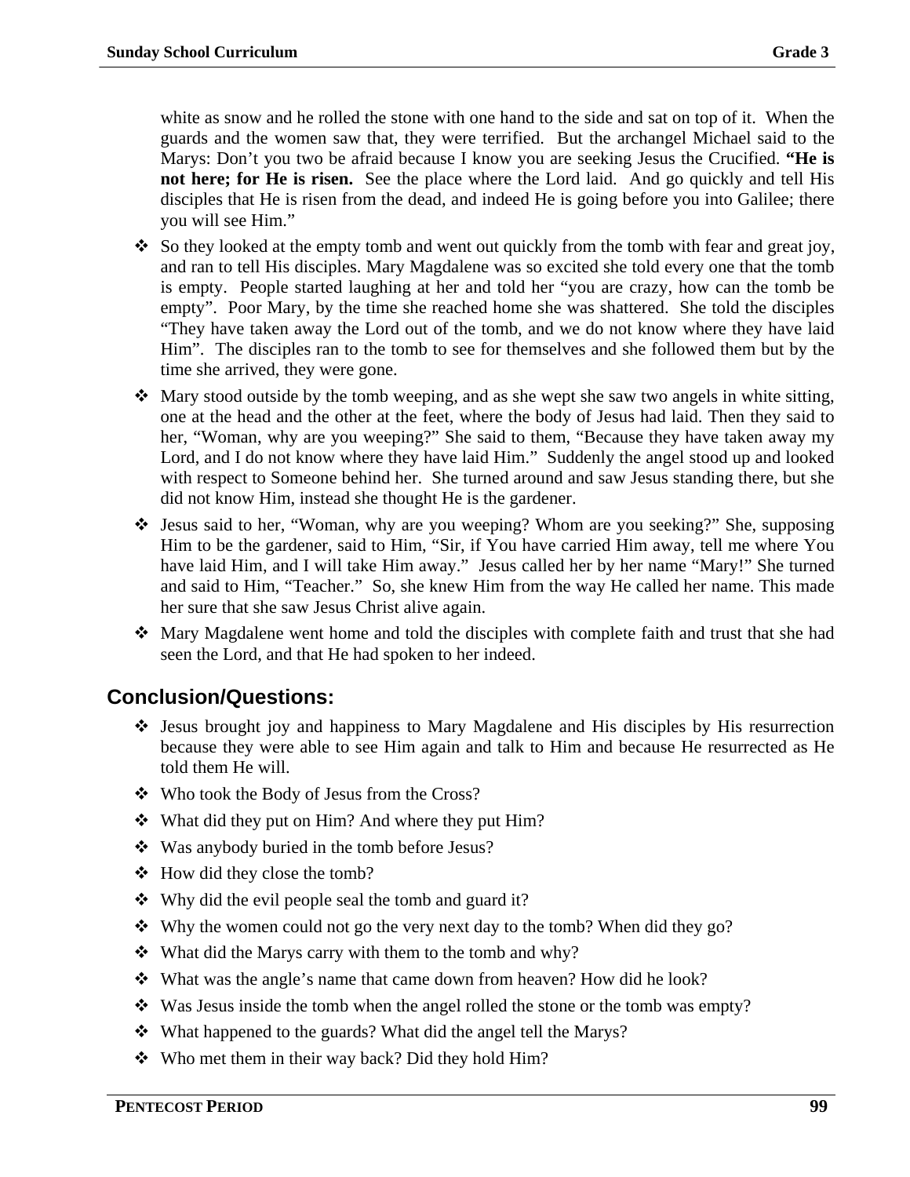white as snow and he rolled the stone with one hand to the side and sat on top of it. When the guards and the women saw that, they were terrified. But the archangel Michael said to the Marys: Don't you two be afraid because I know you are seeking Jesus the Crucified. **"He is not here; for He is risen.** See the place where the Lord laid. And go quickly and tell His disciples that He is risen from the dead, and indeed He is going before you into Galilee; there you will see Him."

- So they looked at the empty tomb and went out quickly from the tomb with fear and great joy, and ran to tell His disciples. Mary Magdalene was so excited she told every one that the tomb is empty. People started laughing at her and told her "you are crazy, how can the tomb be empty". Poor Mary, by the time she reached home she was shattered. She told the disciples "They have taken away the Lord out of the tomb, and we do not know where they have laid Him". The disciples ran to the tomb to see for themselves and she followed them but by the time she arrived, they were gone.
- Mary stood outside by the tomb weeping, and as she wept she saw two angels in white sitting, one at the head and the other at the feet, where the body of Jesus had laid. Then they said to her, "Woman, why are you weeping?" She said to them, "Because they have taken away my Lord, and I do not know where they have laid Him." Suddenly the angel stood up and looked with respect to Someone behind her. She turned around and saw Jesus standing there, but she did not know Him, instead she thought He is the gardener.
- Jesus said to her, "Woman, why are you weeping? Whom are you seeking?" She, supposing Him to be the gardener, said to Him, "Sir, if You have carried Him away, tell me where You have laid Him, and I will take Him away." Jesus called her by her name "Mary!" She turned and said to Him, "Teacher." So, she knew Him from the way He called her name. This made her sure that she saw Jesus Christ alive again.
- Mary Magdalene went home and told the disciples with complete faith and trust that she had seen the Lord, and that He had spoken to her indeed.

## Conclusion/Questions:

- Jesus brought joy and happiness to Mary Magdalene and His disciples by His resurrection because they were able to see Him again and talk to Him and because He resurrected as He told them He will.
- Who took the Body of Jesus from the Cross?
- What did they put on Him? And where they put Him?
- Was anybody buried in the tomb before Jesus?
- How did they close the tomb?
- Why did the evil people seal the tomb and guard it?
- Why the women could not go the very next day to the tomb? When did they go?
- What did the Marys carry with them to the tomb and why?
- What was the angle's name that came down from heaven? How did he look?
- Was Jesus inside the tomb when the angel rolled the stone or the tomb was empty?
- What happened to the guards? What did the angel tell the Marys?
- Who met them in their way back? Did they hold Him?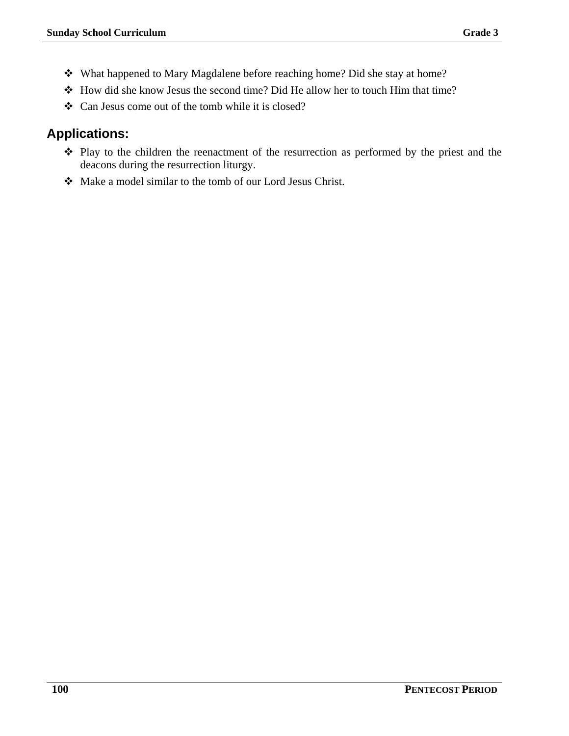- What happened to Mary Magdalene before reaching home? Did she stay at home?
- How did she know Jesus the second time? Did He allow her to touch Him that time?
- Can Jesus come out of the tomb while it is closed?

## Applications:

- Play to the children the reenactment of the resurrection as performed by the priest and the deacons during the resurrection liturgy.
- Make a model similar to the tomb of our Lord Jesus Christ.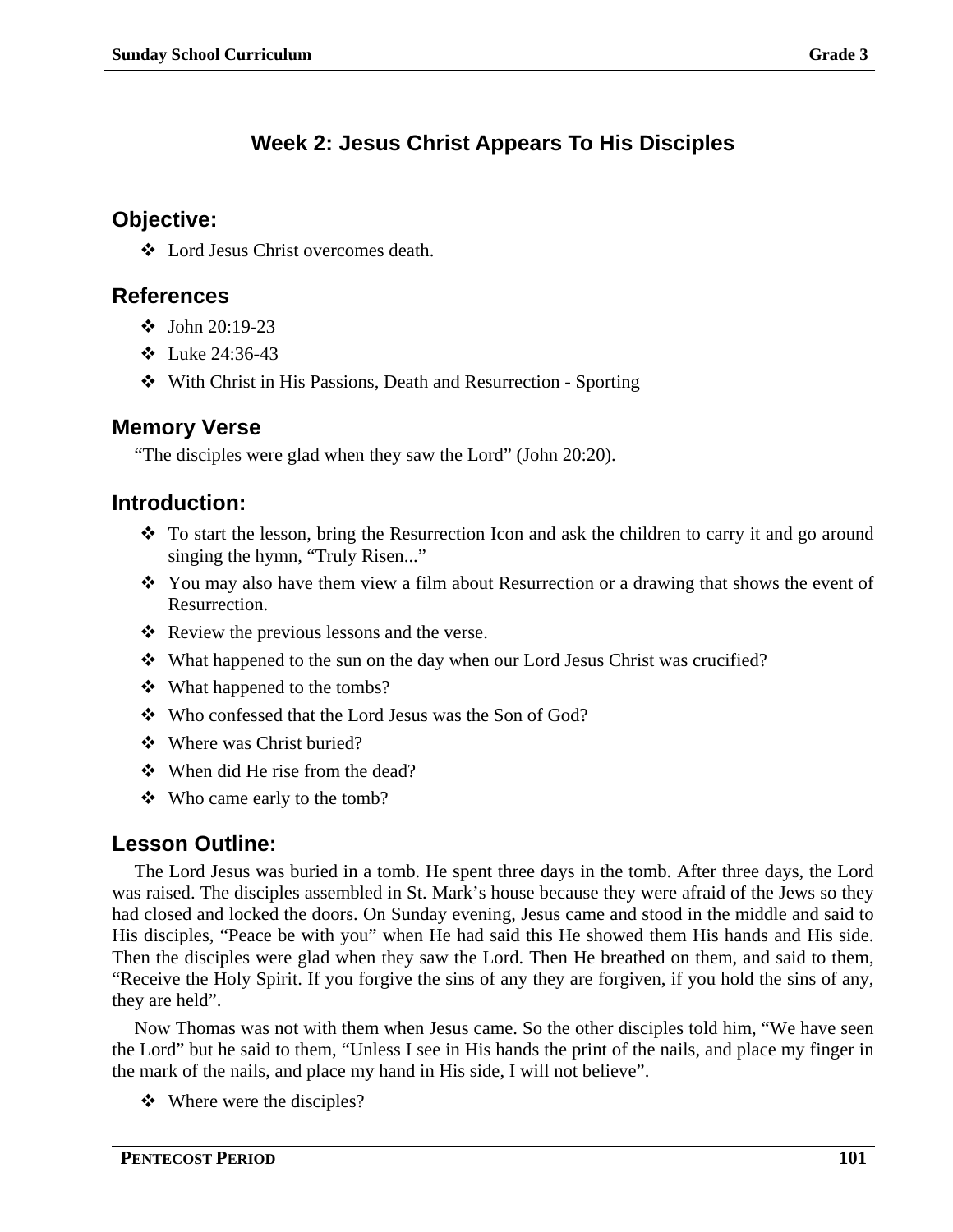## Week 2: Jesus Christ Appears To His Disciples

### Objective:

- Lord Jesus Christ overcomes death.

### References

- John 20:19-23
- Luke 24:36-43
- With Christ in His Passions, Death and Resurrection - Sporting

### Memory Verse

"The disciples were glad when they saw the Lord" (John 20:20).

### Introduction:

- To start the lesson, bring the Resurrection Icon and ask the children to carry it and go around singing the hymn, "Truly Risen..."
- You may also have them view a film about Resurrection or a drawing that shows the event of Resurrection.
- Review the previous lessons and the verse.
- What happened to the sun on the day when our Lord Jesus Christ was crucified?
- What happened to the tombs?
- Who confessed that the Lord Jesus was the Son of God?
- Where was Christ buried?
- When did He rise from the dead?
- Who came early to the tomb?

### Lesson Outline:

The Lord Jesus was buried in a tomb. He spent three days in the tomb. After three days, the Lord was raised. The disciples assembled in St. Mark's house because they were afraid of the Jews so they had closed and locked the doors. On Sunday evening, Jesus came and stood in the middle and said to His disciples, "Peace be with you" when He had said this He showed them His hands and His side. Then the disciples were glad when they saw the Lord. Then He breathed on them, and said to them, "Receive the Holy Spirit. If you forgive the sins of any they are forgiven, if you hold the sins of any, they are held".

Now Thomas was not with them when Jesus came. So the other disciples told him, "We have seen the Lord" but he said to them, "Unless I see in His hands the print of the nails, and place my finger in the mark of the nails, and place my hand in His side, I will not believe".

- Where were the disciples?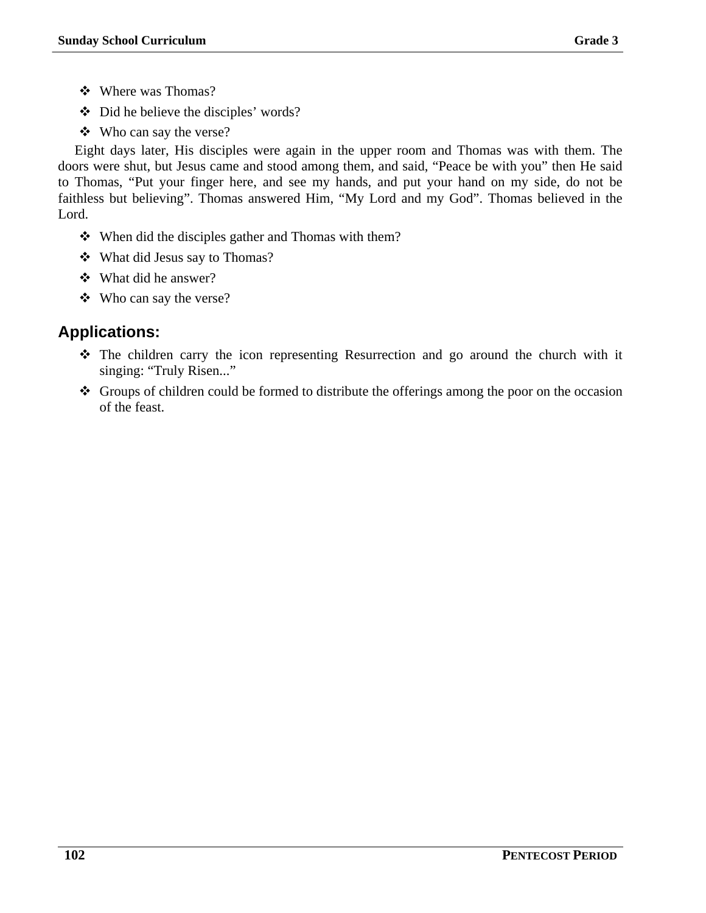- Where was Thomas?
- Did he believe the disciples' words?
- Who can say the verse?

Eight days later, His disciples were again in the upper room and Thomas was with them. The doors were shut, but Jesus came and stood among them, and said, “Peace be with you” then He said to Thomas, “Put your finger here, and see my hands, and put your hand on my side, do not be faithless but believing”. Thomas answered Him, “My Lord and my God”. Thomas believed in the Lord.

- When did the disciples gather and Thomas with them?
- What did Jesus say to Thomas?
- What did he answer?
- Who can say the verse?

## Applications:

- The children carry the icon representing Resurrection and go around the church with it singing: “Truly Risen...”
- Groups of children could be formed to distribute the offerings among the poor on the occasion of the feast.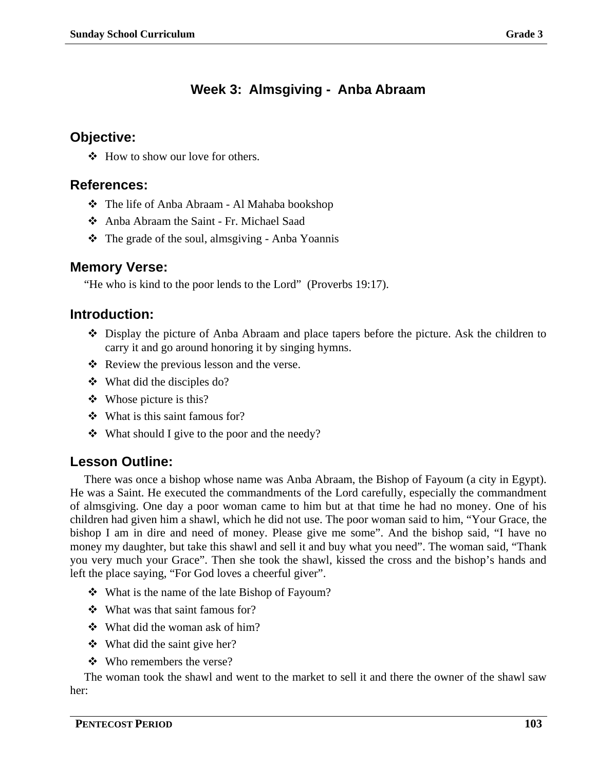# Week 3: Almsgiving - Anba Abraam

## Objective:

- ❖ How to show our love for others.

## References:

- ❖ The life of Anba Abraam - Al Mahaba bookshop
- ❖ Anba Abraam the Saint - Fr. Michael Saad
- ❖ The grade of the soul, almsgiving - Anba Yoannis

## Memory Verse:

"He who is kind to the poor lends to the Lord" (Proverbs 19:17).

## Introduction:

- ❖ Display the picture of Anba Abraam and place tapers before the picture. Ask the children to carry it and go around honoring it by singing hymns.
- ❖ Review the previous lesson and the verse.
- ❖ What did the disciples do?
- ❖ Whose picture is this?
- ❖ What is this saint famous for?
- ❖ What should I give to the poor and the needy?

## Lesson Outline:

There was once a bishop whose name was Anba Abraam, the Bishop of Fayoum (a city in Egypt). He was a Saint. He executed the commandments of the Lord carefully, especially the commandment of almsgiving. One day a poor woman came to him but at that time he had no money. One of his children had given him a shawl, which he did not use. The poor woman said to him, "Your Grace, the bishop I am in dire and need of money. Please give me some". And the bishop said, "I have no money my daughter, but take this shawl and sell it and buy what you need". The woman said, "Thank you very much your Grace". Then she took the shawl, kissed the cross and the bishop's hands and left the place saying, "For God loves a cheerful giver".

- ❖ What is the name of the late Bishop of Fayoum?
- ❖ What was that saint famous for?
- ❖ What did the woman ask of him?
- ❖ What did the saint give her?
- ❖ Who remembers the verse?

The woman took the shawl and went to the market to sell it and there the owner of the shawl saw her: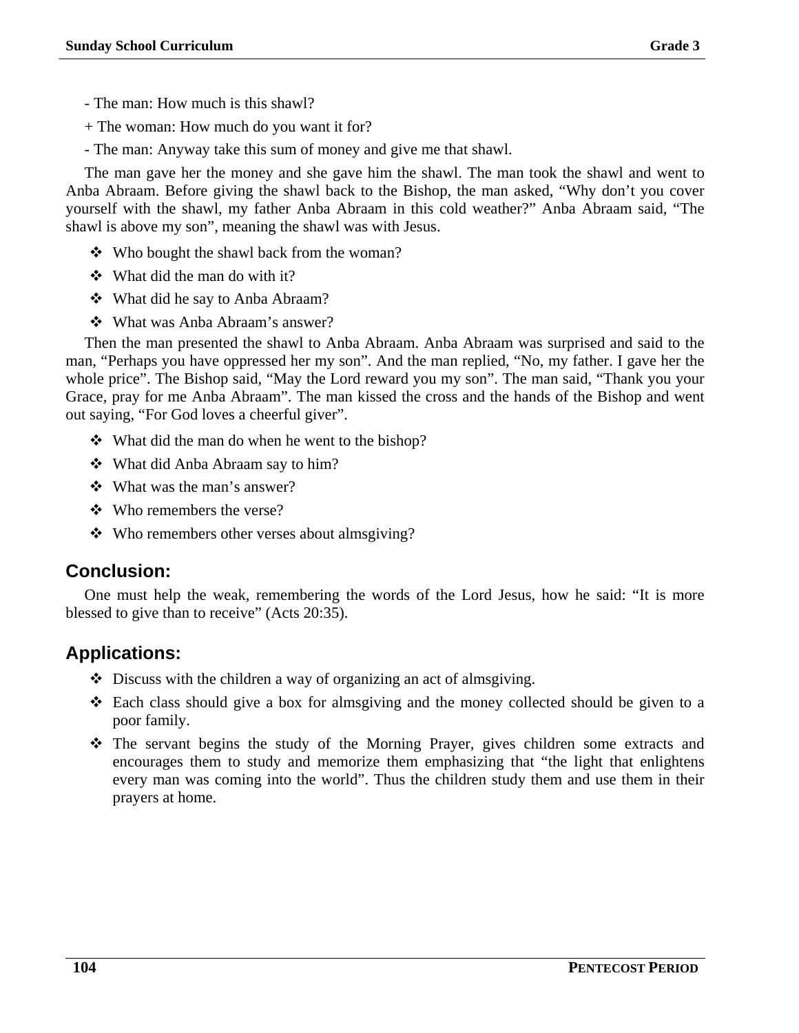- The man: How much is this shawl?

+ The woman: How much do you want it for?

- The man: Anyway take this sum of money and give me that shawl.

The man gave her the money and she gave him the shawl. The man took the shawl and went to Anba Abraam. Before giving the shawl back to the Bishop, the man asked, "Why don't you cover yourself with the shawl, my father Anba Abraam in this cold weather?" Anba Abraam said, "The shawl is above my son", meaning the shawl was with Jesus.

- ❖ Who bought the shawl back from the woman?
- ❖ What did the man do with it?
- ❖ What did he say to Anba Abraam?
- ❖ What was Anba Abraam's answer?

Then the man presented the shawl to Anba Abraam. Anba Abraam was surprised and said to the man, "Perhaps you have oppressed her my son". And the man replied, "No, my father. I gave her the whole price". The Bishop said, "May the Lord reward you my son". The man said, "Thank you your Grace, pray for me Anba Abraam". The man kissed the cross and the hands of the Bishop and went out saying, "For God loves a cheerful giver".

- ❖ What did the man do when he went to the bishop?
- ❖ What did Anba Abraam say to him?
- ❖ What was the man's answer?
- ❖ Who remembers the verse?
- ❖ Who remembers other verses about almsgiving?

## Conclusion:

One must help the weak, remembering the words of the Lord Jesus, how he said: "It is more blessed to give than to receive" (Acts 20:35).

## Applications:

- ❖ Discuss with the children a way of organizing an act of almsgiving.
- ❖ Each class should give a box for almsgiving and the money collected should be given to a poor family.
- ❖ The servant begins the study of the Morning Prayer, gives children some extracts and encourages them to study and memorize them emphasizing that "the light that enlightens every man was coming into the world". Thus the children study them and use them in their prayers at home.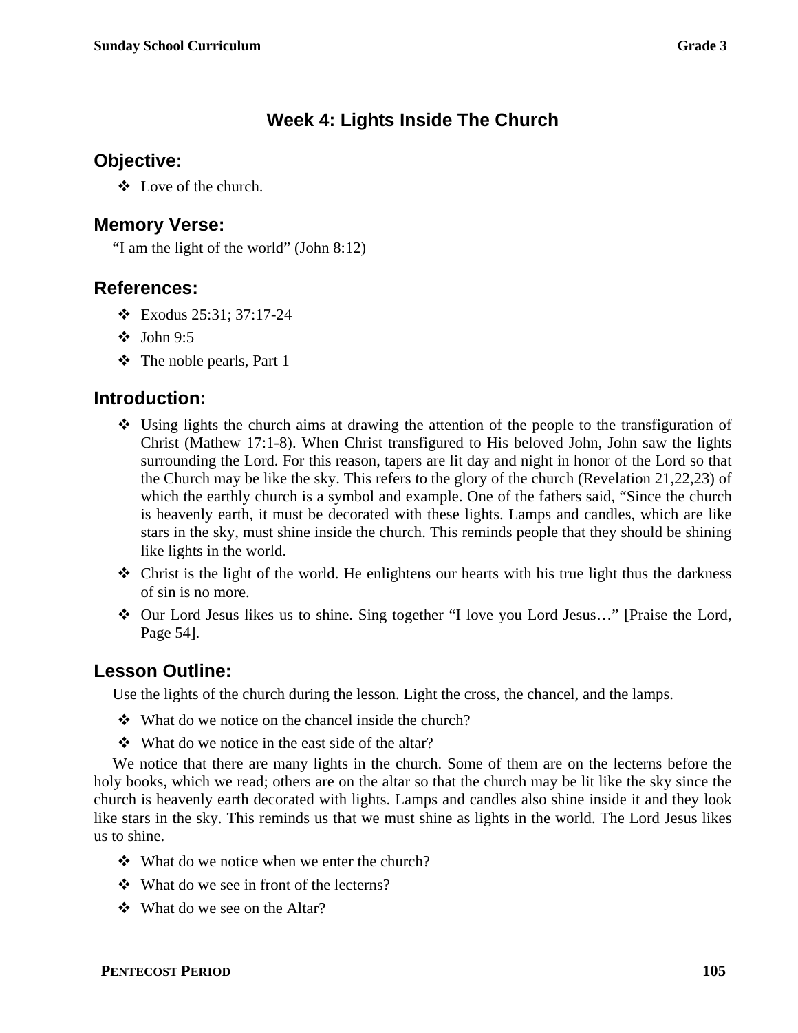# Week 4: Lights Inside The Church

## Objective:

- Love of the church.

## Memory Verse:

"I am the light of the world" (John 8:12)

## References:

- Exodus 25:31; 37:17-24
- John 9:5
- The noble pearls, Part 1

## Introduction:

- Using lights the church aims at drawing the attention of the people to the transfiguration of Christ (Mathew 17:1-8). When Christ transfigured to His beloved John, John saw the lights surrounding the Lord. For this reason, tapers are lit day and night in honor of the Lord so that the Church may be like the sky. This refers to the glory of the church (Revelation 21,22,23) of which the earthly church is a symbol and example. One of the fathers said, "Since the church is heavenly earth, it must be decorated with these lights. Lamps and candles, which are like stars in the sky, must shine inside the church. This reminds people that they should be shining like lights in the world.
- Christ is the light of the world. He enlightens our hearts with his true light thus the darkness of sin is no more.
- Our Lord Jesus likes us to shine. Sing together "I love you Lord Jesus…" [Praise the Lord, Page 54].

## Lesson Outline:

Use the lights of the church during the lesson. Light the cross, the chancel, and the lamps.

- What do we notice on the chancel inside the church?
- What do we notice in the east side of the altar?

We notice that there are many lights in the church. Some of them are on the lecterns before the holy books, which we read; others are on the altar so that the church may be lit like the sky since the church is heavenly earth decorated with lights. Lamps and candles also shine inside it and they look like stars in the sky. This reminds us that we must shine as lights in the world. The Lord Jesus likes us to shine.

- What do we notice when we enter the church?
- What do we see in front of the lecterns?
- What do we see on the Altar?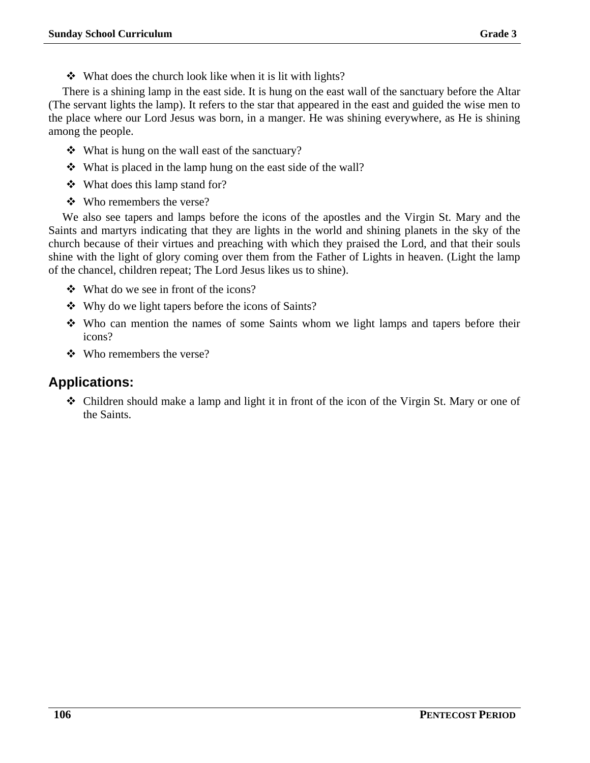- What does the church look like when it is lit with lights?

There is a shining lamp in the east side. It is hung on the east wall of the sanctuary before the Altar (The servant lights the lamp). It refers to the star that appeared in the east and guided the wise men to the place where our Lord Jesus was born, in a manger. He was shining everywhere, as He is shining among the people.

- What is hung on the wall east of the sanctuary?
- What is placed in the lamp hung on the east side of the wall?
- What does this lamp stand for?
- Who remembers the verse?

We also see tapers and lamps before the icons of the apostles and the Virgin St. Mary and the Saints and martyrs indicating that they are lights in the world and shining planets in the sky of the church because of their virtues and preaching with which they praised the Lord, and that their souls shine with the light of glory coming over them from the Father of Lights in heaven. (Light the lamp of the chancel, children repeat; The Lord Jesus likes us to shine).

- What do we see in front of the icons?
- Why do we light tapers before the icons of Saints?
- Who can mention the names of some Saints whom we light lamps and tapers before their icons?
- Who remembers the verse?

## Applications:

- Children should make a lamp and light it in front of the icon of the Virgin St. Mary or one of the Saints.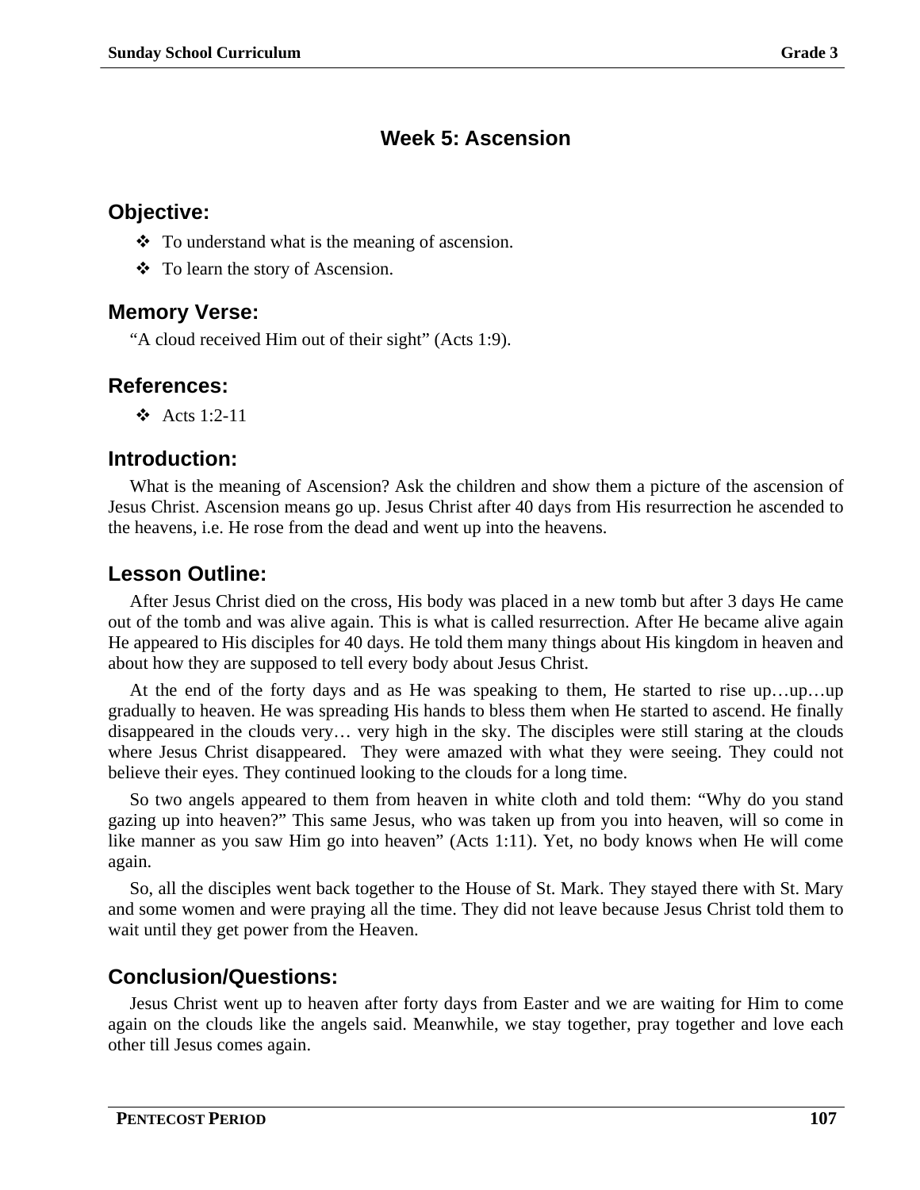## Week 5: Ascension

### Objective:

- To understand what is the meaning of ascension.
- To learn the story of Ascension.

### Memory Verse:

"A cloud received Him out of their sight" (Acts 1:9).

### References:

- Acts 1:2-11

### Introduction:

What is the meaning of Ascension? Ask the children and show them a picture of the ascension of Jesus Christ. Ascension means go up. Jesus Christ after 40 days from His resurrection he ascended to the heavens, i.e. He rose from the dead and went up into the heavens.

### Lesson Outline:

After Jesus Christ died on the cross, His body was placed in a new tomb but after 3 days He came out of the tomb and was alive again. This is what is called resurrection. After He became alive again He appeared to His disciples for 40 days. He told them many things about His kingdom in heaven and about how they are supposed to tell every body about Jesus Christ.

At the end of the forty days and as He was speaking to them, He started to rise up…up…up gradually to heaven. He was spreading His hands to bless them when He started to ascend. He finally disappeared in the clouds very… very high in the sky. The disciples were still staring at the clouds where Jesus Christ disappeared. They were amazed with what they were seeing. They could not believe their eyes. They continued looking to the clouds for a long time.

So two angels appeared to them from heaven in white cloth and told them: "Why do you stand gazing up into heaven?" This same Jesus, who was taken up from you into heaven, will so come in like manner as you saw Him go into heaven" (Acts 1:11). Yet, no body knows when He will come again.

So, all the disciples went back together to the House of St. Mark. They stayed there with St. Mary and some women and were praying all the time. They did not leave because Jesus Christ told them to wait until they get power from the Heaven.

### Conclusion/Questions:

Jesus Christ went up to heaven after forty days from Easter and we are waiting for Him to come again on the clouds like the angels said. Meanwhile, we stay together, pray together and love each other till Jesus comes again.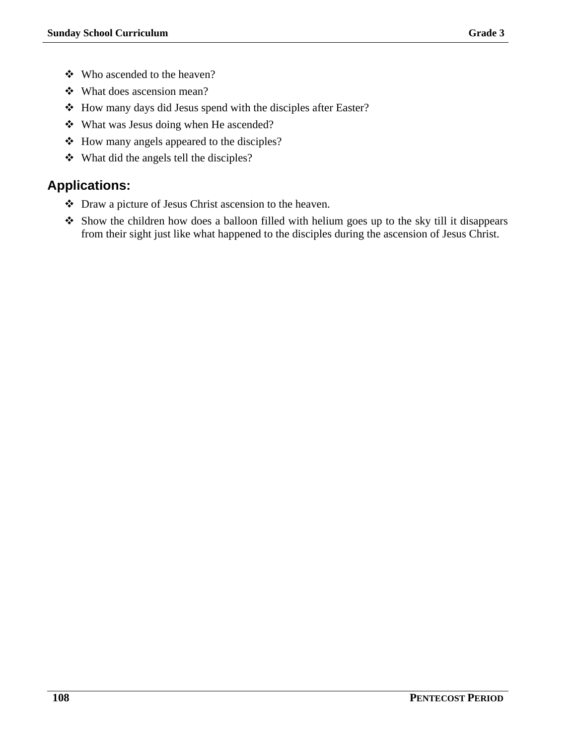- Who ascended to the heaven?
- What does ascension mean?
- How many days did Jesus spend with the disciples after Easter?
- What was Jesus doing when He ascended?
- How many angels appeared to the disciples?
- What did the angels tell the disciples?

## Applications:

- Draw a picture of Jesus Christ ascension to the heaven.
- Show the children how does a balloon filled with helium goes up to the sky till it disappears from their sight just like what happened to the disciples during the ascension of Jesus Christ.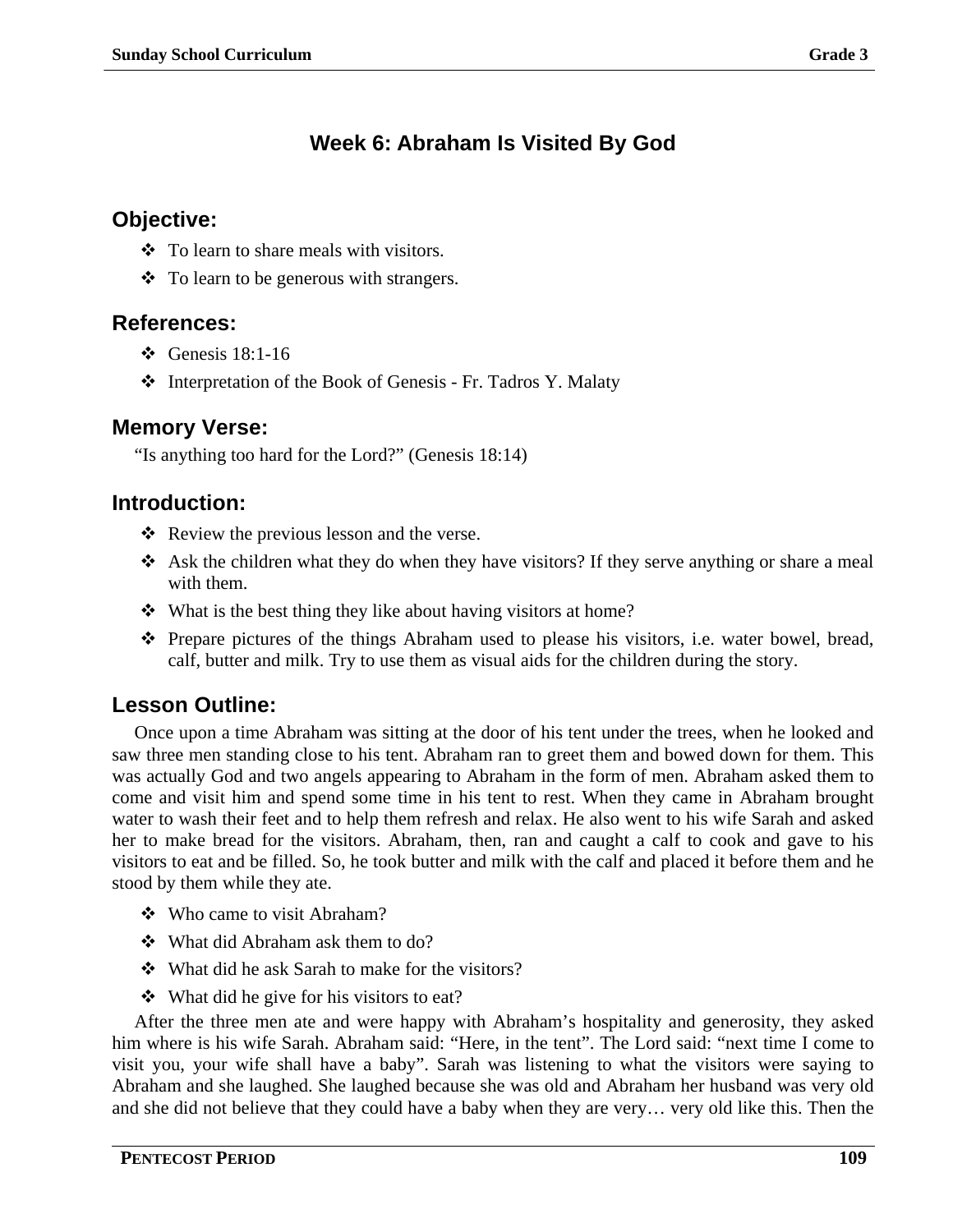# Week 6: Abraham Is Visited By God

## Objective:

- To learn to share meals with visitors.
- To learn to be generous with strangers.

## References:

- Genesis 18:1-16
- Interpretation of the Book of Genesis - Fr. Tadros Y. Malaty

## Memory Verse:

"Is anything too hard for the Lord?" (Genesis 18:14)

## Introduction:

- Review the previous lesson and the verse.
- Ask the children what they do when they have visitors? If they serve anything or share a meal with them.
- What is the best thing they like about having visitors at home?
- Prepare pictures of the things Abraham used to please his visitors, i.e. water bowel, bread, calf, butter and milk. Try to use them as visual aids for the children during the story.

## Lesson Outline:

Once upon a time Abraham was sitting at the door of his tent under the trees, when he looked and saw three men standing close to his tent. Abraham ran to greet them and bowed down for them. This was actually God and two angels appearing to Abraham in the form of men. Abraham asked them to come and visit him and spend some time in his tent to rest. When they came in Abraham brought water to wash their feet and to help them refresh and relax. He also went to his wife Sarah and asked her to make bread for the visitors. Abraham, then, ran and caught a calf to cook and gave to his visitors to eat and be filled. So, he took butter and milk with the calf and placed it before them and he stood by them while they ate.

- Who came to visit Abraham?
- What did Abraham ask them to do?
- What did he ask Sarah to make for the visitors?
- What did he give for his visitors to eat?

After the three men ate and were happy with Abraham's hospitality and generosity, they asked him where is his wife Sarah. Abraham said: "Here, in the tent". The Lord said: "next time I come to visit you, your wife shall have a baby". Sarah was listening to what the visitors were saying to Abraham and she laughed. She laughed because she was old and Abraham her husband was very old and she did not believe that they could have a baby when they are very… very old like this. Then the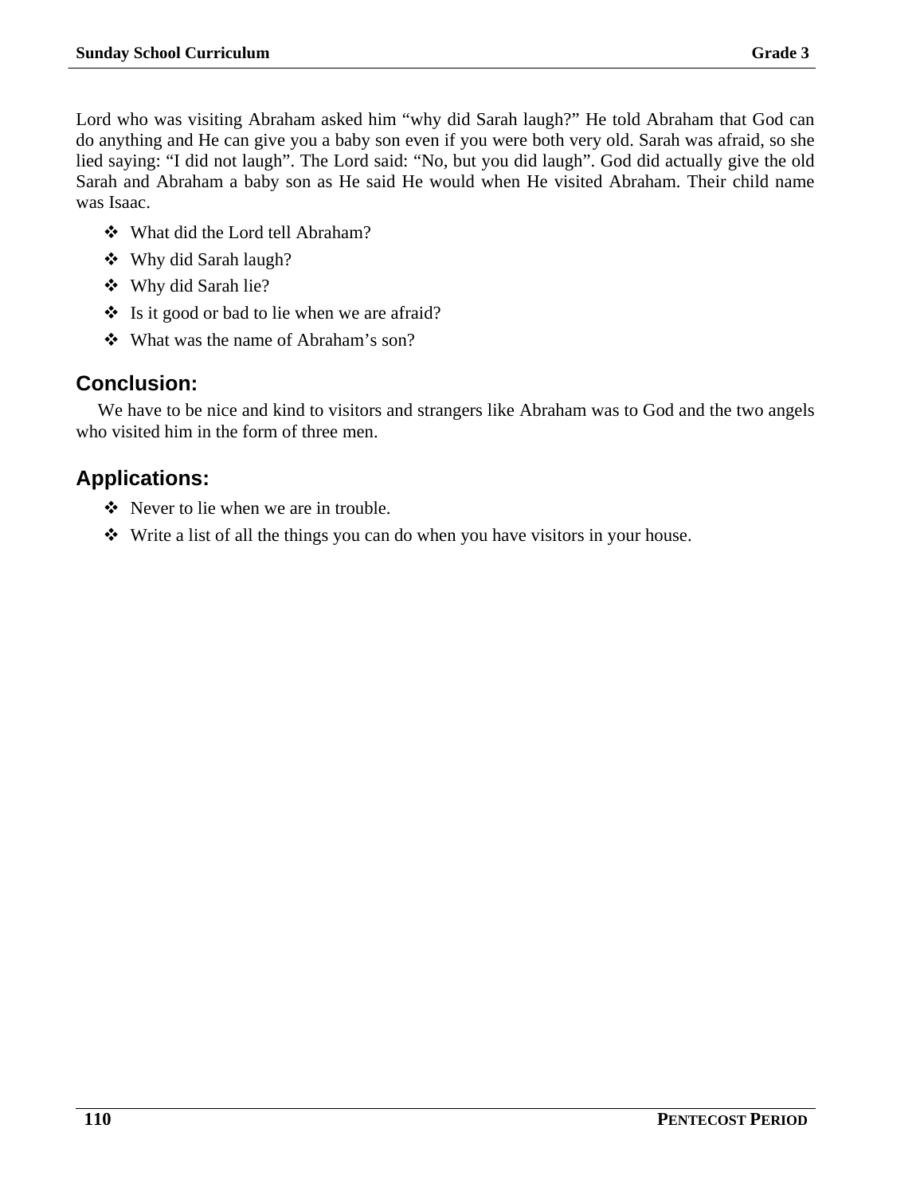Lord who was visiting Abraham asked him "why did Sarah laugh?" He told Abraham that God can do anything and He can give you a baby son even if you were both very old. Sarah was afraid, so she lied saying: "I did not laugh". The Lord said: "No, but you did laugh". God did actually give the old Sarah and Abraham a baby son as He said He would when He visited Abraham. Their child name was Isaac.

- What did the Lord tell Abraham?
- Why did Sarah laugh?
- Why did Sarah lie?
- Is it good or bad to lie when we are afraid?
- What was the name of Abraham's son?

## Conclusion:

We have to be nice and kind to visitors and strangers like Abraham was to God and the two angels who visited him in the form of three men.

## Applications:

- Never to lie when we are in trouble.
- Write a list of all the things you can do when you have visitors in your house.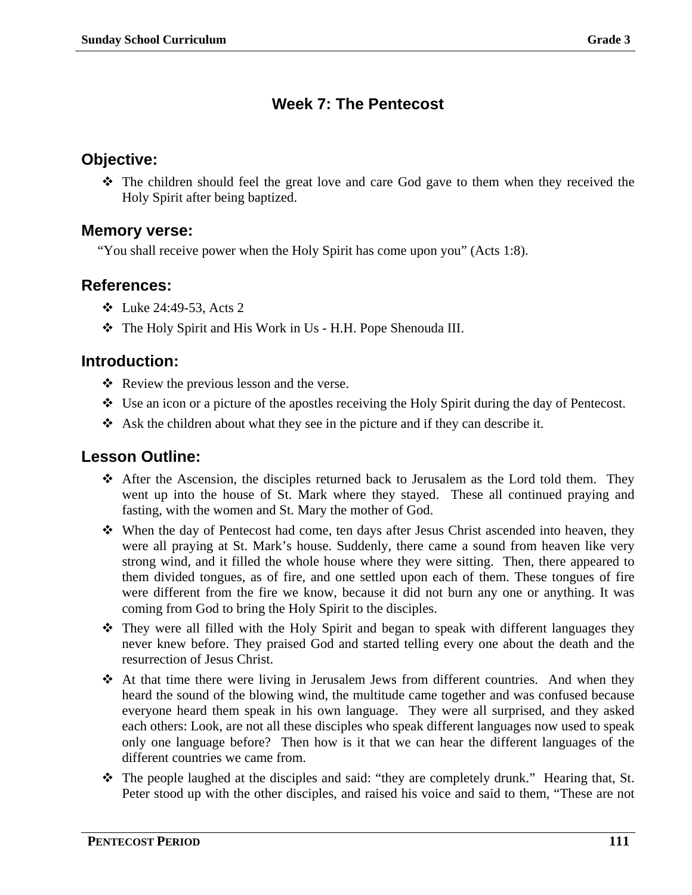# Week 7: The Pentecost

## Objective:

- The children should feel the great love and care God gave to them when they received the Holy Spirit after being baptized.

## Memory verse:

"You shall receive power when the Holy Spirit has come upon you" (Acts 1:8).

## References:

- Luke 24:49-53, Acts 2
- The Holy Spirit and His Work in Us - H.H. Pope Shenouda III.

## Introduction:

- Review the previous lesson and the verse.
- Use an icon or a picture of the apostles receiving the Holy Spirit during the day of Pentecost.
- Ask the children about what they see in the picture and if they can describe it.

## Lesson Outline:

- After the Ascension, the disciples returned back to Jerusalem as the Lord told them. They went up into the house of St. Mark where they stayed. These all continued praying and fasting, with the women and St. Mary the mother of God.
- When the day of Pentecost had come, ten days after Jesus Christ ascended into heaven, they were all praying at St. Mark's house. Suddenly, there came a sound from heaven like very strong wind, and it filled the whole house where they were sitting. Then, there appeared to them divided tongues, as of fire, and one settled upon each of them. These tongues of fire were different from the fire we know, because it did not burn any one or anything. It was coming from God to bring the Holy Spirit to the disciples.
- They were all filled with the Holy Spirit and began to speak with different languages they never knew before. They praised God and started telling every one about the death and the resurrection of Jesus Christ.
- At that time there were living in Jerusalem Jews from different countries. And when they heard the sound of the blowing wind, the multitude came together and was confused because everyone heard them speak in his own language. They were all surprised, and they asked each others: Look, are not all these disciples who speak different languages now used to speak only one language before? Then how is it that we can hear the different languages of the different countries we came from.
- The people laughed at the disciples and said: "they are completely drunk." Hearing that, St. Peter stood up with the other disciples, and raised his voice and said to them, "These are not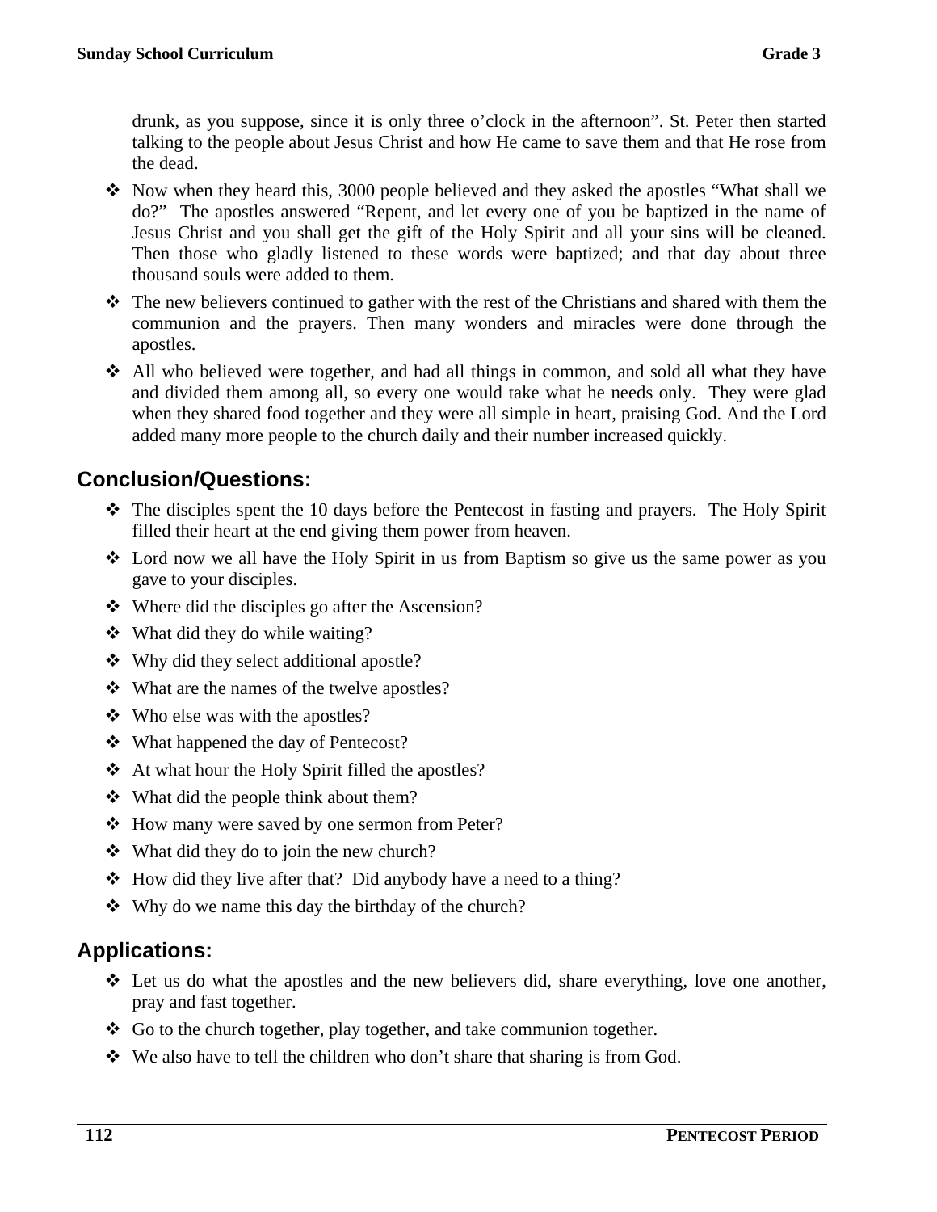drunk, as you suppose, since it is only three o'clock in the afternoon". St. Peter then started talking to the people about Jesus Christ and how He came to save them and that He rose from the dead.

- Now when they heard this, 3000 people believed and they asked the apostles "What shall we do?" The apostles answered "Repent, and let every one of you be baptized in the name of Jesus Christ and you shall get the gift of the Holy Spirit and all your sins will be cleaned. Then those who gladly listened to these words were baptized; and that day about three thousand souls were added to them.
- The new believers continued to gather with the rest of the Christians and shared with them the communion and the prayers. Then many wonders and miracles were done through the apostles.
- All who believed were together, and had all things in common, and sold all what they have and divided them among all, so every one would take what he needs only. They were glad when they shared food together and they were all simple in heart, praising God. And the Lord added many more people to the church daily and their number increased quickly.

## Conclusion/Questions:

- The disciples spent the 10 days before the Pentecost in fasting and prayers. The Holy Spirit filled their heart at the end giving them power from heaven.
- Lord now we all have the Holy Spirit in us from Baptism so give us the same power as you gave to your disciples.
- Where did the disciples go after the Ascension?
- What did they do while waiting?
- Why did they select additional apostle?
- What are the names of the twelve apostles?
- Who else was with the apostles?
- What happened the day of Pentecost?
- At what hour the Holy Spirit filled the apostles?
- What did the people think about them?
- How many were saved by one sermon from Peter?
- What did they do to join the new church?
- How did they live after that? Did anybody have a need to a thing?
- Why do we name this day the birthday of the church?

## Applications:

- Let us do what the apostles and the new believers did, share everything, love one another, pray and fast together.
- Go to the church together, play together, and take communion together.
- We also have to tell the children who don't share that sharing is from God.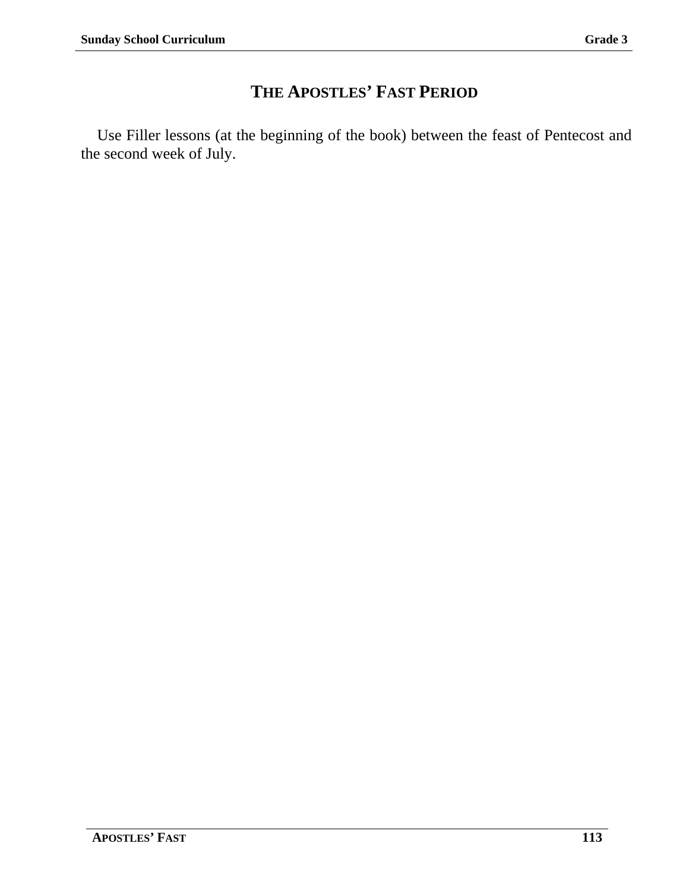# The Apostles' Fast Period

Use Filler lessons (at the beginning of the book) between the feast of Pentecost and the second week of July.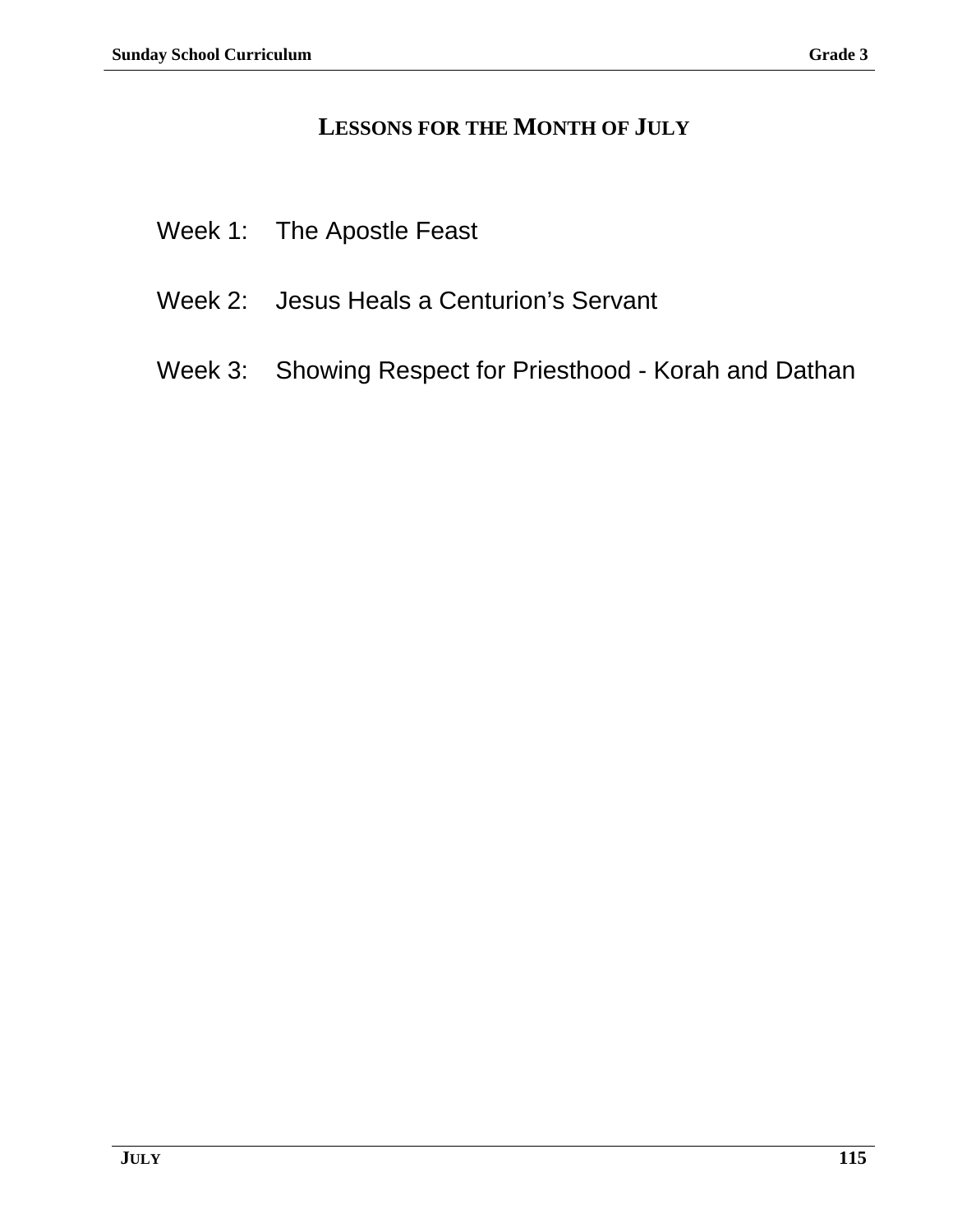# Lessons for the Month of July

Week 1: The Apostle Feast

Week 2: Jesus Heals a Centurion’s Servant

Week 3: Showing Respect for Priesthood - Korah and Dathan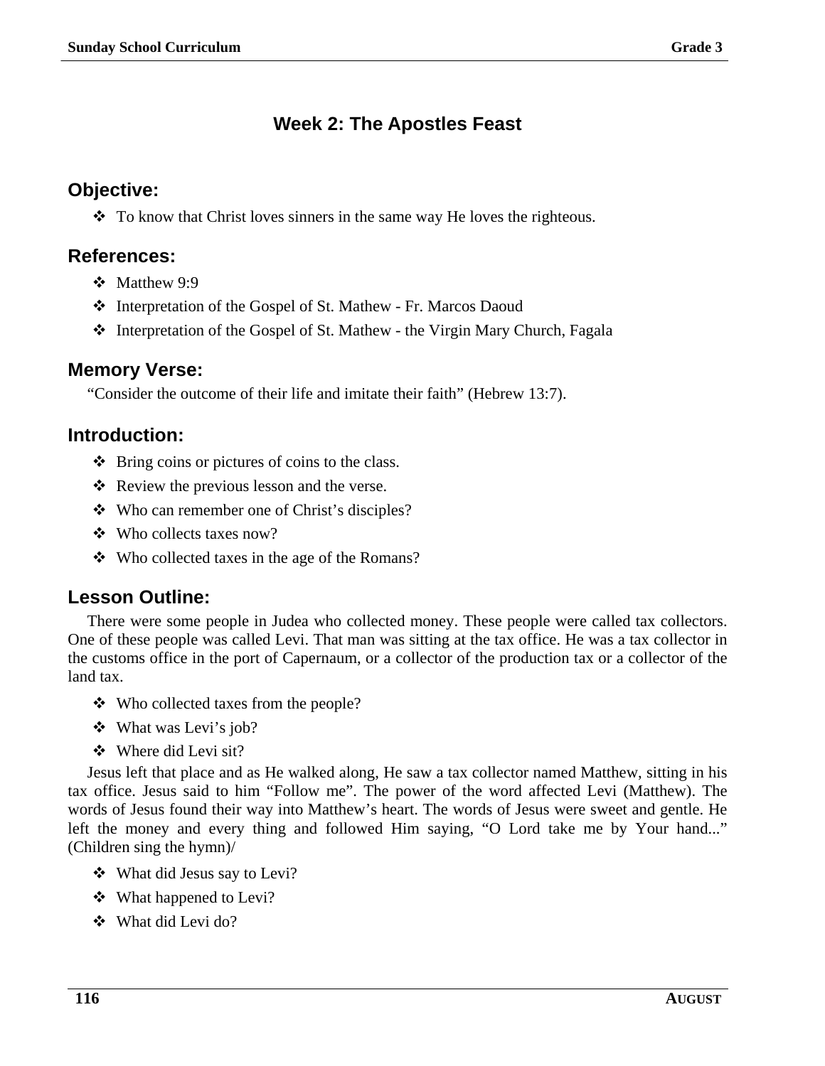## Week 2: The Apostles Feast

### Objective:

- ❖ To know that Christ loves sinners in the same way He loves the righteous.

### References:

- ❖ Matthew 9:9
- ❖ Interpretation of the Gospel of St. Mathew - Fr. Marcos Daoud
- ❖ Interpretation of the Gospel of St. Mathew - the Virgin Mary Church, Fagala

### Memory Verse:

"Consider the outcome of their life and imitate their faith" (Hebrew 13:7).

### Introduction:

- ❖ Bring coins or pictures of coins to the class.
- ❖ Review the previous lesson and the verse.
- ❖ Who can remember one of Christ's disciples?
- ❖ Who collects taxes now?
- ❖ Who collected taxes in the age of the Romans?

### Lesson Outline:

There were some people in Judea who collected money. These people were called tax collectors. One of these people was called Levi. That man was sitting at the tax office. He was a tax collector in the customs office in the port of Capernaum, or a collector of the production tax or a collector of the land tax.

- ❖ Who collected taxes from the people?
- ❖ What was Levi's job?
- ❖ Where did Levi sit?

Jesus left that place and as He walked along, He saw a tax collector named Matthew, sitting in his tax office. Jesus said to him "Follow me". The power of the word affected Levi (Matthew). The words of Jesus found their way into Matthew's heart. The words of Jesus were sweet and gentle. He left the money and every thing and followed Him saying, "O Lord take me by Your hand..." (Children sing the hymn)/

- ❖ What did Jesus say to Levi?
- ❖ What happened to Levi?
- ❖ What did Levi do?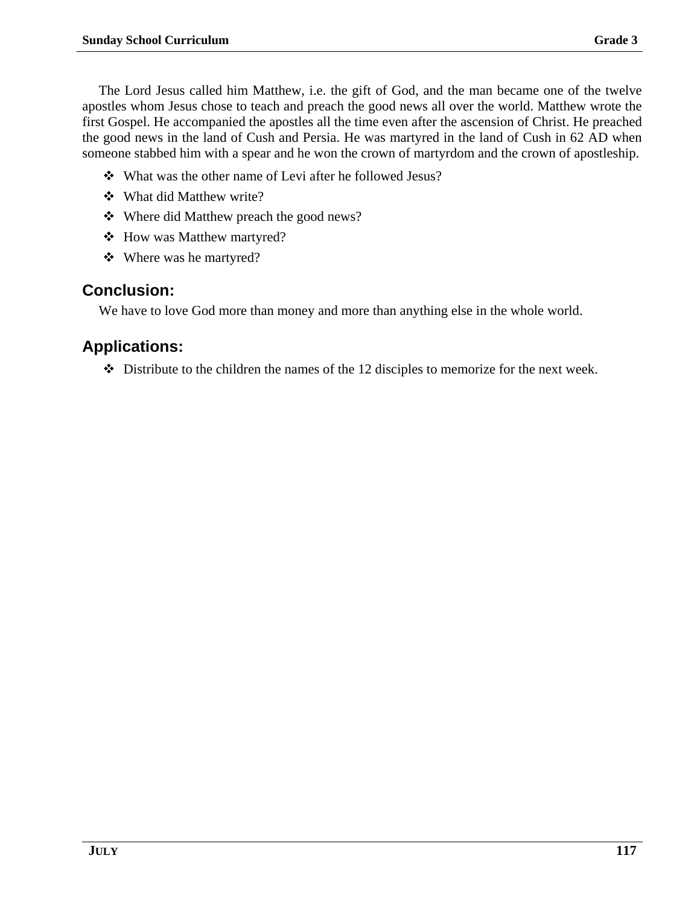The Lord Jesus called him Matthew, i.e. the gift of God, and the man became one of the twelve apostles whom Jesus chose to teach and preach the good news all over the world. Matthew wrote the first Gospel. He accompanied the apostles all the time even after the ascension of Christ. He preached the good news in the land of Cush and Persia. He was martyred in the land of Cush in 62 AD when someone stabbed him with a spear and he won the crown of martyrdom and the crown of apostleship.

- What was the other name of Levi after he followed Jesus?
- What did Matthew write?
- Where did Matthew preach the good news?
- How was Matthew martyred?
- Where was he martyred?

## Conclusion:

We have to love God more than money and more than anything else in the whole world.

## Applications:

- Distribute to the children the names of the 12 disciples to memorize for the next week.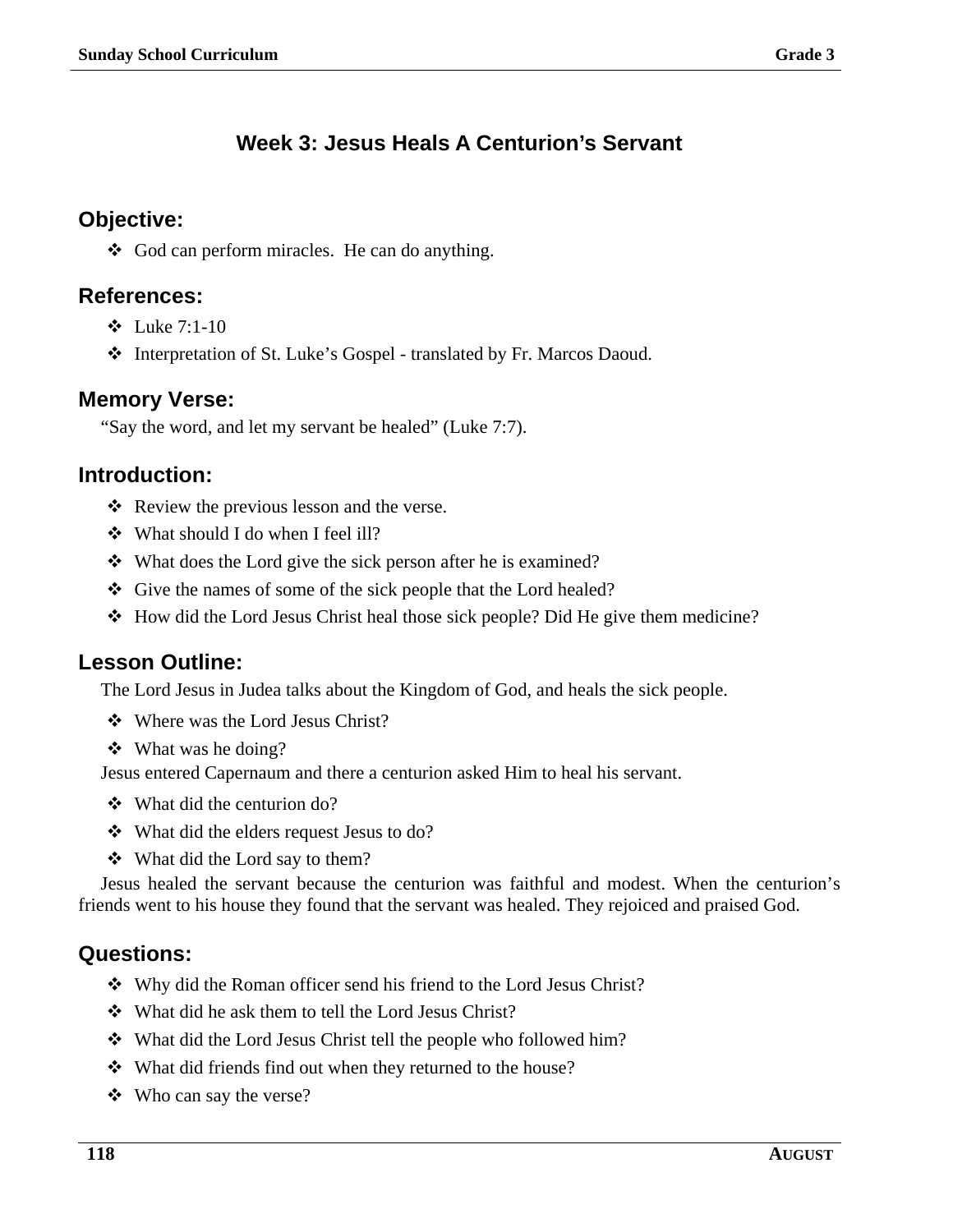# Week 3: Jesus Heals A Centurion's Servant

## Objective:

- God can perform miracles. He can do anything.

## References:

- Luke 7:1-10
- Interpretation of St. Luke's Gospel - translated by Fr. Marcos Daoud.

## Memory Verse:

"Say the word, and let my servant be healed" (Luke 7:7).

## Introduction:

- Review the previous lesson and the verse.
- What should I do when I feel ill?
- What does the Lord give the sick person after he is examined?
- Give the names of some of the sick people that the Lord healed?
- How did the Lord Jesus Christ heal those sick people? Did He give them medicine?

## Lesson Outline:

The Lord Jesus in Judea talks about the Kingdom of God, and heals the sick people.

- Where was the Lord Jesus Christ?
- What was he doing?

Jesus entered Capernaum and there a centurion asked Him to heal his servant.

- What did the centurion do?
- What did the elders request Jesus to do?
- What did the Lord say to them?

Jesus healed the servant because the centurion was faithful and modest. When the centurion's friends went to his house they found that the servant was healed. They rejoiced and praised God.

## Questions:

- Why did the Roman officer send his friend to the Lord Jesus Christ?
- What did he ask them to tell the Lord Jesus Christ?
- What did the Lord Jesus Christ tell the people who followed him?
- What did friends find out when they returned to the house?
- Who can say the verse?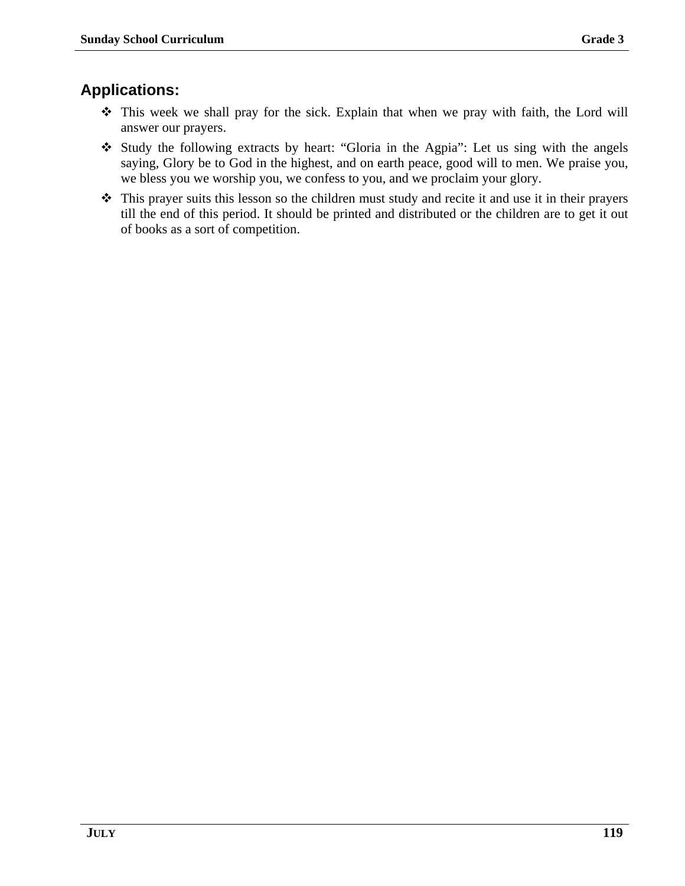## Applications:

- This week we shall pray for the sick. Explain that when we pray with faith, the Lord will answer our prayers.
- Study the following extracts by heart: “Gloria in the Agpia”: Let us sing with the angels saying, Glory be to God in the highest, and on earth peace, good will to men. We praise you, we bless you we worship you, we confess to you, and we proclaim your glory.
- This prayer suits this lesson so the children must study and recite it and use it in their prayers till the end of this period. It should be printed and distributed or the children are to get it out of books as a sort of competition.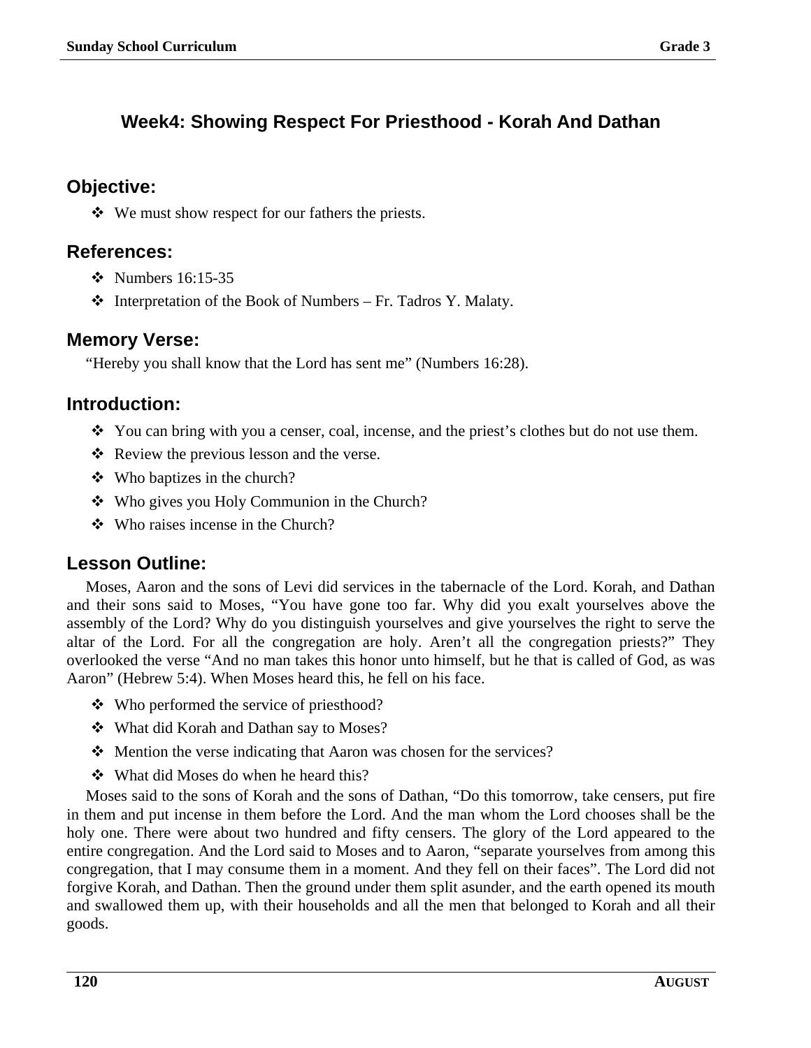## Week4: Showing Respect For Priesthood - Korah And Dathan

### Objective:

- We must show respect for our fathers the priests.

### References:

- Numbers 16:15-35
- Interpretation of the Book of Numbers – Fr. Tadros Y. Malaty.

### Memory Verse:

"Hereby you shall know that the Lord has sent me" (Numbers 16:28).

### Introduction:

- You can bring with you a censer, coal, incense, and the priest's clothes but do not use them.
- Review the previous lesson and the verse.
- Who baptizes in the church?
- Who gives you Holy Communion in the Church?
- Who raises incense in the Church?

### Lesson Outline:

Moses, Aaron and the sons of Levi did services in the tabernacle of the Lord. Korah, and Dathan and their sons said to Moses, "You have gone too far. Why did you exalt yourselves above the assembly of the Lord? Why do you distinguish yourselves and give yourselves the right to serve the altar of the Lord. For all the congregation are holy. Aren't all the congregation priests?" They overlooked the verse "And no man takes this honor unto himself, but he that is called of God, as was Aaron" (Hebrew 5:4). When Moses heard this, he fell on his face.

- Who performed the service of priesthood?
- What did Korah and Dathan say to Moses?
- Mention the verse indicating that Aaron was chosen for the services?
- What did Moses do when he heard this?

Moses said to the sons of Korah and the sons of Dathan, "Do this tomorrow, take censers, put fire in them and put incense in them before the Lord. And the man whom the Lord chooses shall be the holy one. There were about two hundred and fifty censers. The glory of the Lord appeared to the entire congregation. And the Lord said to Moses and to Aaron, "separate yourselves from among this congregation, that I may consume them in a moment. And they fell on their faces". The Lord did not forgive Korah, and Dathan. Then the ground under them split asunder, and the earth opened its mouth and swallowed them up, with their households and all the men that belonged to Korah and all their goods.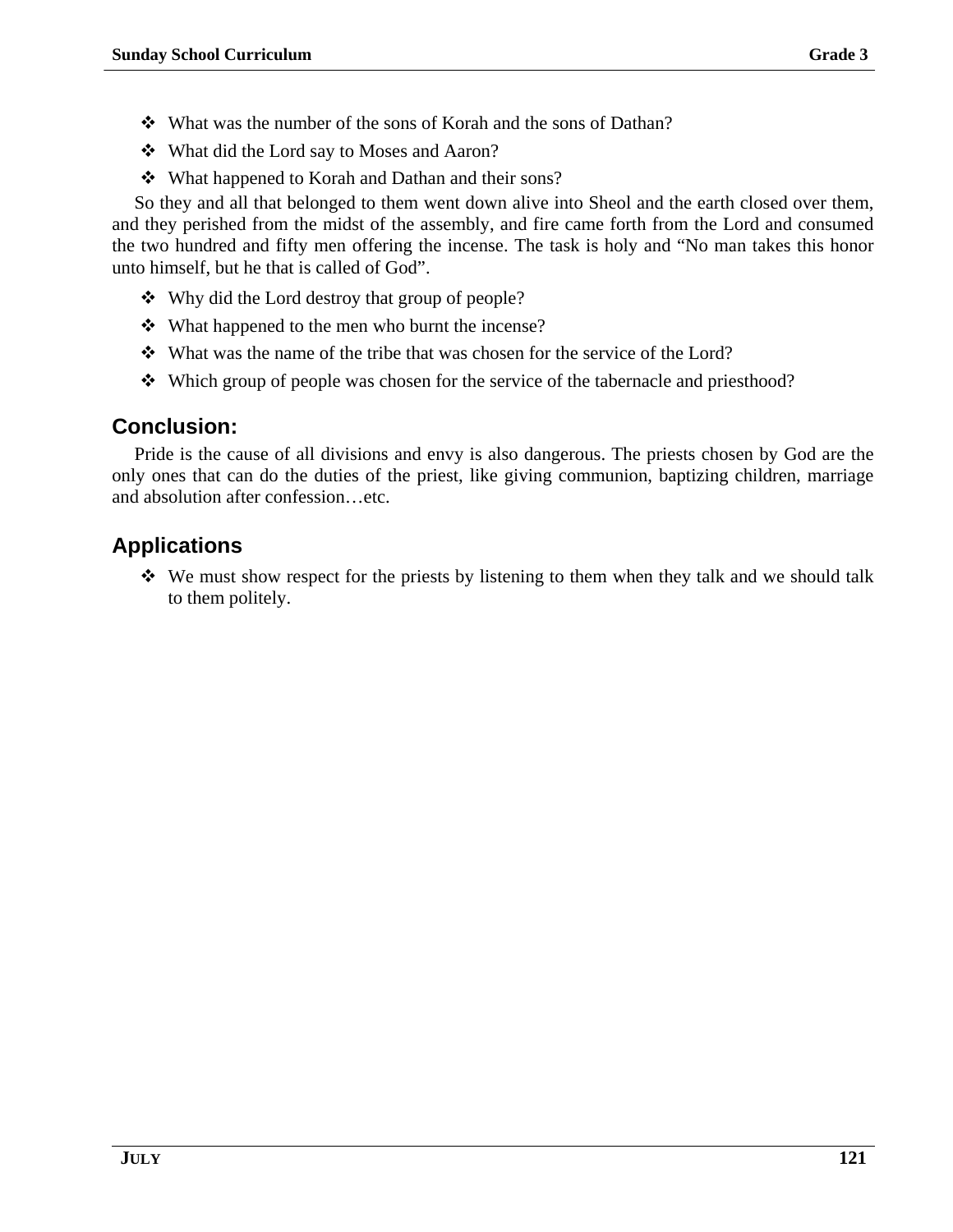- What was the number of the sons of Korah and the sons of Dathan?
- What did the Lord say to Moses and Aaron?
- What happened to Korah and Dathan and their sons?

So they and all that belonged to them went down alive into Sheol and the earth closed over them, and they perished from the midst of the assembly, and fire came forth from the Lord and consumed the two hundred and fifty men offering the incense. The task is holy and "No man takes this honor unto himself, but he that is called of God".

- Why did the Lord destroy that group of people?
- What happened to the men who burnt the incense?
- What was the name of the tribe that was chosen for the service of the Lord?
- Which group of people was chosen for the service of the tabernacle and priesthood?

## Conclusion:

Pride is the cause of all divisions and envy is also dangerous. The priests chosen by God are the only ones that can do the duties of the priest, like giving communion, baptizing children, marriage and absolution after confession…etc.

## Applications

- We must show respect for the priests by listening to them when they talk and we should talk to them politely.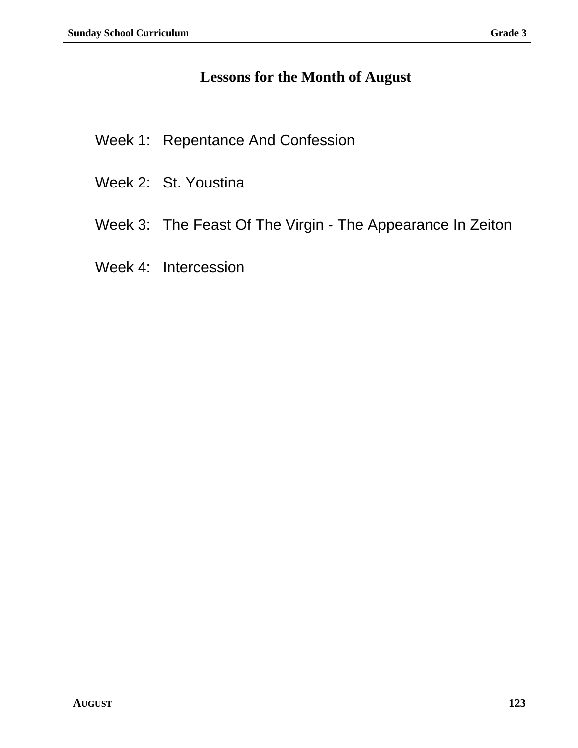# Lessons for the Month of August

Week 1: Repentance And Confession

Week 2: St. Youstina

Week 3: The Feast Of The Virgin - The Appearance In Zeiton

Week 4: Intercession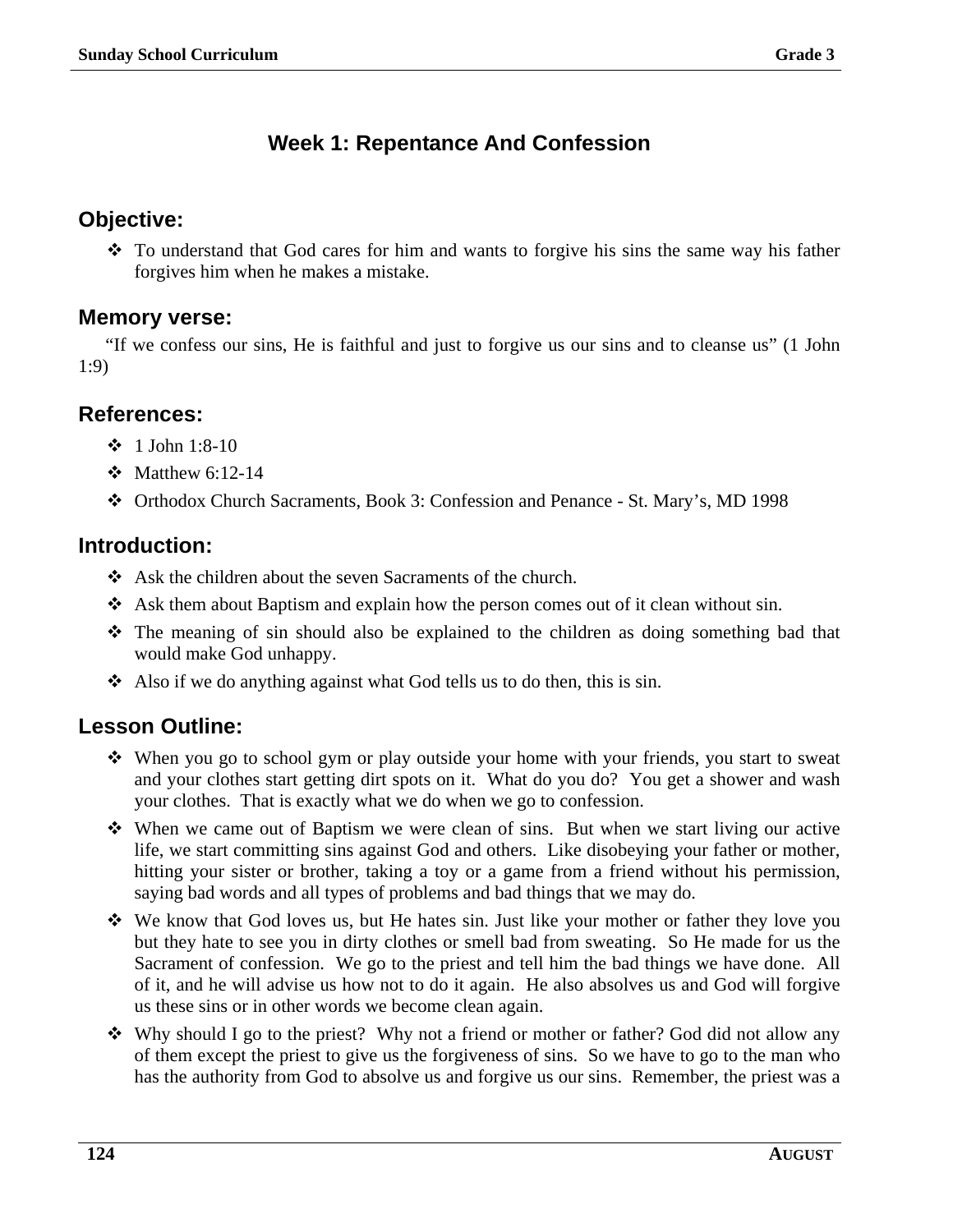## Week 1: Repentance And Confession

### Objective:

- To understand that God cares for him and wants to forgive his sins the same way his father forgives him when he makes a mistake.

### Memory verse:

"If we confess our sins, He is faithful and just to forgive us our sins and to cleanse us" (1 John 1:9)

### References:

- 1 John 1:8-10
- Matthew 6:12-14
- Orthodox Church Sacraments, Book 3: Confession and Penance - St. Mary's, MD 1998

### Introduction:

- Ask the children about the seven Sacraments of the church.
- Ask them about Baptism and explain how the person comes out of it clean without sin.
- The meaning of sin should also be explained to the children as doing something bad that would make God unhappy.
- Also if we do anything against what God tells us to do then, this is sin.

### Lesson Outline:

- When you go to school gym or play outside your home with your friends, you start to sweat and your clothes start getting dirt spots on it. What do you do? You get a shower and wash your clothes. That is exactly what we do when we go to confession.
- When we came out of Baptism we were clean of sins. But when we start living our active life, we start committing sins against God and others. Like disobeying your father or mother, hitting your sister or brother, taking a toy or a game from a friend without his permission, saying bad words and all types of problems and bad things that we may do.
- We know that God loves us, but He hates sin. Just like your mother or father they love you but they hate to see you in dirty clothes or smell bad from sweating. So He made for us the Sacrament of confession. We go to the priest and tell him the bad things we have done. All of it, and he will advise us how not to do it again. He also absolves us and God will forgive us these sins or in other words we become clean again.
- Why should I go to the priest? Why not a friend or mother or father? God did not allow any of them except the priest to give us the forgiveness of sins. So we have to go to the man who has the authority from God to absolve us and forgive us our sins. Remember, the priest was a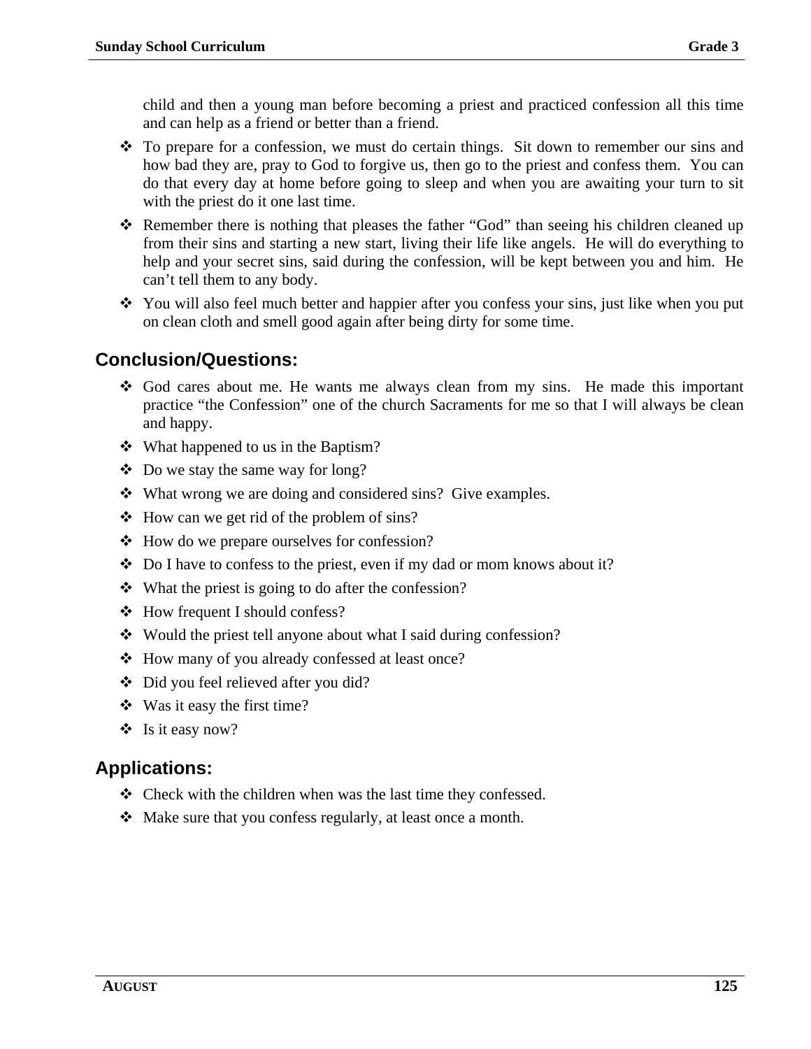child and then a young man before becoming a priest and practiced confession all this time and can help as a friend or better than a friend.

- To prepare for a confession, we must do certain things. Sit down to remember our sins and how bad they are, pray to God to forgive us, then go to the priest and confess them. You can do that every day at home before going to sleep and when you are awaiting your turn to sit with the priest do it one last time.
- Remember there is nothing that pleases the father "God" than seeing his children cleaned up from their sins and starting a new start, living their life like angels. He will do everything to help and your secret sins, said during the confession, will be kept between you and him. He can't tell them to any body.
- You will also feel much better and happier after you confess your sins, just like when you put on clean cloth and smell good again after being dirty for some time.

## Conclusion/Questions:

- God cares about me. He wants me always clean from my sins. He made this important practice "the Confession" one of the church Sacraments for me so that I will always be clean and happy.
- What happened to us in the Baptism?
- Do we stay the same way for long?
- What wrong we are doing and considered sins? Give examples.
- How can we get rid of the problem of sins?
- How do we prepare ourselves for confession?
- Do I have to confess to the priest, even if my dad or mom knows about it?
- What the priest is going to do after the confession?
- How frequent I should confess?
- Would the priest tell anyone about what I said during confession?
- How many of you already confessed at least once?
- Did you feel relieved after you did?
- Was it easy the first time?
- Is it easy now?

## Applications:

- Check with the children when was the last time they confessed.
- Make sure that you confess regularly, at least once a month.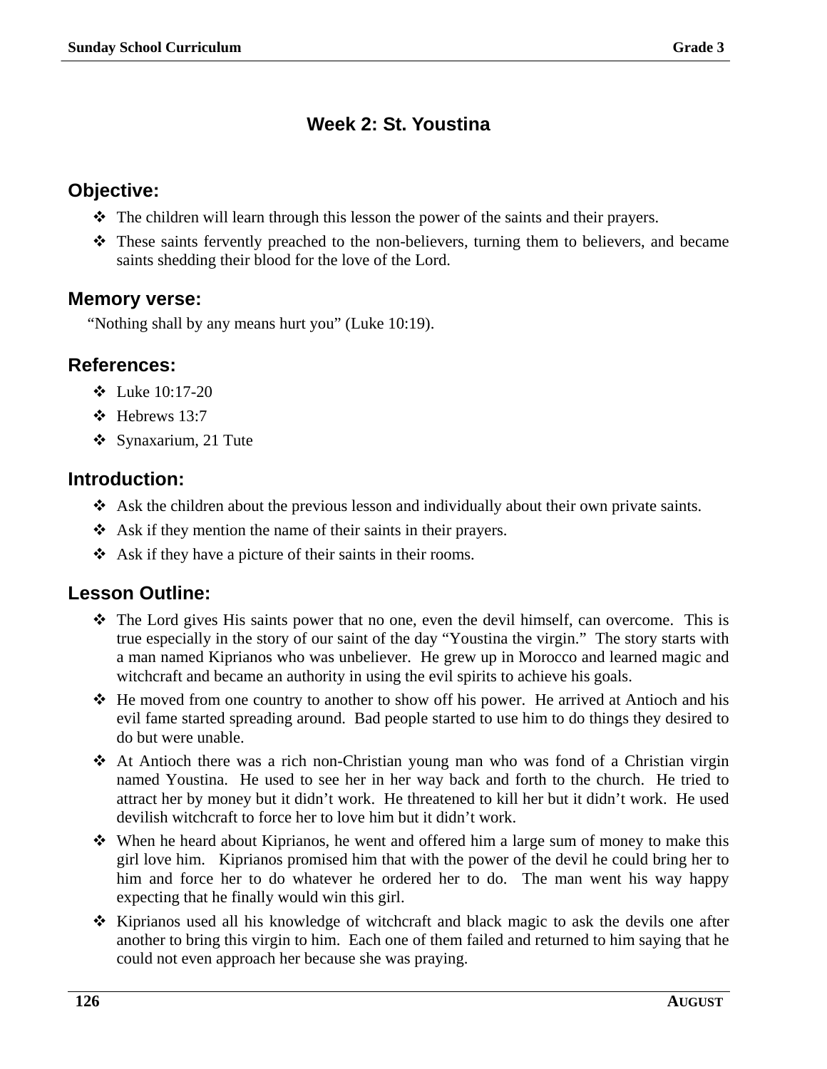# Week 2: St. Youstina

## Objective:

- The children will learn through this lesson the power of the saints and their prayers.
- These saints fervently preached to the non-believers, turning them to believers, and became saints shedding their blood for the love of the Lord.

## Memory verse:

"Nothing shall by any means hurt you" (Luke 10:19).

## References:

- Luke 10:17-20
- Hebrews 13:7
- Synaxarium, 21 Tute

## Introduction:

- Ask the children about the previous lesson and individually about their own private saints.
- Ask if they mention the name of their saints in their prayers.
- Ask if they have a picture of their saints in their rooms.

## Lesson Outline:

- The Lord gives His saints power that no one, even the devil himself, can overcome. This is true especially in the story of our saint of the day "Youstina the virgin." The story starts with a man named Kiprianos who was unbeliever. He grew up in Morocco and learned magic and witchcraft and became an authority in using the evil spirits to achieve his goals.
- He moved from one country to another to show off his power. He arrived at Antioch and his evil fame started spreading around. Bad people started to use him to do things they desired to do but were unable.
- At Antioch there was a rich non-Christian young man who was fond of a Christian virgin named Youstina. He used to see her in her way back and forth to the church. He tried to attract her by money but it didn't work. He threatened to kill her but it didn't work. He used devilish witchcraft to force her to love him but it didn't work.
- When he heard about Kiprianos, he went and offered him a large sum of money to make this girl love him. Kiprianos promised him that with the power of the devil he could bring her to him and force her to do whatever he ordered her to do. The man went his way happy expecting that he finally would win this girl.
- Kiprianos used all his knowledge of witchcraft and black magic to ask the devils one after another to bring this virgin to him. Each one of them failed and returned to him saying that he could not even approach her because she was praying.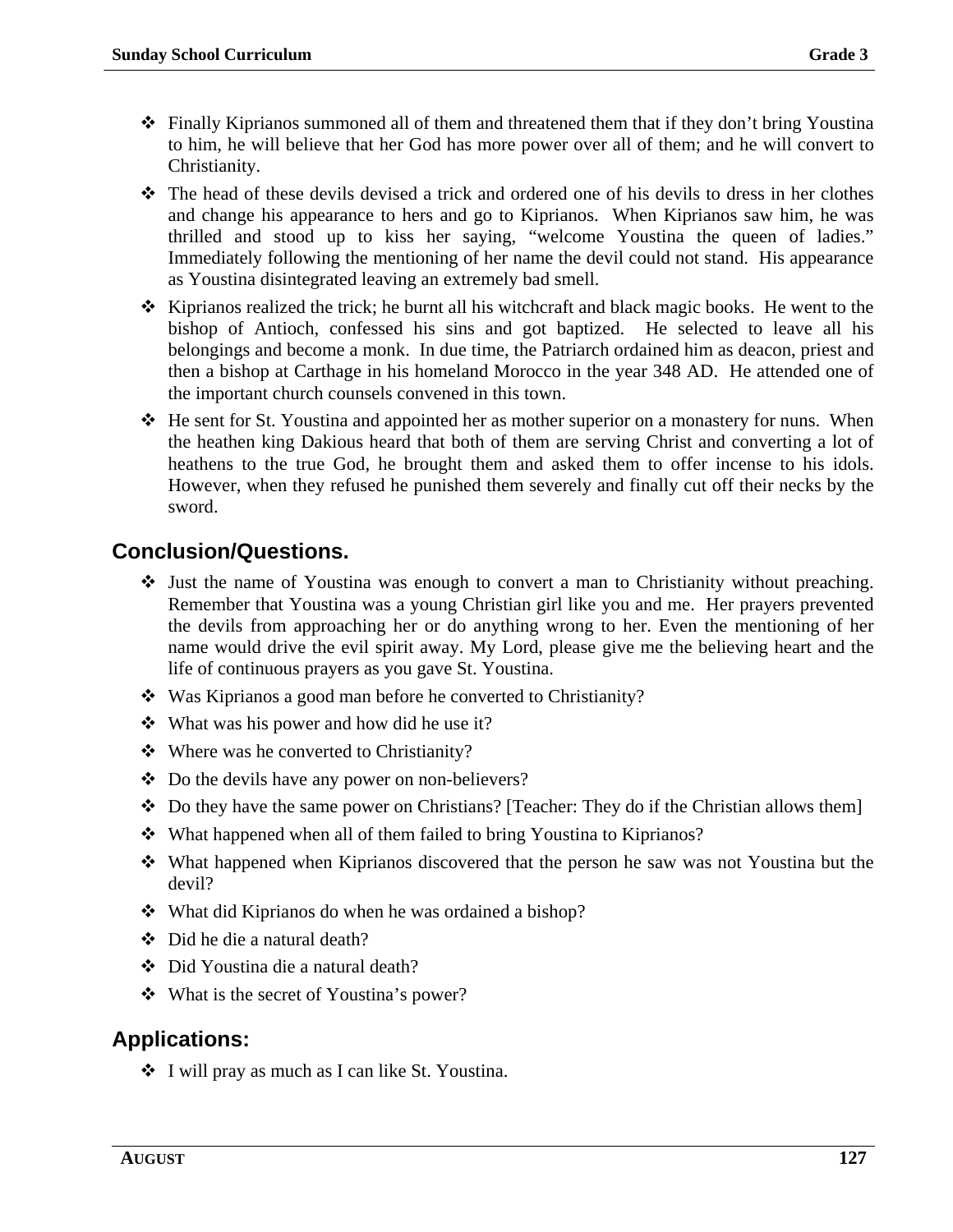- Finally Kiprianos summoned all of them and threatened them that if they don't bring Youstina to him, he will believe that her God has more power over all of them; and he will convert to Christianity.
- The head of these devils devised a trick and ordered one of his devils to dress in her clothes and change his appearance to hers and go to Kiprianos. When Kiprianos saw him, he was thrilled and stood up to kiss her saying, "welcome Youstina the queen of ladies." Immediately following the mentioning of her name the devil could not stand. His appearance as Youstina disintegrated leaving an extremely bad smell.
- Kiprianos realized the trick; he burnt all his witchcraft and black magic books. He went to the bishop of Antioch, confessed his sins and got baptized. He selected to leave all his belongings and become a monk. In due time, the Patriarch ordained him as deacon, priest and then a bishop at Carthage in his homeland Morocco in the year 348 AD. He attended one of the important church counsels convened in this town.
- He sent for St. Youstina and appointed her as mother superior on a monastery for nuns. When the heathen king Dakious heard that both of them are serving Christ and converting a lot of heathens to the true God, he brought them and asked them to offer incense to his idols. However, when they refused he punished them severely and finally cut off their necks by the sword.

## Conclusion/Questions.

- Just the name of Youstina was enough to convert a man to Christianity without preaching. Remember that Youstina was a young Christian girl like you and me. Her prayers prevented the devils from approaching her or do anything wrong to her. Even the mentioning of her name would drive the evil spirit away. My Lord, please give me the believing heart and the life of continuous prayers as you gave St. Youstina.
- Was Kiprianos a good man before he converted to Christianity?
- What was his power and how did he use it?
- Where was he converted to Christianity?
- Do the devils have any power on non-believers?
- Do they have the same power on Christians? [Teacher: They do if the Christian allows them]
- What happened when all of them failed to bring Youstina to Kiprianos?
- What happened when Kiprianos discovered that the person he saw was not Youstina but the devil?
- What did Kiprianos do when he was ordained a bishop?
- Did he die a natural death?
- Did Youstina die a natural death?
- What is the secret of Youstina's power?

## Applications:

- I will pray as much as I can like St. Youstina.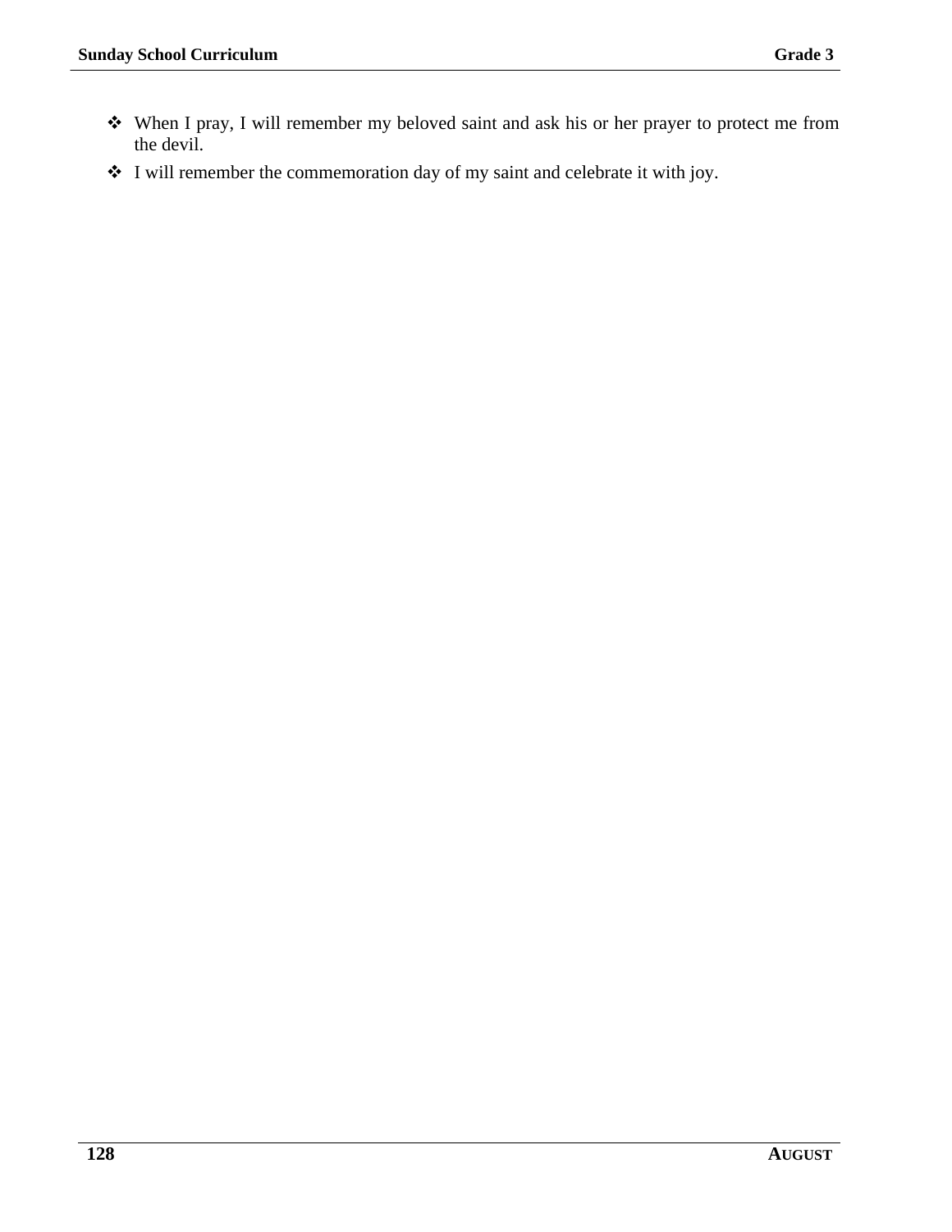- When I pray, I will remember my beloved saint and ask his or her prayer to protect me from the devil.
- I will remember the commemoration day of my saint and celebrate it with joy.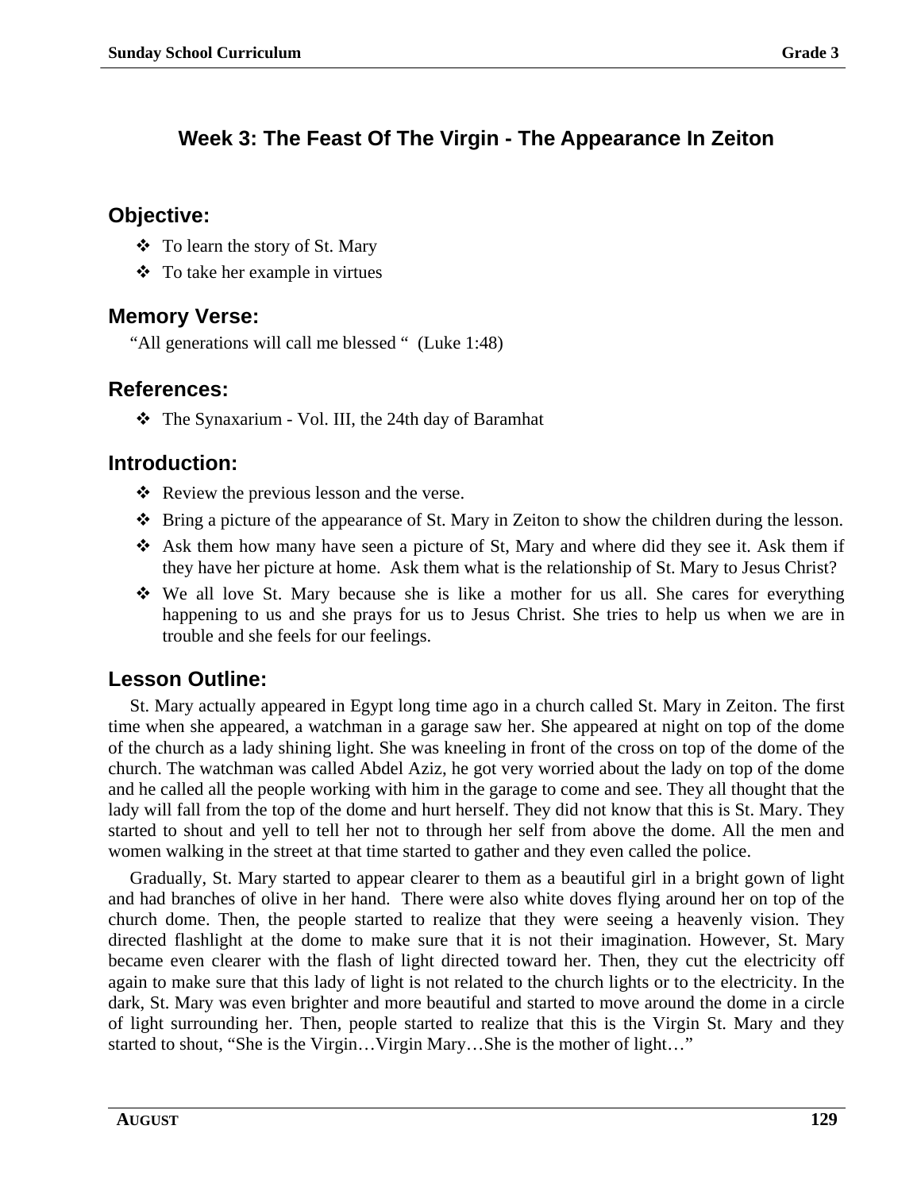## Week 3: The Feast Of The Virgin - The Appearance In Zeiton

### Objective:

- To learn the story of St. Mary
- To take her example in virtues

### Memory Verse:

"All generations will call me blessed " (Luke 1:48)

### References:

- The Synaxarium - Vol. III, the 24th day of Baramhat

### Introduction:

- Review the previous lesson and the verse.
- Bring a picture of the appearance of St. Mary in Zeiton to show the children during the lesson.
- Ask them how many have seen a picture of St, Mary and where did they see it. Ask them if they have her picture at home. Ask them what is the relationship of St. Mary to Jesus Christ?
- We all love St. Mary because she is like a mother for us all. She cares for everything happening to us and she prays for us to Jesus Christ. She tries to help us when we are in trouble and she feels for our feelings.

### Lesson Outline:

St. Mary actually appeared in Egypt long time ago in a church called St. Mary in Zeiton. The first time when she appeared, a watchman in a garage saw her. She appeared at night on top of the dome of the church as a lady shining light. She was kneeling in front of the cross on top of the dome of the church. The watchman was called Abdel Aziz, he got very worried about the lady on top of the dome and he called all the people working with him in the garage to come and see. They all thought that the lady will fall from the top of the dome and hurt herself. They did not know that this is St. Mary. They started to shout and yell to tell her not to through her self from above the dome. All the men and women walking in the street at that time started to gather and they even called the police.

Gradually, St. Mary started to appear clearer to them as a beautiful girl in a bright gown of light and had branches of olive in her hand. There were also white doves flying around her on top of the church dome. Then, the people started to realize that they were seeing a heavenly vision. They directed flashlight at the dome to make sure that it is not their imagination. However, St. Mary became even clearer with the flash of light directed toward her. Then, they cut the electricity off again to make sure that this lady of light is not related to the church lights or to the electricity. In the dark, St. Mary was even brighter and more beautiful and started to move around the dome in a circle of light surrounding her. Then, people started to realize that this is the Virgin St. Mary and they started to shout, "She is the Virgin…Virgin Mary…She is the mother of light…"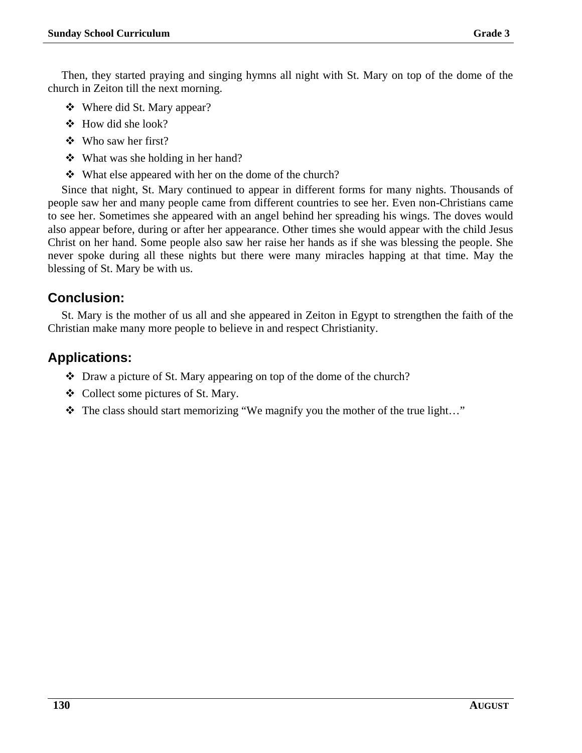Then, they started praying and singing hymns all night with St. Mary on top of the dome of the church in Zeiton till the next morning.

- Where did St. Mary appear?
- How did she look?
- Who saw her first?
- What was she holding in her hand?
- What else appeared with her on the dome of the church?

Since that night, St. Mary continued to appear in different forms for many nights. Thousands of people saw her and many people came from different countries to see her. Even non-Christians came to see her. Sometimes she appeared with an angel behind her spreading his wings. The doves would also appear before, during or after her appearance. Other times she would appear with the child Jesus Christ on her hand. Some people also saw her raise her hands as if she was blessing the people. She never spoke during all these nights but there were many miracles happing at that time. May the blessing of St. Mary be with us.

## Conclusion:

St. Mary is the mother of us all and she appeared in Zeiton in Egypt to strengthen the faith of the Christian make many more people to believe in and respect Christianity.

## Applications:

- Draw a picture of St. Mary appearing on top of the dome of the church?
- Collect some pictures of St. Mary.
- The class should start memorizing "We magnify you the mother of the true light…"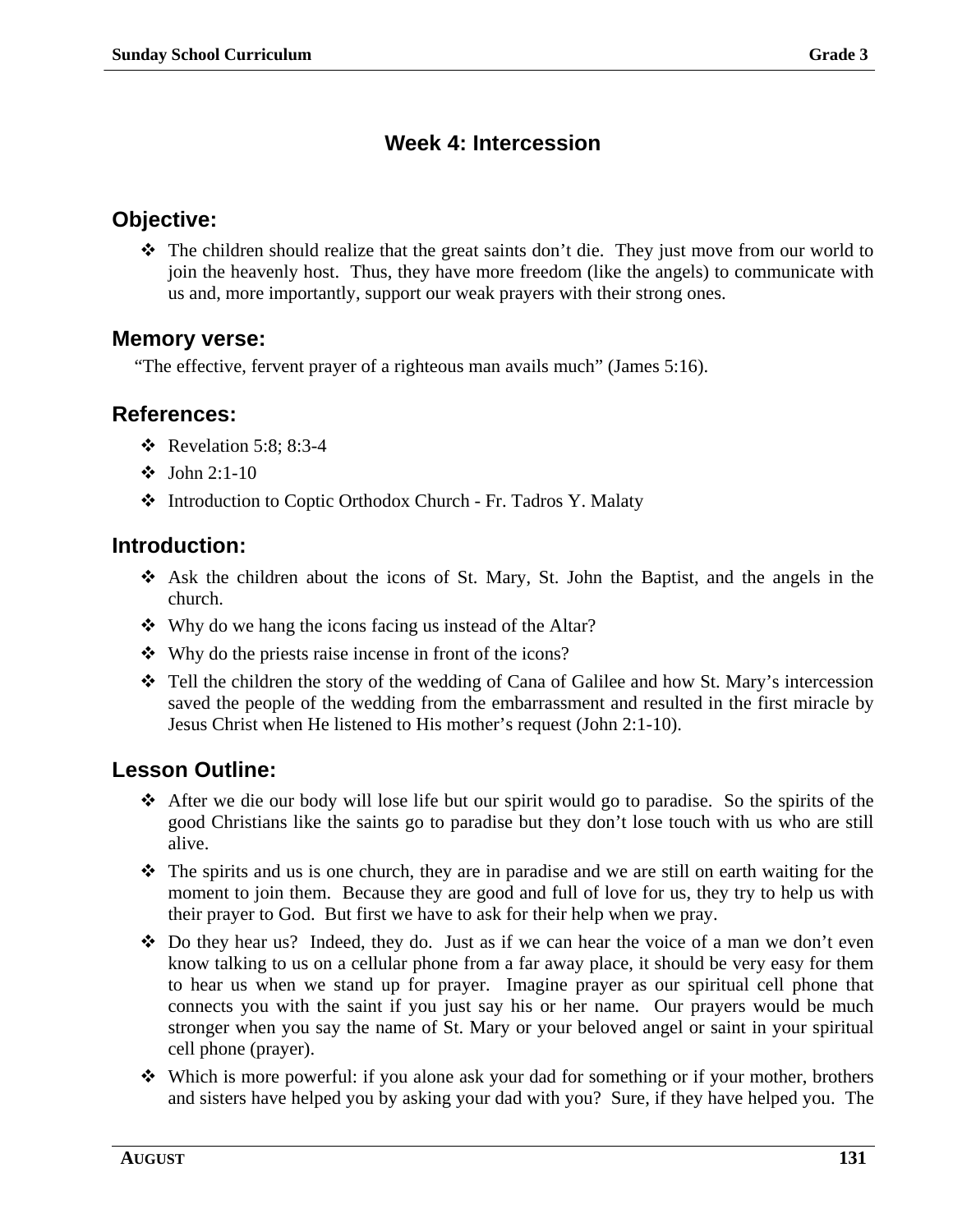# Week 4: Intercession

## Objective:

- The children should realize that the great saints don't die. They just move from our world to join the heavenly host. Thus, they have more freedom (like the angels) to communicate with us and, more importantly, support our weak prayers with their strong ones.

## Memory verse:

"The effective, fervent prayer of a righteous man avails much" (James 5:16).

## References:

- Revelation 5:8; 8:3-4
- John 2:1-10
- Introduction to Coptic Orthodox Church - Fr. Tadros Y. Malaty

## Introduction:

- Ask the children about the icons of St. Mary, St. John the Baptist, and the angels in the church.
- Why do we hang the icons facing us instead of the Altar?
- Why do the priests raise incense in front of the icons?
- Tell the children the story of the wedding of Cana of Galilee and how St. Mary's intercession saved the people of the wedding from the embarrassment and resulted in the first miracle by Jesus Christ when He listened to His mother's request (John 2:1-10).

## Lesson Outline:

- After we die our body will lose life but our spirit would go to paradise. So the spirits of the good Christians like the saints go to paradise but they don't lose touch with us who are still alive.
- The spirits and us is one church, they are in paradise and we are still on earth waiting for the moment to join them. Because they are good and full of love for us, they try to help us with their prayer to God. But first we have to ask for their help when we pray.
- Do they hear us? Indeed, they do. Just as if we can hear the voice of a man we don't even know talking to us on a cellular phone from a far away place, it should be very easy for them to hear us when we stand up for prayer. Imagine prayer as our spiritual cell phone that connects you with the saint if you just say his or her name. Our prayers would be much stronger when you say the name of St. Mary or your beloved angel or saint in your spiritual cell phone (prayer).
- Which is more powerful: if you alone ask your dad for something or if your mother, brothers and sisters have helped you by asking your dad with you? Sure, if they have helped you. The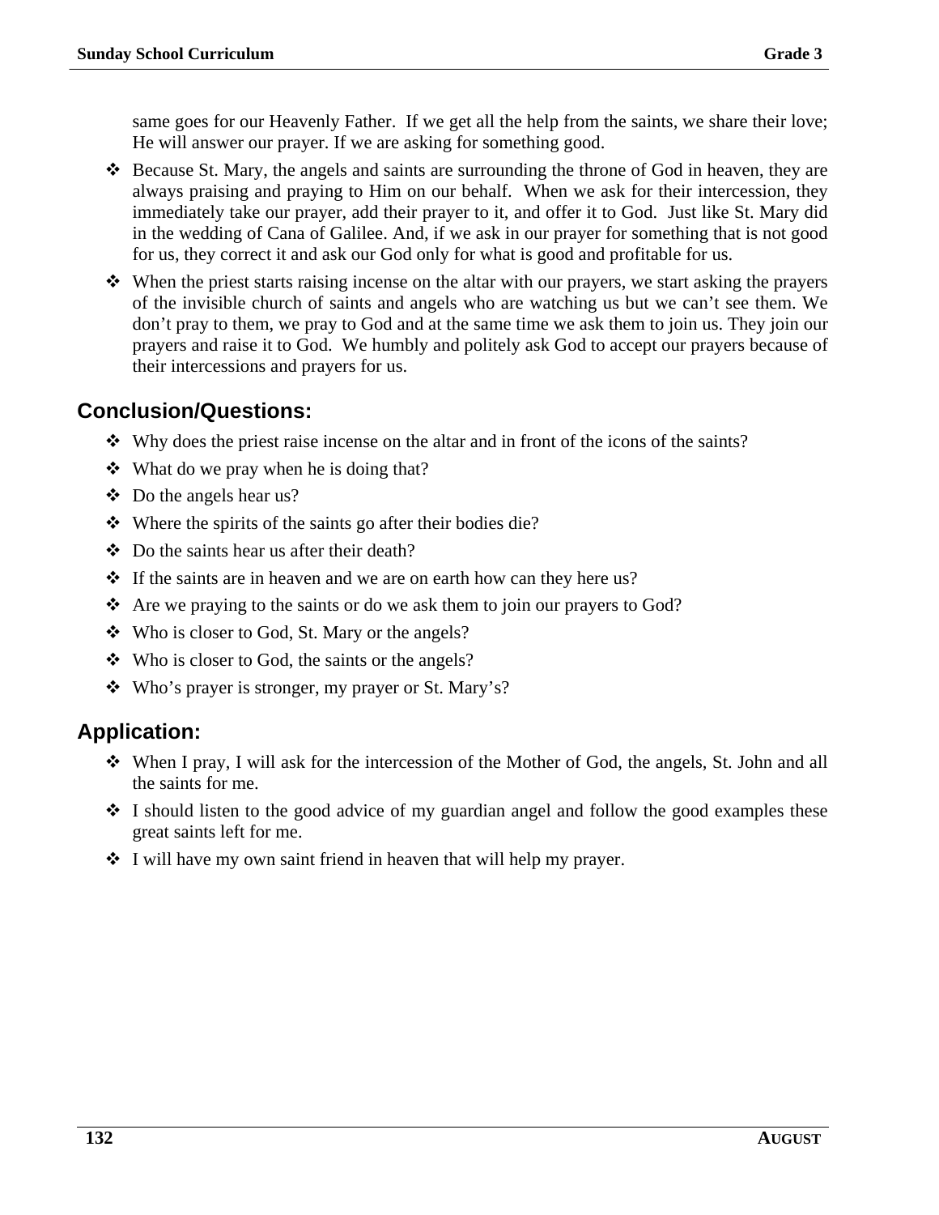same goes for our Heavenly Father. If we get all the help from the saints, we share their love; He will answer our prayer. If we are asking for something good.

- Because St. Mary, the angels and saints are surrounding the throne of God in heaven, they are always praising and praying to Him on our behalf. When we ask for their intercession, they immediately take our prayer, add their prayer to it, and offer it to God. Just like St. Mary did in the wedding of Cana of Galilee. And, if we ask in our prayer for something that is not good for us, they correct it and ask our God only for what is good and profitable for us.
- When the priest starts raising incense on the altar with our prayers, we start asking the prayers of the invisible church of saints and angels who are watching us but we can't see them. We don't pray to them, we pray to God and at the same time we ask them to join us. They join our prayers and raise it to God. We humbly and politely ask God to accept our prayers because of their intercessions and prayers for us.

## Conclusion/Questions:

- Why does the priest raise incense on the altar and in front of the icons of the saints?
- What do we pray when he is doing that?
- Do the angels hear us?
- Where the spirits of the saints go after their bodies die?
- Do the saints hear us after their death?
- If the saints are in heaven and we are on earth how can they here us?
- Are we praying to the saints or do we ask them to join our prayers to God?
- Who is closer to God, St. Mary or the angels?
- Who is closer to God, the saints or the angels?
- Who's prayer is stronger, my prayer or St. Mary's?

## Application:

- When I pray, I will ask for the intercession of the Mother of God, the angels, St. John and all the saints for me.
- I should listen to the good advice of my guardian angel and follow the good examples these great saints left for me.
- I will have my own saint friend in heaven that will help my prayer.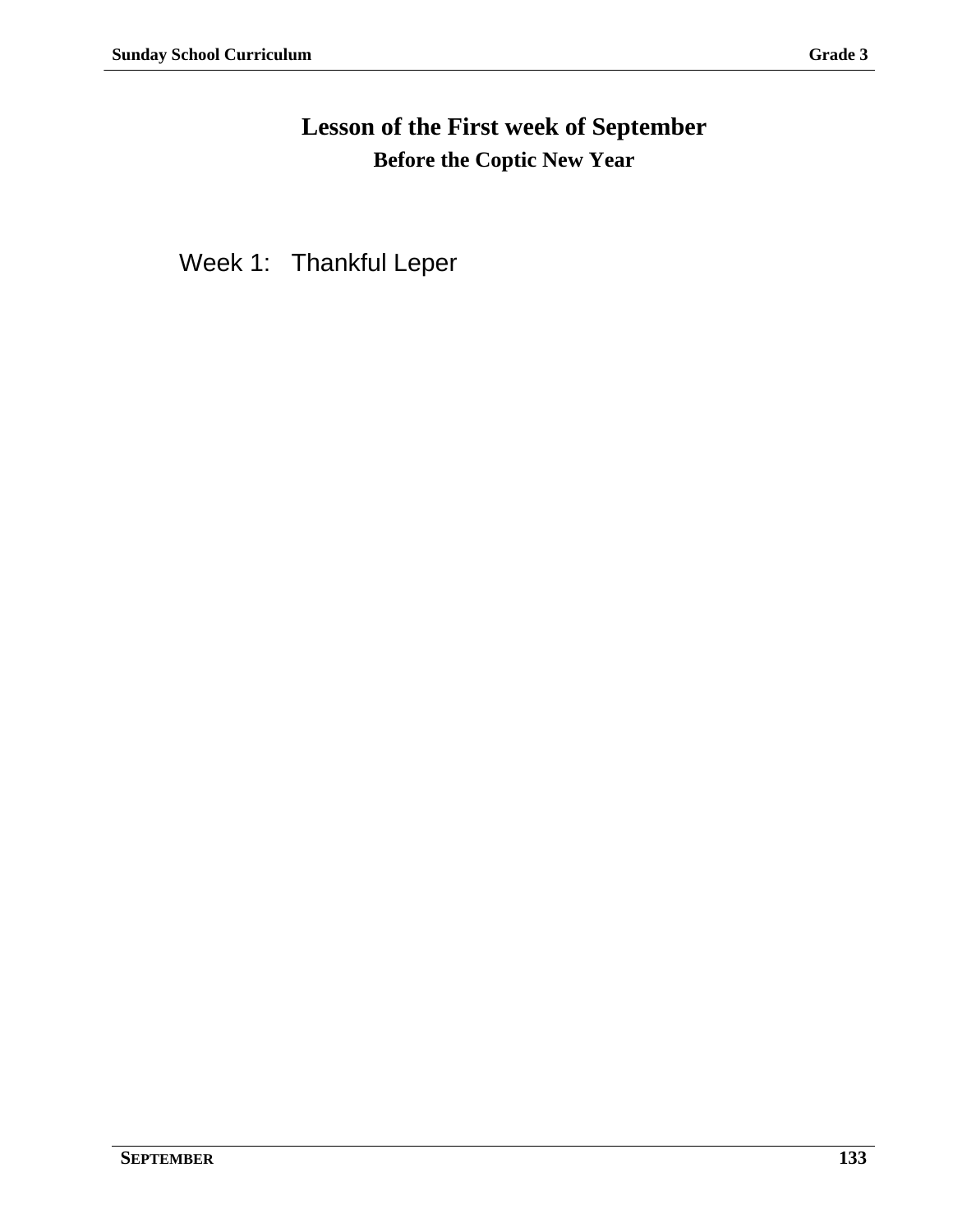# Lesson of the First week of September

## Before the Coptic New Year

Week 1: Thankful Leper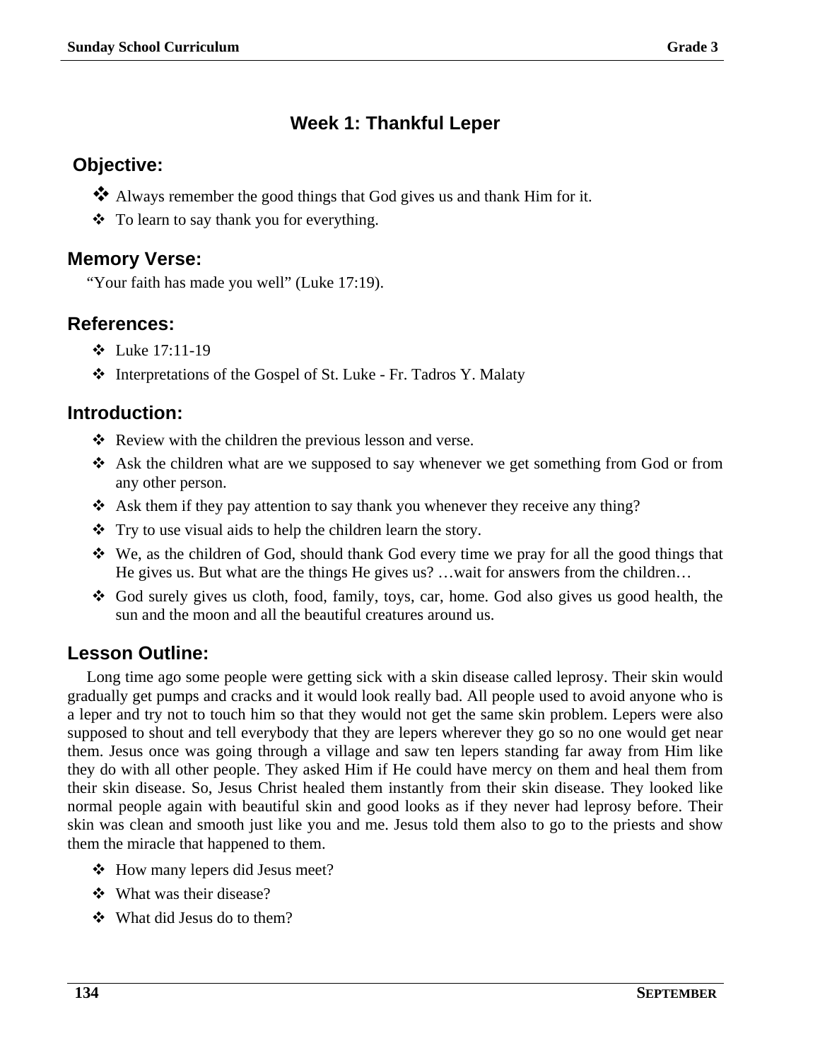## Week 1: Thankful Leper

### Objective:

- Always remember the good things that God gives us and thank Him for it.
- To learn to say thank you for everything.

### Memory Verse:

"Your faith has made you well" (Luke 17:19).

### References:

- Luke 17:11-19
- Interpretations of the Gospel of St. Luke - Fr. Tadros Y. Malaty

### Introduction:

- Review with the children the previous lesson and verse.
- Ask the children what are we supposed to say whenever we get something from God or from any other person.
- Ask them if they pay attention to say thank you whenever they receive any thing?
- Try to use visual aids to help the children learn the story.
- We, as the children of God, should thank God every time we pray for all the good things that He gives us. But what are the things He gives us? …wait for answers from the children…
- God surely gives us cloth, food, family, toys, car, home. God also gives us good health, the sun and the moon and all the beautiful creatures around us.

### Lesson Outline:

Long time ago some people were getting sick with a skin disease called leprosy. Their skin would gradually get pumps and cracks and it would look really bad. All people used to avoid anyone who is a leper and try not to touch him so that they would not get the same skin problem. Lepers were also supposed to shout and tell everybody that they are lepers wherever they go so no one would get near them. Jesus once was going through a village and saw ten lepers standing far away from Him like they do with all other people. They asked Him if He could have mercy on them and heal them from their skin disease. So, Jesus Christ healed them instantly from their skin disease. They looked like normal people again with beautiful skin and good looks as if they never had leprosy before. Their skin was clean and smooth just like you and me. Jesus told them also to go to the priests and show them the miracle that happened to them.

- How many lepers did Jesus meet?
- What was their disease?
- What did Jesus do to them?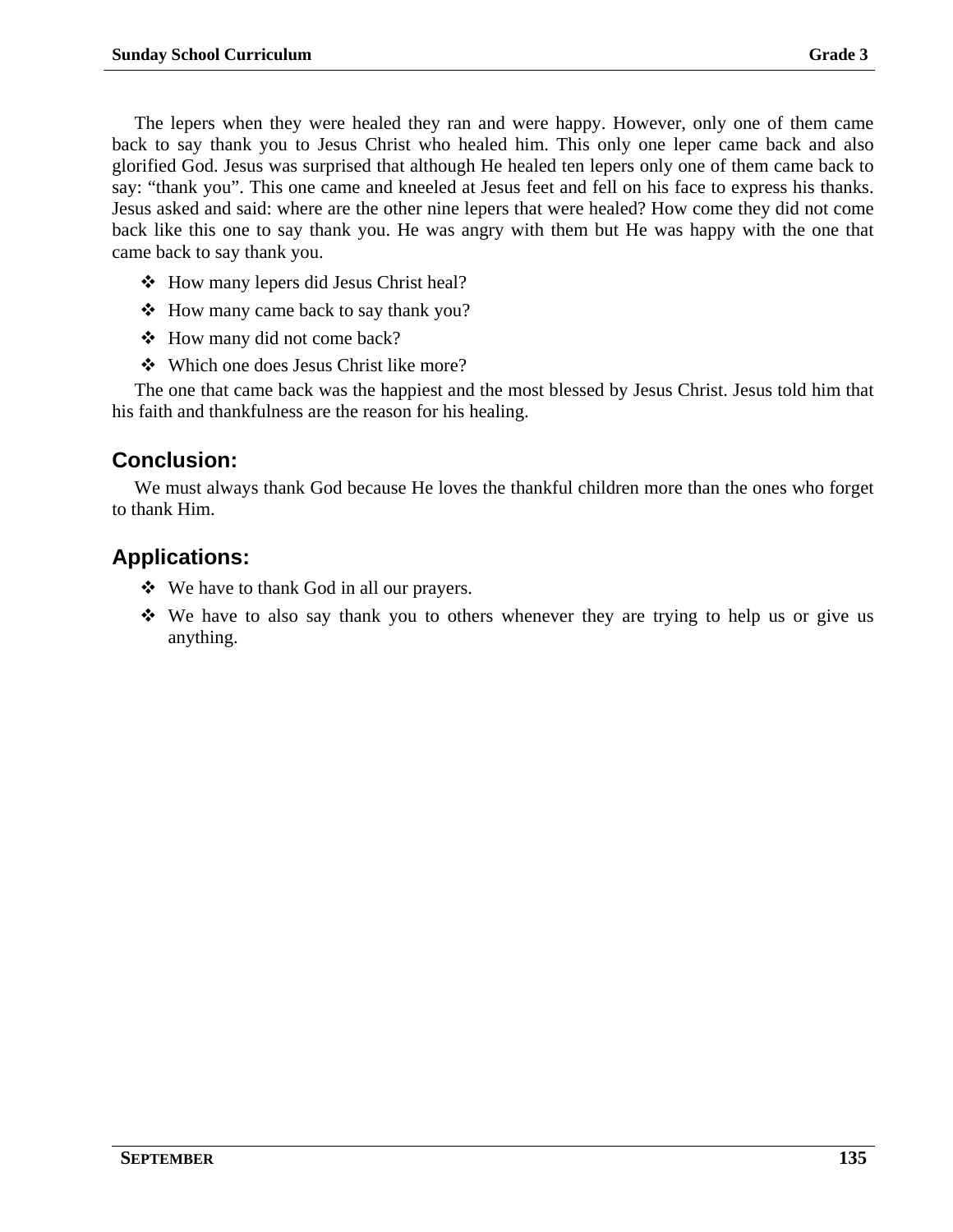The lepers when they were healed they ran and were happy. However, only one of them came back to say thank you to Jesus Christ who healed him. This only one leper came back and also glorified God. Jesus was surprised that although He healed ten lepers only one of them came back to say: "thank you". This one came and kneeled at Jesus feet and fell on his face to express his thanks. Jesus asked and said: where are the other nine lepers that were healed? How come they did not come back like this one to say thank you. He was angry with them but He was happy with the one that came back to say thank you.

- How many lepers did Jesus Christ heal?
- How many came back to say thank you?
- How many did not come back?
- Which one does Jesus Christ like more?

The one that came back was the happiest and the most blessed by Jesus Christ. Jesus told him that his faith and thankfulness are the reason for his healing.

## Conclusion:

We must always thank God because He loves the thankful children more than the ones who forget to thank Him.

## Applications:

- We have to thank God in all our prayers.
- We have to also say thank you to others whenever they are trying to help us or give us anything.